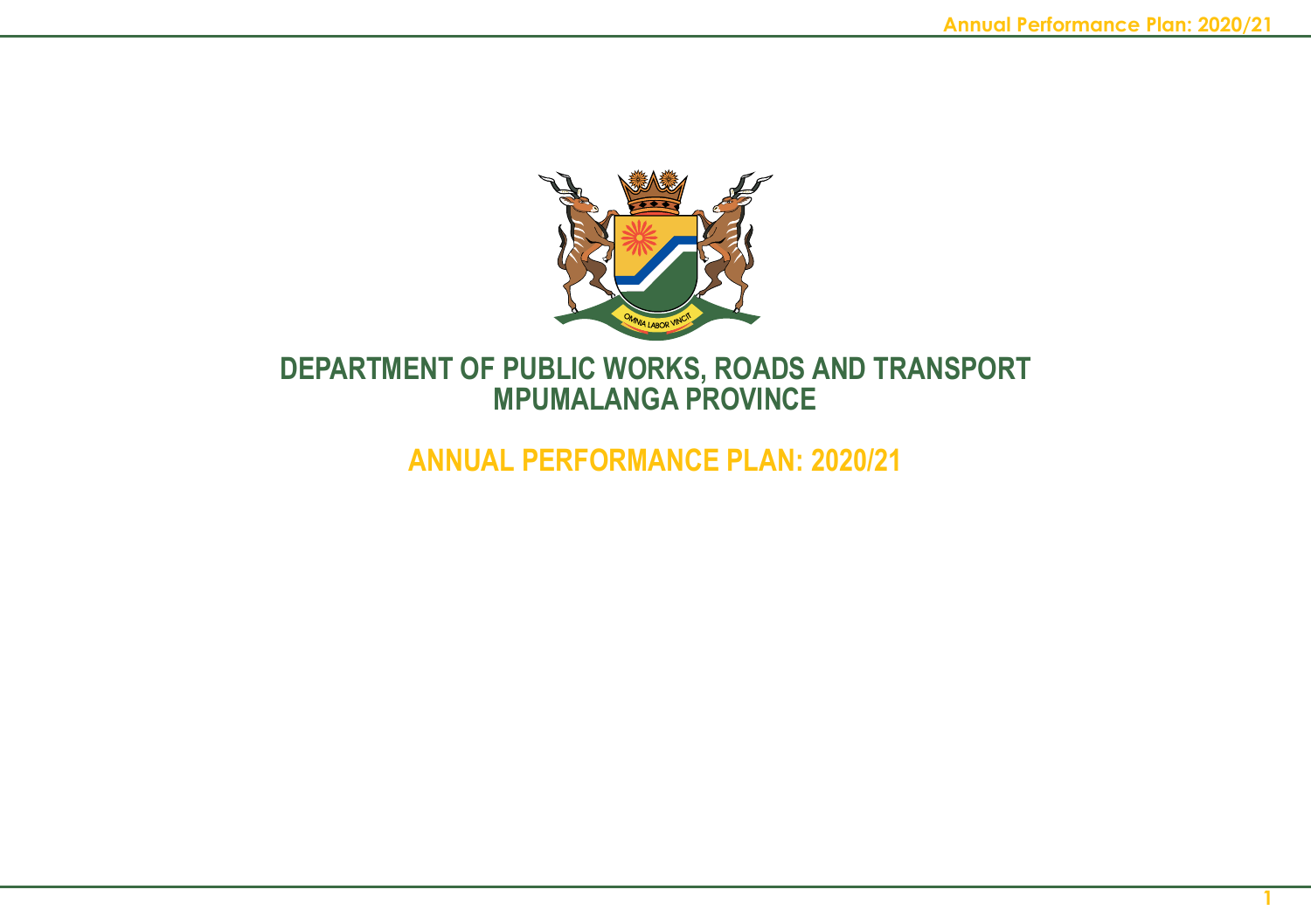# DEPARTMENT OF PUBLIC WORKS, ROADS AND TRANSPORT
# MPUMALANGA PROVINCE

## ANNUAL PERFORMANCE PLAN: 2020/21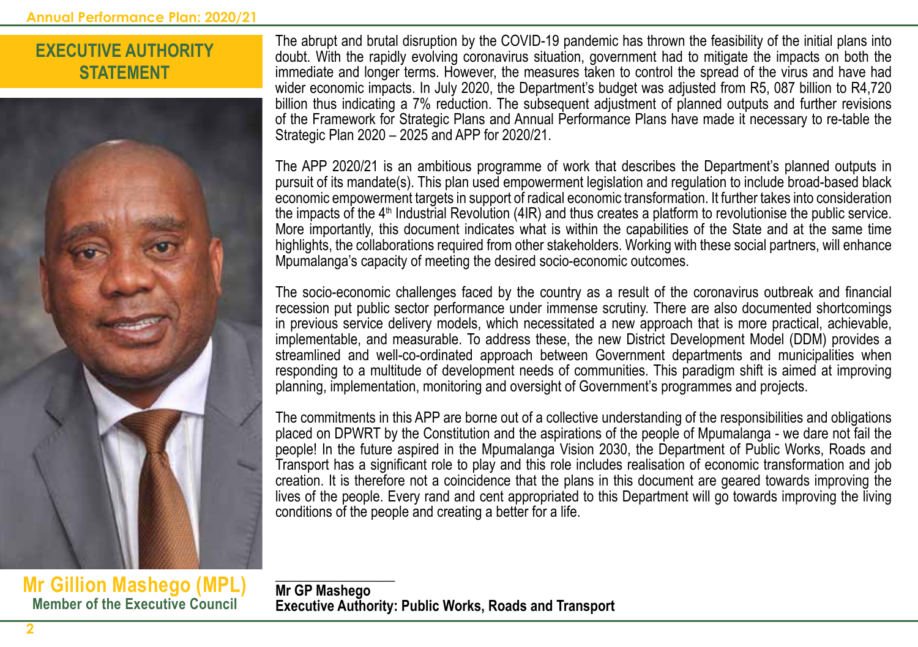# EXECUTIVE AUTHORITY STATEMENT

**Mr Gillion Mashego (MPL)**
**Member of the Executive Council**

The abrupt and brutal disruption by the COVID-19 pandemic has thrown the feasibility of the initial plans into doubt. With the rapidly evolving coronavirus situation, government had to mitigate the impacts on both the immediate and longer terms. However, the measures taken to control the spread of the virus and have had wider economic impacts. In July 2020, the Department's budget was adjusted from R5, 087 billion to R4,720 billion thus indicating a 7% reduction. The subsequent adjustment of planned outputs and further revisions of the Framework for Strategic Plans and Annual Performance Plans have made it necessary to re-table the Strategic Plan 2020 – 2025 and APP for 2020/21.

The APP 2020/21 is an ambitious programme of work that describes the Department's planned outputs in pursuit of its mandate(s). This plan used empowerment legislation and regulation to include broad-based black economic empowerment targets in support of radical economic transformation. It further takes into consideration the impacts of the 4th Industrial Revolution (4IR) and thus creates a platform to revolutionise the public service. More importantly, this document indicates what is within the capabilities of the State and at the same time highlights, the collaborations required from other stakeholders. Working with these social partners, will enhance Mpumalanga's capacity of meeting the desired socio-economic outcomes.

The socio-economic challenges faced by the country as a result of the coronavirus outbreak and financial recession put public sector performance under immense scrutiny. There are also documented shortcomings in previous service delivery models, which necessitated a new approach that is more practical, achievable, implementable, and measurable. To address these, the new District Development Model (DDM) provides a streamlined and well-co-ordinated approach between Government departments and municipalities when responding to a multitude of development needs of communities. This paradigm shift is aimed at improving planning, implementation, monitoring and oversight of Government's programmes and projects.

The commitments in this APP are borne out of a collective understanding of the responsibilities and obligations placed on DPWRT by the Constitution and the aspirations of the people of Mpumalanga - we dare not fail the people! In the future aspired in the Mpumalanga Vision 2030, the Department of Public Works, Roads and Transport has a significant role to play and this role includes realisation of economic transformation and job creation. It is therefore not a coincidence that the plans in this document are geared towards improving the lives of the people. Every rand and cent appropriated to this Department will go towards improving the living conditions of the people and creating a better for a life.

\_\_\_\_\_\_\_\_\_\_\_\_\_\_\_\_\_\_\_\_

**Mr GP Mashego**
**Executive Authority: Public Works, Roads and Transport**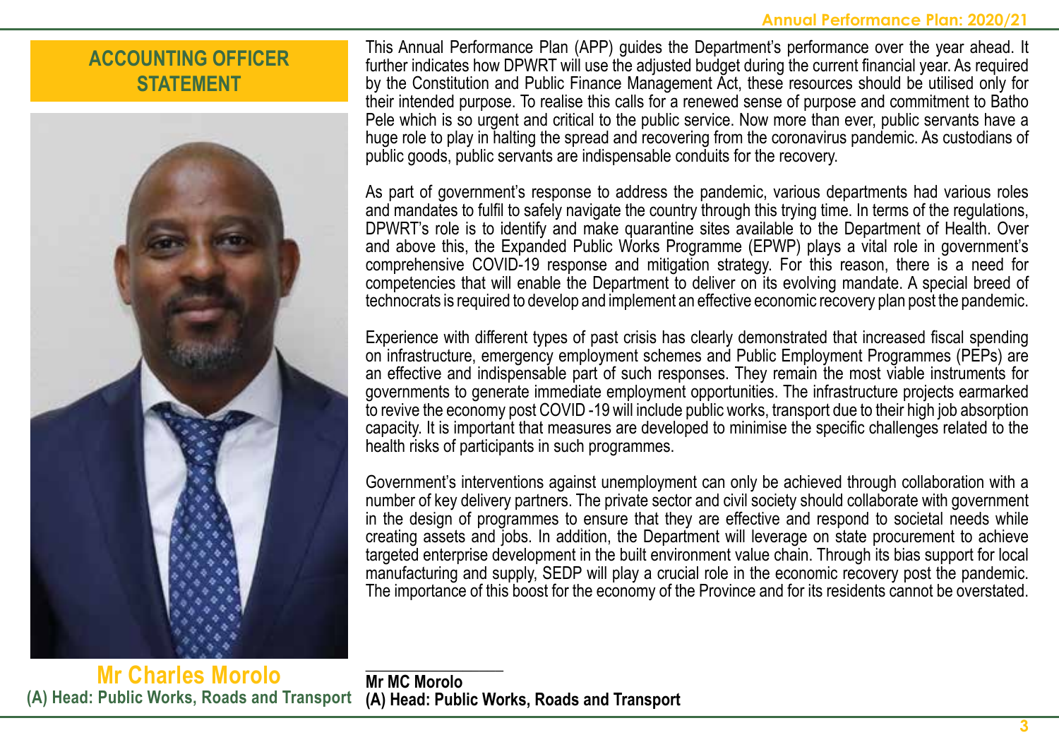# ACCOUNTING OFFICER STATEMENT

**Mr Charles Morolo**
**(A) Head: Public Works, Roads and Transport**

This Annual Performance Plan (APP) guides the Department's performance over the year ahead. It further indicates how DPWRT will use the adjusted budget during the current financial year. As required by the Constitution and Public Finance Management Act, these resources should be utilised only for their intended purpose. To realise this calls for a renewed sense of purpose and commitment to Batho Pele which is so urgent and critical to the public service. Now more than ever, public servants have a huge role to play in halting the spread and recovering from the coronavirus pandemic. As custodians of public goods, public servants are indispensable conduits for the recovery.

As part of government's response to address the pandemic, various departments had various roles and mandates to fulfil to safely navigate the country through this trying time. In terms of the regulations, DPWRT's role is to identify and make quarantine sites available to the Department of Health. Over and above this, the Expanded Public Works Programme (EPWP) plays a vital role in government's comprehensive COVID-19 response and mitigation strategy. For this reason, there is a need for competencies that will enable the Department to deliver on its evolving mandate. A special breed of technocrats is required to develop and implement an effective economic recovery plan post the pandemic.

Experience with different types of past crisis has clearly demonstrated that increased fiscal spending on infrastructure, emergency employment schemes and Public Employment Programmes (PEPs) are an effective and indispensable part of such responses. They remain the most viable instruments for governments to generate immediate employment opportunities. The infrastructure projects earmarked to revive the economy post COVID -19 will include public works, transport due to their high job absorption capacity. It is important that measures are developed to minimise the specific challenges related to the health risks of participants in such programmes.

Government's interventions against unemployment can only be achieved through collaboration with a number of key delivery partners. The private sector and civil society should collaborate with government in the design of programmes to ensure that they are effective and respond to societal needs while creating assets and jobs. In addition, the Department will leverage on state procurement to achieve targeted enterprise development in the built environment value chain. Through its bias support for local manufacturing and supply, SEDP will play a crucial role in the economic recovery post the pandemic. The importance of this boost for the economy of the Province and for its residents cannot be overstated.

\_\_\_\_\_\_\_\_\_\_\_\_\_\_\_\_\_\_

**Mr MC Morolo**
**(A) Head: Public Works, Roads and Transport**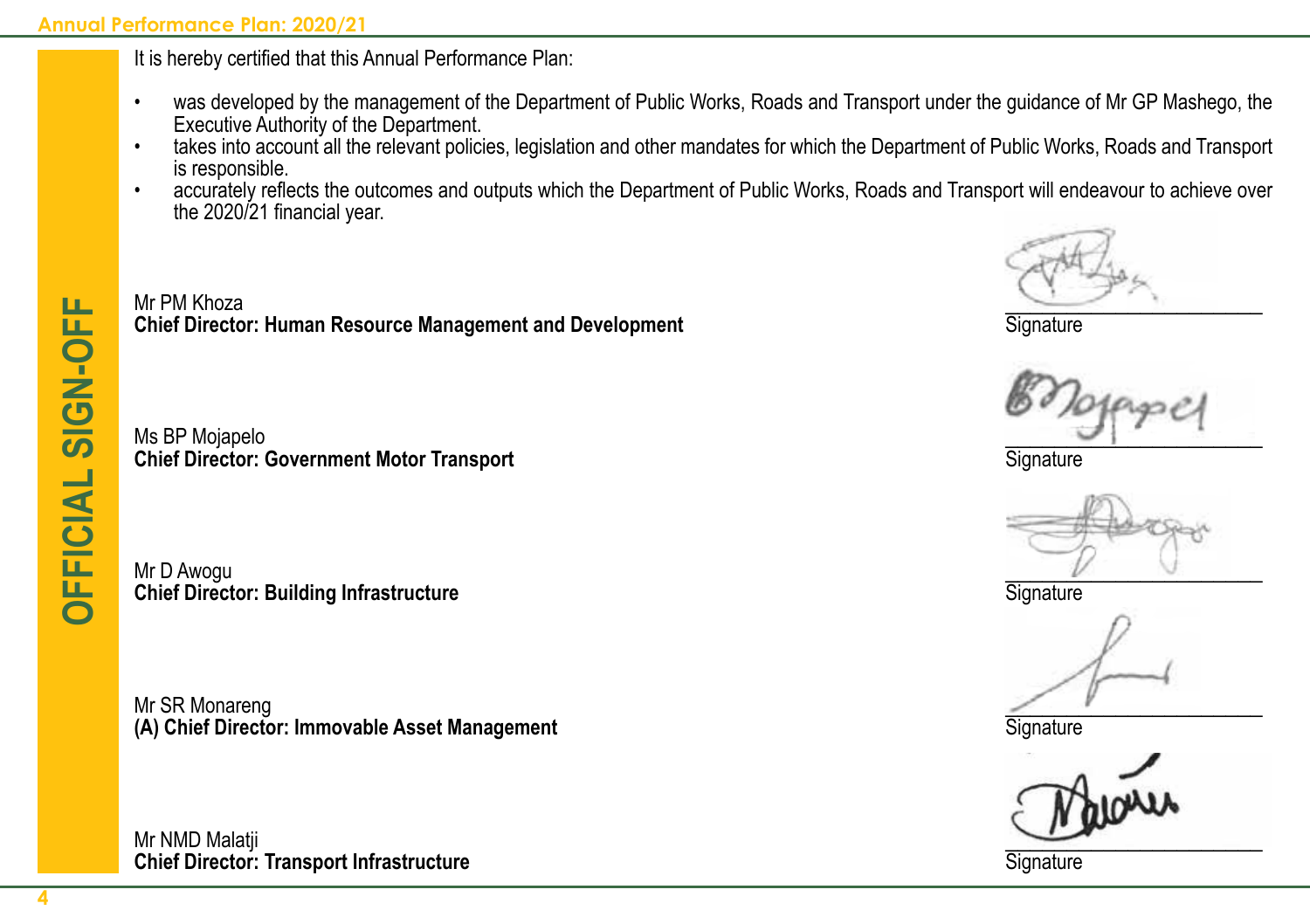# OFFICIAL SIGN-OFF

It is hereby certified that this Annual Performance Plan:

- was developed by the management of the Department of Public Works, Roads and Transport under the guidance of Mr GP Mashego, the Executive Authority of the Department.
- takes into account all the relevant policies, legislation and other mandates for which the Department of Public Works, Roads and Transport is responsible.
- accurately reflects the outcomes and outputs which the Department of Public Works, Roads and Transport will endeavour to achieve over the 2020/21 financial year.

Mr PM Khoza
**Chief Director: Human Resource Management and Development**

Signature

Ms BP Mojapelo
**Chief Director: Government Motor Transport**

Signature

Mr D Awogu
**Chief Director: Building Infrastructure**

Signature

Mr SR Monareng
**(A) Chief Director: Immovable Asset Management**

Signature

Mr NMD Malatji
**Chief Director: Transport Infrastructure**

Signature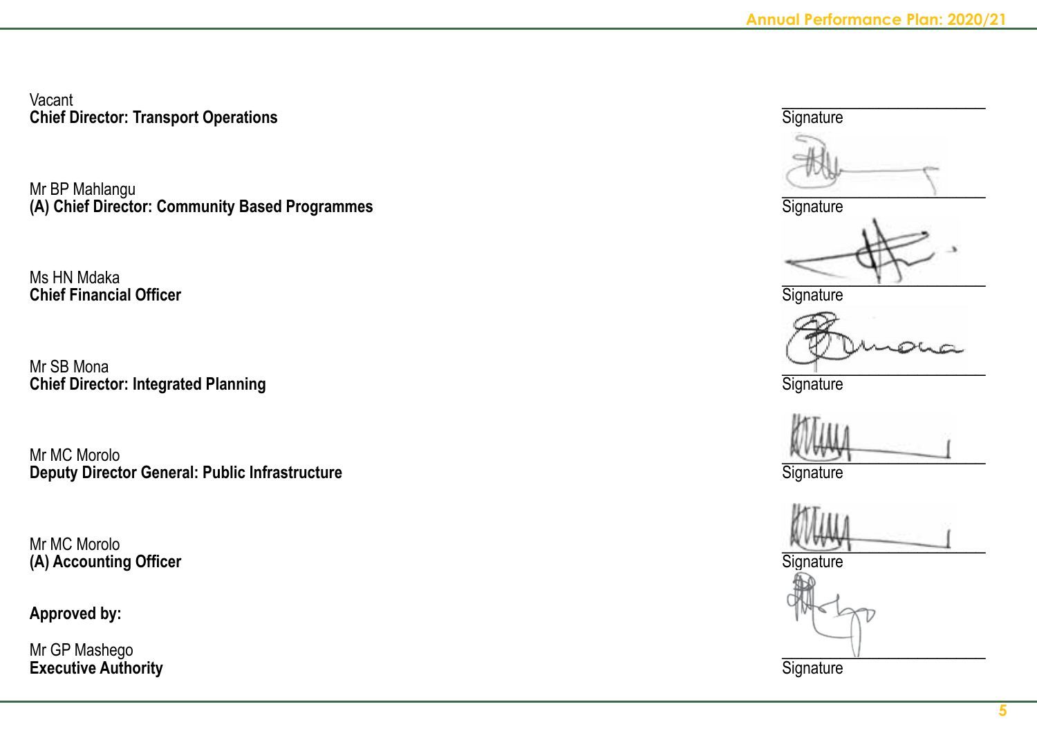Vacant
**Chief Director: Transport Operations**

Signature

Mr BP Mahlangu
**(A) Chief Director: Community Based Programmes**

Signature

Ms HN Mdaka
**Chief Financial Officer**

Signature

Mr SB Mona
**Chief Director: Integrated Planning**

Signature

Mr MC Morolo
**Deputy Director General: Public Infrastructure**

Signature

Mr MC Morolo
**(A) Accounting Officer**

Signature

**Approved by:**

Mr GP Mashego
**Executive Authority**

Signature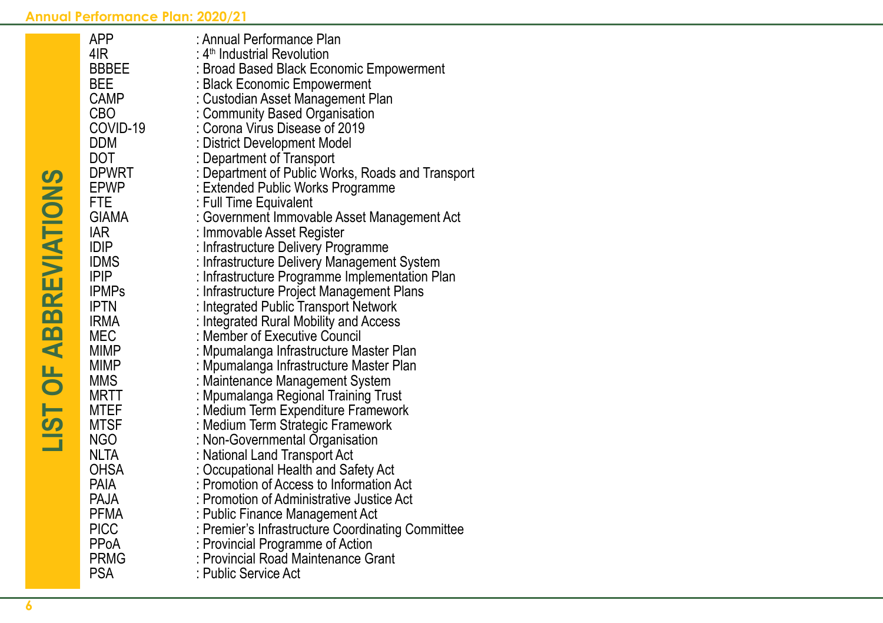# LIST OF ABBREVIATIONS

| | |
|---|---|
| APP | : Annual Performance Plan |
| 4IR | : 4th Industrial Revolution |
| BBBEE | : Broad Based Black Economic Empowerment |
| BEE | : Black Economic Empowerment |
| CAMP | : Custodian Asset Management Plan |
| CBO | : Community Based Organisation |
| COVID-19 | : Corona Virus Disease of 2019 |
| DDM | : District Development Model |
| DOT | : Department of Transport |
| DPWRT | : Department of Public Works, Roads and Transport |
| EPWP | : Extended Public Works Programme |
| FTE | : Full Time Equivalent |
| GIAMA | : Government Immovable Asset Management Act |
| IAR | : Immovable Asset Register |
| IDIP | : Infrastructure Delivery Programme |
| IDMS | : Infrastructure Delivery Management System |
| IPIP | : Infrastructure Programme Implementation Plan |
| IPMPs | : Infrastructure Project Management Plans |
| IPTN | : Integrated Public Transport Network |
| IRMA | : Integrated Rural Mobility and Access |
| MEC | : Member of Executive Council |
| MIMP | : Mpumalanga Infrastructure Master Plan |
| MIMP | : Mpumalanga Infrastructure Master Plan |
| MMS | : Maintenance Management System |
| MRTT | : Mpumalanga Regional Training Trust |
| MTEF | : Medium Term Expenditure Framework |
| MTSF | : Medium Term Strategic Framework |
| NGO | : Non-Governmental Organisation |
| NLTA | : National Land Transport Act |
| OHSA | : Occupational Health and Safety Act |
| PAIA | : Promotion of Access to Information Act |
| PAJA | : Promotion of Administrative Justice Act |
| PFMA | : Public Finance Management Act |
| PICC | : Premier's Infrastructure Coordinating Committee |
| PPoA | : Provincial Programme of Action |
| PRMG | : Provincial Road Maintenance Grant |
| PSA | : Public Service Act |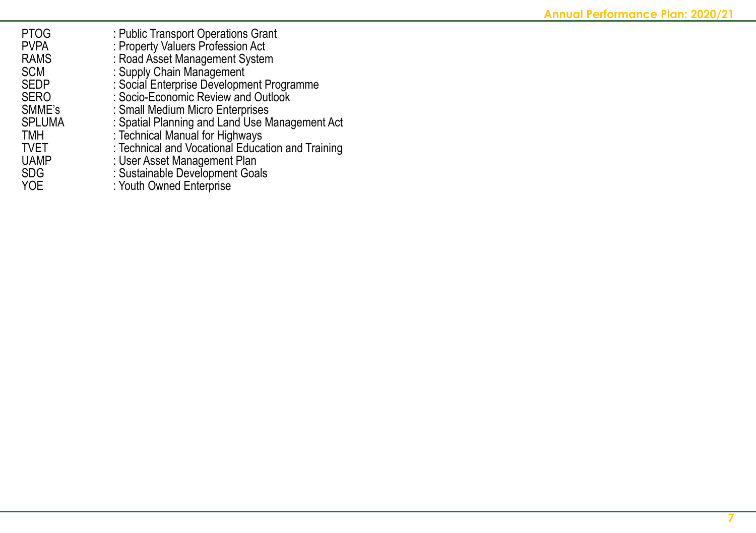PTOG : Public Transport Operations Grant
PVPA : Property Valuers Profession Act
RAMS : Road Asset Management System
SCM : Supply Chain Management
SEDP : Social Enterprise Development Programme
SERO : Socio-Economic Review and Outlook
SMME's : Small Medium Micro Enterprises
SPLUMA : Spatial Planning and Land Use Management Act
TMH : Technical Manual for Highways
TVET : Technical and Vocational Education and Training
UAMP : User Asset Management Plan
SDG : Sustainable Development Goals
YOE : Youth Owned Enterprise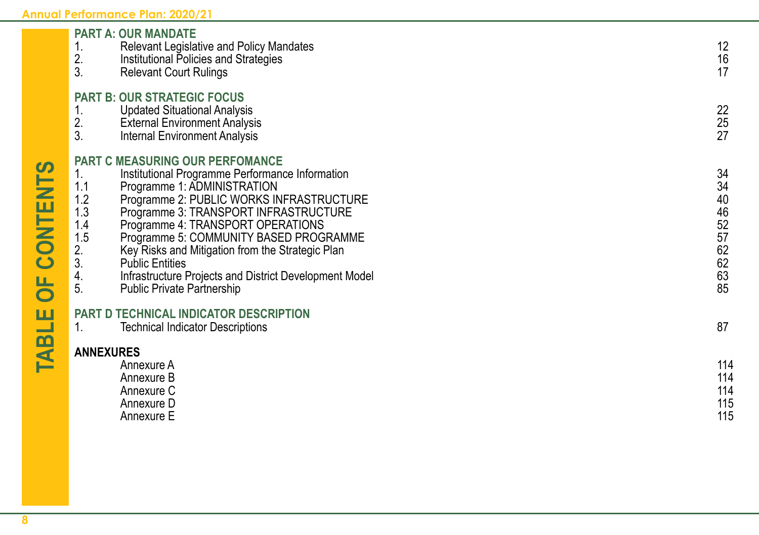# TABLE OF CONTENTS

| | | |
|---|---|---|
| **PART A: OUR MANDATE** | | |
| 1. | Relevant Legislative and Policy Mandates | 12 |
| 2. | Institutional Policies and Strategies | 16 |
| 3. | Relevant Court Rulings | 17 |
| **PART B: OUR STRATEGIC FOCUS** | | |
| 1. | Updated Situational Analysis | 22 |
| 2. | External Environment Analysis | 25 |
| 3. | Internal Environment Analysis | 27 |
| **PART C MEASURING OUR PERFOMANCE** | | |
| 1. | Institutional Programme Performance Information | 34 |
| 1.1 | Programme 1: ADMINISTRATION | 34 |
| 1.2 | Programme 2: PUBLIC WORKS INFRASTRUCTURE | 40 |
| 1.3 | Programme 3: TRANSPORT INFRASTRUCTURE | 46 |
| 1.4 | Programme 4: TRANSPORT OPERATIONS | 52 |
| 1.5 | Programme 5: COMMUNITY BASED PROGRAMME | 57 |
| 2. | Key Risks and Mitigation from the Strategic Plan | 62 |
| 3. | Public Entities | 62 |
| 4. | Infrastructure Projects and District Development Model | 63 |
| 5. | Public Private Partnership | 85 |
| **PART D TECHNICAL INDICATOR DESCRIPTION** | | |
| 1. | Technical Indicator Descriptions | 87 |
| **ANNEXURES** | | |
| | Annexure A | 114 |
| | Annexure B | 114 |
| | Annexure C | 114 |
| | Annexure D | 115 |
| | Annexure E | 115 |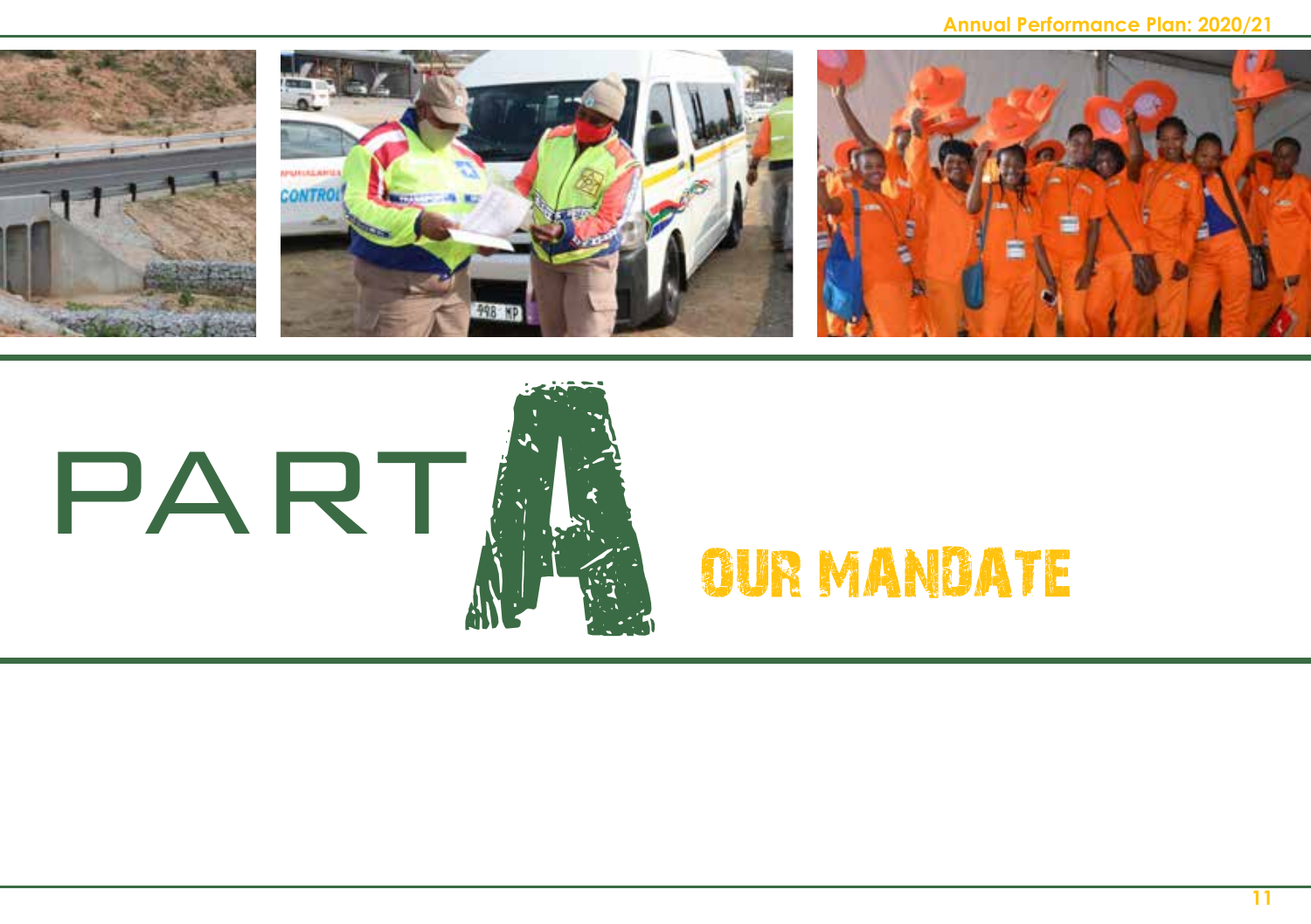# PART A

## OUR MANDATE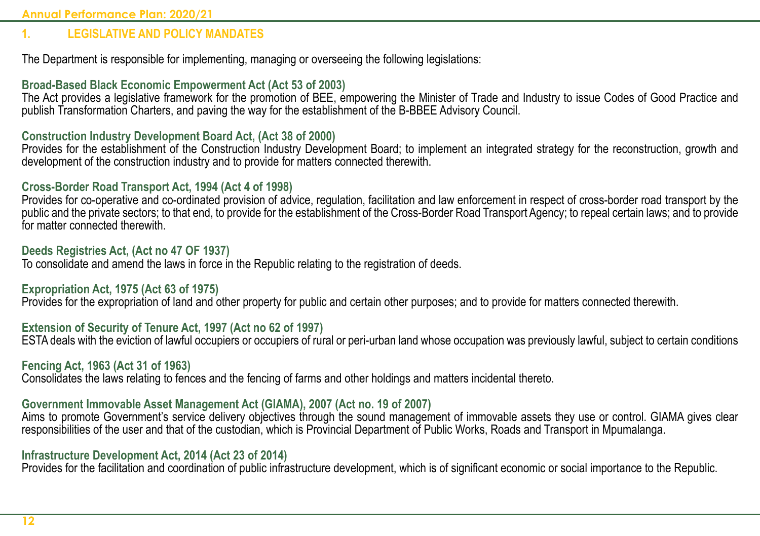## 1. LEGISLATIVE AND POLICY MANDATES

The Department is responsible for implementing, managing or overseeing the following legislations:

**Broad-Based Black Economic Empowerment Act (Act 53 of 2003)**
The Act provides a legislative framework for the promotion of BEE, empowering the Minister of Trade and Industry to issue Codes of Good Practice and publish Transformation Charters, and paving the way for the establishment of the B-BBEE Advisory Council.

**Construction Industry Development Board Act, (Act 38 of 2000)**
Provides for the establishment of the Construction Industry Development Board; to implement an integrated strategy for the reconstruction, growth and development of the construction industry and to provide for matters connected therewith.

**Cross-Border Road Transport Act, 1994 (Act 4 of 1998)**
Provides for co-operative and co-ordinated provision of advice, regulation, facilitation and law enforcement in respect of cross-border road transport by the public and the private sectors; to that end, to provide for the establishment of the Cross-Border Road Transport Agency; to repeal certain laws; and to provide for matter connected therewith.

**Deeds Registries Act, (Act no 47 OF 1937)**
To consolidate and amend the laws in force in the Republic relating to the registration of deeds.

**Expropriation Act, 1975 (Act 63 of 1975)**
Provides for the expropriation of land and other property for public and certain other purposes; and to provide for matters connected therewith.

**Extension of Security of Tenure Act, 1997 (Act no 62 of 1997)**
ESTA deals with the eviction of lawful occupiers or occupiers of rural or peri-urban land whose occupation was previously lawful, subject to certain conditions

**Fencing Act, 1963 (Act 31 of 1963)**
Consolidates the laws relating to fences and the fencing of farms and other holdings and matters incidental thereto.

**Government Immovable Asset Management Act (GIAMA), 2007 (Act no. 19 of 2007)**
Aims to promote Government's service delivery objectives through the sound management of immovable assets they use or control. GIAMA gives clear responsibilities of the user and that of the custodian, which is Provincial Department of Public Works, Roads and Transport in Mpumalanga.

**Infrastructure Development Act, 2014 (Act 23 of 2014)**
Provides for the facilitation and coordination of public infrastructure development, which is of significant economic or social importance to the Republic.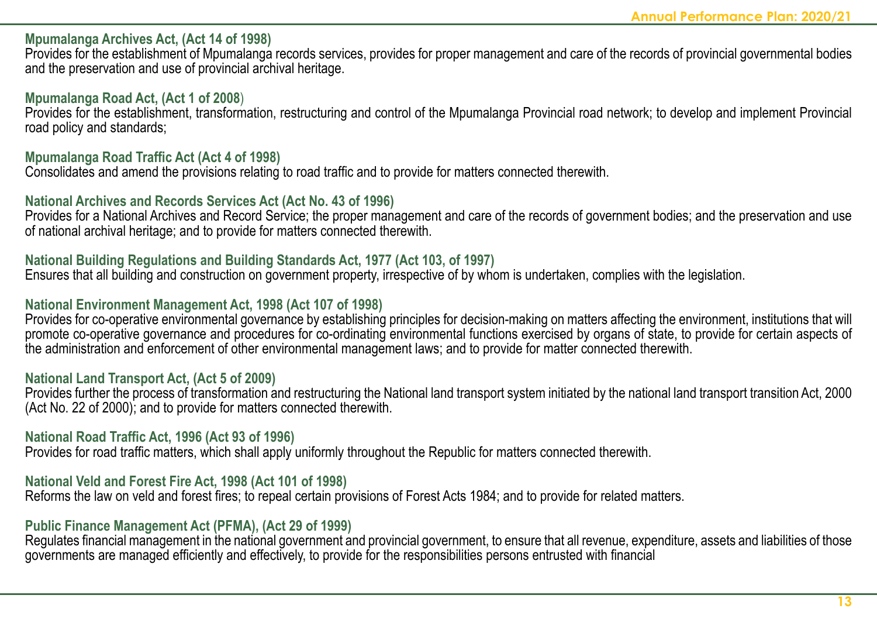**Mpumalanga Archives Act, (Act 14 of 1998)**
Provides for the establishment of Mpumalanga records services, provides for proper management and care of the records of provincial governmental bodies and the preservation and use of provincial archival heritage.

**Mpumalanga Road Act, (Act 1 of 2008)**
Provides for the establishment, transformation, restructuring and control of the Mpumalanga Provincial road network; to develop and implement Provincial road policy and standards;

**Mpumalanga Road Traffic Act (Act 4 of 1998)**
Consolidates and amend the provisions relating to road traffic and to provide for matters connected therewith.

**National Archives and Records Services Act (Act No. 43 of 1996)**
Provides for a National Archives and Record Service; the proper management and care of the records of government bodies; and the preservation and use of national archival heritage; and to provide for matters connected therewith.

**National Building Regulations and Building Standards Act, 1977 (Act 103, of 1997)**
Ensures that all building and construction on government property, irrespective of by whom is undertaken, complies with the legislation.

**National Environment Management Act, 1998 (Act 107 of 1998)**
Provides for co-operative environmental governance by establishing principles for decision-making on matters affecting the environment, institutions that will promote co-operative governance and procedures for co-ordinating environmental functions exercised by organs of state, to provide for certain aspects of the administration and enforcement of other environmental management laws; and to provide for matter connected therewith.

**National Land Transport Act, (Act 5 of 2009)**
Provides further the process of transformation and restructuring the National land transport system initiated by the national land transport transition Act, 2000 (Act No. 22 of 2000); and to provide for matters connected therewith.

**National Road Traffic Act, 1996 (Act 93 of 1996)**
Provides for road traffic matters, which shall apply uniformly throughout the Republic for matters connected therewith.

**National Veld and Forest Fire Act, 1998 (Act 101 of 1998)**
Reforms the law on veld and forest fires; to repeal certain provisions of Forest Acts 1984; and to provide for related matters.

**Public Finance Management Act (PFMA), (Act 29 of 1999)**
Regulates financial management in the national government and provincial government, to ensure that all revenue, expenditure, assets and liabilities of those governments are managed efficiently and effectively, to provide for the responsibilities persons entrusted with financial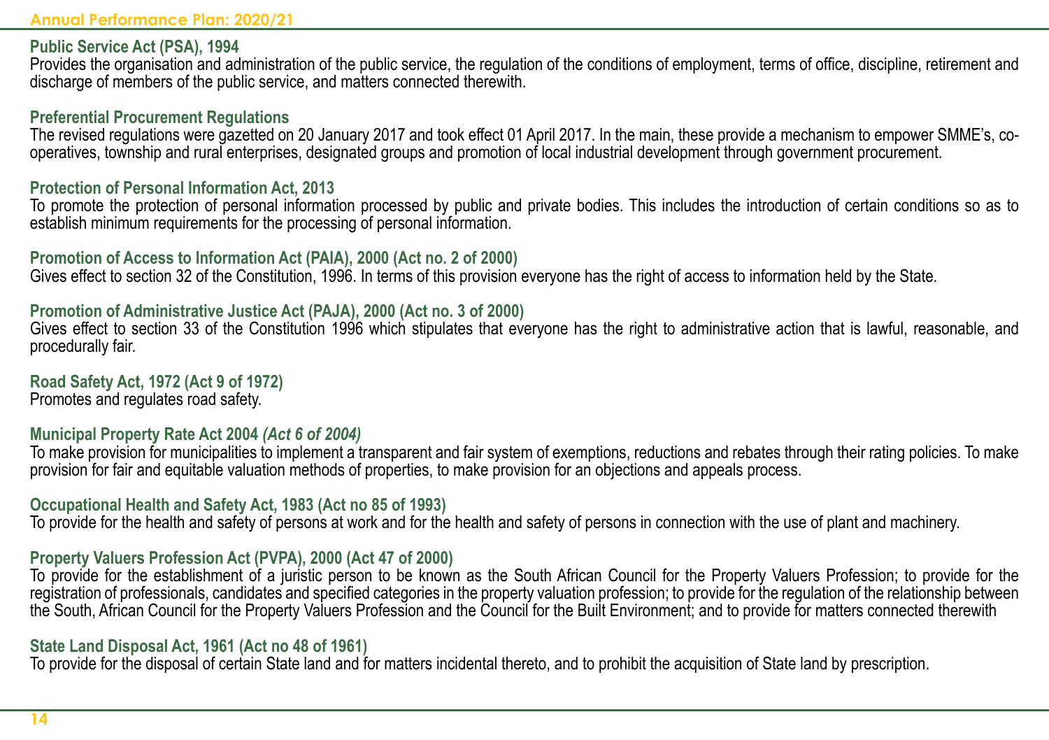**Public Service Act (PSA), 1994**
Provides the organisation and administration of the public service, the regulation of the conditions of employment, terms of office, discipline, retirement and discharge of members of the public service, and matters connected therewith.

**Preferential Procurement Regulations**
The revised regulations were gazetted on 20 January 2017 and took effect 01 April 2017. In the main, these provide a mechanism to empower SMME's, co-operatives, township and rural enterprises, designated groups and promotion of local industrial development through government procurement.

**Protection of Personal Information Act, 2013**
To promote the protection of personal information processed by public and private bodies. This includes the introduction of certain conditions so as to establish minimum requirements for the processing of personal information.

**Promotion of Access to Information Act (PAIA), 2000 (Act no. 2 of 2000)**
Gives effect to section 32 of the Constitution, 1996. In terms of this provision everyone has the right of access to information held by the State.

**Promotion of Administrative Justice Act (PAJA), 2000 (Act no. 3 of 2000)**
Gives effect to section 33 of the Constitution 1996 which stipulates that everyone has the right to administrative action that is lawful, reasonable, and procedurally fair.

**Road Safety Act, 1972 (Act 9 of 1972)**
Promotes and regulates road safety.

**Municipal Property Rate Act 2004 *(Act 6 of 2004)***
To make provision for municipalities to implement a transparent and fair system of exemptions, reductions and rebates through their rating policies. To make provision for fair and equitable valuation methods of properties, to make provision for an objections and appeals process.

**Occupational Health and Safety Act, 1983 (Act no 85 of 1993)**
To provide for the health and safety of persons at work and for the health and safety of persons in connection with the use of plant and machinery.

**Property Valuers Profession Act (PVPA), 2000 (Act 47 of 2000)**
To provide for the establishment of a juristic person to be known as the South African Council for the Property Valuers Profession; to provide for the registration of professionals, candidates and specified categories in the property valuation profession; to provide for the regulation of the relationship between the South, African Council for the Property Valuers Profession and the Council for the Built Environment; and to provide for matters connected therewith

**State Land Disposal Act, 1961 (Act no 48 of 1961)**
To provide for the disposal of certain State land and for matters incidental thereto, and to prohibit the acquisition of State land by prescription.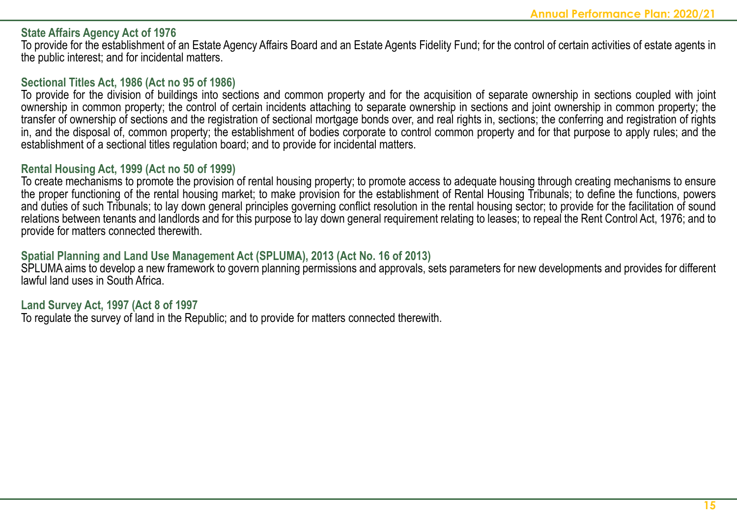**State Affairs Agency Act of 1976**

To provide for the establishment of an Estate Agency Affairs Board and an Estate Agents Fidelity Fund; for the control of certain activities of estate agents in the public interest; and for incidental matters.

**Sectional Titles Act, 1986 (Act no 95 of 1986)**

To provide for the division of buildings into sections and common property and for the acquisition of separate ownership in sections coupled with joint ownership in common property; the control of certain incidents attaching to separate ownership in sections and joint ownership in common property; the transfer of ownership of sections and the registration of sectional mortgage bonds over, and real rights in, sections; the conferring and registration of rights in, and the disposal of, common property; the establishment of bodies corporate to control common property and for that purpose to apply rules; and the establishment of a sectional titles regulation board; and to provide for incidental matters.

**Rental Housing Act, 1999 (Act no 50 of 1999)**

To create mechanisms to promote the provision of rental housing property; to promote access to adequate housing through creating mechanisms to ensure the proper functioning of the rental housing market; to make provision for the establishment of Rental Housing Tribunals; to define the functions, powers and duties of such Tribunals; to lay down general principles governing conflict resolution in the rental housing sector; to provide for the facilitation of sound relations between tenants and landlords and for this purpose to lay down general requirement relating to leases; to repeal the Rent Control Act, 1976; and to provide for matters connected therewith.

**Spatial Planning and Land Use Management Act (SPLUMA), 2013 (Act No. 16 of 2013)**

SPLUMA aims to develop a new framework to govern planning permissions and approvals, sets parameters for new developments and provides for different lawful land uses in South Africa.

**Land Survey Act, 1997 (Act 8 of 1997**

To regulate the survey of land in the Republic; and to provide for matters connected therewith.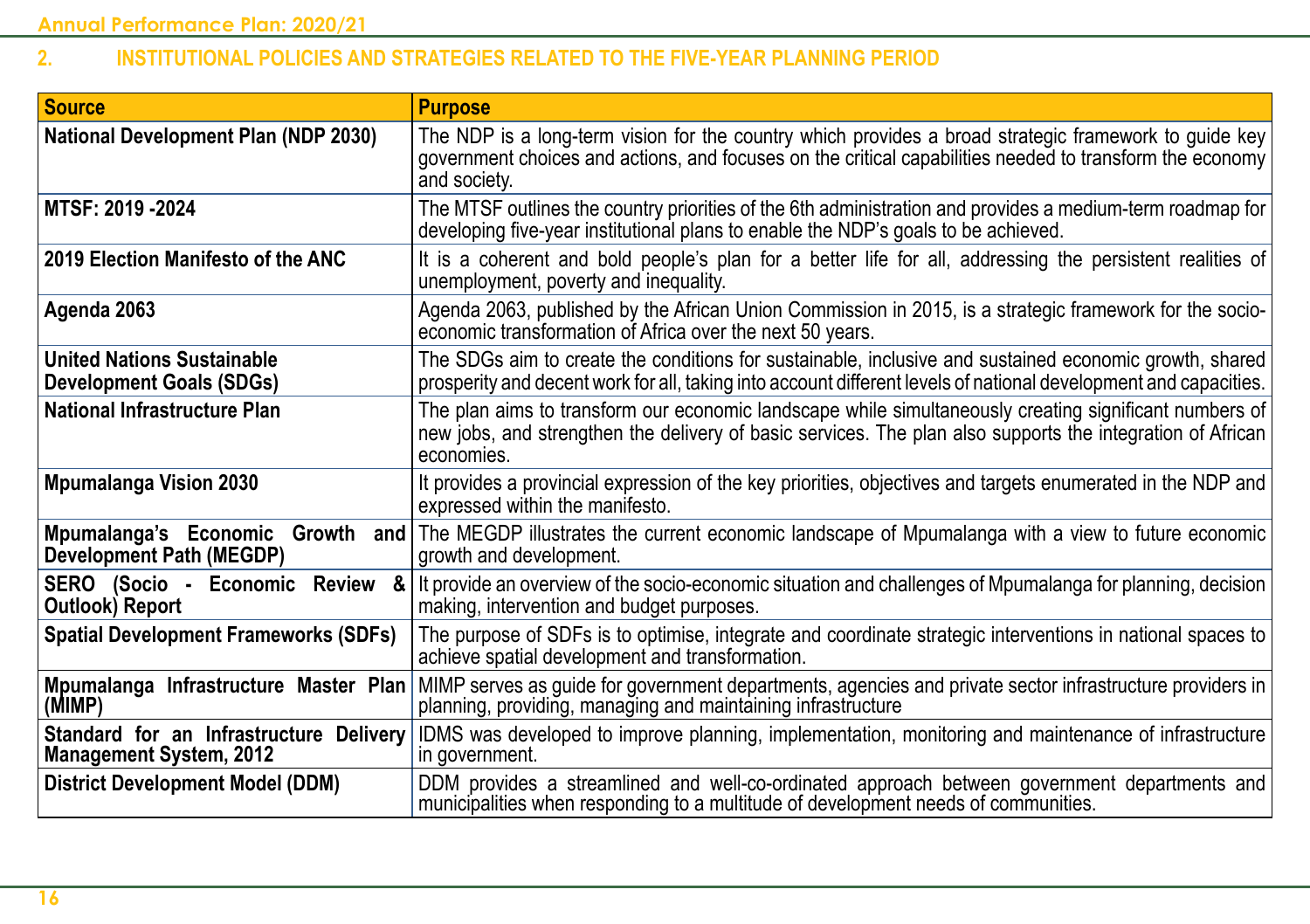## 2. INSTITUTIONAL POLICIES AND STRATEGIES RELATED TO THE FIVE-YEAR PLANNING PERIOD

| Source | Purpose |
|---|---|
| **National Development Plan (NDP 2030)** | The NDP is a long-term vision for the country which provides a broad strategic framework to guide key government choices and actions, and focuses on the critical capabilities needed to transform the economy and society. |
| **MTSF: 2019 -2024** | The MTSF outlines the country priorities of the 6th administration and provides a medium-term roadmap for developing five-year institutional plans to enable the NDP's goals to be achieved. |
| **2019 Election Manifesto of the ANC** | It is a coherent and bold people's plan for a better life for all, addressing the persistent realities of unemployment, poverty and inequality. |
| **Agenda 2063** | Agenda 2063, published by the African Union Commission in 2015, is a strategic framework for the socio-economic transformation of Africa over the next 50 years. |
| **United Nations Sustainable Development Goals (SDGs)** | The SDGs aim to create the conditions for sustainable, inclusive and sustained economic growth, shared prosperity and decent work for all, taking into account different levels of national development and capacities. |
| **National Infrastructure Plan** | The plan aims to transform our economic landscape while simultaneously creating significant numbers of new jobs, and strengthen the delivery of basic services. The plan also supports the integration of African economies. |
| **Mpumalanga Vision 2030** | It provides a provincial expression of the key priorities, objectives and targets enumerated in the NDP and expressed within the manifesto. |
| **Mpumalanga's Economic Growth and Development Path (MEGDP)** | The MEGDP illustrates the current economic landscape of Mpumalanga with a view to future economic growth and development. |
| **SERO (Socio - Economic Review & Outlook) Report** | It provide an overview of the socio-economic situation and challenges of Mpumalanga for planning, decision making, intervention and budget purposes. |
| **Spatial Development Frameworks (SDFs)** | The purpose of SDFs is to optimise, integrate and coordinate strategic interventions in national spaces to achieve spatial development and transformation. |
| **Mpumalanga Infrastructure Master Plan (MIMP)** | MIMP serves as guide for government departments, agencies and private sector infrastructure providers in planning, providing, managing and maintaining infrastructure |
| **Standard for an Infrastructure Delivery Management System, 2012** | IDMS was developed to improve planning, implementation, monitoring and maintenance of infrastructure in government. |
| **District Development Model (DDM)** | DDM provides a streamlined and well-co-ordinated approach between government departments and municipalities when responding to a multitude of development needs of communities. |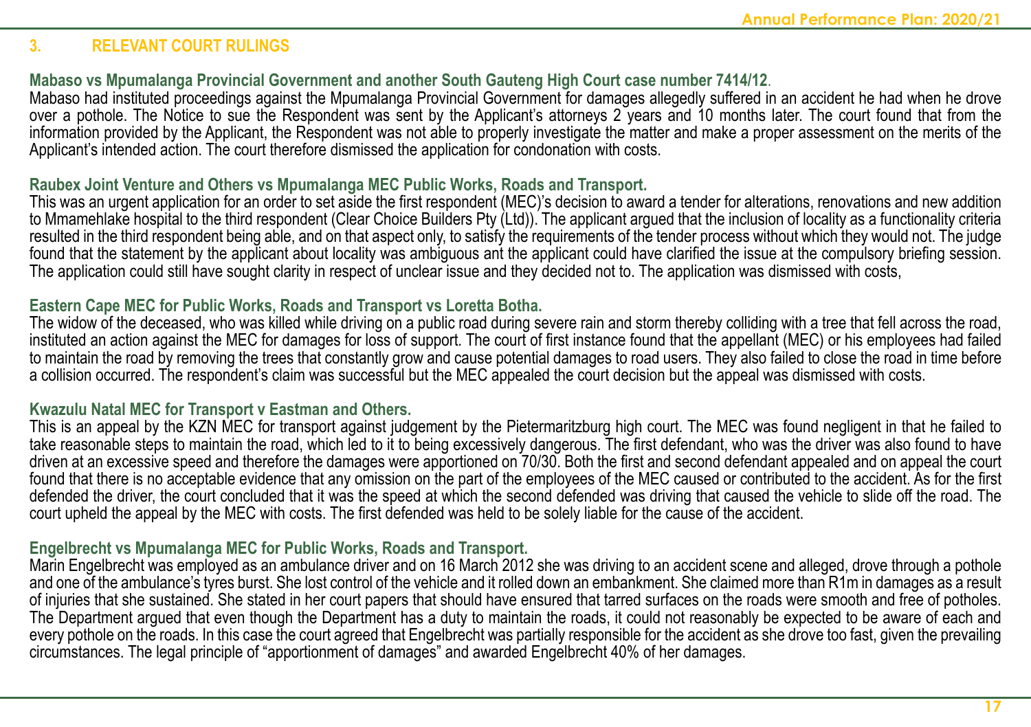## 3. RELEVANT COURT RULINGS

**Mabaso vs Mpumalanga Provincial Government and another South Gauteng High Court case number 7414/12.**

Mabaso had instituted proceedings against the Mpumalanga Provincial Government for damages allegedly suffered in an accident he had when he drove over a pothole. The Notice to sue the Respondent was sent by the Applicant's attorneys 2 years and 10 months later. The court found that from the information provided by the Applicant, the Respondent was not able to properly investigate the matter and make a proper assessment on the merits of the Applicant's intended action. The court therefore dismissed the application for condonation with costs.

**Raubex Joint Venture and Others vs Mpumalanga MEC Public Works, Roads and Transport.**

This was an urgent application for an order to set aside the first respondent (MEC)'s decision to award a tender for alterations, renovations and new addition to Mmamehlake hospital to the third respondent (Clear Choice Builders Pty (Ltd)). The applicant argued that the inclusion of locality as a functionality criteria resulted in the third respondent being able, and on that aspect only, to satisfy the requirements of the tender process without which they would not. The judge found that the statement by the applicant about locality was ambiguous ant the applicant could have clarified the issue at the compulsory briefing session. The application could still have sought clarity in respect of unclear issue and they decided not to. The application was dismissed with costs,

**Eastern Cape MEC for Public Works, Roads and Transport vs Loretta Botha.**

The widow of the deceased, who was killed while driving on a public road during severe rain and storm thereby colliding with a tree that fell across the road, instituted an action against the MEC for damages for loss of support. The court of first instance found that the appellant (MEC) or his employees had failed to maintain the road by removing the trees that constantly grow and cause potential damages to road users. They also failed to close the road in time before a collision occurred. The respondent's claim was successful but the MEC appealed the court decision but the appeal was dismissed with costs.

**Kwazulu Natal MEC for Transport v Eastman and Others.**

This is an appeal by the KZN MEC for transport against judgement by the Pietermaritzburg high court. The MEC was found negligent in that he failed to take reasonable steps to maintain the road, which led to it to being excessively dangerous. The first defendant, who was the driver was also found to have driven at an excessive speed and therefore the damages were apportioned on 70/30. Both the first and second defendant appealed and on appeal the court found that there is no acceptable evidence that any omission on the part of the employees of the MEC caused or contributed to the accident. As for the first defended the driver, the court concluded that it was the speed at which the second defended was driving that caused the vehicle to slide off the road. The court upheld the appeal by the MEC with costs. The first defended was held to be solely liable for the cause of the accident.

**Engelbrecht vs Mpumalanga MEC for Public Works, Roads and Transport.**

Marin Engelbrecht was employed as an ambulance driver and on 16 March 2012 she was driving to an accident scene and alleged, drove through a pothole and one of the ambulance's tyres burst. She lost control of the vehicle and it rolled down an embankment. She claimed more than R1m in damages as a result of injuries that she sustained. She stated in her court papers that should have ensured that tarred surfaces on the roads were smooth and free of potholes. The Department argued that even though the Department has a duty to maintain the roads, it could not reasonably be expected to be aware of each and every pothole on the roads. In this case the court agreed that Engelbrecht was partially responsible for the accident as she drove too fast, given the prevailing circumstances. The legal principle of "apportionment of damages" and awarded Engelbrecht 40% of her damages.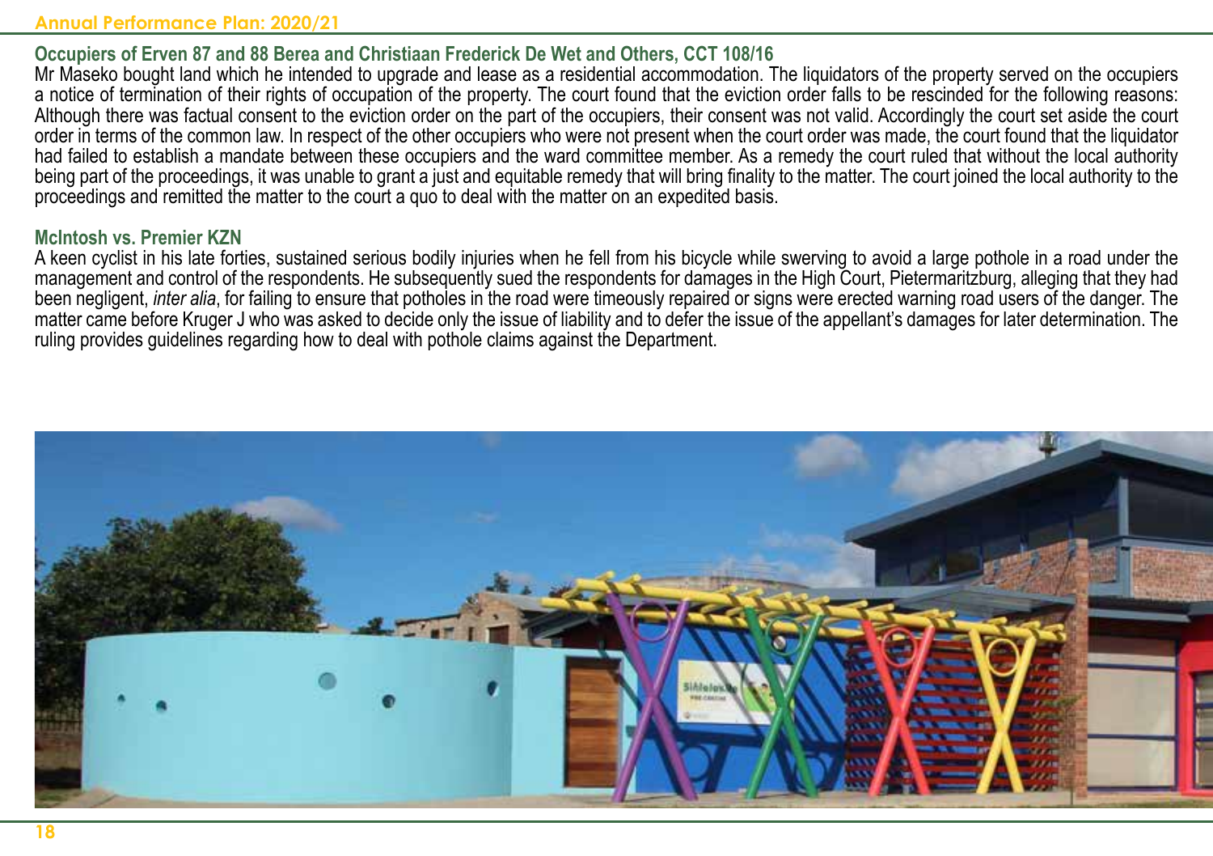### Occupiers of Erven 87 and 88 Berea and Christiaan Frederick De Wet and Others, CCT 108/16

Mr Maseko bought land which he intended to upgrade and lease as a residential accommodation. The liquidators of the property served on the occupiers a notice of termination of their rights of occupation of the property. The court found that the eviction order falls to be rescinded for the following reasons: Although there was factual consent to the eviction order on the part of the occupiers, their consent was not valid. Accordingly the court set aside the court order in terms of the common law. In respect of the other occupiers who were not present when the court order was made, the court found that the liquidator had failed to establish a mandate between these occupiers and the ward committee member. As a remedy the court ruled that without the local authority being part of the proceedings, it was unable to grant a just and equitable remedy that will bring finality to the matter. The court joined the local authority to the proceedings and remitted the matter to the court a quo to deal with the matter on an expedited basis.

### McIntosh vs. Premier KZN

A keen cyclist in his late forties, sustained serious bodily injuries when he fell from his bicycle while swerving to avoid a large pothole in a road under the management and control of the respondents. He subsequently sued the respondents for damages in the High Court, Pietermaritzburg, alleging that they had been negligent, *inter alia*, for failing to ensure that potholes in the road were timeously repaired or signs were erected warning road users of the danger. The matter came before Kruger J who was asked to decide only the issue of liability and to defer the issue of the appellant's damages for later determination. The ruling provides guidelines regarding how to deal with pothole claims against the Department.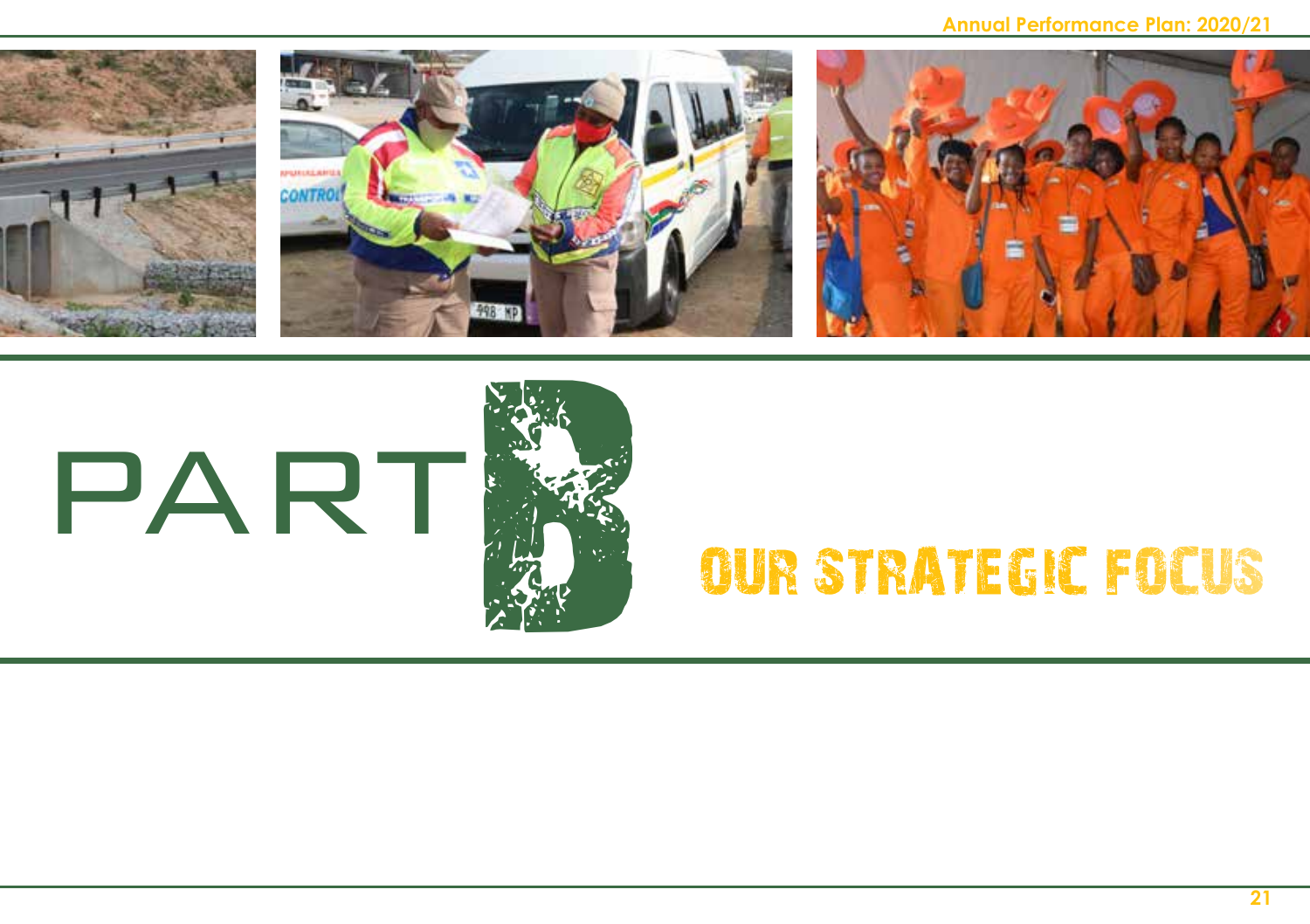# PART B

## OUR STRATEGIC FOCUS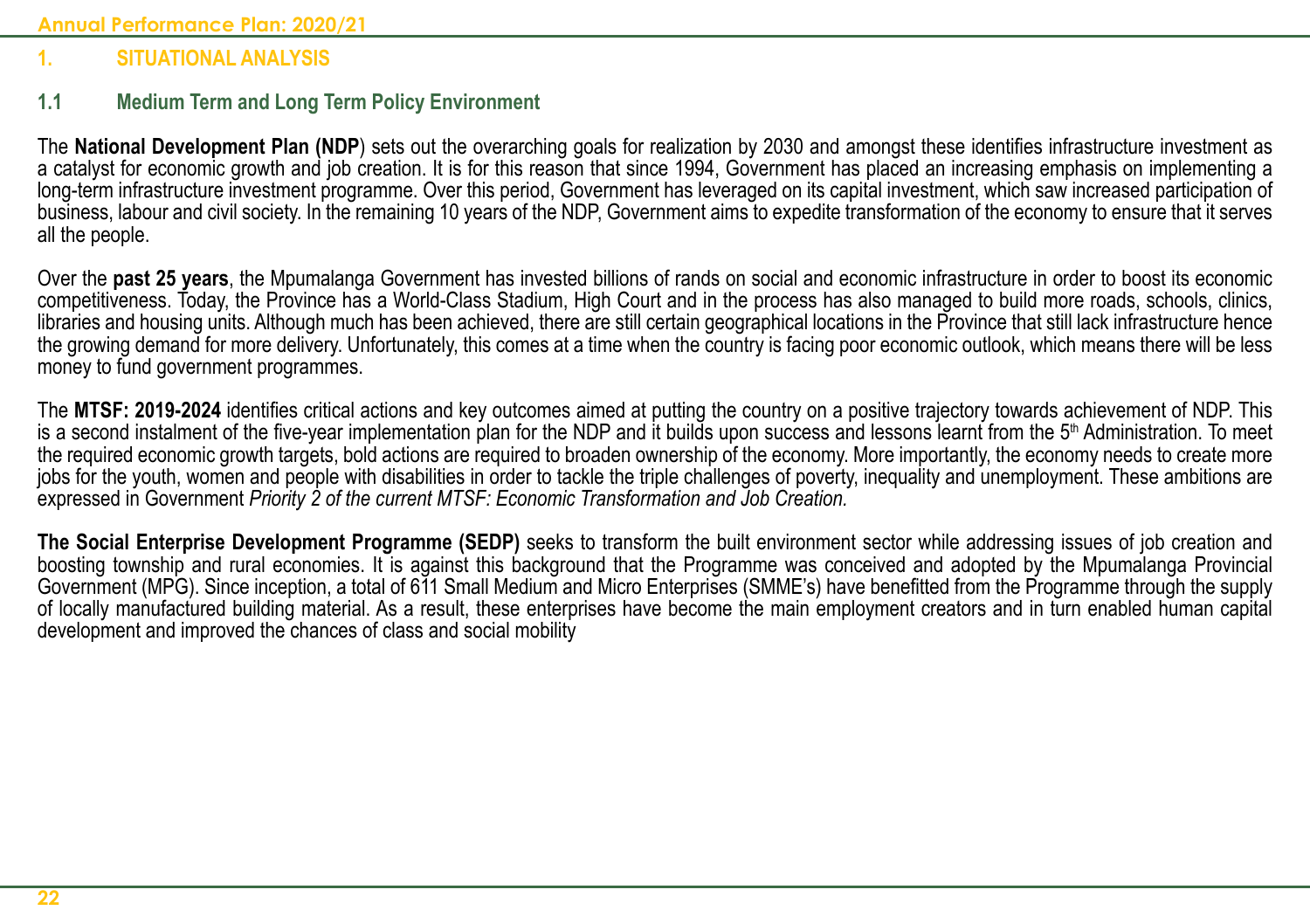# 1. SITUATIONAL ANALYSIS

## 1.1 Medium Term and Long Term Policy Environment

The **National Development Plan (NDP**) sets out the overarching goals for realization by 2030 and amongst these identifies infrastructure investment as a catalyst for economic growth and job creation. It is for this reason that since 1994, Government has placed an increasing emphasis on implementing a long-term infrastructure investment programme. Over this period, Government has leveraged on its capital investment, which saw increased participation of business, labour and civil society. In the remaining 10 years of the NDP, Government aims to expedite transformation of the economy to ensure that it serves all the people.

Over the **past 25 years**, the Mpumalanga Government has invested billions of rands on social and economic infrastructure in order to boost its economic competitiveness. Today, the Province has a World-Class Stadium, High Court and in the process has also managed to build more roads, schools, clinics, libraries and housing units. Although much has been achieved, there are still certain geographical locations in the Province that still lack infrastructure hence the growing demand for more delivery. Unfortunately, this comes at a time when the country is facing poor economic outlook, which means there will be less money to fund government programmes.

The **MTSF: 2019-2024** identifies critical actions and key outcomes aimed at putting the country on a positive trajectory towards achievement of NDP. This is a second instalment of the five-year implementation plan for the NDP and it builds upon success and lessons learnt from the 5th Administration. To meet the required economic growth targets, bold actions are required to broaden ownership of the economy. More importantly, the economy needs to create more jobs for the youth, women and people with disabilities in order to tackle the triple challenges of poverty, inequality and unemployment. These ambitions are expressed in Government *Priority 2 of the current MTSF: Economic Transformation and Job Creation.*

**The Social Enterprise Development Programme (SEDP)** seeks to transform the built environment sector while addressing issues of job creation and boosting township and rural economies. It is against this background that the Programme was conceived and adopted by the Mpumalanga Provincial Government (MPG). Since inception, a total of 611 Small Medium and Micro Enterprises (SMME's) have benefitted from the Programme through the supply of locally manufactured building material. As a result, these enterprises have become the main employment creators and in turn enabled human capital development and improved the chances of class and social mobility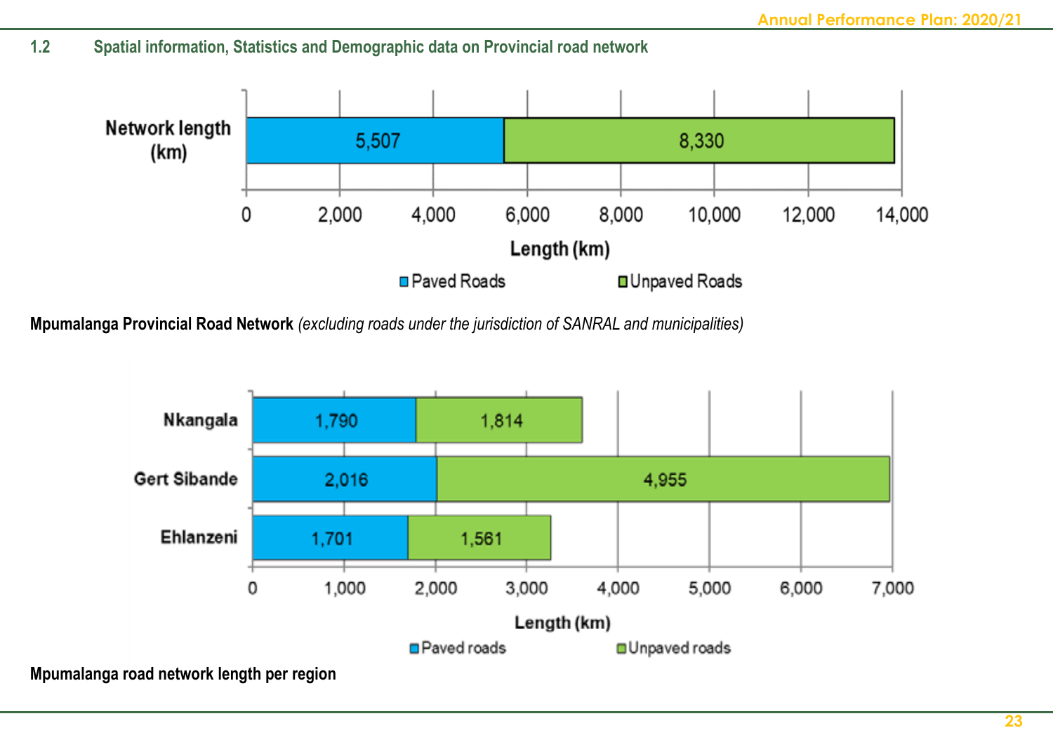## 1.2 Spatial information, Statistics and Demographic data on Provincial road network

| Network length (km) | Paved Roads | Unpaved Roads |
|---|---|---|
| Length (km) | 5,507 | 8,330 |

**Mpumalanga Provincial Road Network** *(excluding roads under the jurisdiction of SANRAL and municipalities)*

| Region | Paved roads | Unpaved roads |
|---|---|---|
| Nkangala | 1,790 | 1,814 |
| Gert Sibande | 2,016 | 4,955 |
| Ehlanzeni | 1,701 | 1,561 |

**Mpumalanga road network length per region**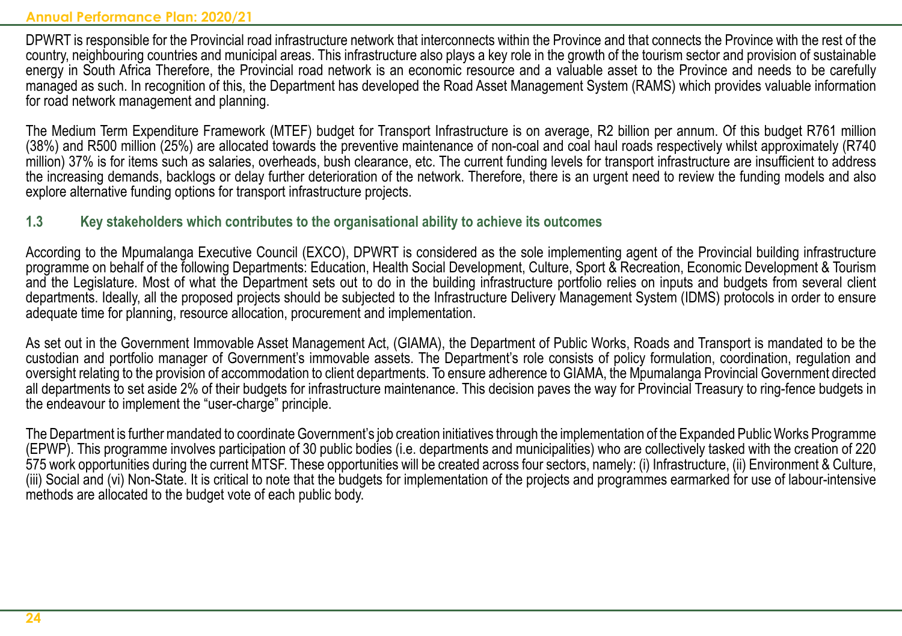DPWRT is responsible for the Provincial road infrastructure network that interconnects within the Province and that connects the Province with the rest of the country, neighbouring countries and municipal areas. This infrastructure also plays a key role in the growth of the tourism sector and provision of sustainable energy in South Africa Therefore, the Provincial road network is an economic resource and a valuable asset to the Province and needs to be carefully managed as such. In recognition of this, the Department has developed the Road Asset Management System (RAMS) which provides valuable information for road network management and planning.

The Medium Term Expenditure Framework (MTEF) budget for Transport Infrastructure is on average, R2 billion per annum. Of this budget R761 million (38%) and R500 million (25%) are allocated towards the preventive maintenance of non-coal and coal haul roads respectively whilst approximately (R740 million) 37% is for items such as salaries, overheads, bush clearance, etc. The current funding levels for transport infrastructure are insufficient to address the increasing demands, backlogs or delay further deterioration of the network. Therefore, there is an urgent need to review the funding models and also explore alternative funding options for transport infrastructure projects.

### 1.3 Key stakeholders which contributes to the organisational ability to achieve its outcomes

According to the Mpumalanga Executive Council (EXCO), DPWRT is considered as the sole implementing agent of the Provincial building infrastructure programme on behalf of the following Departments: Education, Health Social Development, Culture, Sport & Recreation, Economic Development & Tourism and the Legislature. Most of what the Department sets out to do in the building infrastructure portfolio relies on inputs and budgets from several client departments. Ideally, all the proposed projects should be subjected to the Infrastructure Delivery Management System (IDMS) protocols in order to ensure adequate time for planning, resource allocation, procurement and implementation.

As set out in the Government Immovable Asset Management Act, (GIAMA), the Department of Public Works, Roads and Transport is mandated to be the custodian and portfolio manager of Government's immovable assets. The Department's role consists of policy formulation, coordination, regulation and oversight relating to the provision of accommodation to client departments. To ensure adherence to GIAMA, the Mpumalanga Provincial Government directed all departments to set aside 2% of their budgets for infrastructure maintenance. This decision paves the way for Provincial Treasury to ring-fence budgets in the endeavour to implement the "user-charge" principle.

The Department is further mandated to coordinate Government's job creation initiatives through the implementation of the Expanded Public Works Programme (EPWP). This programme involves participation of 30 public bodies (i.e. departments and municipalities) who are collectively tasked with the creation of 220 575 work opportunities during the current MTSF. These opportunities will be created across four sectors, namely: (i) Infrastructure, (ii) Environment & Culture, (iii) Social and (vi) Non-State. It is critical to note that the budgets for implementation of the projects and programmes earmarked for use of labour-intensive methods are allocated to the budget vote of each public body.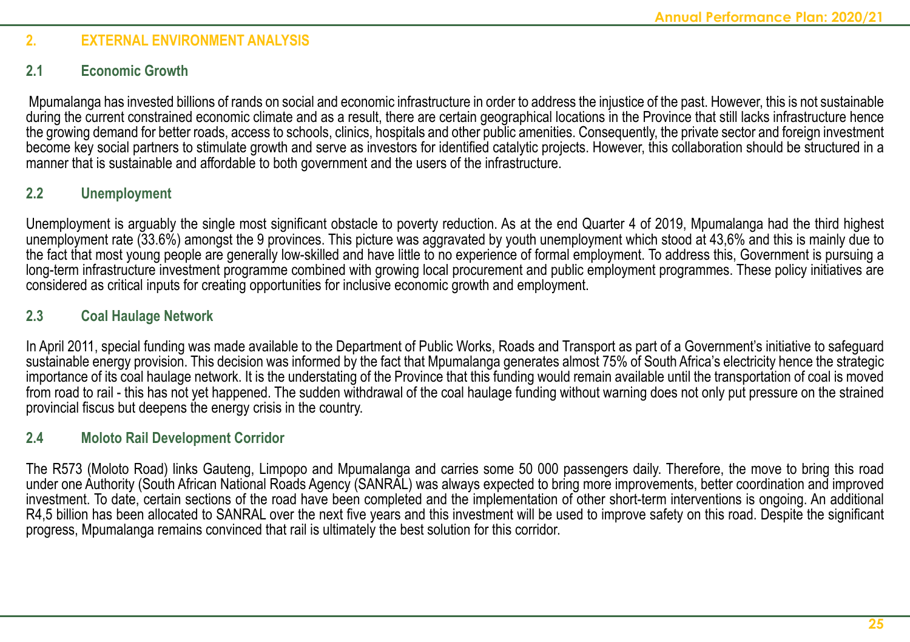## 2. EXTERNAL ENVIRONMENT ANALYSIS

### 2.1 Economic Growth

Mpumalanga has invested billions of rands on social and economic infrastructure in order to address the injustice of the past. However, this is not sustainable during the current constrained economic climate and as a result, there are certain geographical locations in the Province that still lacks infrastructure hence the growing demand for better roads, access to schools, clinics, hospitals and other public amenities. Consequently, the private sector and foreign investment become key social partners to stimulate growth and serve as investors for identified catalytic projects. However, this collaboration should be structured in a manner that is sustainable and affordable to both government and the users of the infrastructure.

### 2.2 Unemployment

Unemployment is arguably the single most significant obstacle to poverty reduction. As at the end Quarter 4 of 2019, Mpumalanga had the third highest unemployment rate (33.6%) amongst the 9 provinces. This picture was aggravated by youth unemployment which stood at 43,6% and this is mainly due to the fact that most young people are generally low-skilled and have little to no experience of formal employment. To address this, Government is pursuing a long-term infrastructure investment programme combined with growing local procurement and public employment programmes. These policy initiatives are considered as critical inputs for creating opportunities for inclusive economic growth and employment.

### 2.3 Coal Haulage Network

In April 2011, special funding was made available to the Department of Public Works, Roads and Transport as part of a Government's initiative to safeguard sustainable energy provision. This decision was informed by the fact that Mpumalanga generates almost 75% of South Africa's electricity hence the strategic importance of its coal haulage network. It is the understating of the Province that this funding would remain available until the transportation of coal is moved from road to rail - this has not yet happened. The sudden withdrawal of the coal haulage funding without warning does not only put pressure on the strained provincial fiscus but deepens the energy crisis in the country.

### 2.4 Moloto Rail Development Corridor

The R573 (Moloto Road) links Gauteng, Limpopo and Mpumalanga and carries some 50 000 passengers daily. Therefore, the move to bring this road under one Authority (South African National Roads Agency (SANRAL) was always expected to bring more improvements, better coordination and improved investment. To date, certain sections of the road have been completed and the implementation of other short-term interventions is ongoing. An additional R4,5 billion has been allocated to SANRAL over the next five years and this investment will be used to improve safety on this road. Despite the significant progress, Mpumalanga remains convinced that rail is ultimately the best solution for this corridor.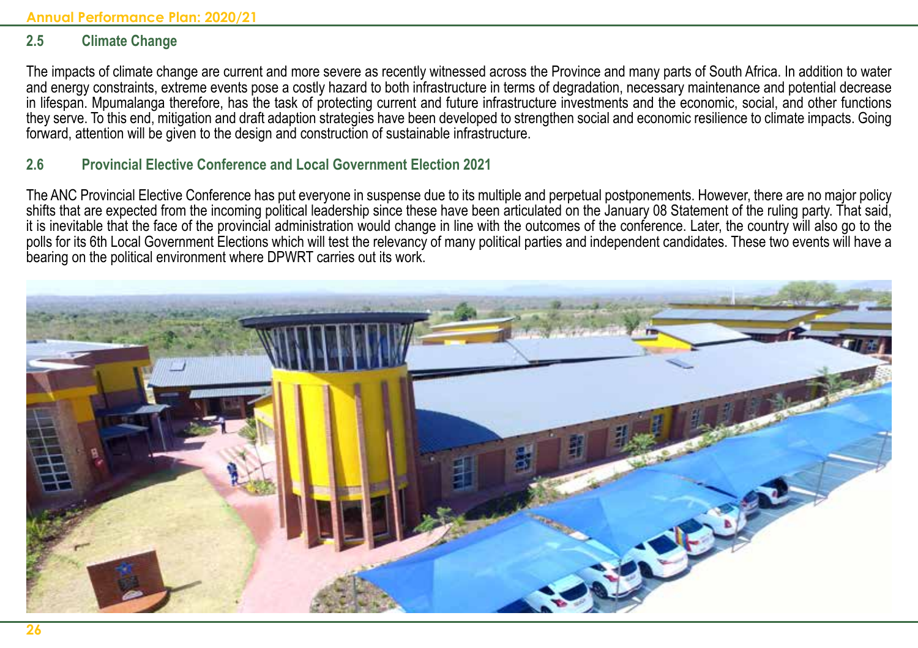## 2.5 Climate Change

The impacts of climate change are current and more severe as recently witnessed across the Province and many parts of South Africa. In addition to water and energy constraints, extreme events pose a costly hazard to both infrastructure in terms of degradation, necessary maintenance and potential decrease in lifespan. Mpumalanga therefore, has the task of protecting current and future infrastructure investments and the economic, social, and other functions they serve. To this end, mitigation and draft adaption strategies have been developed to strengthen social and economic resilience to climate impacts. Going forward, attention will be given to the design and construction of sustainable infrastructure.

## 2.6 Provincial Elective Conference and Local Government Election 2021

The ANC Provincial Elective Conference has put everyone in suspense due to its multiple and perpetual postponements. However, there are no major policy shifts that are expected from the incoming political leadership since these have been articulated on the January 08 Statement of the ruling party. That said, it is inevitable that the face of the provincial administration would change in line with the outcomes of the conference. Later, the country will also go to the polls for its 6th Local Government Elections which will test the relevancy of many political parties and independent candidates. These two events will have a bearing on the political environment where DPWRT carries out its work.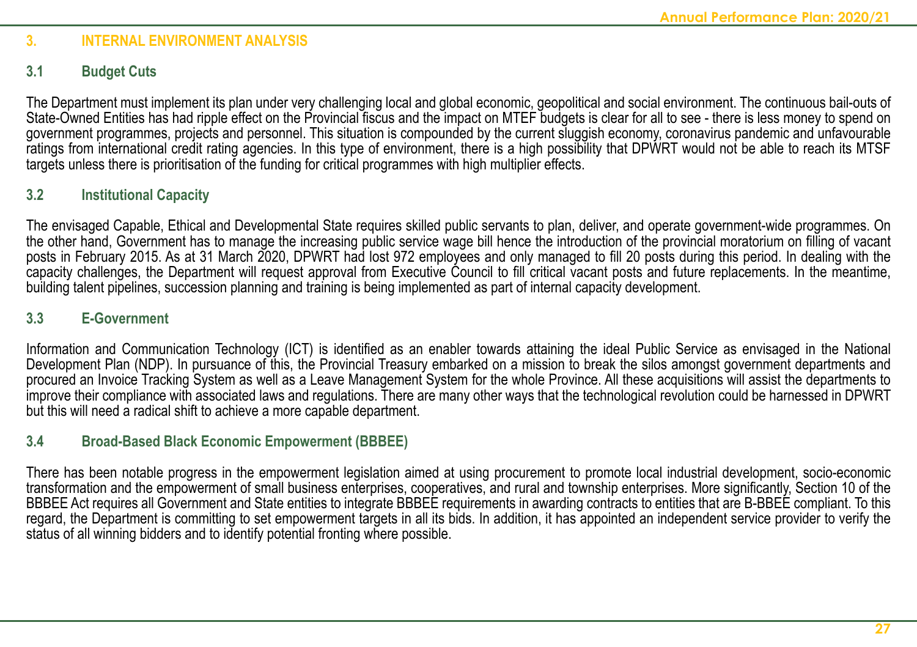## 3. INTERNAL ENVIRONMENT ANALYSIS

### 3.1 Budget Cuts

The Department must implement its plan under very challenging local and global economic, geopolitical and social environment. The continuous bail-outs of State-Owned Entities has had ripple effect on the Provincial fiscus and the impact on MTEF budgets is clear for all to see - there is less money to spend on government programmes, projects and personnel. This situation is compounded by the current sluggish economy, coronavirus pandemic and unfavourable ratings from international credit rating agencies. In this type of environment, there is a high possibility that DPWRT would not be able to reach its MTSF targets unless there is prioritisation of the funding for critical programmes with high multiplier effects.

### 3.2 Institutional Capacity

The envisaged Capable, Ethical and Developmental State requires skilled public servants to plan, deliver, and operate government-wide programmes. On the other hand, Government has to manage the increasing public service wage bill hence the introduction of the provincial moratorium on filling of vacant posts in February 2015. As at 31 March 2020, DPWRT had lost 972 employees and only managed to fill 20 posts during this period. In dealing with the capacity challenges, the Department will request approval from Executive Council to fill critical vacant posts and future replacements. In the meantime, building talent pipelines, succession planning and training is being implemented as part of internal capacity development.

### 3.3 E-Government

Information and Communication Technology (ICT) is identified as an enabler towards attaining the ideal Public Service as envisaged in the National Development Plan (NDP). In pursuance of this, the Provincial Treasury embarked on a mission to break the silos amongst government departments and procured an Invoice Tracking System as well as a Leave Management System for the whole Province. All these acquisitions will assist the departments to improve their compliance with associated laws and regulations. There are many other ways that the technological revolution could be harnessed in DPWRT but this will need a radical shift to achieve a more capable department.

### 3.4 Broad-Based Black Economic Empowerment (BBBEE)

There has been notable progress in the empowerment legislation aimed at using procurement to promote local industrial development, socio-economic transformation and the empowerment of small business enterprises, cooperatives, and rural and township enterprises. More significantly, Section 10 of the BBBEE Act requires all Government and State entities to integrate BBBEE requirements in awarding contracts to entities that are B-BBEE compliant. To this regard, the Department is committing to set empowerment targets in all its bids. In addition, it has appointed an independent service provider to verify the status of all winning bidders and to identify potential fronting where possible.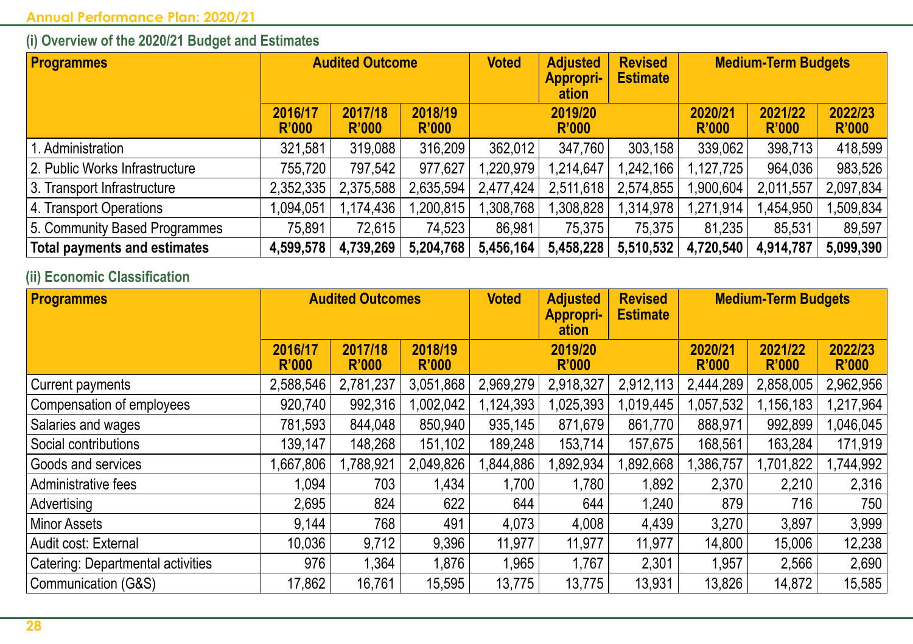### (i) Overview of the 2020/21 Budget and Estimates

| Programmes | Audited Outcome | | | Voted | Adjusted Appropri-ation | Revised Estimate | Medium-Term Budgets | | |
|---|---|---|---|---|---|---|---|---|---|
| | 2016/17 R'000 | 2017/18 R'000 | 2018/19 R'000 | 2019/20 R'000 | | | 2020/21 R'000 | 2021/22 R'000 | 2022/23 R'000 |
| 1. Administration | 321,581 | 319,088 | 316,209 | 362,012 | 347,760 | 303,158 | 339,062 | 398,713 | 418,599 |
| 2. Public Works Infrastructure | 755,720 | 797,542 | 977,627 | 1,220,979 | 1,214,647 | 1,242,166 | 1,127,725 | 964,036 | 983,526 |
| 3. Transport Infrastructure | 2,352,335 | 2,375,588 | 2,635,594 | 2,477,424 | 2,511,618 | 2,574,855 | 1,900,604 | 2,011,557 | 2,097,834 |
| 4. Transport Operations | 1,094,051 | 1,174,436 | 1,200,815 | 1,308,768 | 1,308,828 | 1,314,978 | 1,271,914 | 1,454,950 | 1,509,834 |
| 5. Community Based Programmes | 75,891 | 72,615 | 74,523 | 86,981 | 75,375 | 75,375 | 81,235 | 85,531 | 89,597 |
| **Total payments and estimates** | **4,599,578** | **4,739,269** | **5,204,768** | **5,456,164** | **5,458,228** | **5,510,532** | **4,720,540** | **4,914,787** | **5,099,390** |

### (ii) Economic Classification

| Programmes | Audited Outcomes | | | Voted | Adjusted Appropri-ation | Revised Estimate | Medium-Term Budgets | | |
|---|---|---|---|---|---|---|---|---|---|
| | 2016/17 R'000 | 2017/18 R'000 | 2018/19 R'000 | 2019/20 R'000 | | | 2020/21 R'000 | 2021/22 R'000 | 2022/23 R'000 |
| Current payments | 2,588,546 | 2,781,237 | 3,051,868 | 2,969,279 | 2,918,327 | 2,912,113 | 2,444,289 | 2,858,005 | 2,962,956 |
| Compensation of employees | 920,740 | 992,316 | 1,002,042 | 1,124,393 | 1,025,393 | 1,019,445 | 1,057,532 | 1,156,183 | 1,217,964 |
| Salaries and wages | 781,593 | 844,048 | 850,940 | 935,145 | 871,679 | 861,770 | 888,971 | 992,899 | 1,046,045 |
| Social contributions | 139,147 | 148,268 | 151,102 | 189,248 | 153,714 | 157,675 | 168,561 | 163,284 | 171,919 |
| Goods and services | 1,667,806 | 1,788,921 | 2,049,826 | 1,844,886 | 1,892,934 | 1,892,668 | 1,386,757 | 1,701,822 | 1,744,992 |
| Administrative fees | 1,094 | 703 | 1,434 | 1,700 | 1,780 | 1,892 | 2,370 | 2,210 | 2,316 |
| Advertising | 2,695 | 824 | 622 | 644 | 644 | 1,240 | 879 | 716 | 750 |
| Minor Assets | 9,144 | 768 | 491 | 4,073 | 4,008 | 4,439 | 3,270 | 3,897 | 3,999 |
| Audit cost: External | 10,036 | 9,712 | 9,396 | 11,977 | 11,977 | 11,977 | 14,800 | 15,006 | 12,238 |
| Catering: Departmental activities | 976 | 1,364 | 1,876 | 1,965 | 1,767 | 2,301 | 1,957 | 2,566 | 2,690 |
| Communication (G&S) | 17,862 | 16,761 | 15,595 | 13,775 | 13,775 | 13,931 | 13,826 | 14,872 | 15,585 |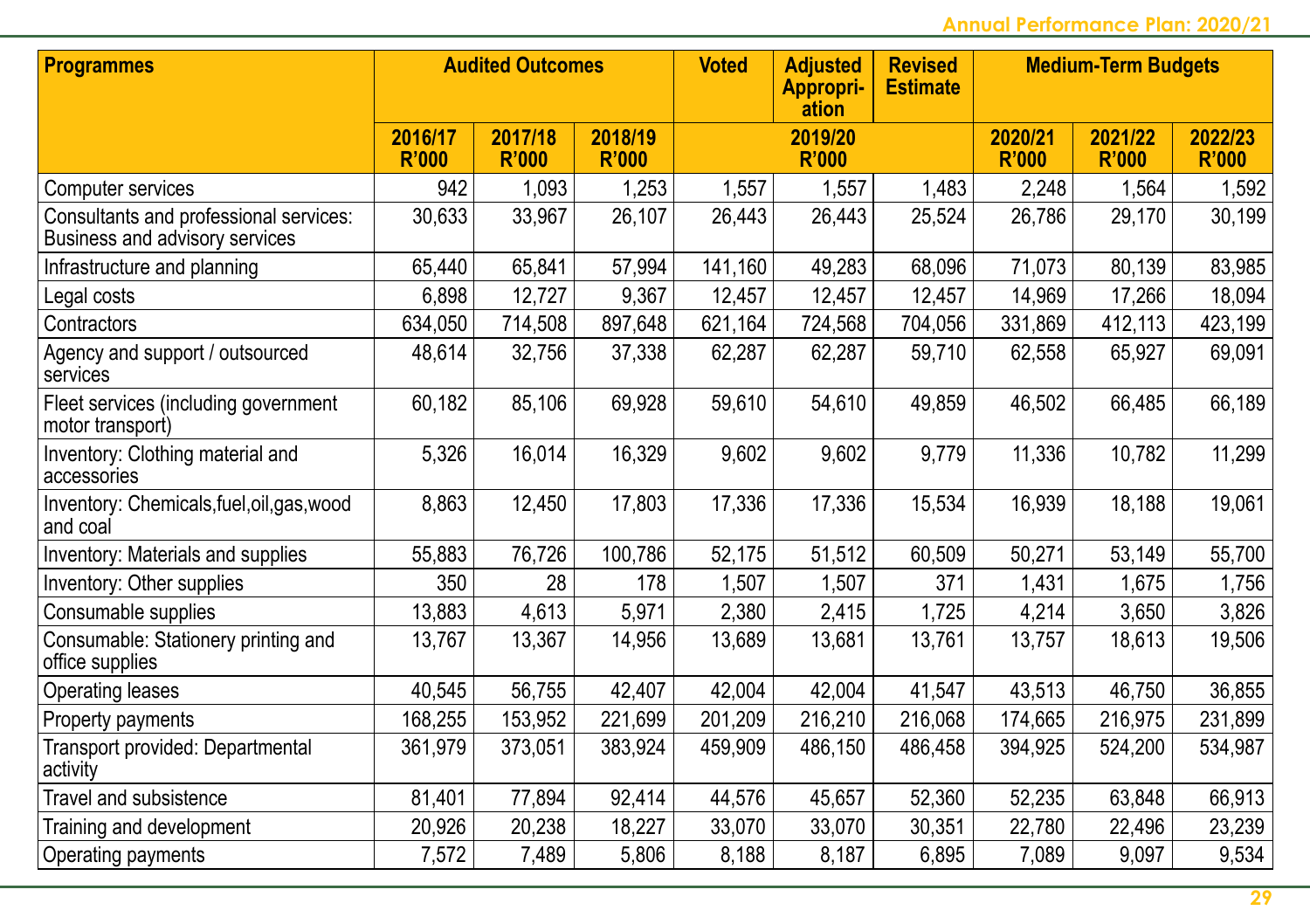| Programmes | Audited Outcomes | | | Voted | Adjusted Appropriation | Revised Estimate | Medium-Term Budgets | | |
|---|---|---|---|---|---|---|---|---|---|
| | 2016/17 R'000 | 2017/18 R'000 | 2018/19 R'000 | 2019/20 R'000 | | | 2020/21 R'000 | 2021/22 R'000 | 2022/23 R'000 |
| Computer services | 942 | 1,093 | 1,253 | 1,557 | 1,557 | 1,483 | 2,248 | 1,564 | 1,592 |
| Consultants and professional services: Business and advisory services | 30,633 | 33,967 | 26,107 | 26,443 | 26,443 | 25,524 | 26,786 | 29,170 | 30,199 |
| Infrastructure and planning | 65,440 | 65,841 | 57,994 | 141,160 | 49,283 | 68,096 | 71,073 | 80,139 | 83,985 |
| Legal costs | 6,898 | 12,727 | 9,367 | 12,457 | 12,457 | 12,457 | 14,969 | 17,266 | 18,094 |
| Contractors | 634,050 | 714,508 | 897,648 | 621,164 | 724,568 | 704,056 | 331,869 | 412,113 | 423,199 |
| Agency and support / outsourced services | 48,614 | 32,756 | 37,338 | 62,287 | 62,287 | 59,710 | 62,558 | 65,927 | 69,091 |
| Fleet services (including government motor transport) | 60,182 | 85,106 | 69,928 | 59,610 | 54,610 | 49,859 | 46,502 | 66,485 | 66,189 |
| Inventory: Clothing material and accessories | 5,326 | 16,014 | 16,329 | 9,602 | 9,602 | 9,779 | 11,336 | 10,782 | 11,299 |
| Inventory: Chemicals,fuel,oil,gas,wood and coal | 8,863 | 12,450 | 17,803 | 17,336 | 17,336 | 15,534 | 16,939 | 18,188 | 19,061 |
| Inventory: Materials and supplies | 55,883 | 76,726 | 100,786 | 52,175 | 51,512 | 60,509 | 50,271 | 53,149 | 55,700 |
| Inventory: Other supplies | 350 | 28 | 178 | 1,507 | 1,507 | 371 | 1,431 | 1,675 | 1,756 |
| Consumable supplies | 13,883 | 4,613 | 5,971 | 2,380 | 2,415 | 1,725 | 4,214 | 3,650 | 3,826 |
| Consumable: Stationery printing and office supplies | 13,767 | 13,367 | 14,956 | 13,689 | 13,681 | 13,761 | 13,757 | 18,613 | 19,506 |
| Operating leases | 40,545 | 56,755 | 42,407 | 42,004 | 42,004 | 41,547 | 43,513 | 46,750 | 36,855 |
| Property payments | 168,255 | 153,952 | 221,699 | 201,209 | 216,210 | 216,068 | 174,665 | 216,975 | 231,899 |
| Transport provided: Departmental activity | 361,979 | 373,051 | 383,924 | 459,909 | 486,150 | 486,458 | 394,925 | 524,200 | 534,987 |
| Travel and subsistence | 81,401 | 77,894 | 92,414 | 44,576 | 45,657 | 52,360 | 52,235 | 63,848 | 66,913 |
| Training and development | 20,926 | 20,238 | 18,227 | 33,070 | 33,070 | 30,351 | 22,780 | 22,496 | 23,239 |
| Operating payments | 7,572 | 7,489 | 5,806 | 8,188 | 8,187 | 6,895 | 7,089 | 9,097 | 9,534 |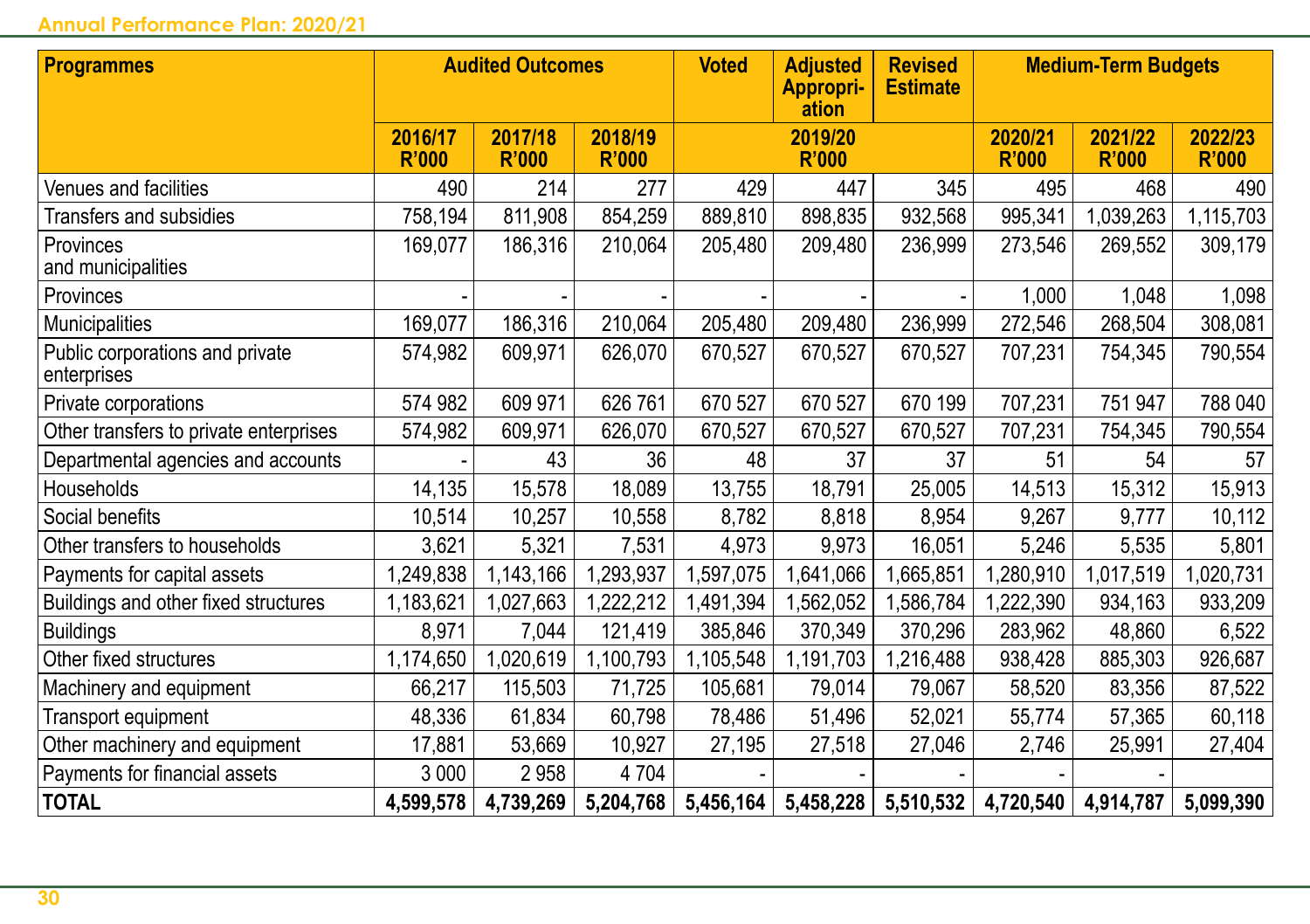| Programmes | Audited Outcomes | | | Voted | Adjusted Appropri-ation | Revised Estimate | Medium-Term Budgets | | |
|---|---|---|---|---|---|---|---|---|---|
| | 2016/17 R'000 | 2017/18 R'000 | 2018/19 R'000 | 2019/20 R'000 | | | 2020/21 R'000 | 2021/22 R'000 | 2022/23 R'000 |
| Venues and facilities | 490 | 214 | 277 | 429 | 447 | 345 | 495 | 468 | 490 |
| Transfers and subsidies | 758,194 | 811,908 | 854,259 | 889,810 | 898,835 | 932,568 | 995,341 | 1,039,263 | 1,115,703 |
| Provinces and municipalities | 169,077 | 186,316 | 210,064 | 205,480 | 209,480 | 236,999 | 273,546 | 269,552 | 309,179 |
| Provinces | - | - | - | - | - | - | 1,000 | 1,048 | 1,098 |
| Municipalities | 169,077 | 186,316 | 210,064 | 205,480 | 209,480 | 236,999 | 272,546 | 268,504 | 308,081 |
| Public corporations and private enterprises | 574,982 | 609,971 | 626,070 | 670,527 | 670,527 | 670,527 | 707,231 | 754,345 | 790,554 |
| Private corporations | 574 982 | 609 971 | 626 761 | 670 527 | 670 527 | 670 199 | 707,231 | 751 947 | 788 040 |
| Other transfers to private enterprises | 574,982 | 609,971 | 626,070 | 670,527 | 670,527 | 670,527 | 707,231 | 754,345 | 790,554 |
| Departmental agencies and accounts | - | 43 | 36 | 48 | 37 | 37 | 51 | 54 | 57 |
| Households | 14,135 | 15,578 | 18,089 | 13,755 | 18,791 | 25,005 | 14,513 | 15,312 | 15,913 |
| Social benefits | 10,514 | 10,257 | 10,558 | 8,782 | 8,818 | 8,954 | 9,267 | 9,777 | 10,112 |
| Other transfers to households | 3,621 | 5,321 | 7,531 | 4,973 | 9,973 | 16,051 | 5,246 | 5,535 | 5,801 |
| Payments for capital assets | 1,249,838 | 1,143,166 | 1,293,937 | 1,597,075 | 1,641,066 | 1,665,851 | 1,280,910 | 1,017,519 | 1,020,731 |
| Buildings and other fixed structures | 1,183,621 | 1,027,663 | 1,222,212 | 1,491,394 | 1,562,052 | 1,586,784 | 1,222,390 | 934,163 | 933,209 |
| Buildings | 8,971 | 7,044 | 121,419 | 385,846 | 370,349 | 370,296 | 283,962 | 48,860 | 6,522 |
| Other fixed structures | 1,174,650 | 1,020,619 | 1,100,793 | 1,105,548 | 1,191,703 | 1,216,488 | 938,428 | 885,303 | 926,687 |
| Machinery and equipment | 66,217 | 115,503 | 71,725 | 105,681 | 79,014 | 79,067 | 58,520 | 83,356 | 87,522 |
| Transport equipment | 48,336 | 61,834 | 60,798 | 78,486 | 51,496 | 52,021 | 55,774 | 57,365 | 60,118 |
| Other machinery and equipment | 17,881 | 53,669 | 10,927 | 27,195 | 27,518 | 27,046 | 2,746 | 25,991 | 27,404 |
| Payments for financial assets | 3 000 | 2 958 | 4 704 | - | - | - | - | - | |
| **TOTAL** | **4,599,578** | **4,739,269** | **5,204,768** | **5,456,164** | **5,458,228** | **5,510,532** | **4,720,540** | **4,914,787** | **5,099,390** |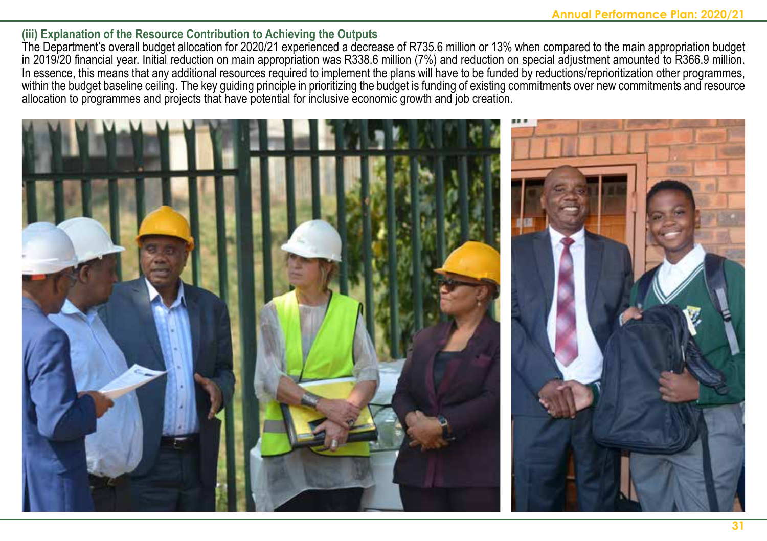### (iii) Explanation of the Resource Contribution to Achieving the Outputs

The Department's overall budget allocation for 2020/21 experienced a decrease of R735.6 million or 13% when compared to the main appropriation budget in 2019/20 financial year. Initial reduction on main appropriation was R338.6 million (7%) and reduction on special adjustment amounted to R366.9 million. In essence, this means that any additional resources required to implement the plans will have to be funded by reductions/reprioritization other programmes, within the budget baseline ceiling. The key guiding principle in prioritizing the budget is funding of existing commitments over new commitments and resource allocation to programmes and projects that have potential for inclusive economic growth and job creation.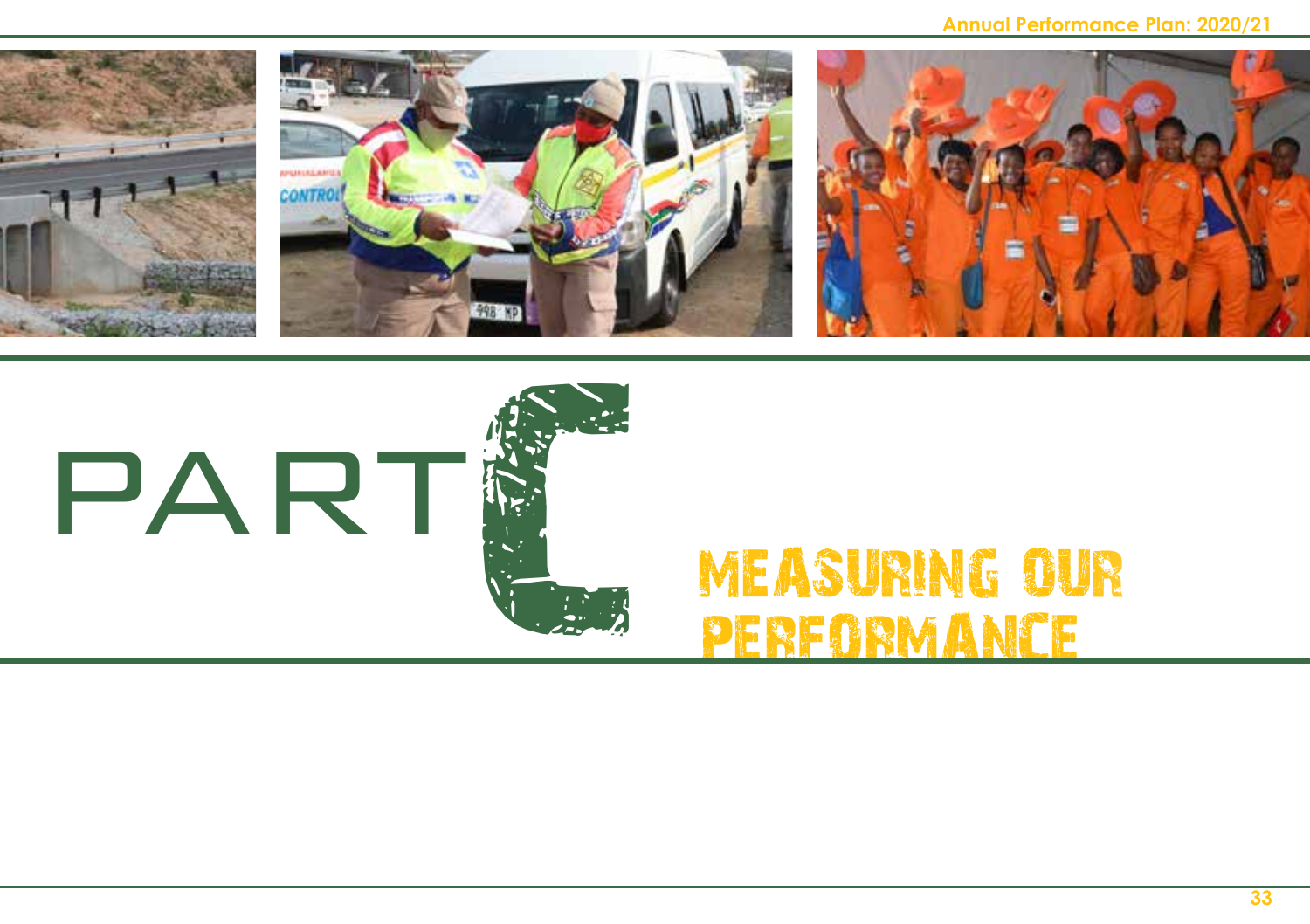# PART C

# MEASURING OUR PERFORMANCE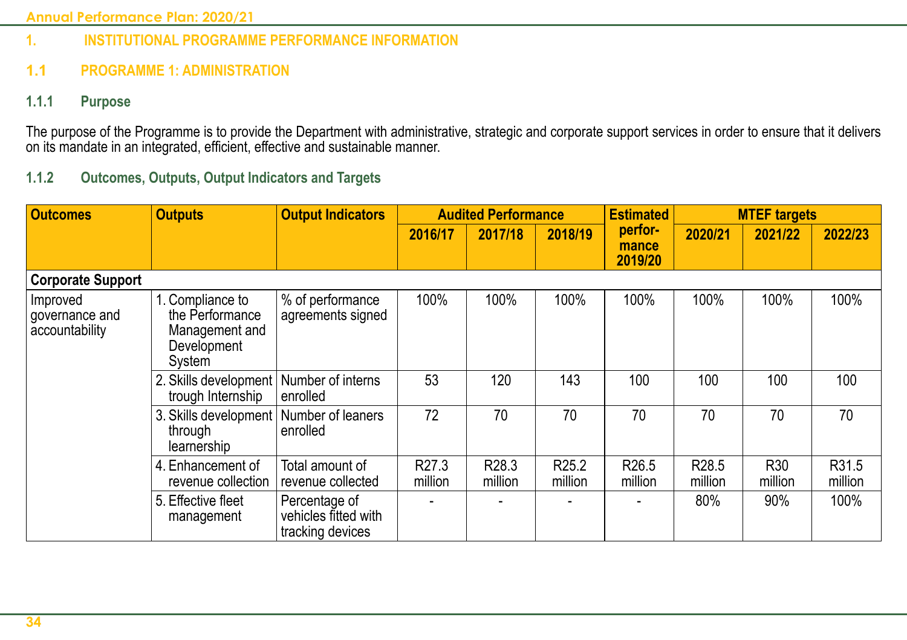## 1. INSTITUTIONAL PROGRAMME PERFORMANCE INFORMATION

### 1.1 PROGRAMME 1: ADMINISTRATION

#### 1.1.1 Purpose

The purpose of the Programme is to provide the Department with administrative, strategic and corporate support services in order to ensure that it delivers on its mandate in an integrated, efficient, effective and sustainable manner.

#### 1.1.2 Outcomes, Outputs, Output Indicators and Targets

| Outcomes | Outputs | Output Indicators | Audited Performance | | | Estimated performance 2019/20 | MTEF targets | | |
|---|---|---|---|---|---|---|---|---|---|
| | | | 2016/17 | 2017/18 | 2018/19 | | 2020/21 | 2021/22 | 2022/23 |
| **Corporate Support** | | | | | | | | | |
| Improved governance and accountability | 1. Compliance to the Performance Management and Development System | % of performance agreements signed | 100% | 100% | 100% | 100% | 100% | 100% | 100% |
| | 2. Skills development trough Internship | Number of interns enrolled | 53 | 120 | 143 | 100 | 100 | 100 | 100 |
| | 3. Skills development through learnership | Number of leaners enrolled | 72 | 70 | 70 | 70 | 70 | 70 | 70 |
| | 4. Enhancement of revenue collection | Total amount of revenue collected | R27.3 million | R28.3 million | R25.2 million | R26.5 million | R28.5 million | R30 million | R31.5 million |
| | 5. Effective fleet management | Percentage of vehicles fitted with tracking devices | - | - | - | - | 80% | 90% | 100% |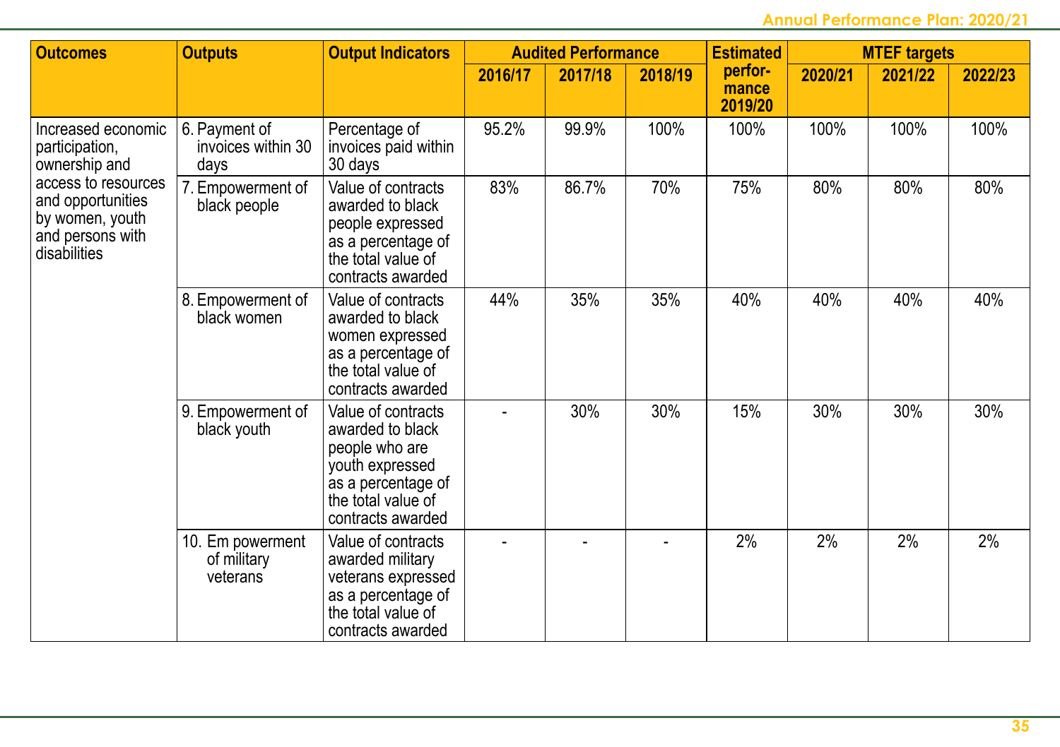| Outcomes | Outputs | Output Indicators | Audited Performance | | | Estimated perfor-mance 2019/20 | MTEF targets | | |
|---|---|---|---|---|---|---|---|---|---|
| | | | 2016/17 | 2017/18 | 2018/19 | | 2020/21 | 2021/22 | 2022/23 |
| Increased economic participation, ownership and access to resources and opportunities by women, youth and persons with disabilities | 6. Payment of invoices within 30 days | Percentage of invoices paid within 30 days | 95.2% | 99.9% | 100% | 100% | 100% | 100% | 100% |
| | 7. Empowerment of black people | Value of contracts awarded to black people expressed as a percentage of the total value of contracts awarded | 83% | 86.7% | 70% | 75% | 80% | 80% | 80% |
| | 8. Empowerment of black women | Value of contracts awarded to black women expressed as a percentage of the total value of contracts awarded | 44% | 35% | 35% | 40% | 40% | 40% | 40% |
| | 9. Empowerment of black youth | Value of contracts awarded to black people who are youth expressed as a percentage of the total value of contracts awarded | - | 30% | 30% | 15% | 30% | 30% | 30% |
| | 10. Em powerment of military veterans | Value of contracts awarded military veterans expressed as a percentage of the total value of contracts awarded | - | - | - | 2% | 2% | 2% | 2% |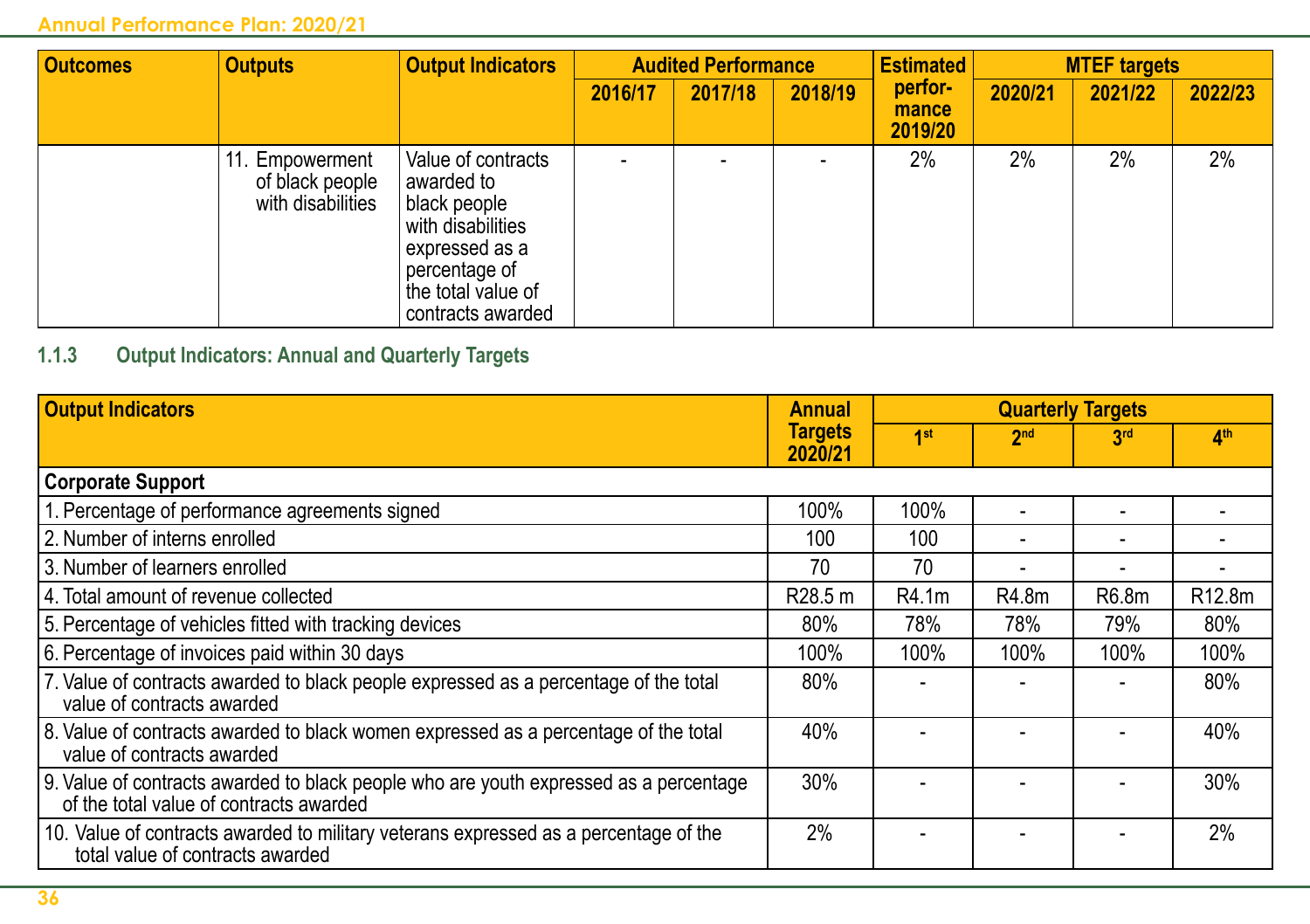| Outcomes | Outputs | Output Indicators | Audited Performance | | | Estimated performance 2019/20 | MTEF targets | | |
|---|---|---|---|---|---|---|---|---|---|
| | | | 2016/17 | 2017/18 | 2018/19 | | 2020/21 | 2021/22 | 2022/23 |
| | 11. Empowerment of black people with disabilities | Value of contracts awarded to black people with disabilities expressed as a percentage of the total value of contracts awarded | - | - | - | 2% | 2% | 2% | 2% |

### 1.1.3 Output Indicators: Annual and Quarterly Targets

| Output Indicators | Annual Targets 2020/21 | Quarterly Targets | | | |
|---|---|---|---|---|---|
| | | 1st | 2nd | 3rd | 4th |
| **Corporate Support** | | | | | |
| 1. Percentage of performance agreements signed | 100% | 100% | - | - | - |
| 2. Number of interns enrolled | 100 | 100 | - | - | - |
| 3. Number of learners enrolled | 70 | 70 | - | - | - |
| 4. Total amount of revenue collected | R28.5 m | R4.1m | R4.8m | R6.8m | R12.8m |
| 5. Percentage of vehicles fitted with tracking devices | 80% | 78% | 78% | 79% | 80% |
| 6. Percentage of invoices paid within 30 days | 100% | 100% | 100% | 100% | 100% |
| 7. Value of contracts awarded to black people expressed as a percentage of the total value of contracts awarded | 80% | - | - | - | 80% |
| 8. Value of contracts awarded to black women expressed as a percentage of the total value of contracts awarded | 40% | - | - | - | 40% |
| 9. Value of contracts awarded to black people who are youth expressed as a percentage of the total value of contracts awarded | 30% | - | - | - | 30% |
| 10. Value of contracts awarded to military veterans expressed as a percentage of the total value of contracts awarded | 2% | - | - | - | 2% |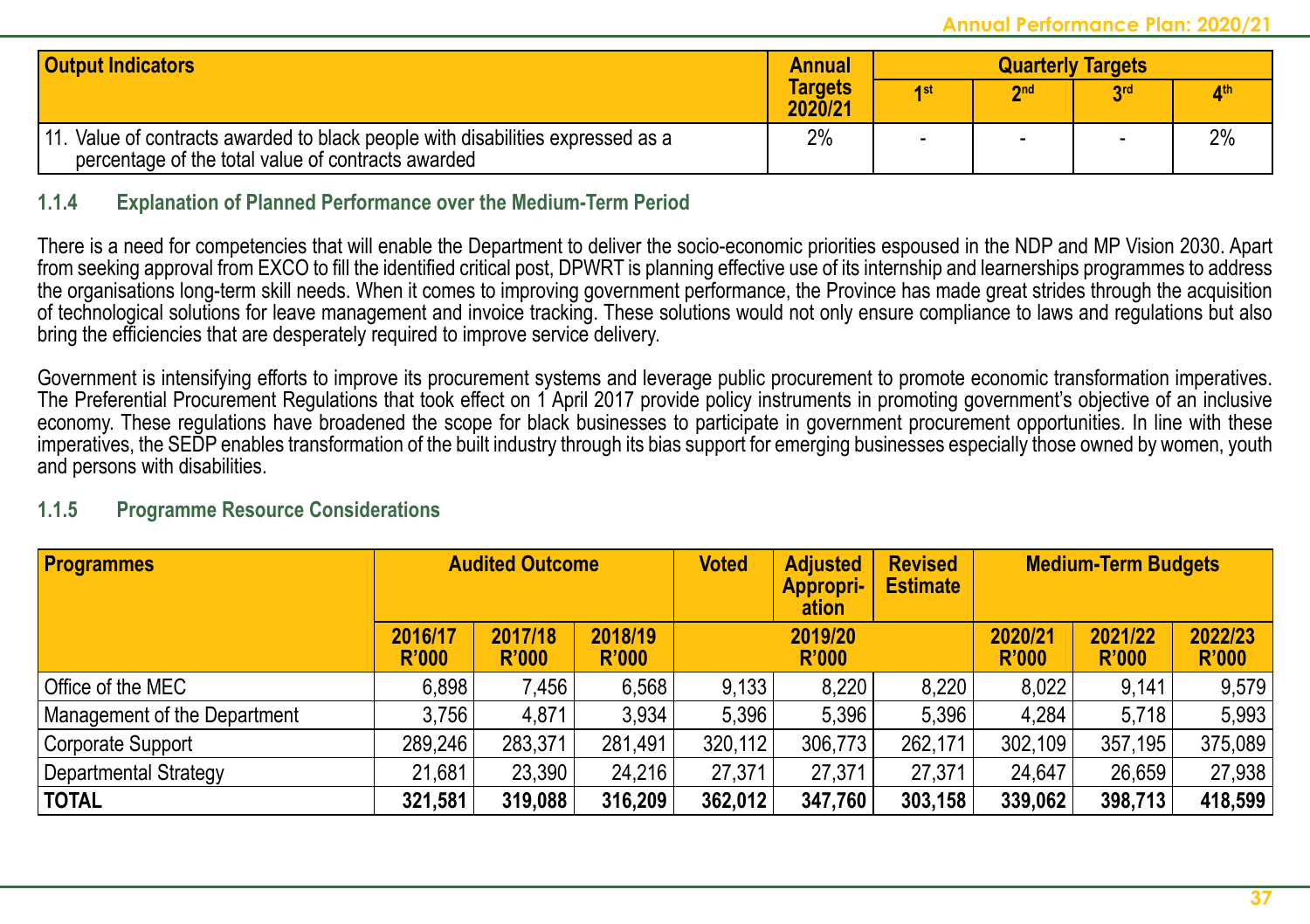| Output Indicators | Annual Targets 2020/21 | Quarterly Targets | | | |
|---|---|---|---|---|---|
| | | 1st | 2nd | 3rd | 4th |
| 11. Value of contracts awarded to black people with disabilities expressed as a percentage of the total value of contracts awarded | 2% | - | - | - | 2% |

### 1.1.4 Explanation of Planned Performance over the Medium-Term Period

There is a need for competencies that will enable the Department to deliver the socio-economic priorities espoused in the NDP and MP Vision 2030. Apart from seeking approval from EXCO to fill the identified critical post, DPWRT is planning effective use of its internship and learnerships programmes to address the organisations long-term skill needs. When it comes to improving government performance, the Province has made great strides through the acquisition of technological solutions for leave management and invoice tracking. These solutions would not only ensure compliance to laws and regulations but also bring the efficiencies that are desperately required to improve service delivery.

Government is intensifying efforts to improve its procurement systems and leverage public procurement to promote economic transformation imperatives. The Preferential Procurement Regulations that took effect on 1 April 2017 provide policy instruments in promoting government's objective of an inclusive economy. These regulations have broadened the scope for black businesses to participate in government procurement opportunities. In line with these imperatives, the SEDP enables transformation of the built industry through its bias support for emerging businesses especially those owned by women, youth and persons with disabilities.

### 1.1.5 Programme Resource Considerations

| Programmes | Audited Outcome | | | Voted | Adjusted Appropriation | Revised Estimate | Medium-Term Budgets | | |
|---|---|---|---|---|---|---|---|---|---|
| | 2016/17 R'000 | 2017/18 R'000 | 2018/19 R'000 | 2019/20 R'000 | | | 2020/21 R'000 | 2021/22 R'000 | 2022/23 R'000 |
| Office of the MEC | 6,898 | 7,456 | 6,568 | 9,133 | 8,220 | 8,220 | 8,022 | 9,141 | 9,579 |
| Management of the Department | 3,756 | 4,871 | 3,934 | 5,396 | 5,396 | 5,396 | 4,284 | 5,718 | 5,993 |
| Corporate Support | 289,246 | 283,371 | 281,491 | 320,112 | 306,773 | 262,171 | 302,109 | 357,195 | 375,089 |
| Departmental Strategy | 21,681 | 23,390 | 24,216 | 27,371 | 27,371 | 27,371 | 24,647 | 26,659 | 27,938 |
| **TOTAL** | **321,581** | **319,088** | **316,209** | **362,012** | **347,760** | **303,158** | **339,062** | **398,713** | **418,599** |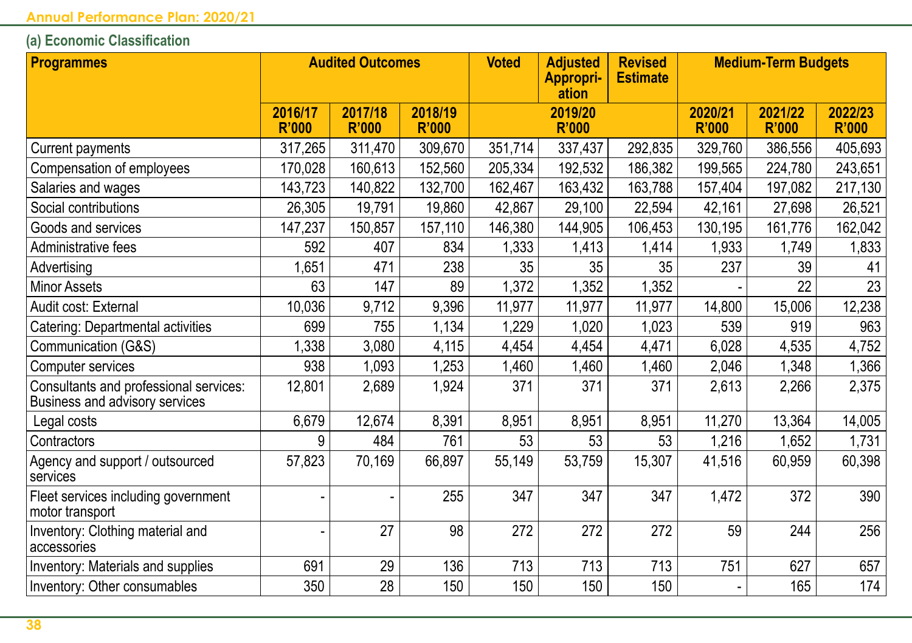### (a) Economic Classification

| Programmes | Audited Outcomes | | | Voted | Adjusted Appropri-ation | Revised Estimate | Medium-Term Budgets | | |
|---|---|---|---|---|---|---|---|---|---|
| | 2016/17 R'000 | 2017/18 R'000 | 2018/19 R'000 | 2019/20 R'000 | | | 2020/21 R'000 | 2021/22 R'000 | 2022/23 R'000 |
| Current payments | 317,265 | 311,470 | 309,670 | 351,714 | 337,437 | 292,835 | 329,760 | 386,556 | 405,693 |
| Compensation of employees | 170,028 | 160,613 | 152,560 | 205,334 | 192,532 | 186,382 | 199,565 | 224,780 | 243,651 |
| Salaries and wages | 143,723 | 140,822 | 132,700 | 162,467 | 163,432 | 163,788 | 157,404 | 197,082 | 217,130 |
| Social contributions | 26,305 | 19,791 | 19,860 | 42,867 | 29,100 | 22,594 | 42,161 | 27,698 | 26,521 |
| Goods and services | 147,237 | 150,857 | 157,110 | 146,380 | 144,905 | 106,453 | 130,195 | 161,776 | 162,042 |
| Administrative fees | 592 | 407 | 834 | 1,333 | 1,413 | 1,414 | 1,933 | 1,749 | 1,833 |
| Advertising | 1,651 | 471 | 238 | 35 | 35 | 35 | 237 | 39 | 41 |
| Minor Assets | 63 | 147 | 89 | 1,372 | 1,352 | 1,352 | - | 22 | 23 |
| Audit cost: External | 10,036 | 9,712 | 9,396 | 11,977 | 11,977 | 11,977 | 14,800 | 15,006 | 12,238 |
| Catering: Departmental activities | 699 | 755 | 1,134 | 1,229 | 1,020 | 1,023 | 539 | 919 | 963 |
| Communication (G&S) | 1,338 | 3,080 | 4,115 | 4,454 | 4,454 | 4,471 | 6,028 | 4,535 | 4,752 |
| Computer services | 938 | 1,093 | 1,253 | 1,460 | 1,460 | 1,460 | 2,046 | 1,348 | 1,366 |
| Consultants and professional services: Business and advisory services | 12,801 | 2,689 | 1,924 | 371 | 371 | 371 | 2,613 | 2,266 | 2,375 |
| Legal costs | 6,679 | 12,674 | 8,391 | 8,951 | 8,951 | 8,951 | 11,270 | 13,364 | 14,005 |
| Contractors | 9 | 484 | 761 | 53 | 53 | 53 | 1,216 | 1,652 | 1,731 |
| Agency and support / outsourced services | 57,823 | 70,169 | 66,897 | 55,149 | 53,759 | 15,307 | 41,516 | 60,959 | 60,398 |
| Fleet services including government motor transport | - | - | 255 | 347 | 347 | 347 | 1,472 | 372 | 390 |
| Inventory: Clothing material and accessories | - | 27 | 98 | 272 | 272 | 272 | 59 | 244 | 256 |
| Inventory: Materials and supplies | 691 | 29 | 136 | 713 | 713 | 713 | 751 | 627 | 657 |
| Inventory: Other consumables | 350 | 28 | 150 | 150 | 150 | 150 | - | 165 | 174 |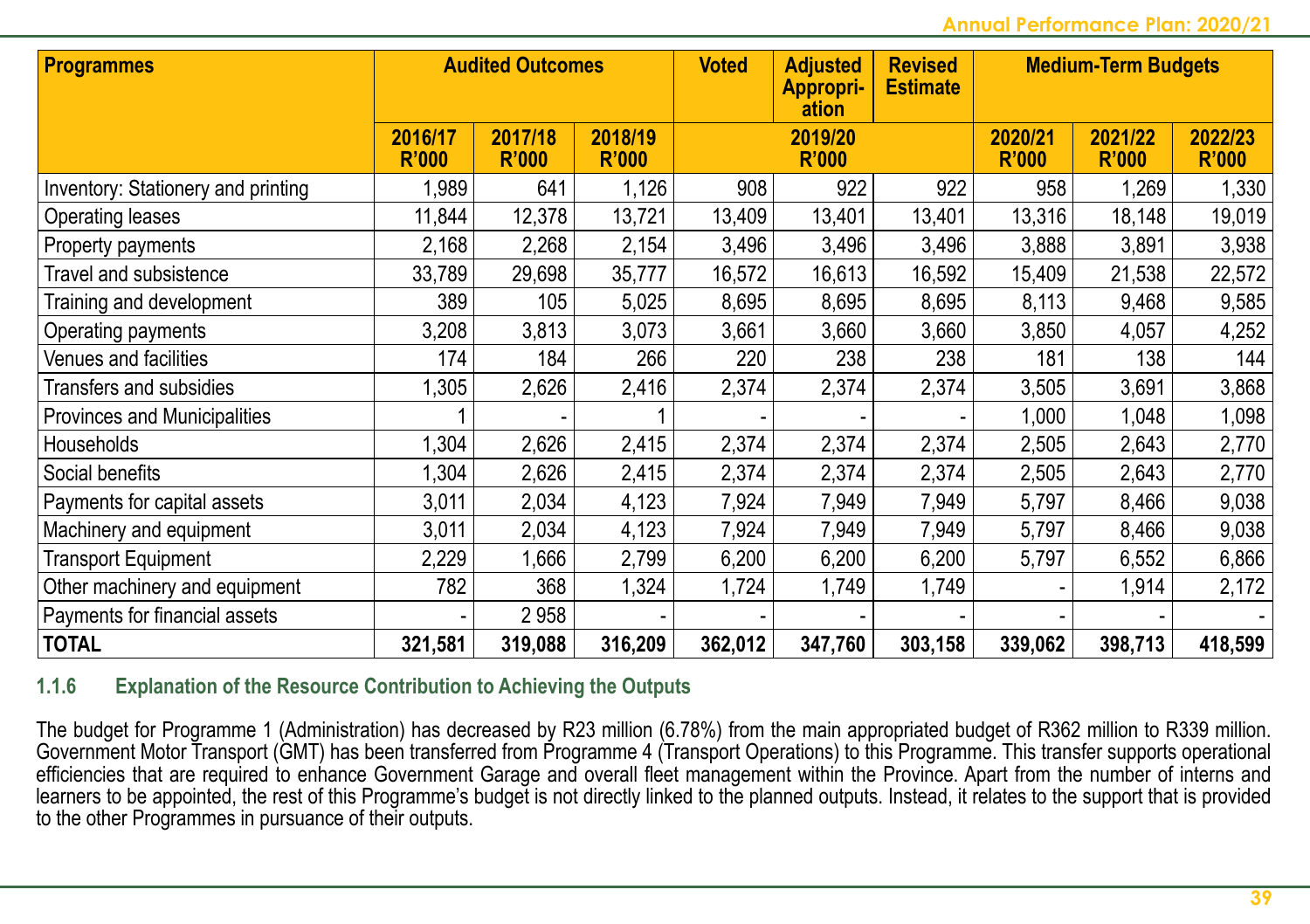| Programmes | Audited Outcomes | | | Voted | Adjusted Appropri-ation | Revised Estimate | Medium-Term Budgets | | |
|---|---|---|---|---|---|---|---|---|---|
| | 2016/17 R'000 | 2017/18 R'000 | 2018/19 R'000 | 2019/20 R'000 | | | 2020/21 R'000 | 2021/22 R'000 | 2022/23 R'000 |
| Inventory: Stationery and printing | 1,989 | 641 | 1,126 | 908 | 922 | 922 | 958 | 1,269 | 1,330 |
| Operating leases | 11,844 | 12,378 | 13,721 | 13,409 | 13,401 | 13,401 | 13,316 | 18,148 | 19,019 |
| Property payments | 2,168 | 2,268 | 2,154 | 3,496 | 3,496 | 3,496 | 3,888 | 3,891 | 3,938 |
| Travel and subsistence | 33,789 | 29,698 | 35,777 | 16,572 | 16,613 | 16,592 | 15,409 | 21,538 | 22,572 |
| Training and development | 389 | 105 | 5,025 | 8,695 | 8,695 | 8,695 | 8,113 | 9,468 | 9,585 |
| Operating payments | 3,208 | 3,813 | 3,073 | 3,661 | 3,660 | 3,660 | 3,850 | 4,057 | 4,252 |
| Venues and facilities | 174 | 184 | 266 | 220 | 238 | 238 | 181 | 138 | 144 |
| Transfers and subsidies | 1,305 | 2,626 | 2,416 | 2,374 | 2,374 | 2,374 | 3,505 | 3,691 | 3,868 |
| Provinces and Municipalities | 1 | - | 1 | - | - | - | 1,000 | 1,048 | 1,098 |
| Households | 1,304 | 2,626 | 2,415 | 2,374 | 2,374 | 2,374 | 2,505 | 2,643 | 2,770 |
| Social benefits | 1,304 | 2,626 | 2,415 | 2,374 | 2,374 | 2,374 | 2,505 | 2,643 | 2,770 |
| Payments for capital assets | 3,011 | 2,034 | 4,123 | 7,924 | 7,949 | 7,949 | 5,797 | 8,466 | 9,038 |
| Machinery and equipment | 3,011 | 2,034 | 4,123 | 7,924 | 7,949 | 7,949 | 5,797 | 8,466 | 9,038 |
| Transport Equipment | 2,229 | 1,666 | 2,799 | 6,200 | 6,200 | 6,200 | 5,797 | 6,552 | 6,866 |
| Other machinery and equipment | 782 | 368 | 1,324 | 1,724 | 1,749 | 1,749 | - | 1,914 | 2,172 |
| Payments for financial assets | - | 2 958 | - | - | - | - | - | - | - |
| **TOTAL** | **321,581** | **319,088** | **316,209** | **362,012** | **347,760** | **303,158** | **339,062** | **398,713** | **418,599** |

### 1.1.6 Explanation of the Resource Contribution to Achieving the Outputs

The budget for Programme 1 (Administration) has decreased by R23 million (6.78%) from the main appropriated budget of R362 million to R339 million. Government Motor Transport (GMT) has been transferred from Programme 4 (Transport Operations) to this Programme. This transfer supports operational efficiencies that are required to enhance Government Garage and overall fleet management within the Province. Apart from the number of interns and learners to be appointed, the rest of this Programme's budget is not directly linked to the planned outputs. Instead, it relates to the support that is provided to the other Programmes in pursuance of their outputs.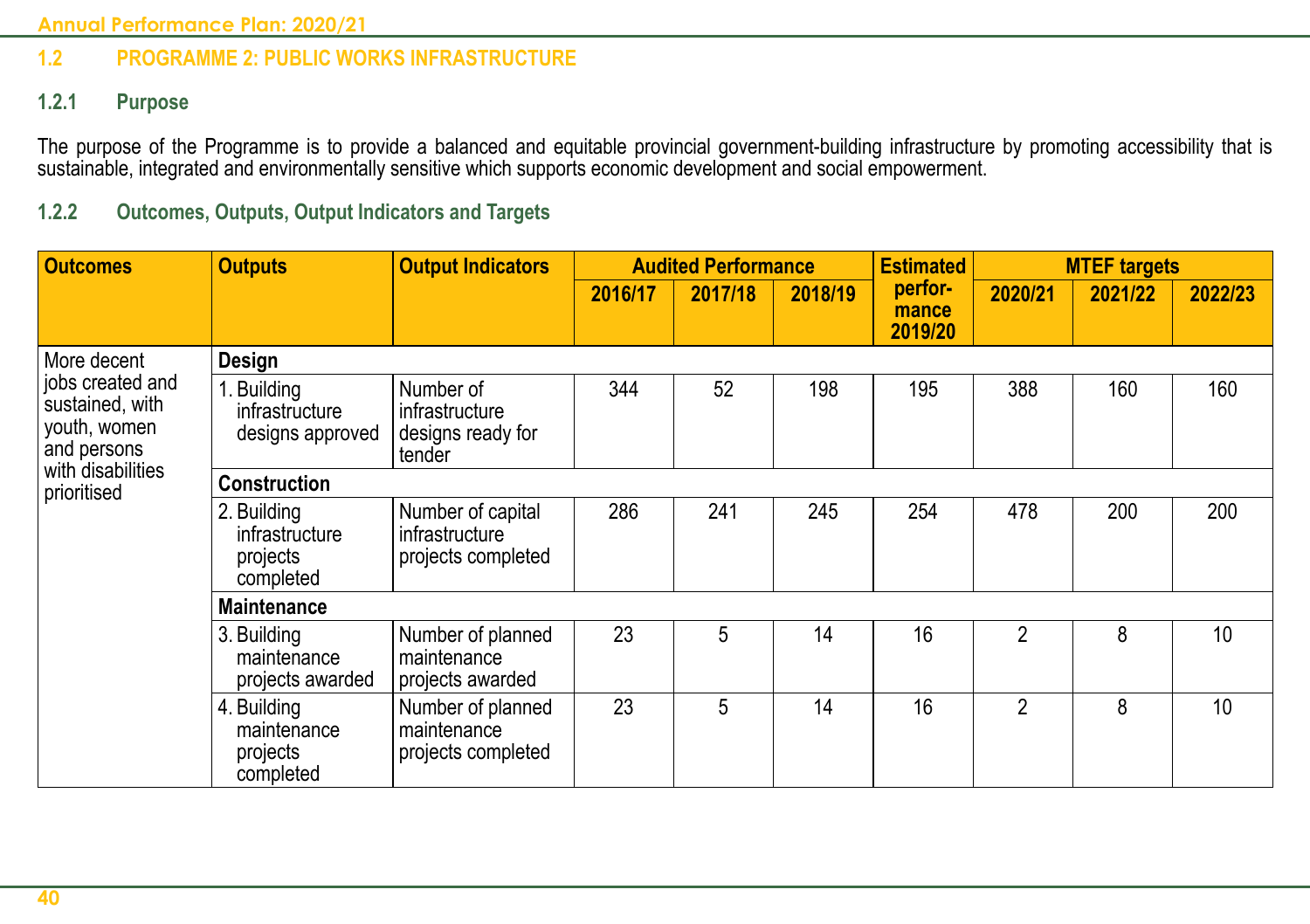## 1.2 PROGRAMME 2: PUBLIC WORKS INFRASTRUCTURE

### 1.2.1 Purpose

The purpose of the Programme is to provide a balanced and equitable provincial government-building infrastructure by promoting accessibility that is sustainable, integrated and environmentally sensitive which supports economic development and social empowerment.

### 1.2.2 Outcomes, Outputs, Output Indicators and Targets

| Outcomes | Outputs | Output Indicators | Audited Performance | | | Estimated performance 2019/20 | MTEF targets | | |
|---|---|---|---|---|---|---|---|---|---|
| | | | 2016/17 | 2017/18 | 2018/19 | | 2020/21 | 2021/22 | 2022/23 |
| More decent jobs created and sustained, with youth, women and persons with disabilities prioritised | **Design** | | | | | | | | |
| | 1. Building infrastructure designs approved | Number of infrastructure designs ready for tender | 344 | 52 | 198 | 195 | 388 | 160 | 160 |
| | **Construction** | | | | | | | | |
| | 2. Building infrastructure projects completed | Number of capital infrastructure projects completed | 286 | 241 | 245 | 254 | 478 | 200 | 200 |
| | **Maintenance** | | | | | | | | |
| | 3. Building maintenance projects awarded | Number of planned maintenance projects awarded | 23 | 5 | 14 | 16 | 2 | 8 | 10 |
| | 4. Building maintenance projects completed | Number of planned maintenance projects completed | 23 | 5 | 14 | 16 | 2 | 8 | 10 |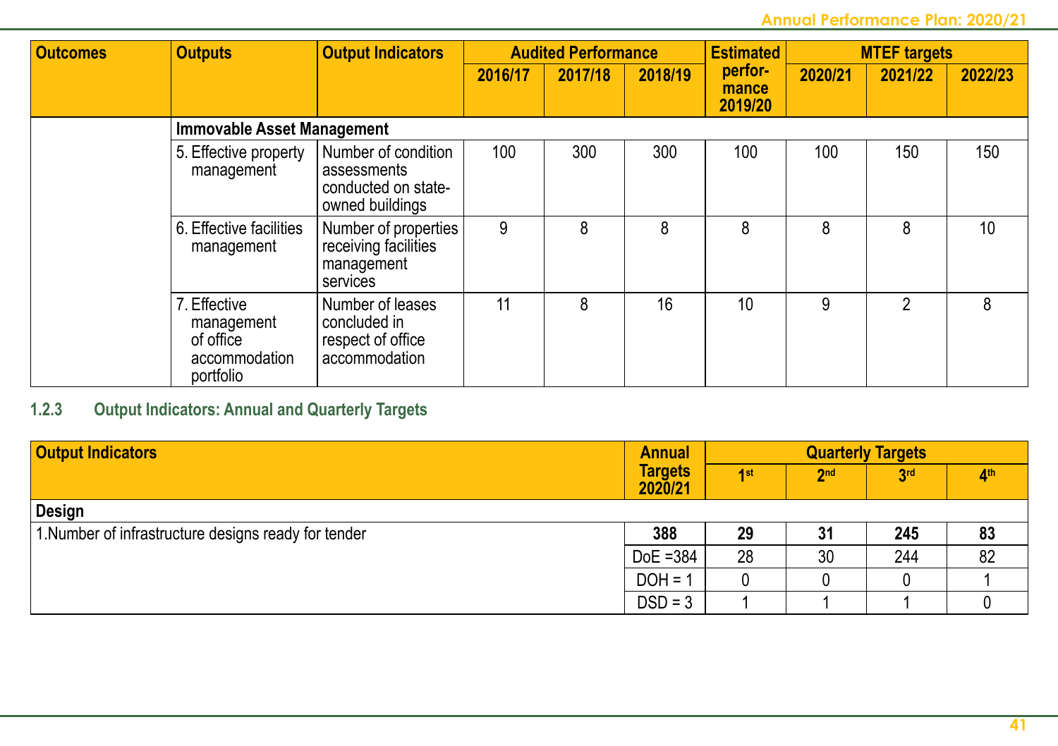| Outcomes | Outputs | Output Indicators | Audited Performance | | | Estimated performance 2019/20 | MTEF targets | | |
|---|---|---|---|---|---|---|---|---|---|
| | | | 2016/17 | 2017/18 | 2018/19 | | 2020/21 | 2021/22 | 2022/23 |
| | **Immovable Asset Management** | | | | | | | | |
| | 5. Effective property management | Number of condition assessments conducted on state-owned buildings | 100 | 300 | 300 | 100 | 100 | 150 | 150 |
| | 6. Effective facilities management | Number of properties receiving facilities management services | 9 | 8 | 8 | 8 | 8 | 8 | 10 |
| | 7. Effective management of office accommodation portfolio | Number of leases concluded in respect of office accommodation | 11 | 8 | 16 | 10 | 9 | 2 | 8 |

### 1.2.3 Output Indicators: Annual and Quarterly Targets

| Output Indicators | Annual Targets 2020/21 | Quarterly Targets | | | |
|---|---|---|---|---|---|
| | | 1st | 2nd | 3rd | 4th |
| **Design** | | | | | |
| 1.Number of infrastructure designs ready for tender | **388** | **29** | **31** | **245** | **83** |
| | DoE =384 | 28 | 30 | 244 | 82 |
| | DOH = 1 | 0 | 0 | 0 | 1 |
| | DSD = 3 | 1 | 1 | 1 | 0 |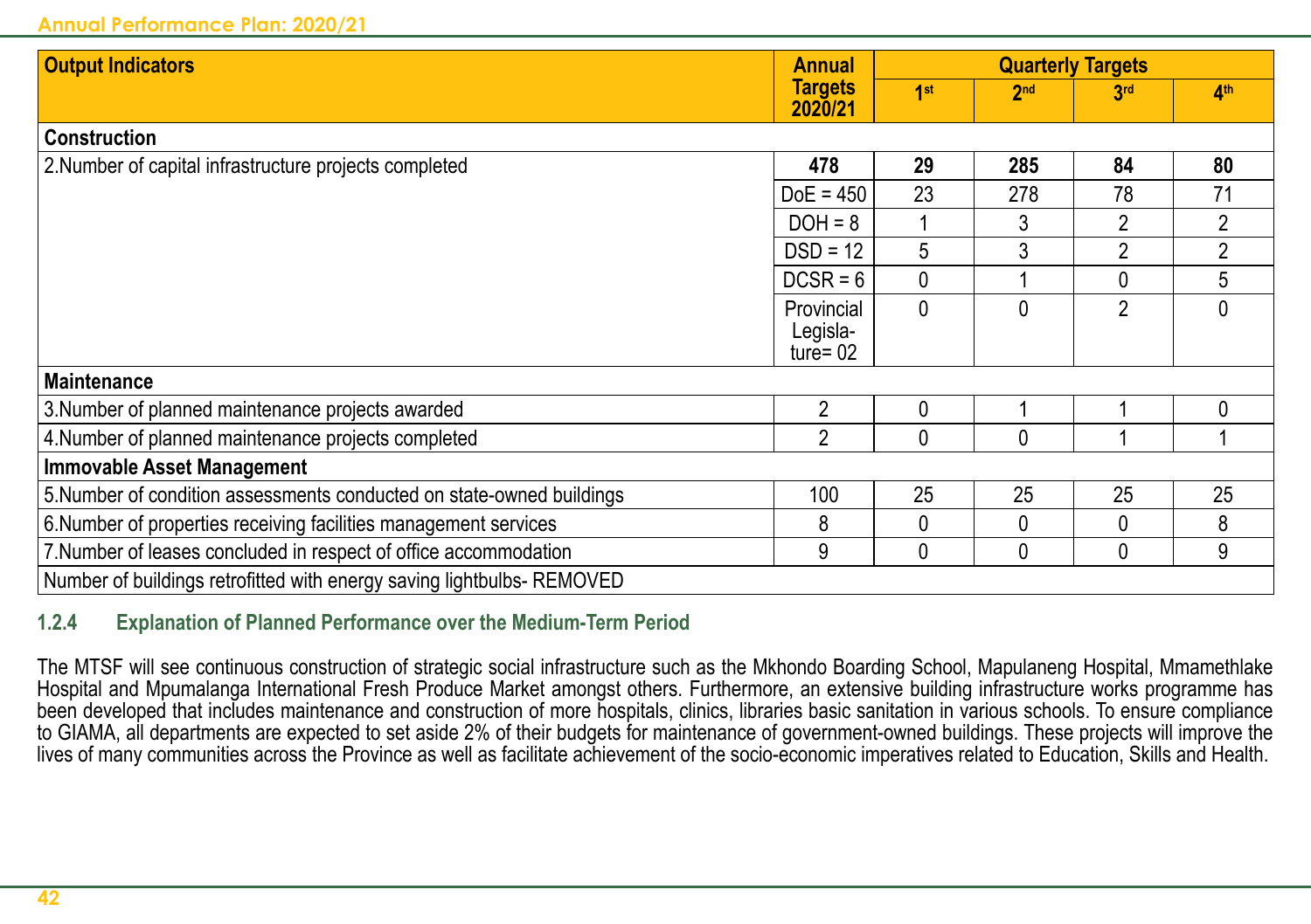| Output Indicators | Annual Targets 2020/21 | Quarterly Targets | | | |
|---|---|---|---|---|---|
| | | 1st | 2nd | 3rd | 4th |
| **Construction** | | | | | |
| 2.Number of capital infrastructure projects completed | **478** | **29** | **285** | **84** | **80** |
| | DoE = 450 | 23 | 278 | 78 | 71 |
| | DOH = 8 | 1 | 3 | 2 | 2 |
| | DSD = 12 | 5 | 3 | 2 | 2 |
| | DCSR = 6 | 0 | 1 | 0 | 5 |
| | Provincial Legisla-ture= 02 | 0 | 0 | 2 | 0 |
| **Maintenance** | | | | | |
| 3.Number of planned maintenance projects awarded | 2 | 0 | 1 | 1 | 0 |
| 4.Number of planned maintenance projects completed | 2 | 0 | 0 | 1 | 1 |
| **Immovable Asset Management** | | | | | |
| 5.Number of condition assessments conducted on state-owned buildings | 100 | 25 | 25 | 25 | 25 |
| 6.Number of properties receiving facilities management services | 8 | 0 | 0 | 0 | 8 |
| 7.Number of leases concluded in respect of office accommodation | 9 | 0 | 0 | 0 | 9 |
| Number of buildings retrofitted with energy saving lightbulbs- REMOVED | | | | | |

### 1.2.4 Explanation of Planned Performance over the Medium-Term Period

The MTSF will see continuous construction of strategic social infrastructure such as the Mkhondo Boarding School, Mapulaneng Hospital, Mmamethlake Hospital and Mpumalanga International Fresh Produce Market amongst others. Furthermore, an extensive building infrastructure works programme has been developed that includes maintenance and construction of more hospitals, clinics, libraries basic sanitation in various schools. To ensure compliance to GIAMA, all departments are expected to set aside 2% of their budgets for maintenance of government-owned buildings. These projects will improve the lives of many communities across the Province as well as facilitate achievement of the socio-economic imperatives related to Education, Skills and Health.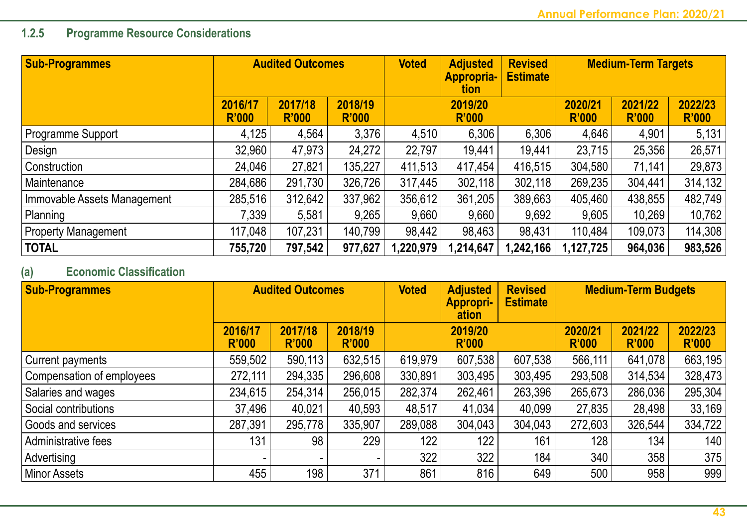### 1.2.5 Programme Resource Considerations

| Sub-Programmes | Audited Outcomes | | | Voted | Adjusted Appropria-tion | Revised Estimate | Medium-Term Targets | | |
|---|---|---|---|---|---|---|---|---|---|
| | 2016/17 R'000 | 2017/18 R'000 | 2018/19 R'000 | 2019/20 R'000 | | | 2020/21 R'000 | 2021/22 R'000 | 2022/23 R'000 |
| Programme Support | 4,125 | 4,564 | 3,376 | 4,510 | 6,306 | 6,306 | 4,646 | 4,901 | 5,131 |
| Design | 32,960 | 47,973 | 24,272 | 22,797 | 19,441 | 19,441 | 23,715 | 25,356 | 26,571 |
| Construction | 24,046 | 27,821 | 135,227 | 411,513 | 417,454 | 416,515 | 304,580 | 71,141 | 29,873 |
| Maintenance | 284,686 | 291,730 | 326,726 | 317,445 | 302,118 | 302,118 | 269,235 | 304,441 | 314,132 |
| Immovable Assets Management | 285,516 | 312,642 | 337,962 | 356,612 | 361,205 | 389,663 | 405,460 | 438,855 | 482,749 |
| Planning | 7,339 | 5,581 | 9,265 | 9,660 | 9,660 | 9,692 | 9,605 | 10,269 | 10,762 |
| Property Management | 117,048 | 107,231 | 140,799 | 98,442 | 98,463 | 98,431 | 110,484 | 109,073 | 114,308 |
| **TOTAL** | **755,720** | **797,542** | **977,627** | **1,220,979** | **1,214,647** | **1,242,166** | **1,127,725** | **964,036** | **983,526** |

#### (a) Economic Classification

| Sub-Programmes | Audited Outcomes | | | Voted | Adjusted Appropri-ation | Revised Estimate | Medium-Term Budgets | | |
|---|---|---|---|---|---|---|---|---|---|
| | 2016/17 R'000 | 2017/18 R'000 | 2018/19 R'000 | 2019/20 R'000 | | | 2020/21 R'000 | 2021/22 R'000 | 2022/23 R'000 |
| Current payments | 559,502 | 590,113 | 632,515 | 619,979 | 607,538 | 607,538 | 566,111 | 641,078 | 663,195 |
| Compensation of employees | 272,111 | 294,335 | 296,608 | 330,891 | 303,495 | 303,495 | 293,508 | 314,534 | 328,473 |
| Salaries and wages | 234,615 | 254,314 | 256,015 | 282,374 | 262,461 | 263,396 | 265,673 | 286,036 | 295,304 |
| Social contributions | 37,496 | 40,021 | 40,593 | 48,517 | 41,034 | 40,099 | 27,835 | 28,498 | 33,169 |
| Goods and services | 287,391 | 295,778 | 335,907 | 289,088 | 304,043 | 304,043 | 272,603 | 326,544 | 334,722 |
| Administrative fees | 131 | 98 | 229 | 122 | 122 | 161 | 128 | 134 | 140 |
| Advertising | - | - | - | 322 | 322 | 184 | 340 | 358 | 375 |
| Minor Assets | 455 | 198 | 371 | 861 | 816 | 649 | 500 | 958 | 999 |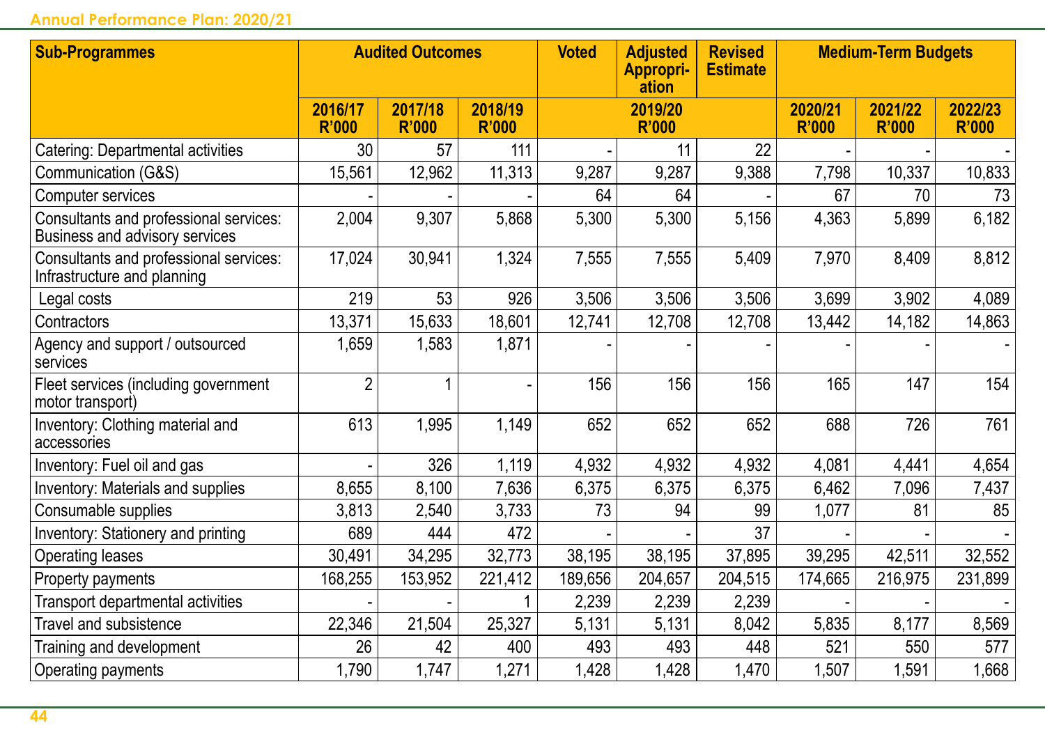| Sub-Programmes | Audited Outcomes | | | Voted | Adjusted Appropri-ation | Revised Estimate | Medium-Term Budgets | | |
|---|---|---|---|---|---|---|---|---|---|
| | 2016/17 R'000 | 2017/18 R'000 | 2018/19 R'000 | 2019/20 R'000 | | | 2020/21 R'000 | 2021/22 R'000 | 2022/23 R'000 |
| Catering: Departmental activities | 30 | 57 | 111 | - | 11 | 22 | - | - | - |
| Communication (G&S) | 15,561 | 12,962 | 11,313 | 9,287 | 9,287 | 9,388 | 7,798 | 10,337 | 10,833 |
| Computer services | - | - | - | 64 | 64 | - | 67 | 70 | 73 |
| Consultants and professional services: Business and advisory services | 2,004 | 9,307 | 5,868 | 5,300 | 5,300 | 5,156 | 4,363 | 5,899 | 6,182 |
| Consultants and professional services: Infrastructure and planning | 17,024 | 30,941 | 1,324 | 7,555 | 7,555 | 5,409 | 7,970 | 8,409 | 8,812 |
| Legal costs | 219 | 53 | 926 | 3,506 | 3,506 | 3,506 | 3,699 | 3,902 | 4,089 |
| Contractors | 13,371 | 15,633 | 18,601 | 12,741 | 12,708 | 12,708 | 13,442 | 14,182 | 14,863 |
| Agency and support / outsourced services | 1,659 | 1,583 | 1,871 | - | - | - | - | - | - |
| Fleet services (including government motor transport) | 2 | 1 | - | 156 | 156 | 156 | 165 | 147 | 154 |
| Inventory: Clothing material and accessories | 613 | 1,995 | 1,149 | 652 | 652 | 652 | 688 | 726 | 761 |
| Inventory: Fuel oil and gas | - | 326 | 1,119 | 4,932 | 4,932 | 4,932 | 4,081 | 4,441 | 4,654 |
| Inventory: Materials and supplies | 8,655 | 8,100 | 7,636 | 6,375 | 6,375 | 6,375 | 6,462 | 7,096 | 7,437 |
| Consumable supplies | 3,813 | 2,540 | 3,733 | 73 | 94 | 99 | 1,077 | 81 | 85 |
| Inventory: Stationery and printing | 689 | 444 | 472 | - | - | 37 | - | - | - |
| Operating leases | 30,491 | 34,295 | 32,773 | 38,195 | 38,195 | 37,895 | 39,295 | 42,511 | 32,552 |
| Property payments | 168,255 | 153,952 | 221,412 | 189,656 | 204,657 | 204,515 | 174,665 | 216,975 | 231,899 |
| Transport departmental activities | - | - | 1 | 2,239 | 2,239 | 2,239 | - | - | - |
| Travel and subsistence | 22,346 | 21,504 | 25,327 | 5,131 | 5,131 | 8,042 | 5,835 | 8,177 | 8,569 |
| Training and development | 26 | 42 | 400 | 493 | 493 | 448 | 521 | 550 | 577 |
| Operating payments | 1,790 | 1,747 | 1,271 | 1,428 | 1,428 | 1,470 | 1,507 | 1,591 | 1,668 |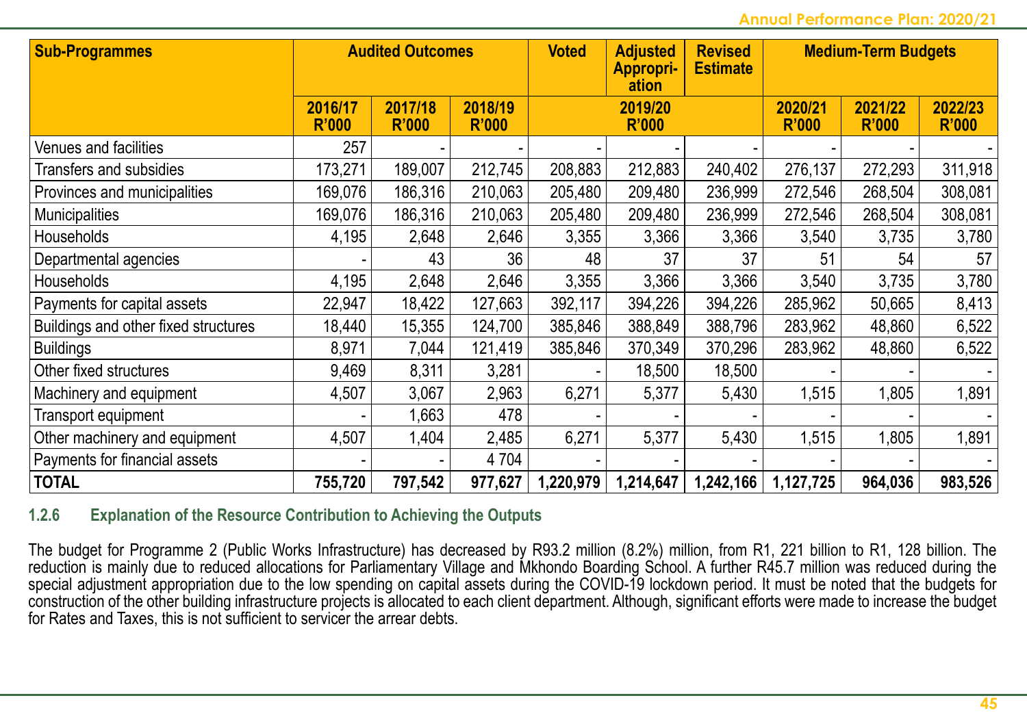| Sub-Programmes | Audited Outcomes | | | Voted | Adjusted Appropri-ation | Revised Estimate | Medium-Term Budgets | | |
|---|---|---|---|---|---|---|---|---|---|
| | 2016/17 R'000 | 2017/18 R'000 | 2018/19 R'000 | 2019/20 R'000 | | | 2020/21 R'000 | 2021/22 R'000 | 2022/23 R'000 |
| Venues and facilities | 257 | - | - | - | - | - | - | - | - |
| Transfers and subsidies | 173,271 | 189,007 | 212,745 | 208,883 | 212,883 | 240,402 | 276,137 | 272,293 | 311,918 |
| Provinces and municipalities | 169,076 | 186,316 | 210,063 | 205,480 | 209,480 | 236,999 | 272,546 | 268,504 | 308,081 |
| Municipalities | 169,076 | 186,316 | 210,063 | 205,480 | 209,480 | 236,999 | 272,546 | 268,504 | 308,081 |
| Households | 4,195 | 2,648 | 2,646 | 3,355 | 3,366 | 3,366 | 3,540 | 3,735 | 3,780 |
| Departmental agencies | - | 43 | 36 | 48 | 37 | 37 | 51 | 54 | 57 |
| Households | 4,195 | 2,648 | 2,646 | 3,355 | 3,366 | 3,366 | 3,540 | 3,735 | 3,780 |
| Payments for capital assets | 22,947 | 18,422 | 127,663 | 392,117 | 394,226 | 394,226 | 285,962 | 50,665 | 8,413 |
| Buildings and other fixed structures | 18,440 | 15,355 | 124,700 | 385,846 | 388,849 | 388,796 | 283,962 | 48,860 | 6,522 |
| Buildings | 8,971 | 7,044 | 121,419 | 385,846 | 370,349 | 370,296 | 283,962 | 48,860 | 6,522 |
| Other fixed structures | 9,469 | 8,311 | 3,281 | - | 18,500 | 18,500 | - | - | - |
| Machinery and equipment | 4,507 | 3,067 | 2,963 | 6,271 | 5,377 | 5,430 | 1,515 | 1,805 | 1,891 |
| Transport equipment | - | 1,663 | 478 | - | - | - | - | - | - |
| Other machinery and equipment | 4,507 | 1,404 | 2,485 | 6,271 | 5,377 | 5,430 | 1,515 | 1,805 | 1,891 |
| Payments for financial assets | - | - | 4 704 | - | - | - | - | - | - |
| **TOTAL** | **755,720** | **797,542** | **977,627** | **1,220,979** | **1,214,647** | **1,242,166** | **1,127,725** | **964,036** | **983,526** |

### 1.2.6 Explanation of the Resource Contribution to Achieving the Outputs

The budget for Programme 2 (Public Works Infrastructure) has decreased by R93.2 million (8.2%) million, from R1, 221 billion to R1, 128 billion. The reduction is mainly due to reduced allocations for Parliamentary Village and Mkhondo Boarding School. A further R45.7 million was reduced during the special adjustment appropriation due to the low spending on capital assets during the COVID-19 lockdown period. It must be noted that the budgets for construction of the other building infrastructure projects is allocated to each client department. Although, significant efforts were made to increase the budget for Rates and Taxes, this is not sufficient to servicer the arrear debts.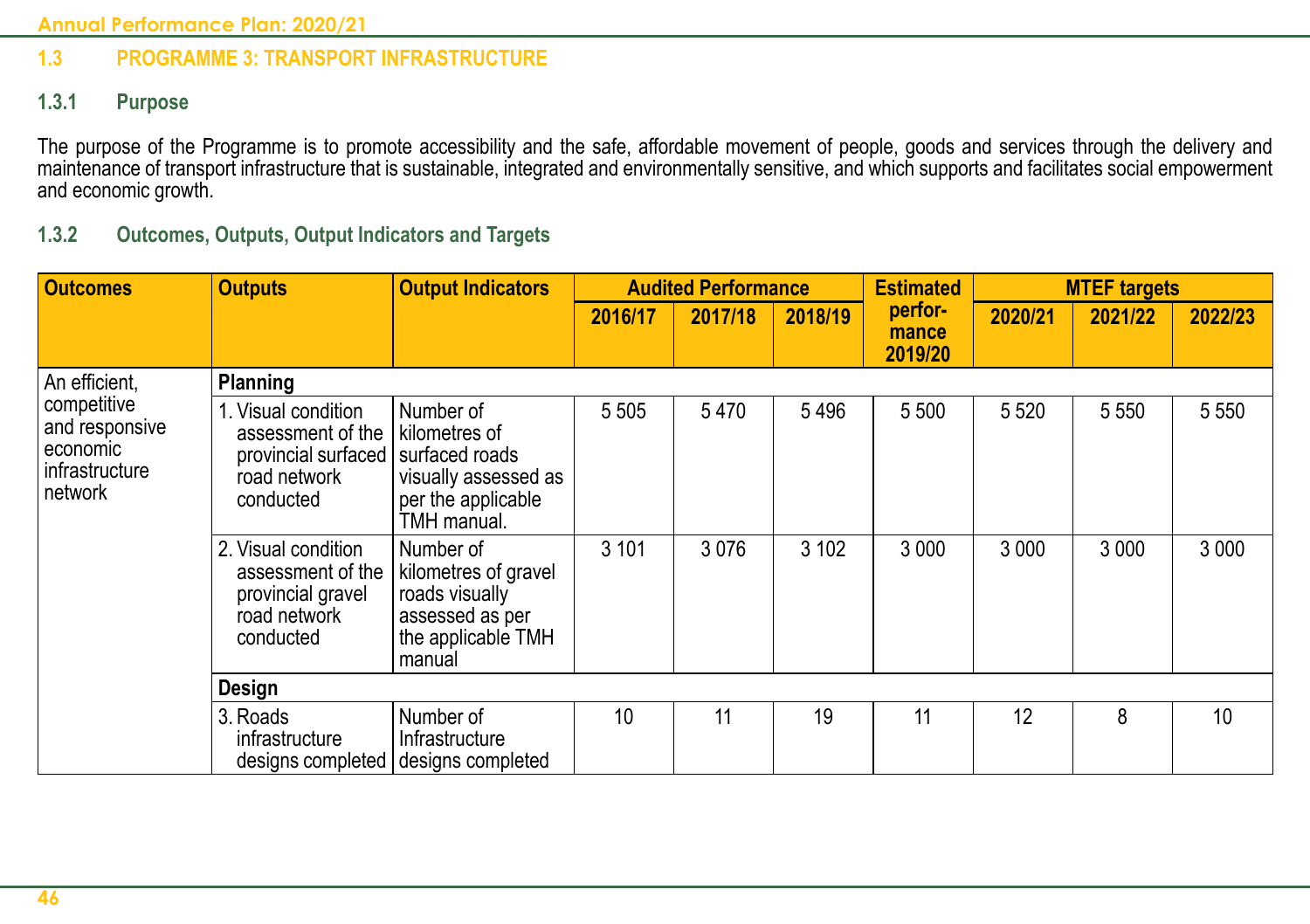## 1.3 PROGRAMME 3: TRANSPORT INFRASTRUCTURE

### 1.3.1 Purpose

The purpose of the Programme is to promote accessibility and the safe, affordable movement of people, goods and services through the delivery and maintenance of transport infrastructure that is sustainable, integrated and environmentally sensitive, and which supports and facilitates social empowerment and economic growth.

### 1.3.2 Outcomes, Outputs, Output Indicators and Targets

| Outcomes | Outputs | Output Indicators | Audited Performance | | | Estimated performance 2019/20 | MTEF targets | | |
|---|---|---|---|---|---|---|---|---|---|
| | | | 2016/17 | 2017/18 | 2018/19 | | 2020/21 | 2021/22 | 2022/23 |
| An efficient, competitive and responsive economic infrastructure network | **Planning** | | | | | | | | |
| | 1. Visual condition assessment of the provincial surfaced road network conducted | Number of kilometres of surfaced roads visually assessed as per the applicable TMH manual. | 5 505 | 5 470 | 5 496 | 5 500 | 5 520 | 5 550 | 5 550 |
| | 2. Visual condition assessment of the provincial gravel road network conducted | Number of kilometres of gravel roads visually assessed as per the applicable TMH manual | 3 101 | 3 076 | 3 102 | 3 000 | 3 000 | 3 000 | 3 000 |
| | **Design** | | | | | | | | |
| | 3. Roads infrastructure designs completed | Number of Infrastructure designs completed | 10 | 11 | 19 | 11 | 12 | 8 | 10 |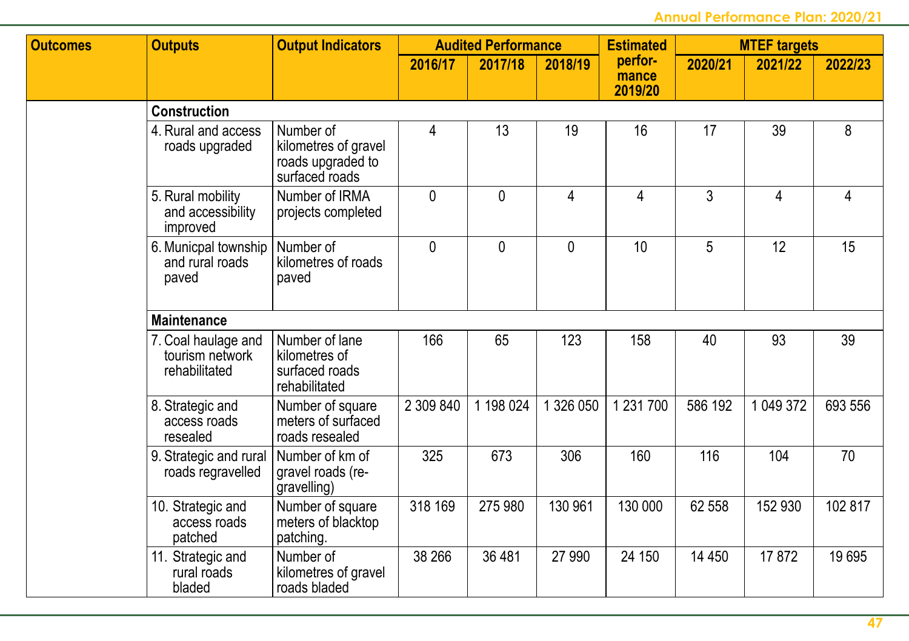| Outcomes | Outputs | Output Indicators | Audited Performance | | | Estimated performance 2019/20 | MTEF targets | | |
|---|---|---|---|---|---|---|---|---|---|
| | | | 2016/17 | 2017/18 | 2018/19 | | 2020/21 | 2021/22 | 2022/23 |
| | **Construction** | | | | | | | | |
| | 4. Rural and access roads upgraded | Number of kilometres of gravel roads upgraded to surfaced roads | 4 | 13 | 19 | 16 | 17 | 39 | 8 |
| | 5. Rural mobility and accessibility improved | Number of IRMA projects completed | 0 | 0 | 4 | 4 | 3 | 4 | 4 |
| | 6. Municpal township and rural roads paved | Number of kilometres of roads paved | 0 | 0 | 0 | 10 | 5 | 12 | 15 |
| | **Maintenance** | | | | | | | | |
| | 7. Coal haulage and tourism network rehabilitated | Number of lane kilometres of surfaced roads rehabilitated | 166 | 65 | 123 | 158 | 40 | 93 | 39 |
| | 8. Strategic and access roads resealed | Number of square meters of surfaced roads resealed | 2 309 840 | 1 198 024 | 1 326 050 | 1 231 700 | 586 192 | 1 049 372 | 693 556 |
| | 9. Strategic and rural roads regravelled | Number of km of gravel roads (re-gravelling) | 325 | 673 | 306 | 160 | 116 | 104 | 70 |
| | 10. Strategic and access roads patched | Number of square meters of blacktop patching. | 318 169 | 275 980 | 130 961 | 130 000 | 62 558 | 152 930 | 102 817 |
| | 11. Strategic and rural roads bladed | Number of kilometres of gravel roads bladed | 38 266 | 36 481 | 27 990 | 24 150 | 14 450 | 17 872 | 19 695 |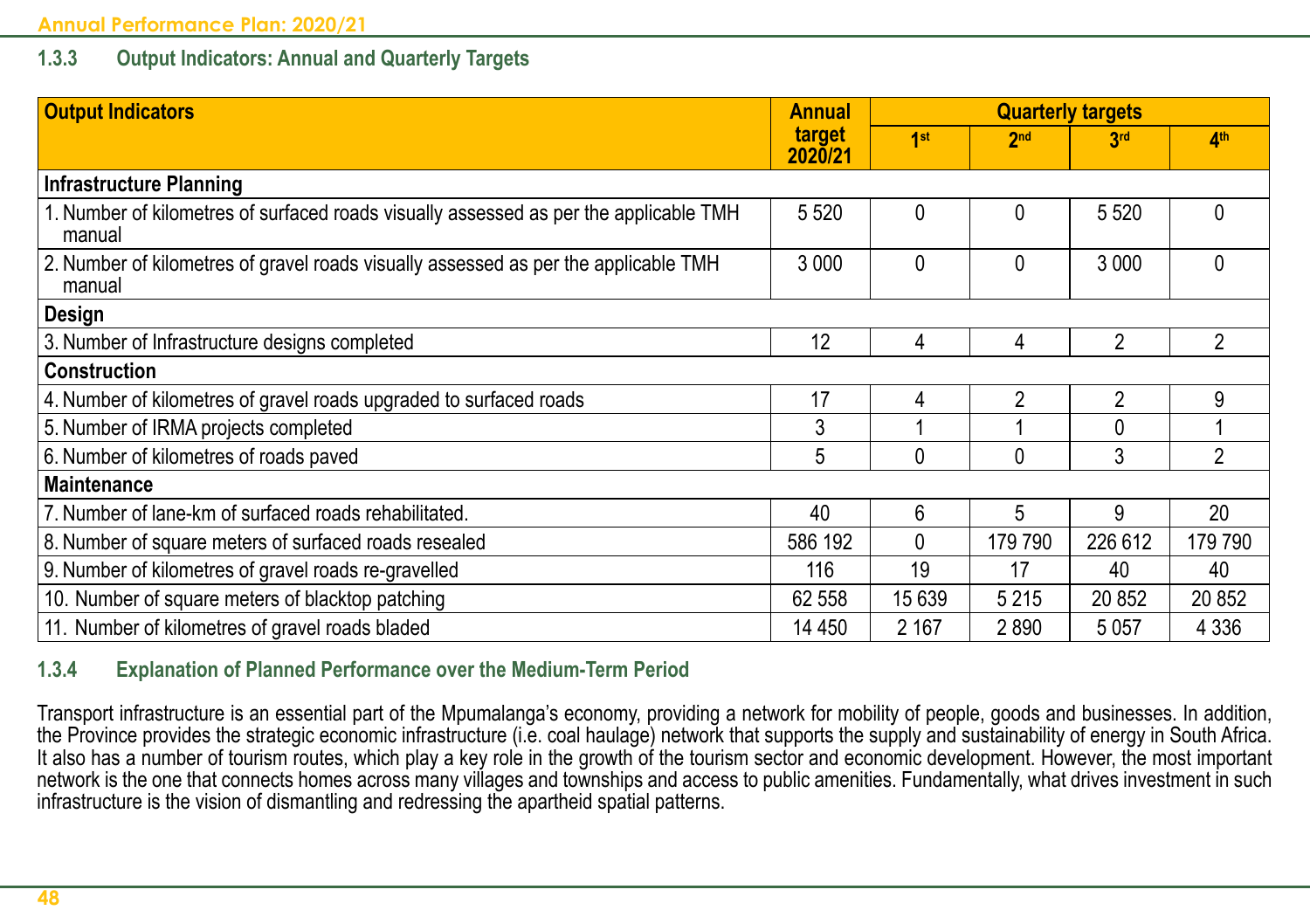### 1.3.3 Output Indicators: Annual and Quarterly Targets

| Output Indicators | Annual target 2020/21 | Quarterly targets | | | |
|---|---|---|---|---|---|
| | | 1st | 2nd | 3rd | 4th |
| **Infrastructure Planning** | | | | | |
| 1. Number of kilometres of surfaced roads visually assessed as per the applicable TMH manual | 5 520 | 0 | 0 | 5 520 | 0 |
| 2. Number of kilometres of gravel roads visually assessed as per the applicable TMH manual | 3 000 | 0 | 0 | 3 000 | 0 |
| **Design** | | | | | |
| 3. Number of Infrastructure designs completed | 12 | 4 | 4 | 2 | 2 |
| **Construction** | | | | | |
| 4. Number of kilometres of gravel roads upgraded to surfaced roads | 17 | 4 | 2 | 2 | 9 |
| 5. Number of IRMA projects completed | 3 | 1 | 1 | 0 | 1 |
| 6. Number of kilometres of roads paved | 5 | 0 | 0 | 3 | 2 |
| **Maintenance** | | | | | |
| 7. Number of lane-km of surfaced roads rehabilitated. | 40 | 6 | 5 | 9 | 20 |
| 8. Number of square meters of surfaced roads resealed | 586 192 | 0 | 179 790 | 226 612 | 179 790 |
| 9. Number of kilometres of gravel roads re-gravelled | 116 | 19 | 17 | 40 | 40 |
| 10. Number of square meters of blacktop patching | 62 558 | 15 639 | 5 215 | 20 852 | 20 852 |
| 11. Number of kilometres of gravel roads bladed | 14 450 | 2 167 | 2 890 | 5 057 | 4 336 |

### 1.3.4 Explanation of Planned Performance over the Medium-Term Period

Transport infrastructure is an essential part of the Mpumalanga's economy, providing a network for mobility of people, goods and businesses. In addition, the Province provides the strategic economic infrastructure (i.e. coal haulage) network that supports the supply and sustainability of energy in South Africa. It also has a number of tourism routes, which play a key role in the growth of the tourism sector and economic development. However, the most important network is the one that connects homes across many villages and townships and access to public amenities. Fundamentally, what drives investment in such infrastructure is the vision of dismantling and redressing the apartheid spatial patterns.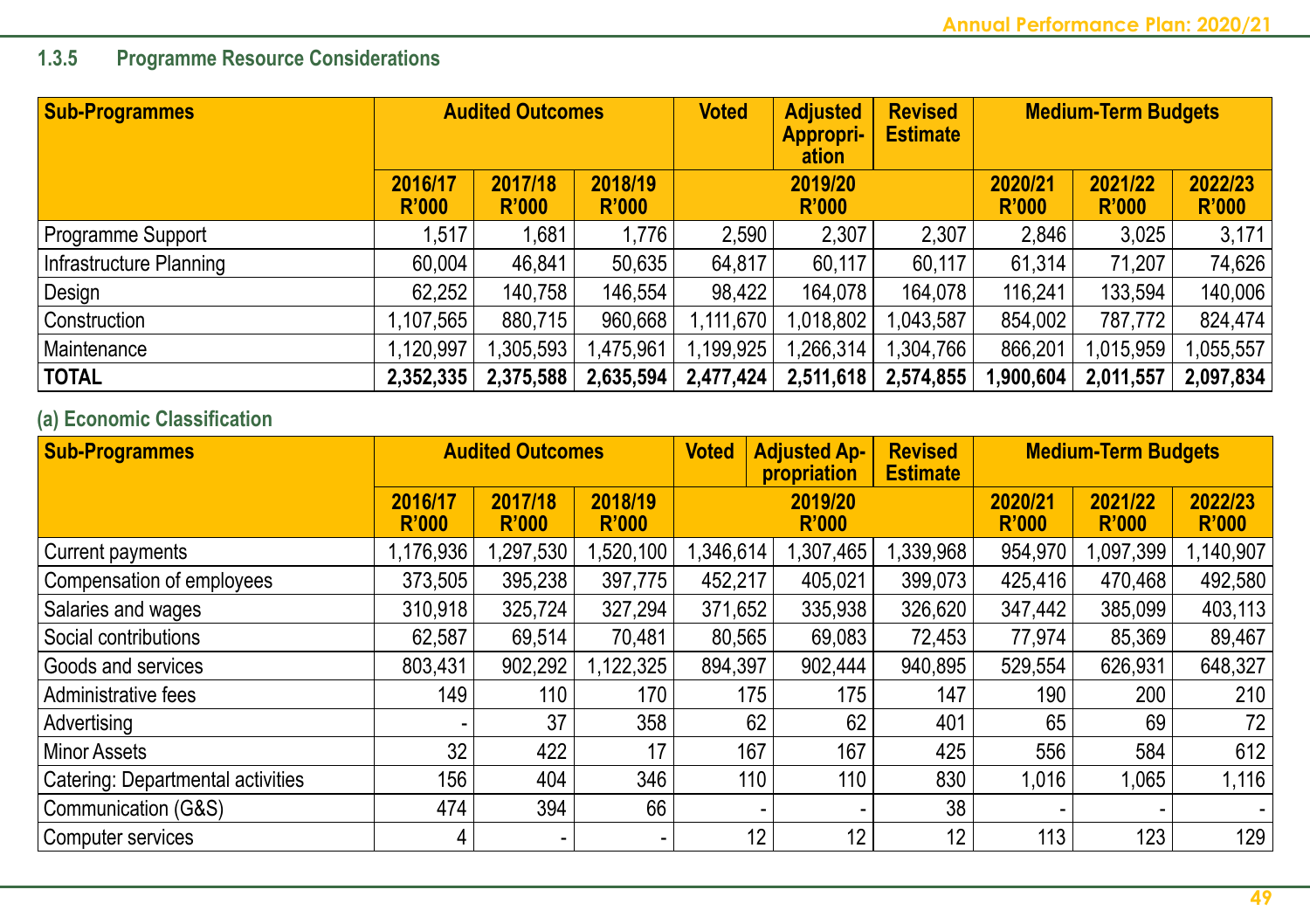### 1.3.5 Programme Resource Considerations

| Sub-Programmes | Audited Outcomes | | | Voted | Adjusted Appropri-ation | Revised Estimate | Medium-Term Budgets | | |
|---|---|---|---|---|---|---|---|---|---|
| | 2016/17 R'000 | 2017/18 R'000 | 2018/19 R'000 | 2019/20 R'000 | | | 2020/21 R'000 | 2021/22 R'000 | 2022/23 R'000 |
| Programme Support | 1,517 | 1,681 | 1,776 | 2,590 | 2,307 | 2,307 | 2,846 | 3,025 | 3,171 |
| Infrastructure Planning | 60,004 | 46,841 | 50,635 | 64,817 | 60,117 | 60,117 | 61,314 | 71,207 | 74,626 |
| Design | 62,252 | 140,758 | 146,554 | 98,422 | 164,078 | 164,078 | 116,241 | 133,594 | 140,006 |
| Construction | 1,107,565 | 880,715 | 960,668 | 1,111,670 | 1,018,802 | 1,043,587 | 854,002 | 787,772 | 824,474 |
| Maintenance | 1,120,997 | 1,305,593 | 1,475,961 | 1,199,925 | 1,266,314 | 1,304,766 | 866,201 | 1,015,959 | 1,055,557 |
| **TOTAL** | **2,352,335** | **2,375,588** | **2,635,594** | **2,477,424** | **2,511,618** | **2,574,855** | **1,900,604** | **2,011,557** | **2,097,834** |

#### (a) Economic Classification

| Sub-Programmes | Audited Outcomes | | | Voted | Adjusted Appropriation | Revised Estimate | Medium-Term Budgets | | |
|---|---|---|---|---|---|---|---|---|---|
| | 2016/17 R'000 | 2017/18 R'000 | 2018/19 R'000 | 2019/20 R'000 | | | 2020/21 R'000 | 2021/22 R'000 | 2022/23 R'000 |
| Current payments | 1,176,936 | 1,297,530 | 1,520,100 | 1,346,614 | 1,307,465 | 1,339,968 | 954,970 | 1,097,399 | 1,140,907 |
| Compensation of employees | 373,505 | 395,238 | 397,775 | 452,217 | 405,021 | 399,073 | 425,416 | 470,468 | 492,580 |
| Salaries and wages | 310,918 | 325,724 | 327,294 | 371,652 | 335,938 | 326,620 | 347,442 | 385,099 | 403,113 |
| Social contributions | 62,587 | 69,514 | 70,481 | 80,565 | 69,083 | 72,453 | 77,974 | 85,369 | 89,467 |
| Goods and services | 803,431 | 902,292 | 1,122,325 | 894,397 | 902,444 | 940,895 | 529,554 | 626,931 | 648,327 |
| Administrative fees | 149 | 110 | 170 | 175 | 175 | 147 | 190 | 200 | 210 |
| Advertising | - | 37 | 358 | 62 | 62 | 401 | 65 | 69 | 72 |
| Minor Assets | 32 | 422 | 17 | 167 | 167 | 425 | 556 | 584 | 612 |
| Catering: Departmental activities | 156 | 404 | 346 | 110 | 110 | 830 | 1,016 | 1,065 | 1,116 |
| Communication (G&S) | 474 | 394 | 66 | - | - | 38 | - | - | - |
| Computer services | 4 | - | - | 12 | 12 | 12 | 113 | 123 | 129 |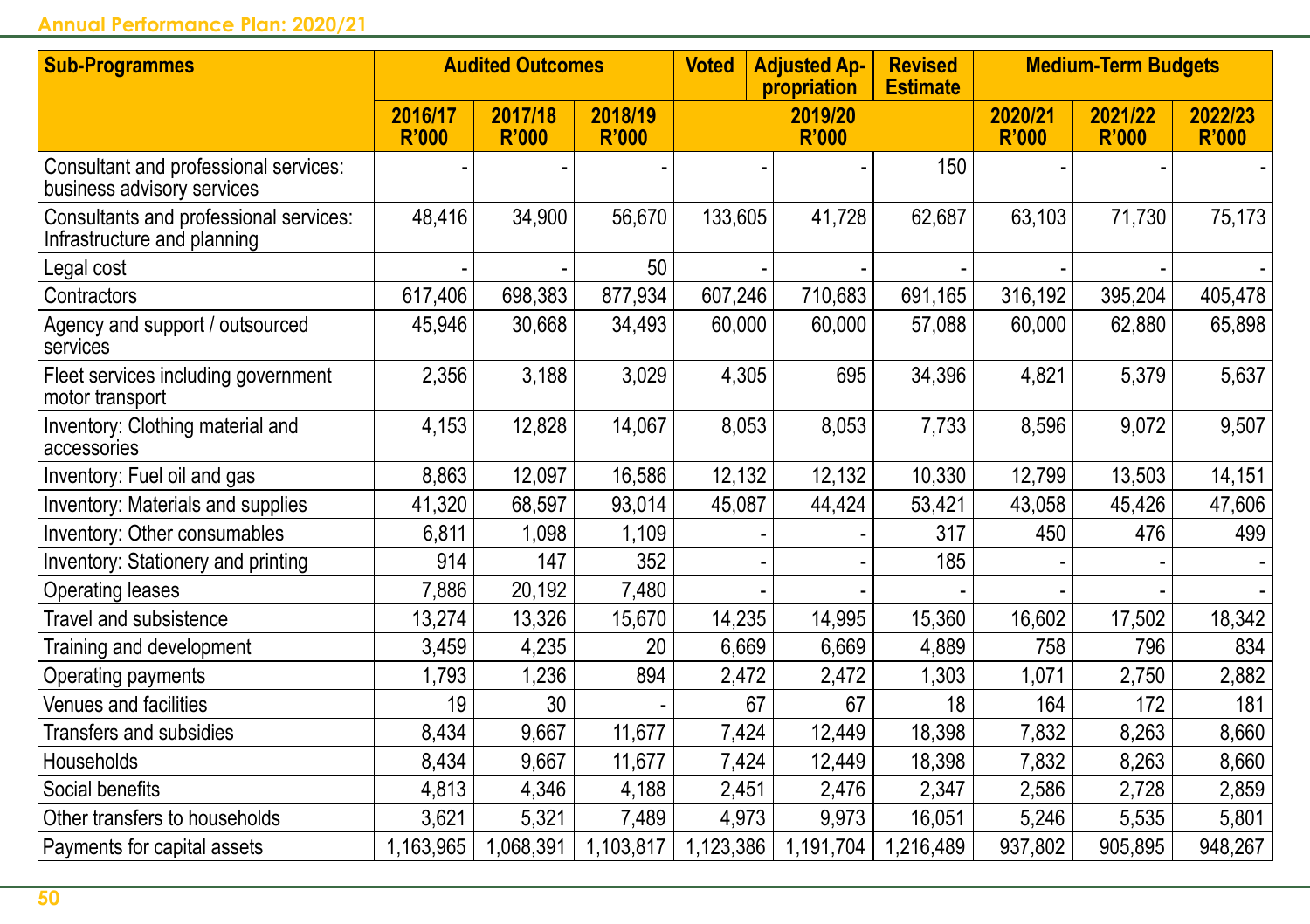| Sub-Programmes | Audited Outcomes | | | Voted | Adjusted Appropriation | Revised Estimate | Medium-Term Budgets | | |
|---|---|---|---|---|---|---|---|---|---|
| | 2016/17 R'000 | 2017/18 R'000 | 2018/19 R'000 | 2019/20 R'000 | | | 2020/21 R'000 | 2021/22 R'000 | 2022/23 R'000 |
| Consultant and professional services: business advisory services | - | - | - | - | - | 150 | - | - | - |
| Consultants and professional services: Infrastructure and planning | 48,416 | 34,900 | 56,670 | 133,605 | 41,728 | 62,687 | 63,103 | 71,730 | 75,173 |
| Legal cost | - | - | 50 | - | - | - | - | - | - |
| Contractors | 617,406 | 698,383 | 877,934 | 607,246 | 710,683 | 691,165 | 316,192 | 395,204 | 405,478 |
| Agency and support / outsourced services | 45,946 | 30,668 | 34,493 | 60,000 | 60,000 | 57,088 | 60,000 | 62,880 | 65,898 |
| Fleet services including government motor transport | 2,356 | 3,188 | 3,029 | 4,305 | 695 | 34,396 | 4,821 | 5,379 | 5,637 |
| Inventory: Clothing material and accessories | 4,153 | 12,828 | 14,067 | 8,053 | 8,053 | 7,733 | 8,596 | 9,072 | 9,507 |
| Inventory: Fuel oil and gas | 8,863 | 12,097 | 16,586 | 12,132 | 12,132 | 10,330 | 12,799 | 13,503 | 14,151 |
| Inventory: Materials and supplies | 41,320 | 68,597 | 93,014 | 45,087 | 44,424 | 53,421 | 43,058 | 45,426 | 47,606 |
| Inventory: Other consumables | 6,811 | 1,098 | 1,109 | - | - | 317 | 450 | 476 | 499 |
| Inventory: Stationery and printing | 914 | 147 | 352 | - | - | 185 | - | - | - |
| Operating leases | 7,886 | 20,192 | 7,480 | - | - | - | - | - | - |
| Travel and subsistence | 13,274 | 13,326 | 15,670 | 14,235 | 14,995 | 15,360 | 16,602 | 17,502 | 18,342 |
| Training and development | 3,459 | 4,235 | 20 | 6,669 | 6,669 | 4,889 | 758 | 796 | 834 |
| Operating payments | 1,793 | 1,236 | 894 | 2,472 | 2,472 | 1,303 | 1,071 | 2,750 | 2,882 |
| Venues and facilities | 19 | 30 | - | 67 | 67 | 18 | 164 | 172 | 181 |
| Transfers and subsidies | 8,434 | 9,667 | 11,677 | 7,424 | 12,449 | 18,398 | 7,832 | 8,263 | 8,660 |
| Households | 8,434 | 9,667 | 11,677 | 7,424 | 12,449 | 18,398 | 7,832 | 8,263 | 8,660 |
| Social benefits | 4,813 | 4,346 | 4,188 | 2,451 | 2,476 | 2,347 | 2,586 | 2,728 | 2,859 |
| Other transfers to households | 3,621 | 5,321 | 7,489 | 4,973 | 9,973 | 16,051 | 5,246 | 5,535 | 5,801 |
| Payments for capital assets | 1,163,965 | 1,068,391 | 1,103,817 | 1,123,386 | 1,191,704 | 1,216,489 | 937,802 | 905,895 | 948,267 |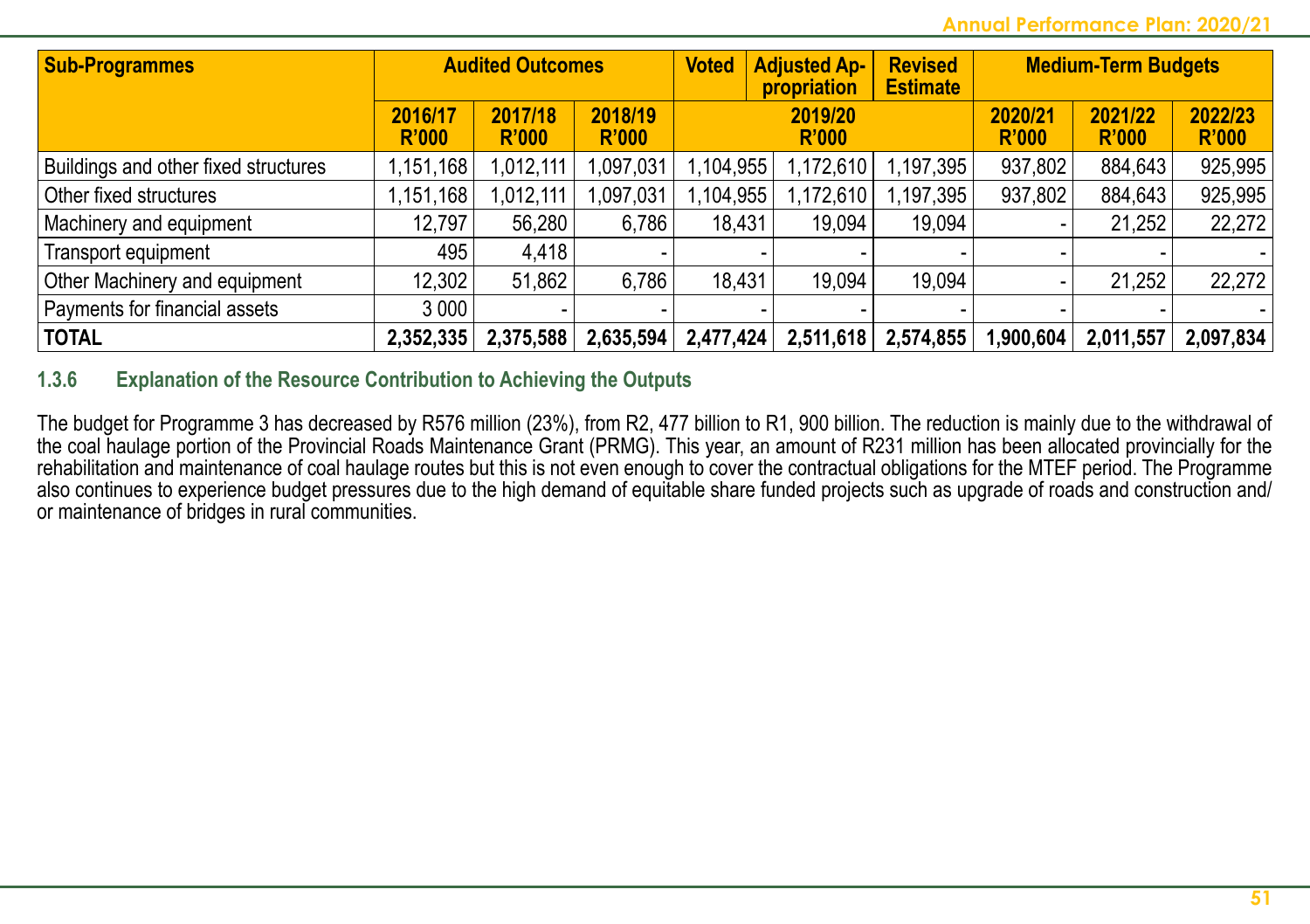| Sub-Programmes | Audited Outcomes | | | Voted | Adjusted Appropriation | Revised Estimate | Medium-Term Budgets | | |
|---|---|---|---|---|---|---|---|---|---|
| | 2016/17 R'000 | 2017/18 R'000 | 2018/19 R'000 | 2019/20 R'000 | | | 2020/21 R'000 | 2021/22 R'000 | 2022/23 R'000 |
| Buildings and other fixed structures | 1,151,168 | 1,012,111 | 1,097,031 | 1,104,955 | 1,172,610 | 1,197,395 | 937,802 | 884,643 | 925,995 |
| Other fixed structures | 1,151,168 | 1,012,111 | 1,097,031 | 1,104,955 | 1,172,610 | 1,197,395 | 937,802 | 884,643 | 925,995 |
| Machinery and equipment | 12,797 | 56,280 | 6,786 | 18,431 | 19,094 | 19,094 | - | 21,252 | 22,272 |
| Transport equipment | 495 | 4,418 | - | - | - | - | - | - | - |
| Other Machinery and equipment | 12,302 | 51,862 | 6,786 | 18,431 | 19,094 | 19,094 | - | 21,252 | 22,272 |
| Payments for financial assets | 3 000 | - | - | - | - | - | - | - | - |
| **TOTAL** | **2,352,335** | **2,375,588** | **2,635,594** | **2,477,424** | **2,511,618** | **2,574,855** | **1,900,604** | **2,011,557** | **2,097,834** |

### 1.3.6 Explanation of the Resource Contribution to Achieving the Outputs

The budget for Programme 3 has decreased by R576 million (23%), from R2, 477 billion to R1, 900 billion. The reduction is mainly due to the withdrawal of the coal haulage portion of the Provincial Roads Maintenance Grant (PRMG). This year, an amount of R231 million has been allocated provincially for the rehabilitation and maintenance of coal haulage routes but this is not even enough to cover the contractual obligations for the MTEF period. The Programme also continues to experience budget pressures due to the high demand of equitable share funded projects such as upgrade of roads and construction and/or maintenance of bridges in rural communities.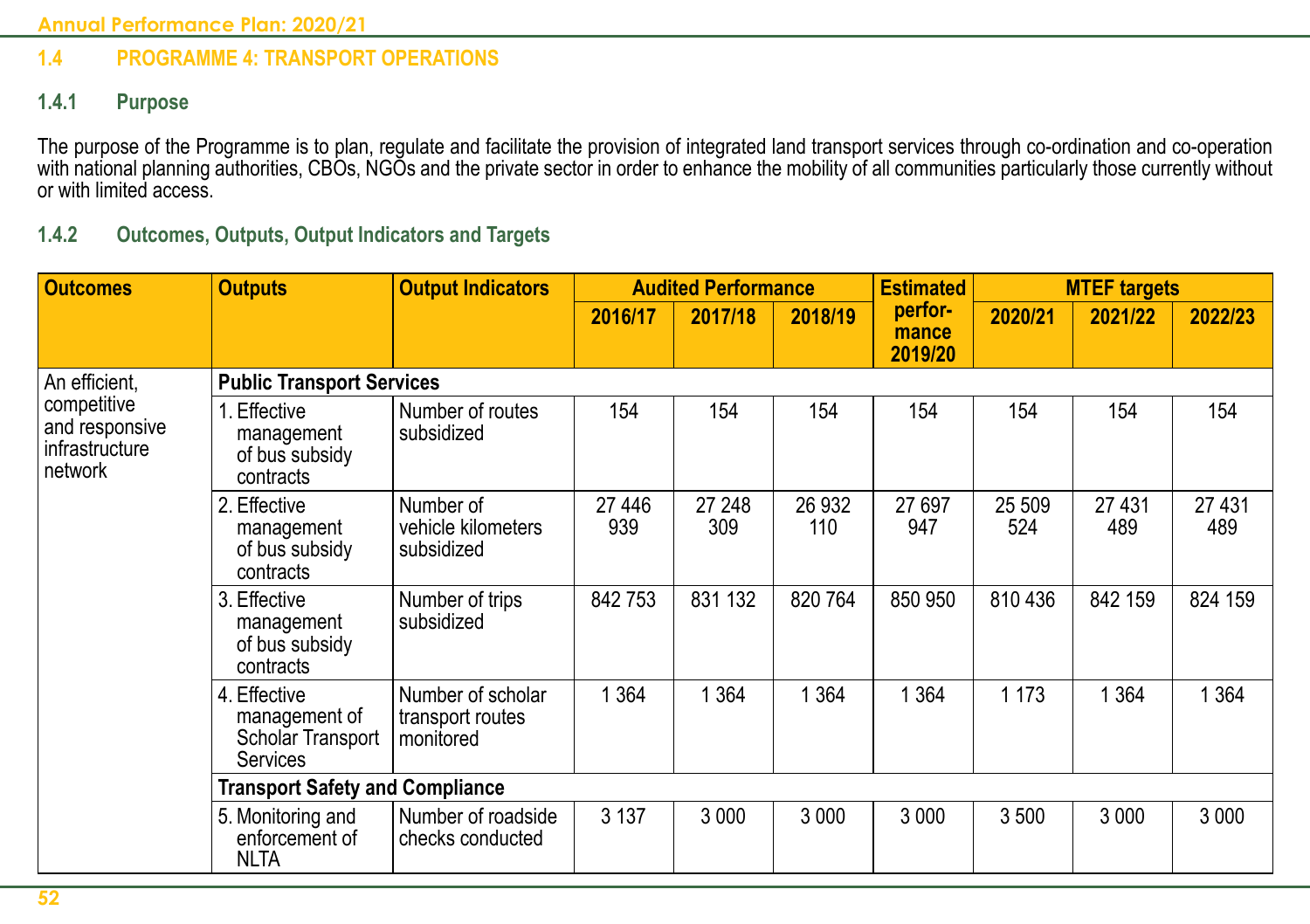## 1.4 PROGRAMME 4: TRANSPORT OPERATIONS

### 1.4.1 Purpose

The purpose of the Programme is to plan, regulate and facilitate the provision of integrated land transport services through co-ordination and co-operation with national planning authorities, CBOs, NGOs and the private sector in order to enhance the mobility of all communities particularly those currently without or with limited access.

### 1.4.2 Outcomes, Outputs, Output Indicators and Targets

| Outcomes | Outputs | Output Indicators | Audited Performance | | | Estimated performance 2019/20 | MTEF targets | | |
|---|---|---|---|---|---|---|---|---|---|
| | | | 2016/17 | 2017/18 | 2018/19 | | 2020/21 | 2021/22 | 2022/23 |
| An efficient, competitive and responsive infrastructure network | **Public Transport Services** | | | | | | | | |
| | 1. Effective management of bus subsidy contracts | Number of routes subsidized | 154 | 154 | 154 | 154 | 154 | 154 | 154 |
| | 2. Effective management of bus subsidy contracts | Number of vehicle kilometers subsidized | 27 446 939 | 27 248 309 | 26 932 110 | 27 697 947 | 25 509 524 | 27 431 489 | 27 431 489 |
| | 3. Effective management of bus subsidy contracts | Number of trips subsidized | 842 753 | 831 132 | 820 764 | 850 950 | 810 436 | 842 159 | 824 159 |
| | 4. Effective management of Scholar Transport Services | Number of scholar transport routes monitored | 1 364 | 1 364 | 1 364 | 1 364 | 1 173 | 1 364 | 1 364 |
| | **Transport Safety and Compliance** | | | | | | | | |
| | 5. Monitoring and enforcement of NLTA | Number of roadside checks conducted | 3 137 | 3 000 | 3 000 | 3 000 | 3 500 | 3 000 | 3 000 |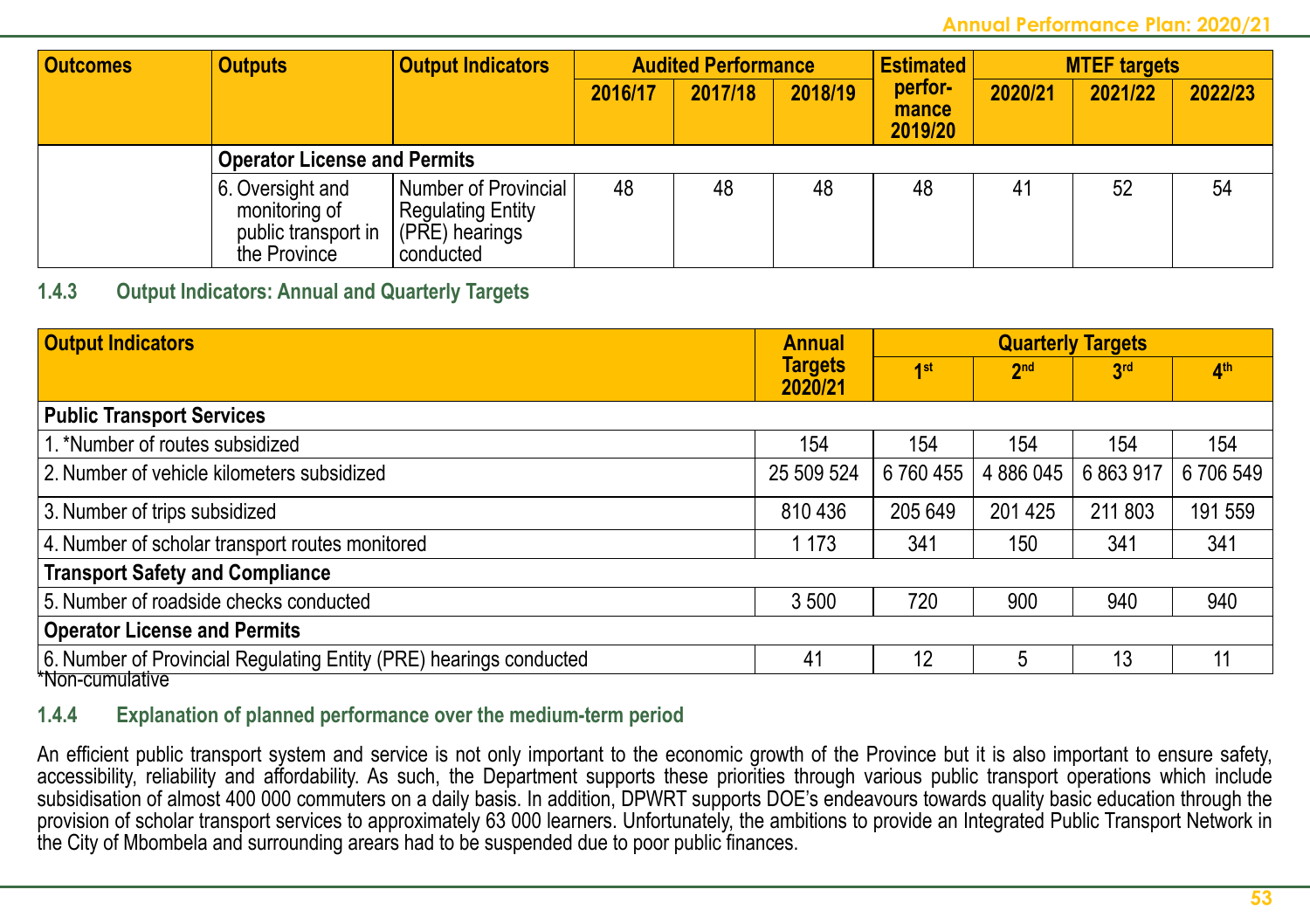| Outcomes | Outputs | Output Indicators | Audited Performance | | | Estimated performance 2019/20 | MTEF targets | | |
|---|---|---|---|---|---|---|---|---|---|
| | | | 2016/17 | 2017/18 | 2018/19 | | 2020/21 | 2021/22 | 2022/23 |
| | **Operator License and Permits** | | | | | | | | |
| | 6. Oversight and monitoring of public transport in the Province | Number of Provincial Regulating Entity (PRE) hearings conducted | 48 | 48 | 48 | 48 | 41 | 52 | 54 |

### 1.4.3 Output Indicators: Annual and Quarterly Targets

| Output Indicators | Annual Targets 2020/21 | Quarterly Targets | | | |
|---|---|---|---|---|---|
| | | 1st | 2nd | 3rd | 4th |
| **Public Transport Services** | | | | | |
| 1. *Number of routes subsidized | 154 | 154 | 154 | 154 | 154 |
| 2. Number of vehicle kilometers subsidized | 25 509 524 | 6 760 455 | 4 886 045 | 6 863 917 | 6 706 549 |
| 3. Number of trips subsidized | 810 436 | 205 649 | 201 425 | 211 803 | 191 559 |
| 4. Number of scholar transport routes monitored | 1 173 | 341 | 150 | 341 | 341 |
| **Transport Safety and Compliance** | | | | | |
| 5. Number of roadside checks conducted | 3 500 | 720 | 900 | 940 | 940 |
| **Operator License and Permits** | | | | | |
| 6. Number of Provincial Regulating Entity (PRE) hearings conducted | 41 | 12 | 5 | 13 | 11 |

*Non-cumulative

### 1.4.4 Explanation of planned performance over the medium-term period

An efficient public transport system and service is not only important to the economic growth of the Province but it is also important to ensure safety, accessibility, reliability and affordability. As such, the Department supports these priorities through various public transport operations which include subsidisation of almost 400 000 commuters on a daily basis. In addition, DPWRT supports DOE's endeavours towards quality basic education through the provision of scholar transport services to approximately 63 000 learners. Unfortunately, the ambitions to provide an Integrated Public Transport Network in the City of Mbombela and surrounding arears had to be suspended due to poor public finances.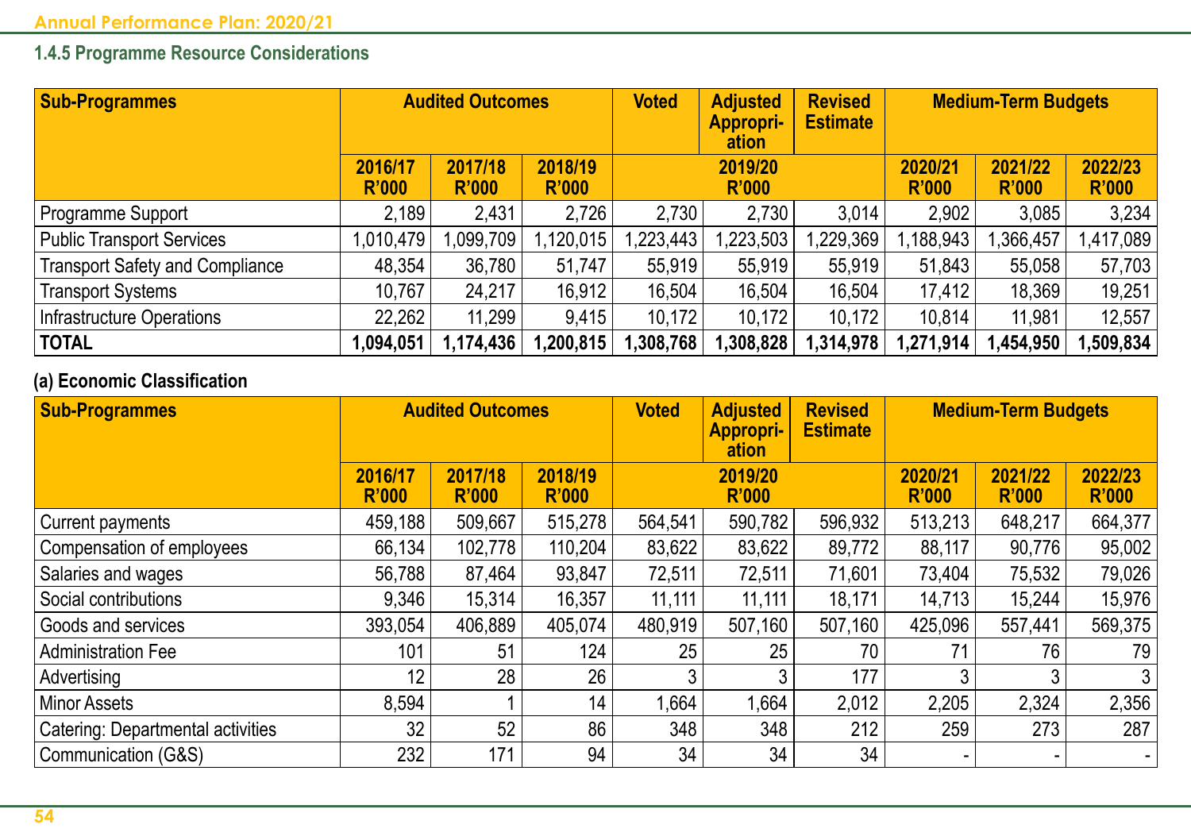### 1.4.5 Programme Resource Considerations

| Sub-Programmes | Audited Outcomes | | | Voted | Adjusted Appropri-ation | Revised Estimate | Medium-Term Budgets | | |
|---|---|---|---|---|---|---|---|---|---|
| | 2016/17 R'000 | 2017/18 R'000 | 2018/19 R'000 | 2019/20 R'000 | | | 2020/21 R'000 | 2021/22 R'000 | 2022/23 R'000 |
| Programme Support | 2,189 | 2,431 | 2,726 | 2,730 | 2,730 | 3,014 | 2,902 | 3,085 | 3,234 |
| Public Transport Services | 1,010,479 | 1,099,709 | 1,120,015 | 1,223,443 | 1,223,503 | 1,229,369 | 1,188,943 | 1,366,457 | 1,417,089 |
| Transport Safety and Compliance | 48,354 | 36,780 | 51,747 | 55,919 | 55,919 | 55,919 | 51,843 | 55,058 | 57,703 |
| Transport Systems | 10,767 | 24,217 | 16,912 | 16,504 | 16,504 | 16,504 | 17,412 | 18,369 | 19,251 |
| Infrastructure Operations | 22,262 | 11,299 | 9,415 | 10,172 | 10,172 | 10,172 | 10,814 | 11,981 | 12,557 |
| **TOTAL** | **1,094,051** | **1,174,436** | **1,200,815** | **1,308,768** | **1,308,828** | **1,314,978** | **1,271,914** | **1,454,950** | **1,509,834** |

**(a) Economic Classification**

| Sub-Programmes | Audited Outcomes | | | Voted | Adjusted Appropri-ation | Revised Estimate | Medium-Term Budgets | | |
|---|---|---|---|---|---|---|---|---|---|
| | 2016/17 R'000 | 2017/18 R'000 | 2018/19 R'000 | 2019/20 R'000 | | | 2020/21 R'000 | 2021/22 R'000 | 2022/23 R'000 |
| Current payments | 459,188 | 509,667 | 515,278 | 564,541 | 590,782 | 596,932 | 513,213 | 648,217 | 664,377 |
| Compensation of employees | 66,134 | 102,778 | 110,204 | 83,622 | 83,622 | 89,772 | 88,117 | 90,776 | 95,002 |
| Salaries and wages | 56,788 | 87,464 | 93,847 | 72,511 | 72,511 | 71,601 | 73,404 | 75,532 | 79,026 |
| Social contributions | 9,346 | 15,314 | 16,357 | 11,111 | 11,111 | 18,171 | 14,713 | 15,244 | 15,976 |
| Goods and services | 393,054 | 406,889 | 405,074 | 480,919 | 507,160 | 507,160 | 425,096 | 557,441 | 569,375 |
| Administration Fee | 101 | 51 | 124 | 25 | 25 | 70 | 71 | 76 | 79 |
| Advertising | 12 | 28 | 26 | 3 | 3 | 177 | 3 | 3 | 3 |
| Minor Assets | 8,594 | 1 | 14 | 1,664 | 1,664 | 2,012 | 2,205 | 2,324 | 2,356 |
| Catering: Departmental activities | 32 | 52 | 86 | 348 | 348 | 212 | 259 | 273 | 287 |
| Communication (G&S) | 232 | 171 | 94 | 34 | 34 | 34 | - | - | - |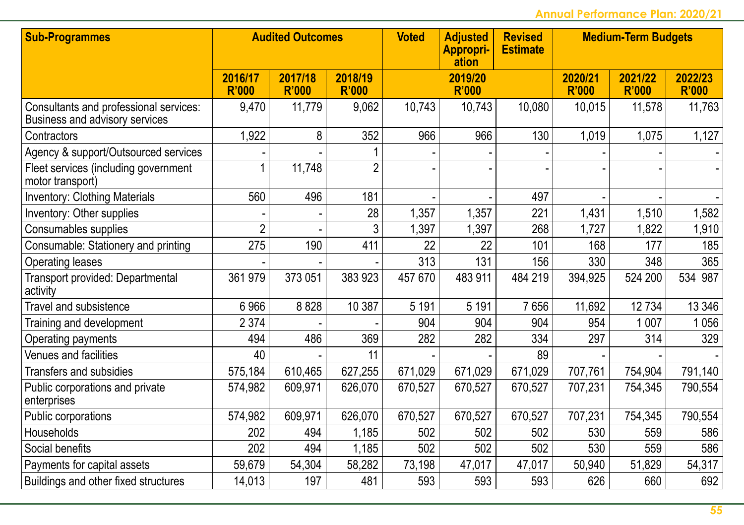| Sub-Programmes | Audited Outcomes | | | Voted | Adjusted Appropri-ation | Revised Estimate | Medium-Term Budgets | | |
|---|---|---|---|---|---|---|---|---|---|
| | 2016/17 R'000 | 2017/18 R'000 | 2018/19 R'000 | 2019/20 R'000 | | | 2020/21 R'000 | 2021/22 R'000 | 2022/23 R'000 |
| Consultants and professional services: Business and advisory services | 9,470 | 11,779 | 9,062 | 10,743 | 10,743 | 10,080 | 10,015 | 11,578 | 11,763 |
| Contractors | 1,922 | 8 | 352 | 966 | 966 | 130 | 1,019 | 1,075 | 1,127 |
| Agency & support/Outsourced services | - | - | 1 | - | - | - | - | - | - |
| Fleet services (including government motor transport) | 1 | 11,748 | 2 | - | - | - | - | - | - |
| Inventory: Clothing Materials | 560 | 496 | 181 | - | - | 497 | - | - | - |
| Inventory: Other supplies | - | - | 28 | 1,357 | 1,357 | 221 | 1,431 | 1,510 | 1,582 |
| Consumables supplies | 2 | - | 3 | 1,397 | 1,397 | 268 | 1,727 | 1,822 | 1,910 |
| Consumable: Stationery and printing | 275 | 190 | 411 | 22 | 22 | 101 | 168 | 177 | 185 |
| Operating leases | - | - | - | 313 | 131 | 156 | 330 | 348 | 365 |
| Transport provided: Departmental activity | 361 979 | 373 051 | 383 923 | 457 670 | 483 911 | 484 219 | 394,925 | 524 200 | 534 987 |
| Travel and subsistence | 6 966 | 8 828 | 10 387 | 5 191 | 5 191 | 7 656 | 11,692 | 12 734 | 13 346 |
| Training and development | 2 374 | - | - | 904 | 904 | 904 | 954 | 1 007 | 1 056 |
| Operating payments | 494 | 486 | 369 | 282 | 282 | 334 | 297 | 314 | 329 |
| Venues and facilities | 40 | - | 11 | - | - | 89 | - | - | - |
| Transfers and subsidies | 575,184 | 610,465 | 627,255 | 671,029 | 671,029 | 671,029 | 707,761 | 754,904 | 791,140 |
| Public corporations and private enterprises | 574,982 | 609,971 | 626,070 | 670,527 | 670,527 | 670,527 | 707,231 | 754,345 | 790,554 |
| Public corporations | 574,982 | 609,971 | 626,070 | 670,527 | 670,527 | 670,527 | 707,231 | 754,345 | 790,554 |
| Households | 202 | 494 | 1,185 | 502 | 502 | 502 | 530 | 559 | 586 |
| Social benefits | 202 | 494 | 1,185 | 502 | 502 | 502 | 530 | 559 | 586 |
| Payments for capital assets | 59,679 | 54,304 | 58,282 | 73,198 | 47,017 | 47,017 | 50,940 | 51,829 | 54,317 |
| Buildings and other fixed structures | 14,013 | 197 | 481 | 593 | 593 | 593 | 626 | 660 | 692 |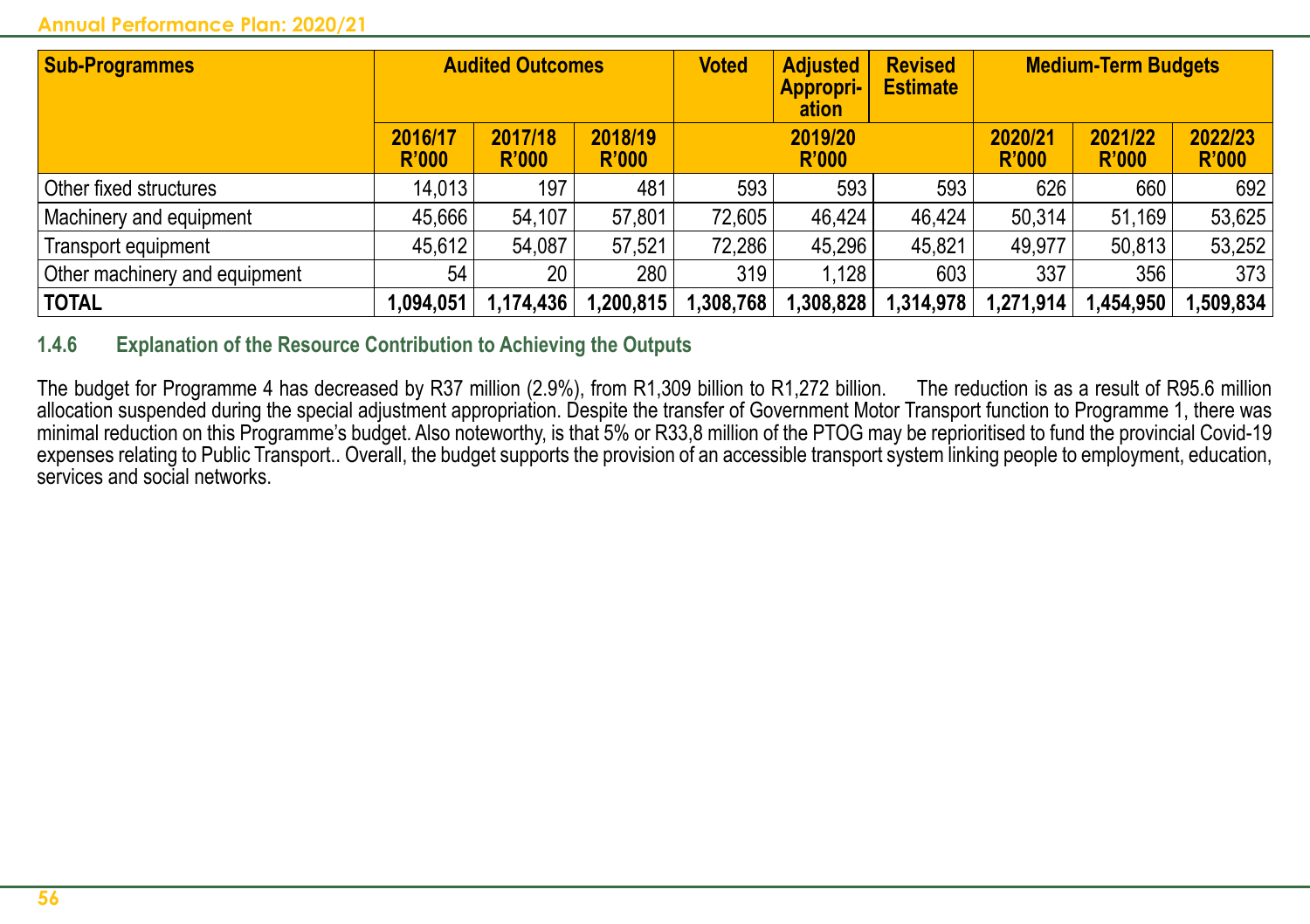| Sub-Programmes | Audited Outcomes | | | Voted | Adjusted Appropri-ation | Revised Estimate | Medium-Term Budgets | | |
|---|---|---|---|---|---|---|---|---|---|
| | 2016/17 R'000 | 2017/18 R'000 | 2018/19 R'000 | 2019/20 R'000 | | | 2020/21 R'000 | 2021/22 R'000 | 2022/23 R'000 |
| Other fixed structures | 14,013 | 197 | 481 | 593 | 593 | 593 | 626 | 660 | 692 |
| Machinery and equipment | 45,666 | 54,107 | 57,801 | 72,605 | 46,424 | 46,424 | 50,314 | 51,169 | 53,625 |
| Transport equipment | 45,612 | 54,087 | 57,521 | 72,286 | 45,296 | 45,821 | 49,977 | 50,813 | 53,252 |
| Other machinery and equipment | 54 | 20 | 280 | 319 | 1,128 | 603 | 337 | 356 | 373 |
| **TOTAL** | **1,094,051** | **1,174,436** | **1,200,815** | **1,308,768** | **1,308,828** | **1,314,978** | **1,271,914** | **1,454,950** | **1,509,834** |

### 1.4.6 Explanation of the Resource Contribution to Achieving the Outputs

The budget for Programme 4 has decreased by R37 million (2.9%), from R1,309 billion to R1,272 billion. The reduction is as a result of R95.6 million allocation suspended during the special adjustment appropriation. Despite the transfer of Government Motor Transport function to Programme 1, there was minimal reduction on this Programme's budget. Also noteworthy, is that 5% or R33,8 million of the PTOG may be reprioritised to fund the provincial Covid-19 expenses relating to Public Transport.. Overall, the budget supports the provision of an accessible transport system linking people to employment, education, services and social networks.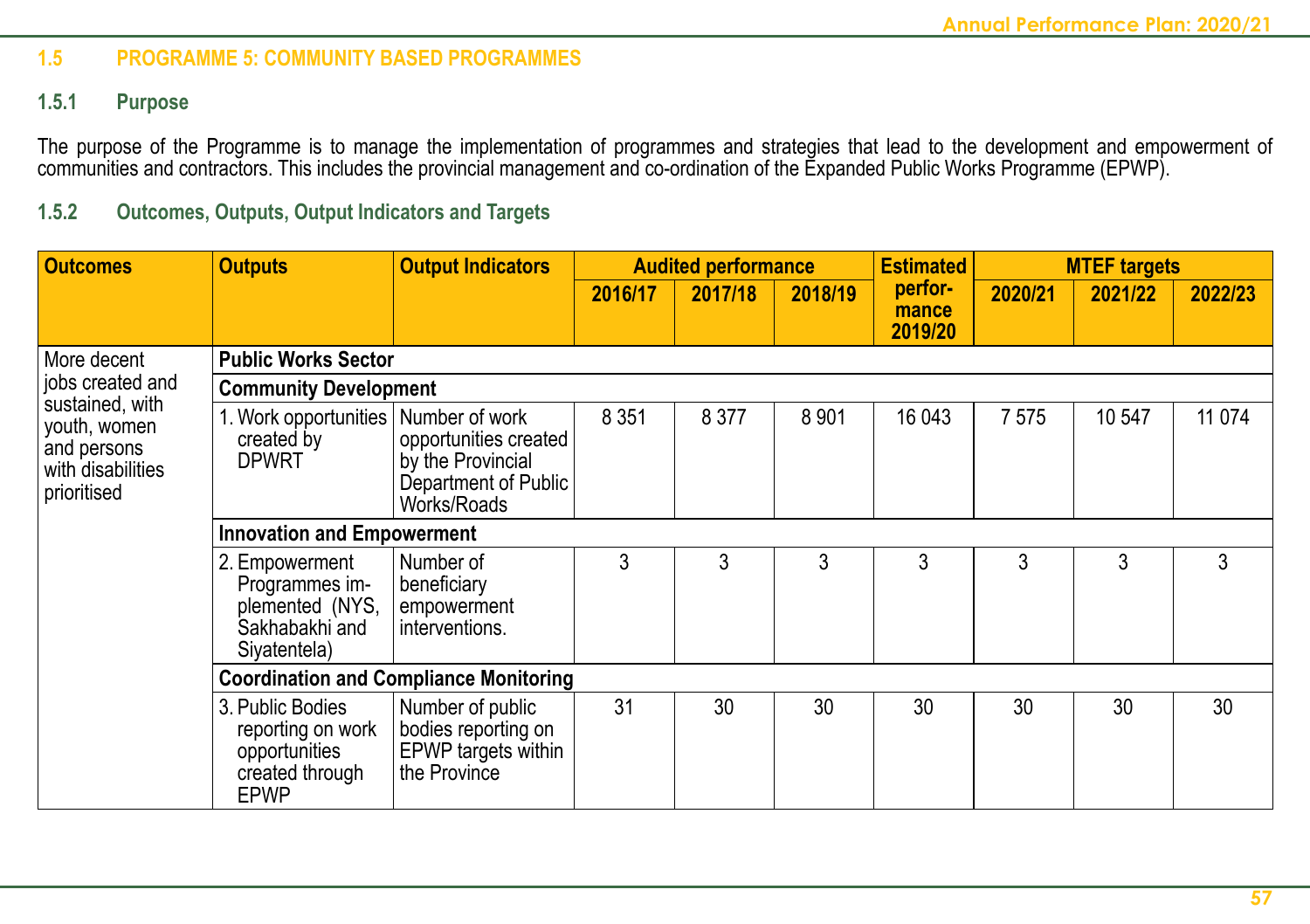## 1.5 PROGRAMME 5: COMMUNITY BASED PROGRAMMES

### 1.5.1 Purpose

The purpose of the Programme is to manage the implementation of programmes and strategies that lead to the development and empowerment of communities and contractors. This includes the provincial management and co-ordination of the Expanded Public Works Programme (EPWP).

### 1.5.2 Outcomes, Outputs, Output Indicators and Targets

| Outcomes | Outputs | Output Indicators | Audited performance | | | Estimated performance 2019/20 | MTEF targets | | |
|---|---|---|---|---|---|---|---|---|---|
| | | | 2016/17 | 2017/18 | 2018/19 | | 2020/21 | 2021/22 | 2022/23 |
| More decent jobs created and sustained, with youth, women and persons with disabilities prioritised | **Public Works Sector** | | | | | | | | |
| | **Community Development** | | | | | | | | |
| | 1. Work opportunities created by DPWRT | Number of work opportunities created by the Provincial Department of Public Works/Roads | 8 351 | 8 377 | 8 901 | 16 043 | 7 575 | 10 547 | 11 074 |
| | **Innovation and Empowerment** | | | | | | | | |
| | 2. Empowerment Programmes implemented (NYS, Sakhabakhi and Siyatentela) | Number of beneficiary empowerment interventions. | 3 | 3 | 3 | 3 | 3 | 3 | 3 |
| | **Coordination and Compliance Monitoring** | | | | | | | | |
| | 3. Public Bodies reporting on work opportunities created through EPWP | Number of public bodies reporting on EPWP targets within the Province | 31 | 30 | 30 | 30 | 30 | 30 | 30 |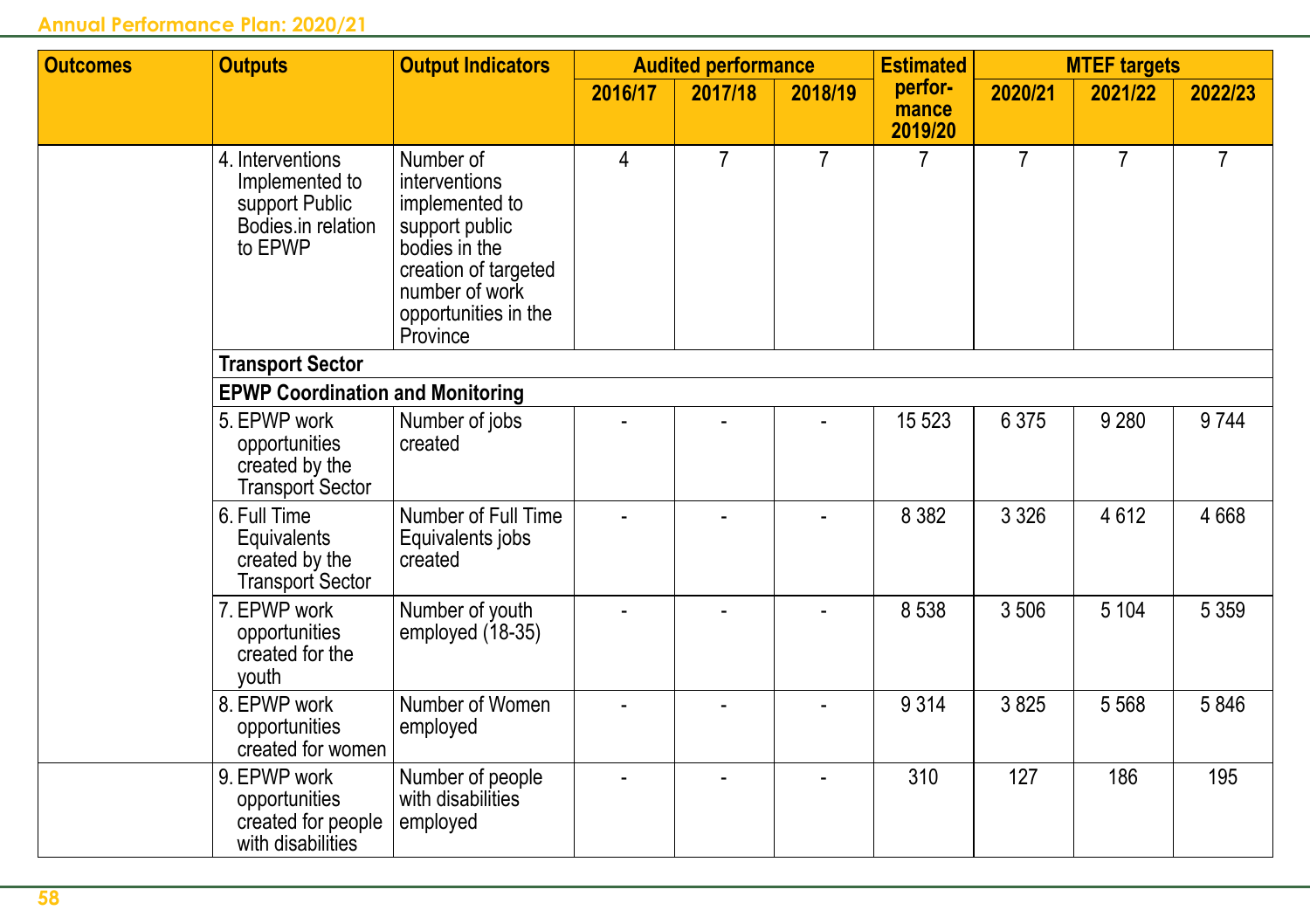| Outcomes | Outputs | Output Indicators | Audited performance | | | Estimated performance 2019/20 | MTEF targets | | |
|---|---|---|---|---|---|---|---|---|---|
| | | | 2016/17 | 2017/18 | 2018/19 | | 2020/21 | 2021/22 | 2022/23 |
| | 4. Interventions Implemented to support Public Bodies.in relation to EPWP | Number of interventions implemented to support public bodies in the creation of targeted number of work opportunities in the Province | 4 | 7 | 7 | 7 | 7 | 7 | 7 |
| | **Transport Sector** | | | | | | | | |
| | **EPWP Coordination and Monitoring** | | | | | | | | |
| | 5. EPWP work opportunities created by the Transport Sector | Number of jobs created | - | - | - | 15 523 | 6 375 | 9 280 | 9 744 |
| | 6. Full Time Equivalents created by the Transport Sector | Number of Full Time Equivalents jobs created | - | - | - | 8 382 | 3 326 | 4 612 | 4 668 |
| | 7. EPWP work opportunities created for the youth | Number of youth employed (18-35) | - | - | - | 8 538 | 3 506 | 5 104 | 5 359 |
| | 8. EPWP work opportunities created for women | Number of Women employed | - | - | - | 9 314 | 3 825 | 5 568 | 5 846 |
| | 9. EPWP work opportunities created for people with disabilities | Number of people with disabilities employed | - | - | - | 310 | 127 | 186 | 195 |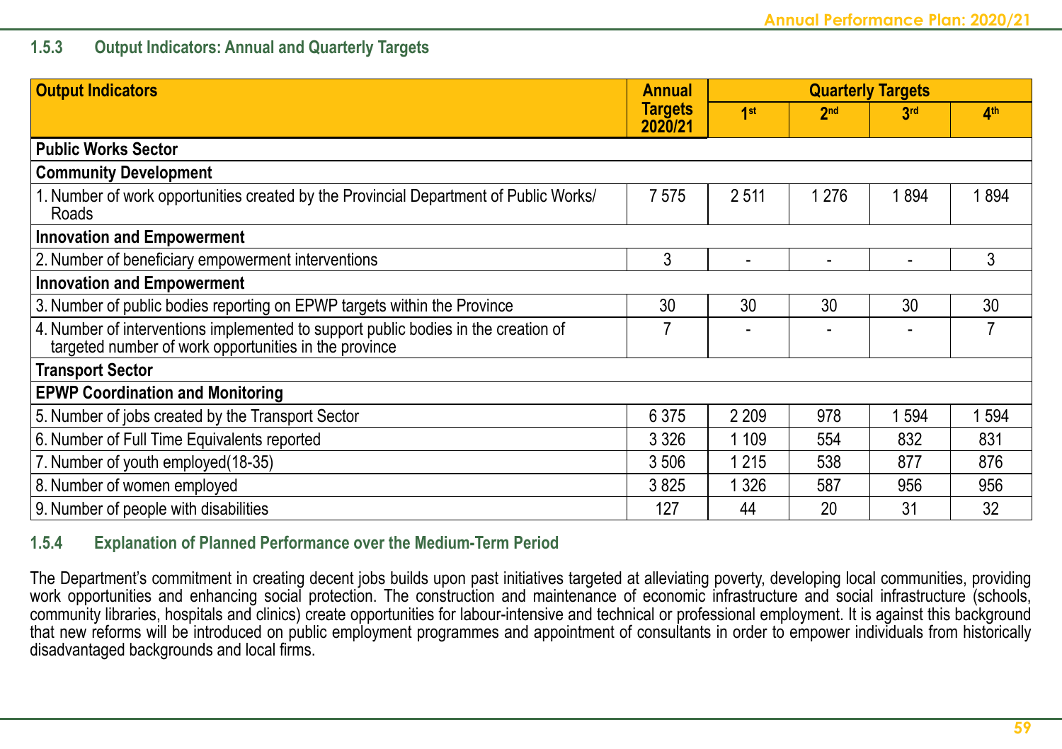### 1.5.3 Output Indicators: Annual and Quarterly Targets

| Output Indicators | Annual Targets 2020/21 | Quarterly Targets | | | |
|---|---|---|---|---|---|
| | | 1st | 2nd | 3rd | 4th |
| **Public Works Sector** | | | | | |
| **Community Development** | | | | | |
| 1. Number of work opportunities created by the Provincial Department of Public Works/ Roads | 7 575 | 2 511 | 1 276 | 1 894 | 1 894 |
| **Innovation and Empowerment** | | | | | |
| 2. Number of beneficiary empowerment interventions | 3 | - | - | - | 3 |
| **Innovation and Empowerment** | | | | | |
| 3. Number of public bodies reporting on EPWP targets within the Province | 30 | 30 | 30 | 30 | 30 |
| 4. Number of interventions implemented to support public bodies in the creation of targeted number of work opportunities in the province | 7 | - | - | - | 7 |
| **Transport Sector** | | | | | |
| **EPWP Coordination and Monitoring** | | | | | |
| 5. Number of jobs created by the Transport Sector | 6 375 | 2 209 | 978 | 1 594 | 1 594 |
| 6. Number of Full Time Equivalents reported | 3 326 | 1 109 | 554 | 832 | 831 |
| 7. Number of youth employed(18-35) | 3 506 | 1 215 | 538 | 877 | 876 |
| 8. Number of women employed | 3 825 | 1 326 | 587 | 956 | 956 |
| 9. Number of people with disabilities | 127 | 44 | 20 | 31 | 32 |

### 1.5.4 Explanation of Planned Performance over the Medium-Term Period

The Department's commitment in creating decent jobs builds upon past initiatives targeted at alleviating poverty, developing local communities, providing work opportunities and enhancing social protection. The construction and maintenance of economic infrastructure and social infrastructure (schools, community libraries, hospitals and clinics) create opportunities for labour-intensive and technical or professional employment. It is against this background that new reforms will be introduced on public employment programmes and appointment of consultants in order to empower individuals from historically disadvantaged backgrounds and local firms.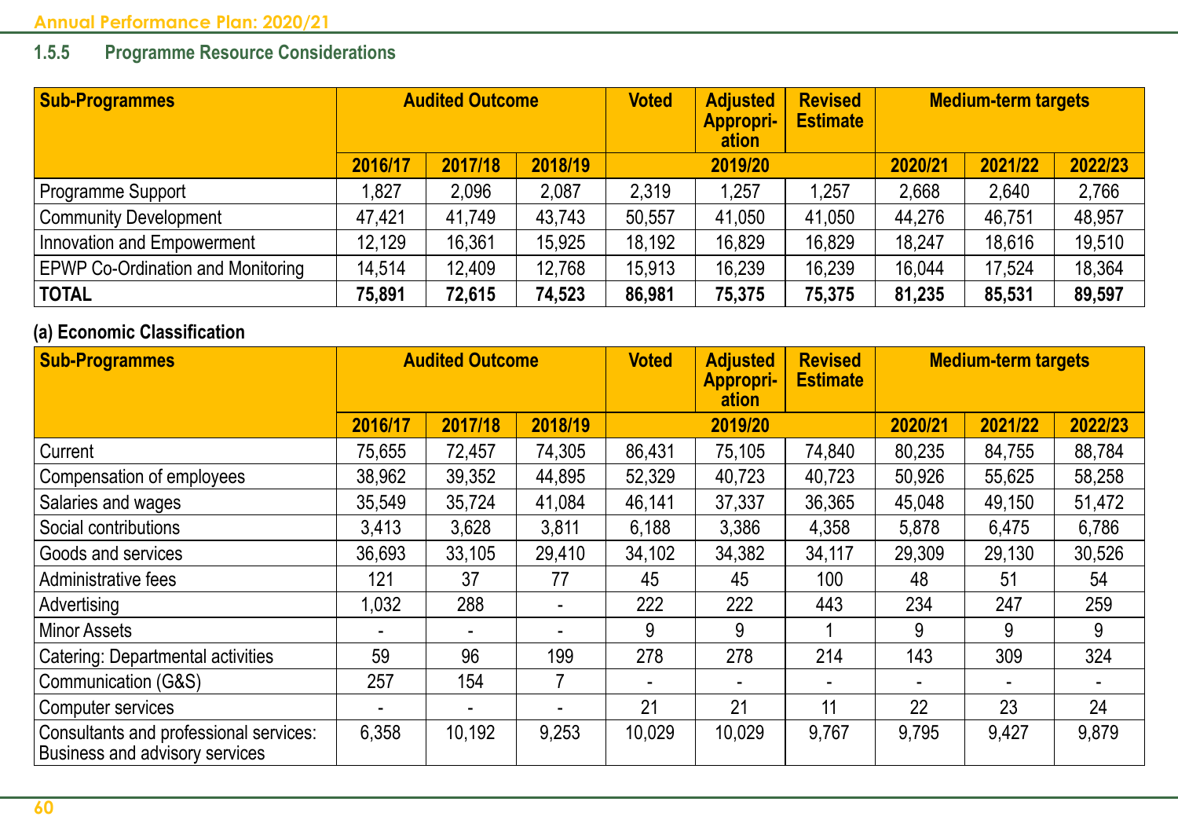### 1.5.5 Programme Resource Considerations

| Sub-Programmes | Audited Outcome | | | Voted | Adjusted Appropri-ation | Revised Estimate | Medium-term targets | | |
|---|---|---|---|---|---|---|---|---|---|
| | 2016/17 | 2017/18 | 2018/19 | 2019/20 | | | 2020/21 | 2021/22 | 2022/23 |
| Programme Support | 1,827 | 2,096 | 2,087 | 2,319 | 1,257 | 1,257 | 2,668 | 2,640 | 2,766 |
| Community Development | 47,421 | 41,749 | 43,743 | 50,557 | 41,050 | 41,050 | 44,276 | 46,751 | 48,957 |
| Innovation and Empowerment | 12,129 | 16,361 | 15,925 | 18,192 | 16,829 | 16,829 | 18,247 | 18,616 | 19,510 |
| EPWP Co-Ordination and Monitoring | 14,514 | 12,409 | 12,768 | 15,913 | 16,239 | 16,239 | 16,044 | 17,524 | 18,364 |
| **TOTAL** | **75,891** | **72,615** | **74,523** | **86,981** | **75,375** | **75,375** | **81,235** | **85,531** | **89,597** |

**(a) Economic Classification**

| Sub-Programmes | Audited Outcome | | | Voted | Adjusted Appropri-ation | Revised Estimate | Medium-term targets | | |
|---|---|---|---|---|---|---|---|---|---|
| | 2016/17 | 2017/18 | 2018/19 | 2019/20 | | | 2020/21 | 2021/22 | 2022/23 |
| Current | 75,655 | 72,457 | 74,305 | 86,431 | 75,105 | 74,840 | 80,235 | 84,755 | 88,784 |
| Compensation of employees | 38,962 | 39,352 | 44,895 | 52,329 | 40,723 | 40,723 | 50,926 | 55,625 | 58,258 |
| Salaries and wages | 35,549 | 35,724 | 41,084 | 46,141 | 37,337 | 36,365 | 45,048 | 49,150 | 51,472 |
| Social contributions | 3,413 | 3,628 | 3,811 | 6,188 | 3,386 | 4,358 | 5,878 | 6,475 | 6,786 |
| Goods and services | 36,693 | 33,105 | 29,410 | 34,102 | 34,382 | 34,117 | 29,309 | 29,130 | 30,526 |
| Administrative fees | 121 | 37 | 77 | 45 | 45 | 100 | 48 | 51 | 54 |
| Advertising | 1,032 | 288 | - | 222 | 222 | 443 | 234 | 247 | 259 |
| Minor Assets | - | - | - | 9 | 9 | 1 | 9 | 9 | 9 |
| Catering: Departmental activities | 59 | 96 | 199 | 278 | 278 | 214 | 143 | 309 | 324 |
| Communication (G&S) | 257 | 154 | 7 | - | - | - | - | - | - |
| Computer services | - | - | - | 21 | 21 | 11 | 22 | 23 | 24 |
| Consultants and professional services: Business and advisory services | 6,358 | 10,192 | 9,253 | 10,029 | 10,029 | 9,767 | 9,795 | 9,427 | 9,879 |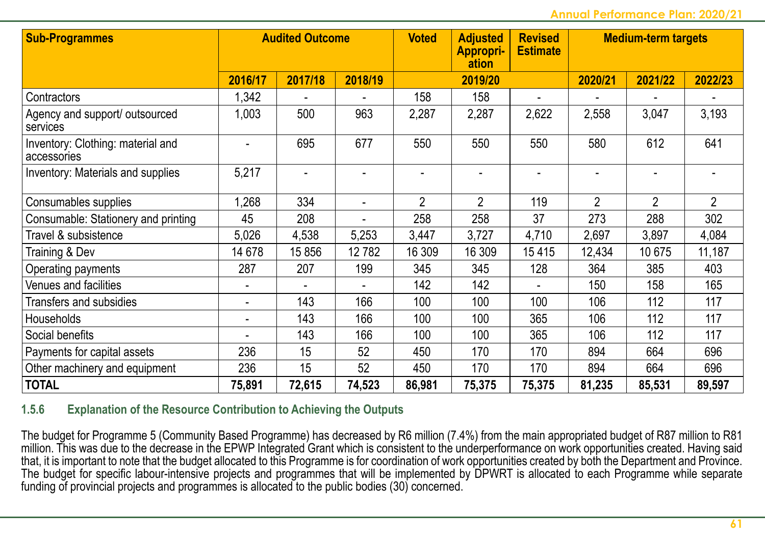| Sub-Programmes | Audited Outcome | | | Voted | Adjusted Appropri-ation | Revised Estimate | Medium-term targets | | |
|---|---|---|---|---|---|---|---|---|---|
| | 2016/17 | 2017/18 | 2018/19 | 2019/20 | | | 2020/21 | 2021/22 | 2022/23 |
| Contractors | 1,342 | - | - | 158 | 158 | - | - | - | - |
| Agency and support/ outsourced services | 1,003 | 500 | 963 | 2,287 | 2,287 | 2,622 | 2,558 | 3,047 | 3,193 |
| Inventory: Clothing: material and accessories | - | 695 | 677 | 550 | 550 | 550 | 580 | 612 | 641 |
| Inventory: Materials and supplies | 5,217 | - | - | - | - | - | - | - | - |
| Consumables supplies | 1,268 | 334 | - | 2 | 2 | 119 | 2 | 2 | 2 |
| Consumable: Stationery and printing | 45 | 208 | - | 258 | 258 | 37 | 273 | 288 | 302 |
| Travel & subsistence | 5,026 | 4,538 | 5,253 | 3,447 | 3,727 | 4,710 | 2,697 | 3,897 | 4,084 |
| Training & Dev | 14 678 | 15 856 | 12 782 | 16 309 | 16 309 | 15 415 | 12,434 | 10 675 | 11,187 |
| Operating payments | 287 | 207 | 199 | 345 | 345 | 128 | 364 | 385 | 403 |
| Venues and facilities | - | - | - | 142 | 142 | - | 150 | 158 | 165 |
| Transfers and subsidies | - | 143 | 166 | 100 | 100 | 100 | 106 | 112 | 117 |
| Households | - | 143 | 166 | 100 | 100 | 365 | 106 | 112 | 117 |
| Social benefits | - | 143 | 166 | 100 | 100 | 365 | 106 | 112 | 117 |
| Payments for capital assets | 236 | 15 | 52 | 450 | 170 | 170 | 894 | 664 | 696 |
| Other machinery and equipment | 236 | 15 | 52 | 450 | 170 | 170 | 894 | 664 | 696 |
| **TOTAL** | **75,891** | **72,615** | **74,523** | **86,981** | **75,375** | **75,375** | **81,235** | **85,531** | **89,597** |

### 1.5.6 Explanation of the Resource Contribution to Achieving the Outputs

The budget for Programme 5 (Community Based Programme) has decreased by R6 million (7.4%) from the main appropriated budget of R87 million to R81 million. This was due to the decrease in the EPWP Integrated Grant which is consistent to the underperformance on work opportunities created. Having said that, it is important to note that the budget allocated to this Programme is for coordination of work opportunities created by both the Department and Province. The budget for specific labour-intensive projects and programmes that will be implemented by DPWRT is allocated to each Programme while separate funding of provincial projects and programmes is allocated to the public bodies (30) concerned.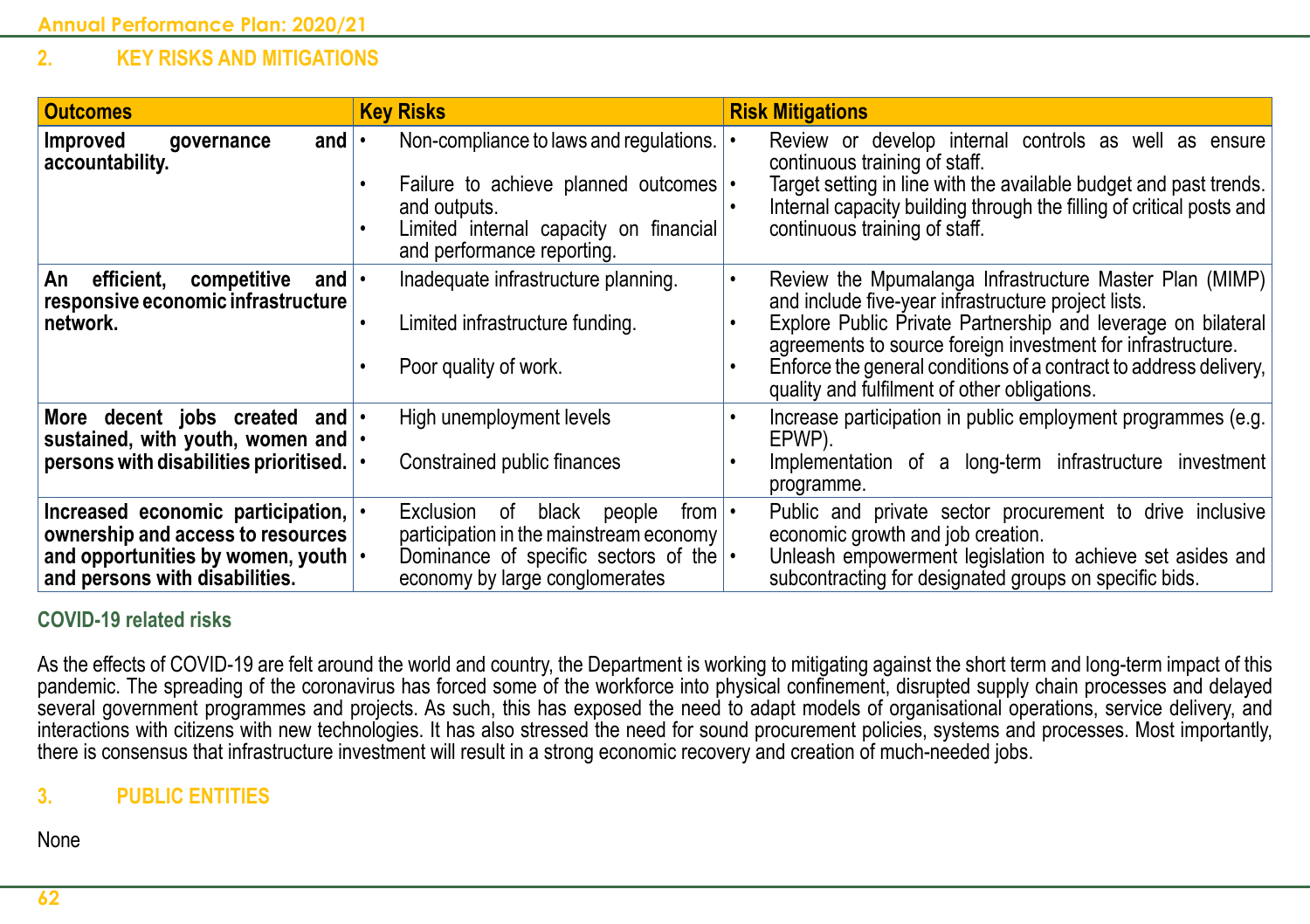## 2. KEY RISKS AND MITIGATIONS

| Outcomes | Key Risks | Risk Mitigations |
|---|---|---|
| **Improved governance and accountability.** | • Non-compliance to laws and regulations.<br>• Failure to achieve planned outcomes and outputs.<br>• Limited internal capacity on financial and performance reporting. | • Review or develop internal controls as well as ensure continuous training of staff.<br>• Target setting in line with the available budget and past trends.<br>• Internal capacity building through the filling of critical posts and continuous training of staff. |
| **An efficient, competitive and responsive economic infrastructure network.** | • Inadequate infrastructure planning.<br>• Limited infrastructure funding.<br>• Poor quality of work. | • Review the Mpumalanga Infrastructure Master Plan (MIMP) and include five-year infrastructure project lists.<br>• Explore Public Private Partnership and leverage on bilateral agreements to source foreign investment for infrastructure.<br>• Enforce the general conditions of a contract to address delivery, quality and fulfilment of other obligations. |
| **More decent jobs created and sustained, with youth, women and persons with disabilities prioritised.** | • High unemployment levels<br>•<br>• Constrained public finances | • Increase participation in public employment programmes (e.g. EPWP).<br>• Implementation of a long-term infrastructure investment programme. |
| **Increased economic participation, ownership and access to resources and opportunities by women, youth and persons with disabilities.** | • Exclusion of black people from participation in the mainstream economy<br>• Dominance of specific sectors of the economy by large conglomerates | • Public and private sector procurement to drive inclusive economic growth and job creation.<br>• Unleash empowerment legislation to achieve set asides and subcontracting for designated groups on specific bids. |

### COVID-19 related risks

As the effects of COVID-19 are felt around the world and country, the Department is working to mitigating against the short term and long-term impact of this pandemic. The spreading of the coronavirus has forced some of the workforce into physical confinement, disrupted supply chain processes and delayed several government programmes and projects. As such, this has exposed the need to adapt models of organisational operations, service delivery, and interactions with citizens with new technologies. It has also stressed the need for sound procurement policies, systems and processes. Most importantly, there is consensus that infrastructure investment will result in a strong economic recovery and creation of much-needed jobs.

## 3. PUBLIC ENTITIES

None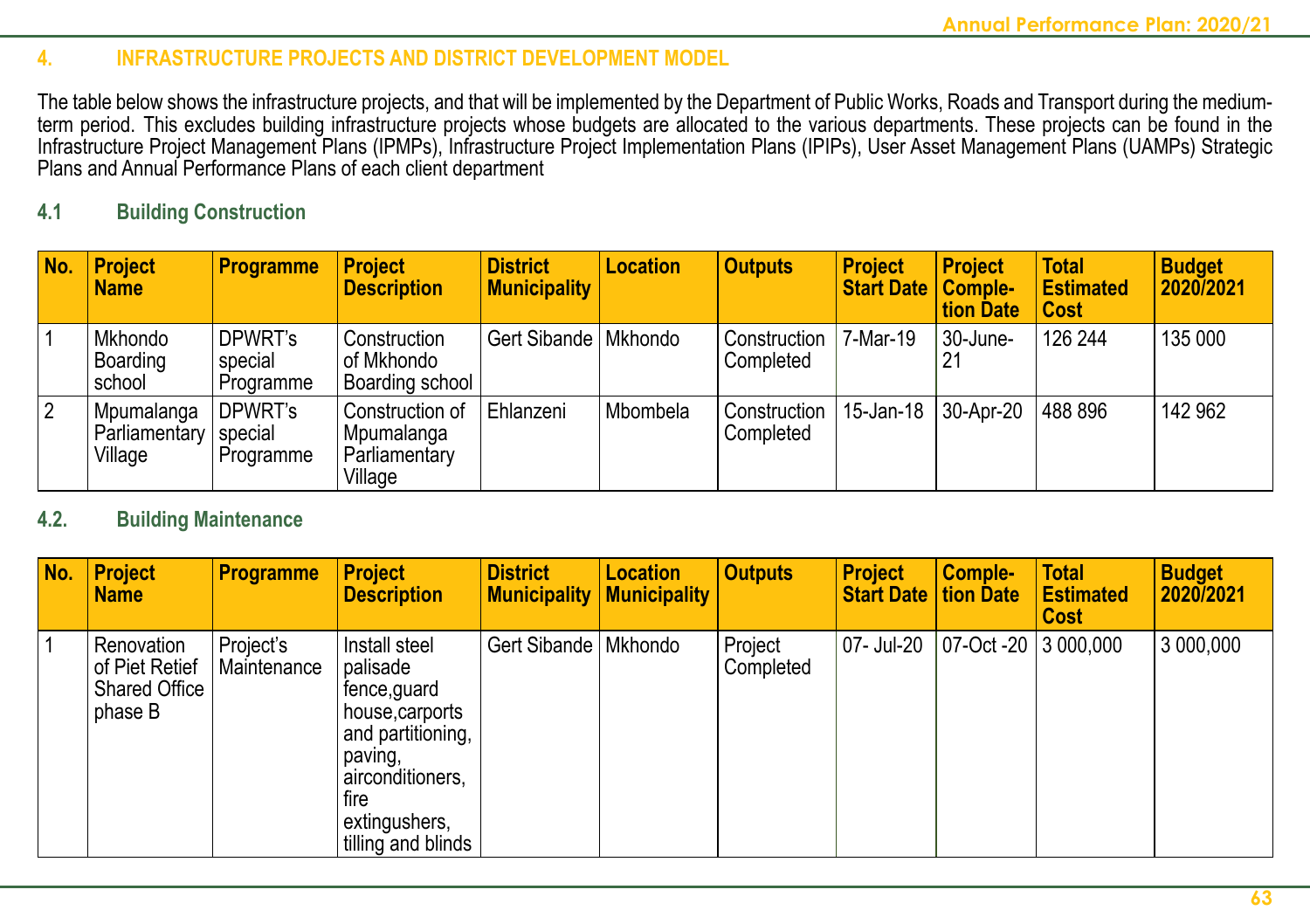## 4. INFRASTRUCTURE PROJECTS AND DISTRICT DEVELOPMENT MODEL

The table below shows the infrastructure projects, and that will be implemented by the Department of Public Works, Roads and Transport during the medium-term period. This excludes building infrastructure projects whose budgets are allocated to the various departments. These projects can be found in the Infrastructure Project Management Plans (IPMPs), Infrastructure Project Implementation Plans (IPIPs), User Asset Management Plans (UAMPs) Strategic Plans and Annual Performance Plans of each client department

### 4.1 Building Construction

| No. | Project Name | Programme | Project Description | District Municipality | Location | Outputs | Project Start Date | Project Completion Date | Total Estimated Cost | Budget 2020/2021 |
|---|---|---|---|---|---|---|---|---|---|---|
| 1 | Mkhondo Boarding school | DPWRT's special Programme | Construction of Mkhondo Boarding school | Gert Sibande | Mkhondo | Construction Completed | 7-Mar-19 | 30-June-21 | 126 244 | 135 000 |
| 2 | Mpumalanga Parliamentary Village | DPWRT's special Programme | Construction of Mpumalanga Parliamentary Village | Ehlanzeni | Mbombela | Construction Completed | 15-Jan-18 | 30-Apr-20 | 488 896 | 142 962 |

### 4.2. Building Maintenance

| No. | Project Name | Programme | Project Description | District Municipality | Location Municipality | Outputs | Project Start Date | Completion Date | Total Estimated Cost | Budget 2020/2021 |
|---|---|---|---|---|---|---|---|---|---|---|
| 1 | Renovation of Piet Retief Shared Office phase B | Project's Maintenance | Install steel palisade fence,guard house,carports and partitioning, paving, airconditioners, fire extingushers, tilling and blinds | Gert Sibande | Mkhondo | Project Completed | 07- Jul-20 | 07-Oct -20 | 3 000,000 | 3 000,000 |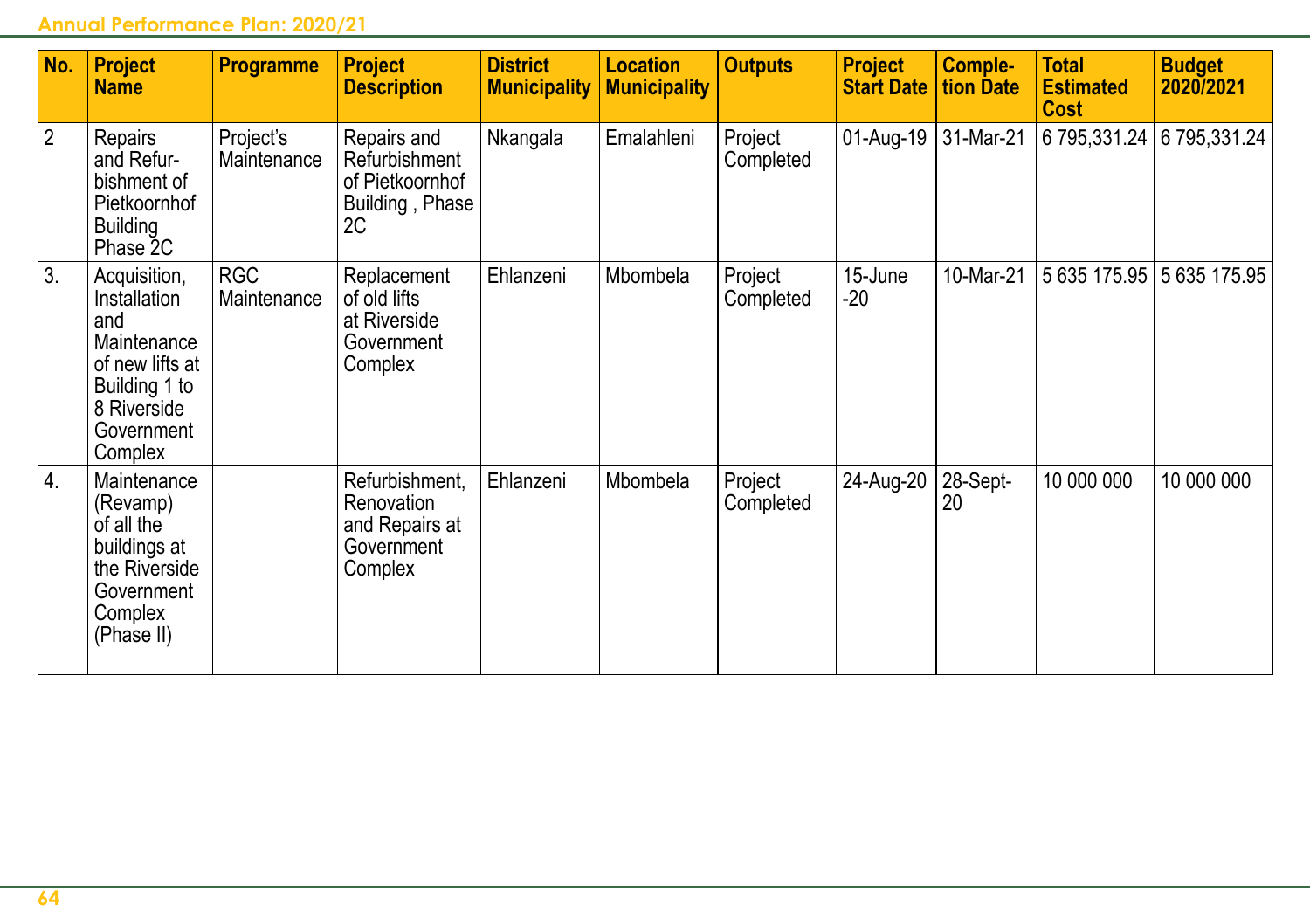| No. | Project Name | Programme | Project Description | District Municipality | Location Municipality | Outputs | Project Start Date | Completion Date | Total Estimated Cost | Budget 2020/2021 |
|---|---|---|---|---|---|---|---|---|---|---|
| 2 | Repairs and Refurbishment of Pietkoornhof Building Phase 2C | Project's Maintenance | Repairs and Refurbishment of Pietkoornhof Building , Phase 2C | Nkangala | Emalahleni | Project Completed | 01-Aug-19 | 31-Mar-21 | 6 795,331.24 | 6 795,331.24 |
| 3. | Acquisition, Installation and Maintenance of new lifts at Building 1 to 8 Riverside Government Complex | RGC Maintenance | Replacement of old lifts at Riverside Government Complex | Ehlanzeni | Mbombela | Project Completed | 15-June -20 | 10-Mar-21 | 5 635 175.95 | 5 635 175.95 |
| 4. | Maintenance (Revamp) of all the buildings at the Riverside Government Complex (Phase II) | | Refurbishment, Renovation and Repairs at Government Complex | Ehlanzeni | Mbombela | Project Completed | 24-Aug-20 | 28-Sept-20 | 10 000 000 | 10 000 000 |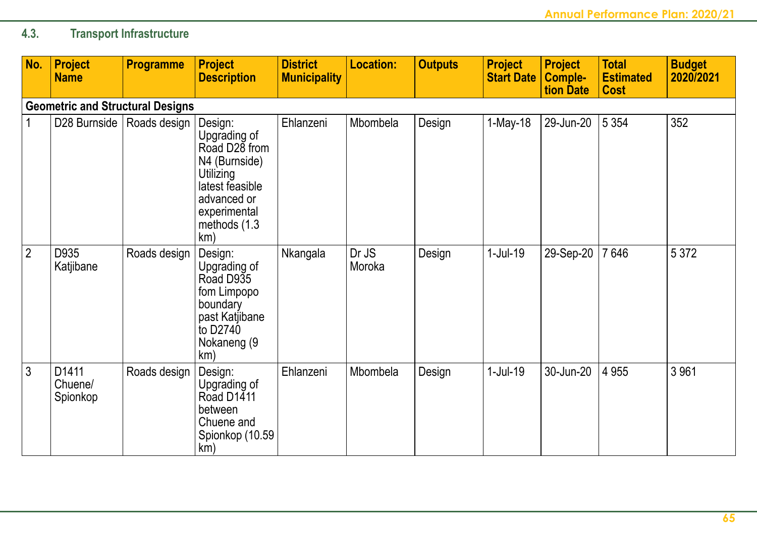### 4.3. Transport Infrastructure

| No. | Project Name | Programme | Project Description | District Municipality | Location: | Outputs | Project Start Date | Project Comple-tion Date | Total Estimated Cost | Budget 2020/2021 |
|---|---|---|---|---|---|---|---|---|---|---|
| **Geometric and Structural Designs** | | | | | | | | | | |
| 1 | D28 Burnside | Roads design | Design: Upgrading of Road D28 from N4 (Burnside) Utilizing latest feasible advanced or experimental methods (1.3 km) | Ehlanzeni | Mbombela | Design | 1-May-18 | 29-Jun-20 | 5 354 | 352 |
| 2 | D935 Katjibane | Roads design | Design: Upgrading of Road D935 fom Limpopo boundary past Katjibane to D2740 Nokaneng (9 km) | Nkangala | Dr JS Moroka | Design | 1-Jul-19 | 29-Sep-20 | 7 646 | 5 372 |
| 3 | D1411 Chuene/ Spionkop | Roads design | Design: Upgrading of Road D1411 between Chuene and Spionkop (10.59 km) | Ehlanzeni | Mbombela | Design | 1-Jul-19 | 30-Jun-20 | 4 955 | 3 961 |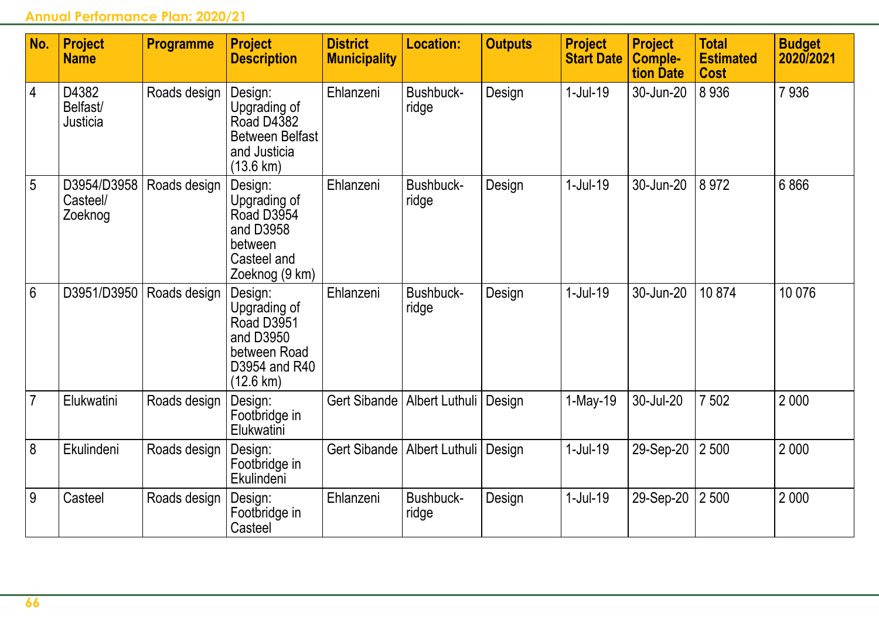| No. | Project Name | Programme | Project Description | District Municipality | Location: | Outputs | Project Start Date | Project Completion Date | Total Estimated Cost | Budget 2020/2021 |
|---|---|---|---|---|---|---|---|---|---|---|
| 4 | D4382 Belfast/ Justicia | Roads design | Design: Upgrading of Road D4382 Between Belfast and Justicia (13.6 km) | Ehlanzeni | Bushbuckridge | Design | 1-Jul-19 | 30-Jun-20 | 8 936 | 7 936 |
| 5 | D3954/D3958 Casteel/ Zoeknog | Roads design | Design: Upgrading of Road D3954 and D3958 between Casteel and Zoeknog (9 km) | Ehlanzeni | Bushbuckridge | Design | 1-Jul-19 | 30-Jun-20 | 8 972 | 6 866 |
| 6 | D3951/D3950 | Roads design | Design: Upgrading of Road D3951 and D3950 between Road D3954 and R40 (12.6 km) | Ehlanzeni | Bushbuckridge | Design | 1-Jul-19 | 30-Jun-20 | 10 874 | 10 076 |
| 7 | Elukwatini | Roads design | Design: Footbridge in Elukwatini | Gert Sibande | Albert Luthuli | Design | 1-May-19 | 30-Jul-20 | 7 502 | 2 000 |
| 8 | Ekulindeni | Roads design | Design: Footbridge in Ekulindeni | Gert Sibande | Albert Luthuli | Design | 1-Jul-19 | 29-Sep-20 | 2 500 | 2 000 |
| 9 | Casteel | Roads design | Design: Footbridge in Casteel | Ehlanzeni | Bushbuckridge | Design | 1-Jul-19 | 29-Sep-20 | 2 500 | 2 000 |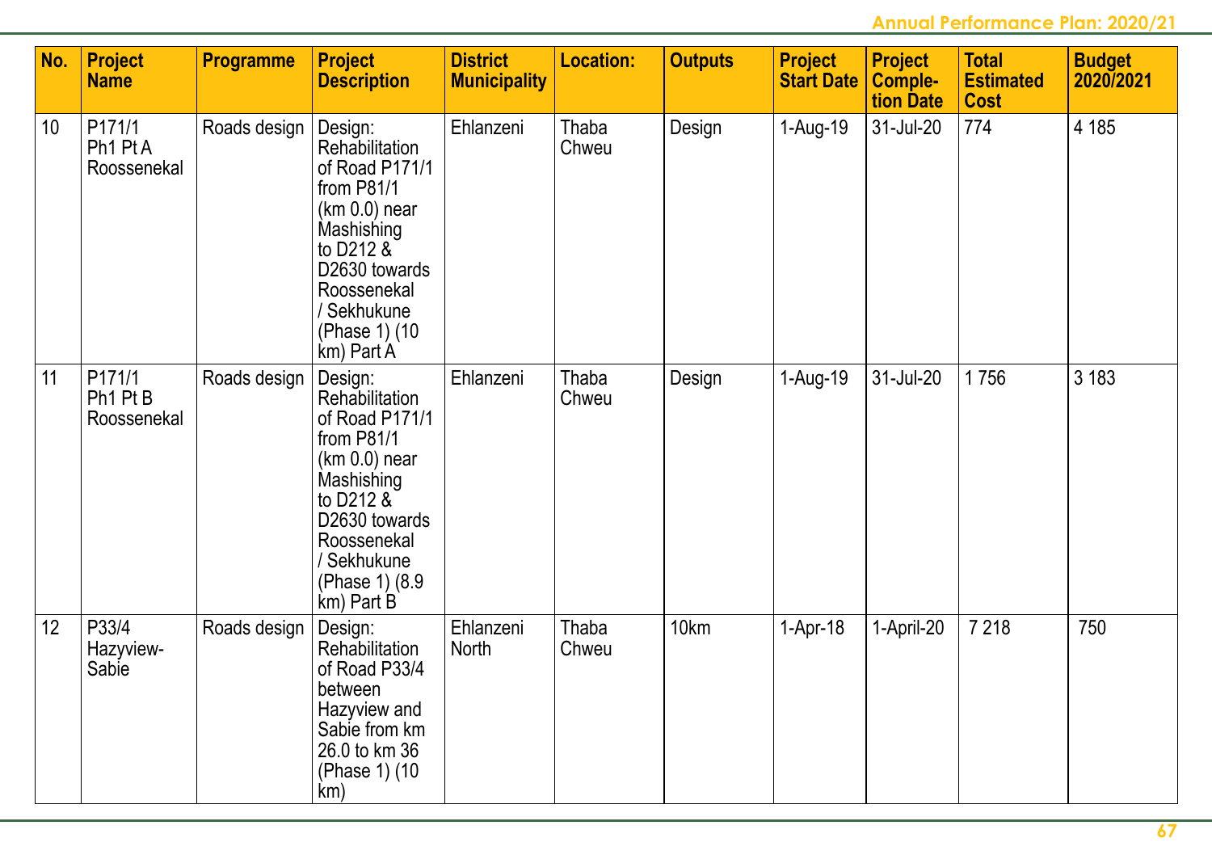| No. | Project Name | Programme | Project Description | District Municipality | Location: | Outputs | Project Start Date | Project Comple-tion Date | Total Estimated Cost | Budget 2020/2021 |
|---|---|---|---|---|---|---|---|---|---|---|
| 10 | P171/1 Ph1 Pt A Roossenekal | Roads design | Design: Rehabilitation of Road P171/1 from P81/1 (km 0.0) near Mashishing to D212 & D2630 towards Roossenekal / Sekhukune (Phase 1) (10 km) Part A | Ehlanzeni | Thaba Chweu | Design | 1-Aug-19 | 31-Jul-20 | 774 | 4 185 |
| 11 | P171/1 Ph1 Pt B Roossenekal | Roads design | Design: Rehabilitation of Road P171/1 from P81/1 (km 0.0) near Mashishing to D212 & D2630 towards Roossenekal / Sekhukune (Phase 1) (8.9 km) Part B | Ehlanzeni | Thaba Chweu | Design | 1-Aug-19 | 31-Jul-20 | 1 756 | 3 183 |
| 12 | P33/4 Hazyview-Sabie | Roads design | Design: Rehabilitation of Road P33/4 between Hazyview and Sabie from km 26.0 to km 36 (Phase 1) (10 km) | Ehlanzeni North | Thaba Chweu | 10km | 1-Apr-18 | 1-April-20 | 7 218 | 750 |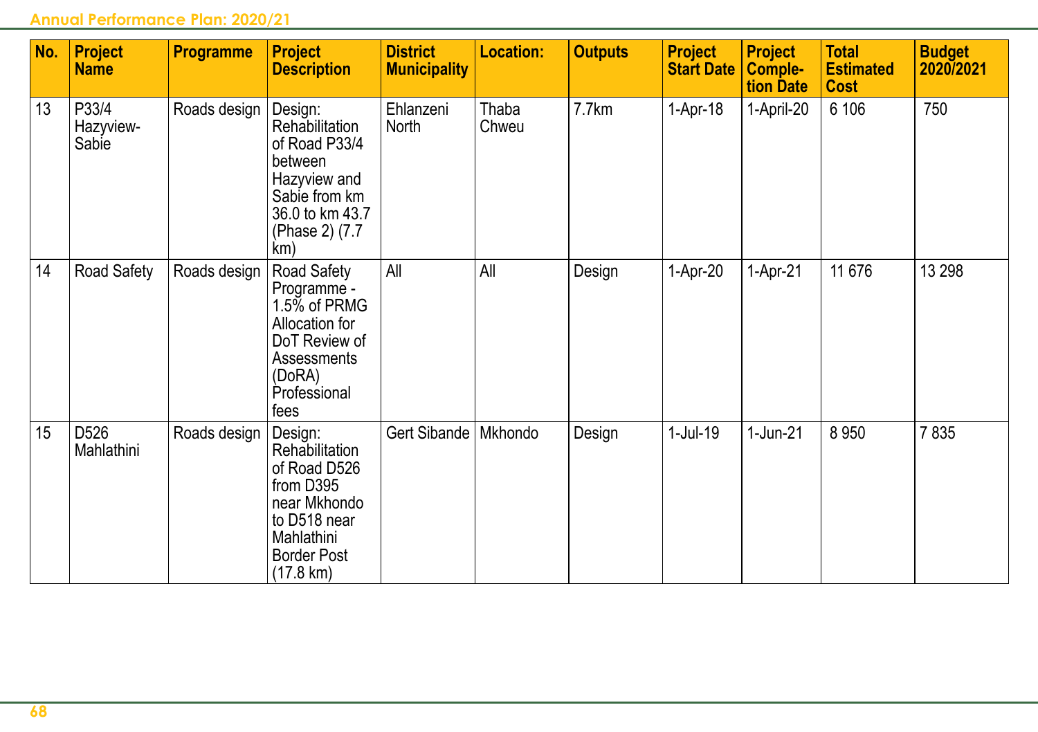| No. | Project Name | Programme | Project Description | District Municipality | Location: | Outputs | Project Start Date | Project Completion Date | Total Estimated Cost | Budget 2020/2021 |
|---|---|---|---|---|---|---|---|---|---|---|
| 13 | P33/4 Hazyview-Sabie | Roads design | Design: Rehabilitation of Road P33/4 between Hazyview and Sabie from km 36.0 to km 43.7 (Phase 2) (7.7 km) | Ehlanzeni North | Thaba Chweu | 7.7km | 1-Apr-18 | 1-April-20 | 6 106 | 750 |
| 14 | Road Safety | Roads design | Road Safety Programme - 1.5% of PRMG Allocation for DoT Review of Assessments (DoRA) Professional fees | All | All | Design | 1-Apr-20 | 1-Apr-21 | 11 676 | 13 298 |
| 15 | D526 Mahlathini | Roads design | Design: Rehabilitation of Road D526 from D395 near Mkhondo to D518 near Mahlathini Border Post (17.8 km) | Gert Sibande | Mkhondo | Design | 1-Jul-19 | 1-Jun-21 | 8 950 | 7 835 |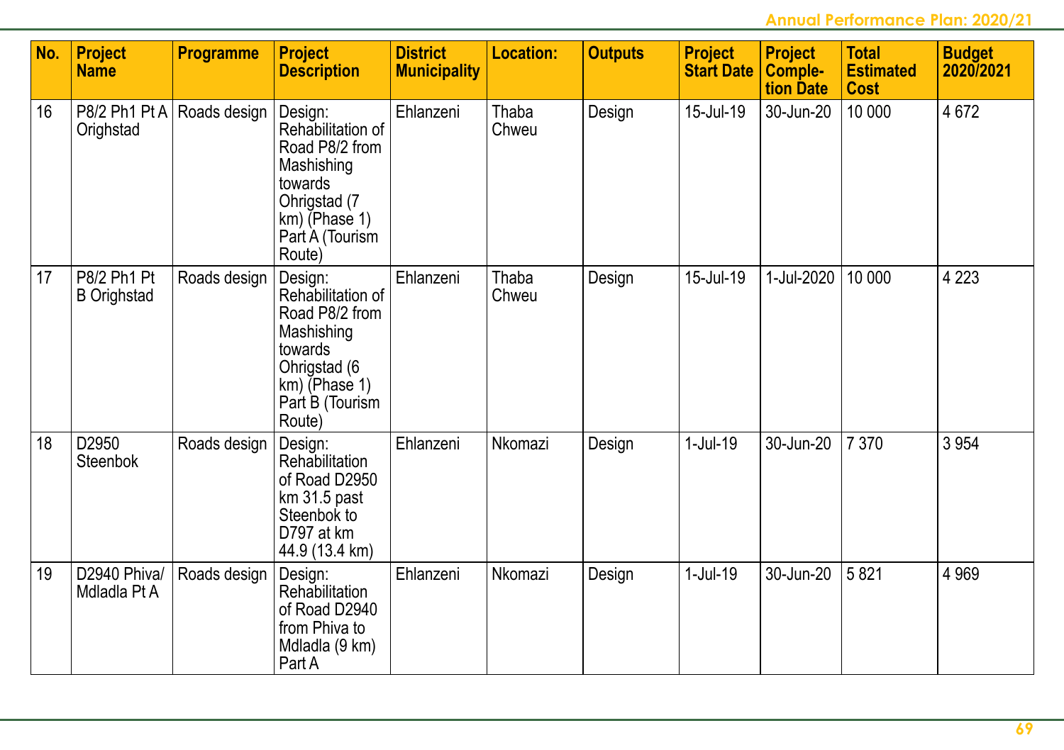| No. | Project Name | Programme | Project Description | District Municipality | Location: | Outputs | Project Start Date | Project Comple-tion Date | Total Estimated Cost | Budget 2020/2021 |
|---|---|---|---|---|---|---|---|---|---|---|
| 16 | P8/2 Ph1 Pt A Orighstad | Roads design | Design: Rehabilitation of Road P8/2 from Mashishing towards Ohrigstad (7 km) (Phase 1) Part A (Tourism Route) | Ehlanzeni | Thaba Chweu | Design | 15-Jul-19 | 30-Jun-20 | 10 000 | 4 672 |
| 17 | P8/2 Ph1 Pt B Orighstad | Roads design | Design: Rehabilitation of Road P8/2 from Mashishing towards Ohrigstad (6 km) (Phase 1) Part B (Tourism Route) | Ehlanzeni | Thaba Chweu | Design | 15-Jul-19 | 1-Jul-2020 | 10 000 | 4 223 |
| 18 | D2950 Steenbok | Roads design | Design: Rehabilitation of Road D2950 km 31.5 past Steenbok to D797 at km 44.9 (13.4 km) | Ehlanzeni | Nkomazi | Design | 1-Jul-19 | 30-Jun-20 | 7 370 | 3 954 |
| 19 | D2940 Phiva/ Mdladla Pt A | Roads design | Design: Rehabilitation of Road D2940 from Phiva to Mdladla (9 km) Part A | Ehlanzeni | Nkomazi | Design | 1-Jul-19 | 30-Jun-20 | 5 821 | 4 969 |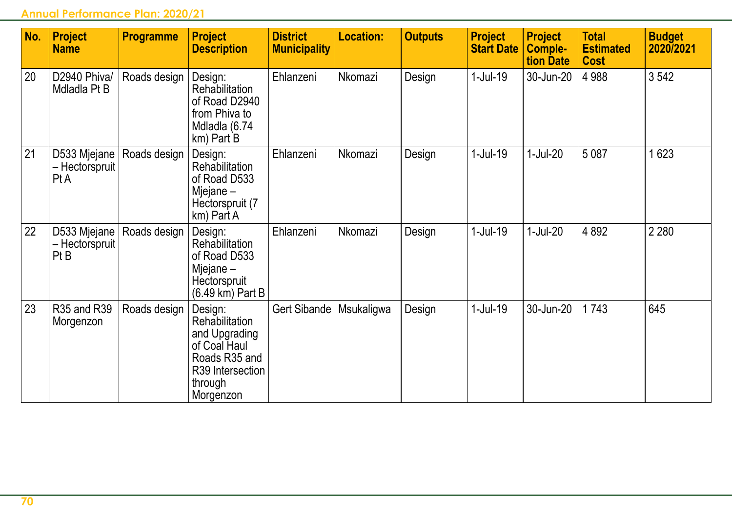| No. | Project Name | Programme | Project Description | District Municipality | Location: | Outputs | Project Start Date | Project Completion Date | Total Estimated Cost | Budget 2020/2021 |
|---|---|---|---|---|---|---|---|---|---|---|
| 20 | D2940 Phiva/ Mdladla Pt B | Roads design | Design: Rehabilitation of Road D2940 from Phiva to Mdladla (6.74 km) Part B | Ehlanzeni | Nkomazi | Design | 1-Jul-19 | 30-Jun-20 | 4 988 | 3 542 |
| 21 | D533 Mjejane – Hectorspruit Pt A | Roads design | Design: Rehabilitation of Road D533 Mjejane – Hectorspruit (7 km) Part A | Ehlanzeni | Nkomazi | Design | 1-Jul-19 | 1-Jul-20 | 5 087 | 1 623 |
| 22 | D533 Mjejane – Hectorspruit Pt B | Roads design | Design: Rehabilitation of Road D533 Mjejane – Hectorspruit (6.49 km) Part B | Ehlanzeni | Nkomazi | Design | 1-Jul-19 | 1-Jul-20 | 4 892 | 2 280 |
| 23 | R35 and R39 Morgenzon | Roads design | Design: Rehabilitation and Upgrading of Coal Haul Roads R35 and R39 Intersection through Morgenzon | Gert Sibande | Msukaligwa | Design | 1-Jul-19 | 30-Jun-20 | 1 743 | 645 |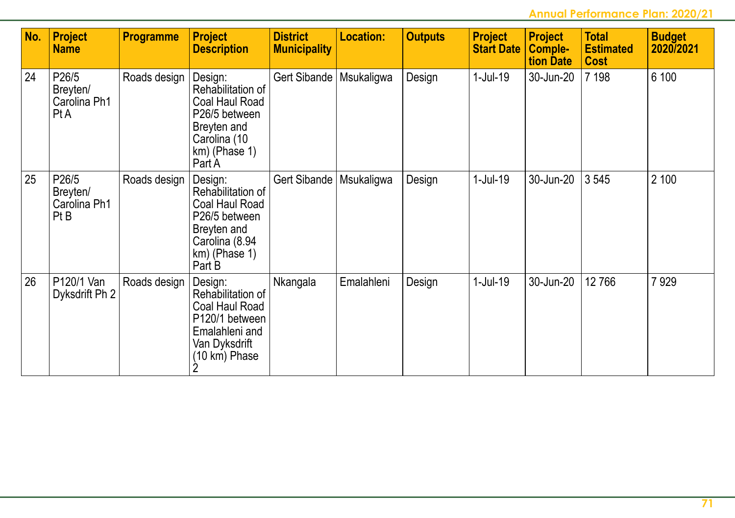| No. | Project Name | Programme | Project Description | District Municipality | Location: | Outputs | Project Start Date | Project Completion Date | Total Estimated Cost | Budget 2020/2021 |
|---|---|---|---|---|---|---|---|---|---|---|
| 24 | P26/5 Breyten/ Carolina Ph1 Pt A | Roads design | Design: Rehabilitation of Coal Haul Road P26/5 between Breyten and Carolina (10 km) (Phase 1) Part A | Gert Sibande | Msukaligwa | Design | 1-Jul-19 | 30-Jun-20 | 7 198 | 6 100 |
| 25 | P26/5 Breyten/ Carolina Ph1 Pt B | Roads design | Design: Rehabilitation of Coal Haul Road P26/5 between Breyten and Carolina (8.94 km) (Phase 1) Part B | Gert Sibande | Msukaligwa | Design | 1-Jul-19 | 30-Jun-20 | 3 545 | 2 100 |
| 26 | P120/1 Van Dyksdrift Ph 2 | Roads design | Design: Rehabilitation of Coal Haul Road P120/1 between Emalahleni and Van Dyksdrift (10 km) Phase 2 | Nkangala | Emalahleni | Design | 1-Jul-19 | 30-Jun-20 | 12 766 | 7 929 |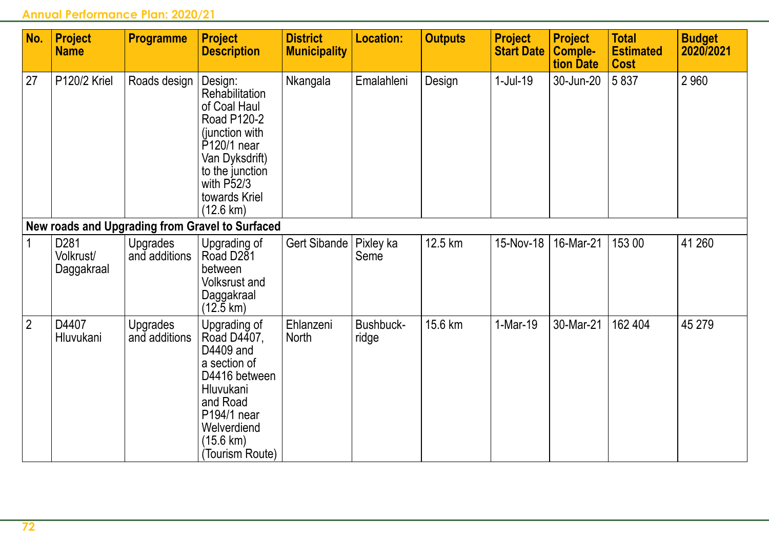| No. | Project Name | Programme | Project Description | District Municipality | Location: | Outputs | Project Start Date | Project Completion Date | Total Estimated Cost | Budget 2020/2021 |
|---|---|---|---|---|---|---|---|---|---|---|
| 27 | P120/2 Kriel | Roads design | Design: Rehabilitation of Coal Haul Road P120-2 (junction with P120/1 near Van Dyksdrift) to the junction with P52/3 towards Kriel (12.6 km) | Nkangala | Emalahleni | Design | 1-Jul-19 | 30-Jun-20 | 5 837 | 2 960 |
| **New roads and Upgrading from Gravel to Surfaced** | | | | | | | | | | |
| 1 | D281 Volkrust/ Daggakraal | Upgrades and additions | Upgrading of Road D281 between Volksrust and Daggakraal (12.5 km) | Gert Sibande | Pixley ka Seme | 12.5 km | 15-Nov-18 | 16-Mar-21 | 153 00 | 41 260 |
| 2 | D4407 Hluvukani | Upgrades and additions | Upgrading of Road D4407, D4409 and a section of D4416 between Hluvukani and Road P194/1 near Welverdiend (15.6 km) (Tourism Route) | Ehlanzeni North | Bushbuck-ridge | 15.6 km | 1-Mar-19 | 30-Mar-21 | 162 404 | 45 279 |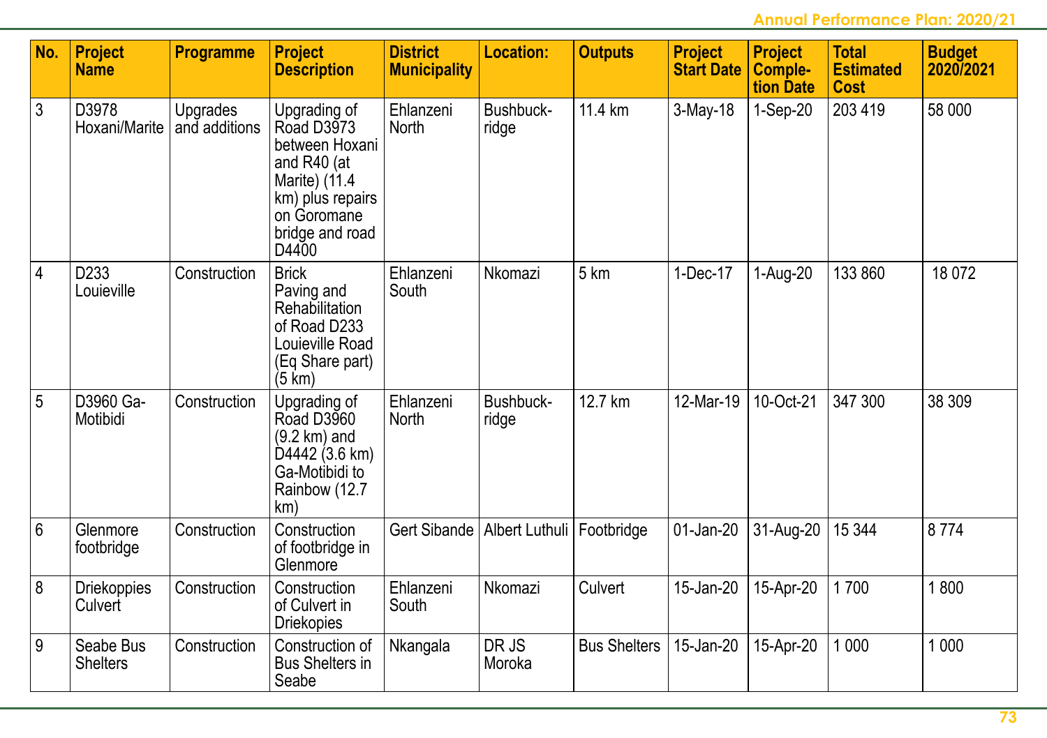| No. | Project Name | Programme | Project Description | District Municipality | Location: | Outputs | Project Start Date | Project Completion Date | Total Estimated Cost | Budget 2020/2021 |
|---|---|---|---|---|---|---|---|---|---|---|
| 3 | D3978 Hoxani/Marite | Upgrades and additions | Upgrading of Road D3973 between Hoxani and R40 (at Marite) (11.4 km) plus repairs on Goromane bridge and road D4400 | Ehlanzeni North | Bushbuckridge | 11.4 km | 3-May-18 | 1-Sep-20 | 203 419 | 58 000 |
| 4 | D233 Louieville | Construction | Brick Paving and Rehabilitation of Road D233 Louieville Road (Eq Share part) (5 km) | Ehlanzeni South | Nkomazi | 5 km | 1-Dec-17 | 1-Aug-20 | 133 860 | 18 072 |
| 5 | D3960 Ga-Motibidi | Construction | Upgrading of Road D3960 (9.2 km) and D4442 (3.6 km) Ga-Motibidi to Rainbow (12.7 km) | Ehlanzeni North | Bushbuckridge | 12.7 km | 12-Mar-19 | 10-Oct-21 | 347 300 | 38 309 |
| 6 | Glenmore footbridge | Construction | Construction of footbridge in Glenmore | Gert Sibande | Albert Luthuli | Footbridge | 01-Jan-20 | 31-Aug-20 | 15 344 | 8 774 |
| 8 | Driekoppies Culvert | Construction | Construction of Culvert in Driekopies | Ehlanzeni South | Nkomazi | Culvert | 15-Jan-20 | 15-Apr-20 | 1 700 | 1 800 |
| 9 | Seabe Bus Shelters | Construction | Construction of Bus Shelters in Seabe | Nkangala | DR JS Moroka | Bus Shelters | 15-Jan-20 | 15-Apr-20 | 1 000 | 1 000 |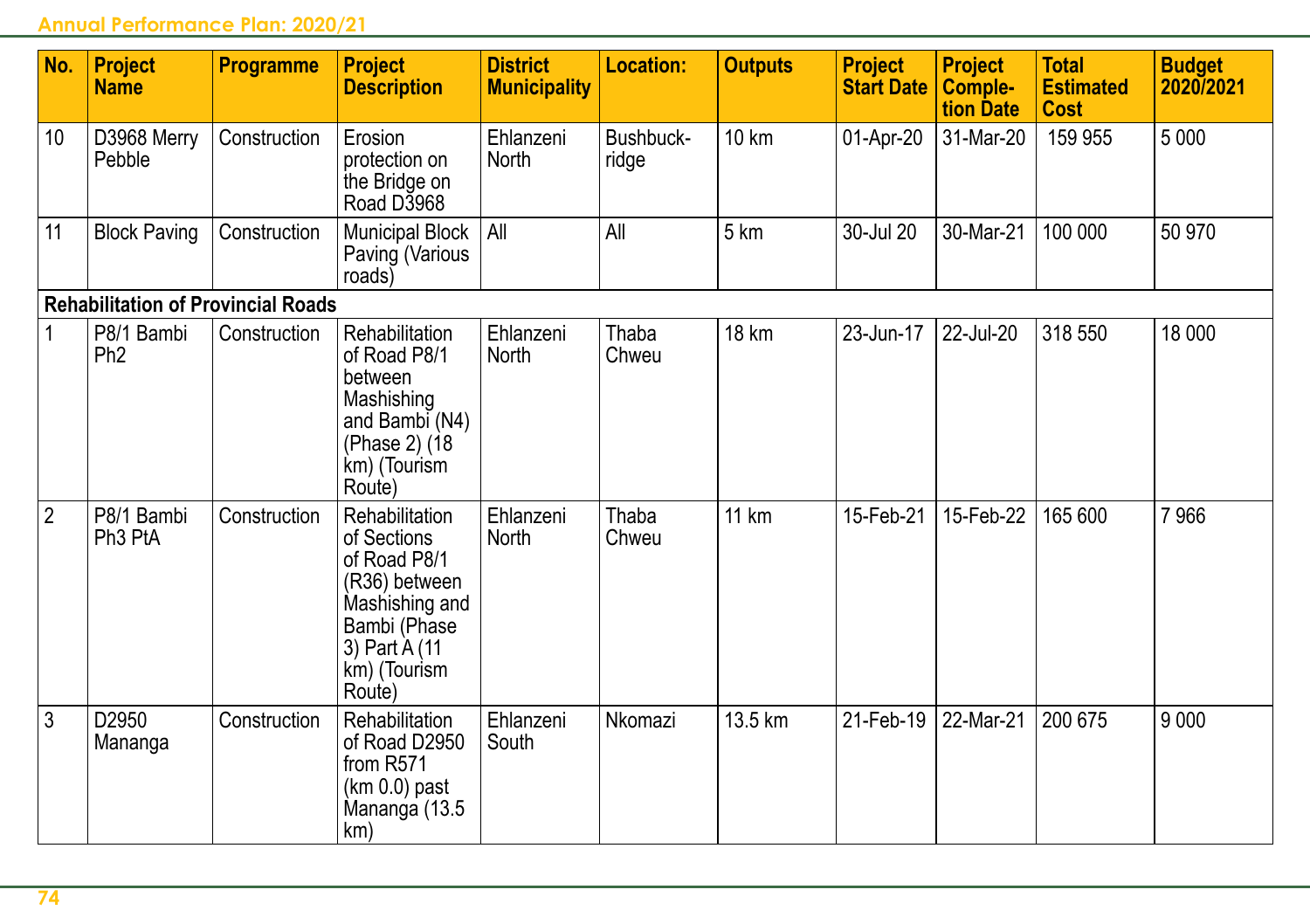| No. | Project Name | Programme | Project Description | District Municipality | Location: | Outputs | Project Start Date | Project Completion Date | Total Estimated Cost | Budget 2020/2021 |
|---|---|---|---|---|---|---|---|---|---|---|
| 10 | D3968 Merry Pebble | Construction | Erosion protection on the Bridge on Road D3968 | Ehlanzeni North | Bushbuckridge | 10 km | 01-Apr-20 | 31-Mar-20 | 159 955 | 5 000 |
| 11 | Block Paving | Construction | Municipal Block Paving (Various roads) | All | All | 5 km | 30-Jul 20 | 30-Mar-21 | 100 000 | 50 970 |
| **Rehabilitation of Provincial Roads** | | | | | | | | | | |
| 1 | P8/1 Bambi Ph2 | Construction | Rehabilitation of Road P8/1 between Mashishing and Bambi (N4) (Phase 2) (18 km) (Tourism Route) | Ehlanzeni North | Thaba Chweu | 18 km | 23-Jun-17 | 22-Jul-20 | 318 550 | 18 000 |
| 2 | P8/1 Bambi Ph3 PtA | Construction | Rehabilitation of Sections of Road P8/1 (R36) between Mashishing and Bambi (Phase 3) Part A (11 km) (Tourism Route) | Ehlanzeni North | Thaba Chweu | 11 km | 15-Feb-21 | 15-Feb-22 | 165 600 | 7 966 |
| 3 | D2950 Mananga | Construction | Rehabilitation of Road D2950 from R571 (km 0.0) past Mananga (13.5 km) | Ehlanzeni South | Nkomazi | 13.5 km | 21-Feb-19 | 22-Mar-21 | 200 675 | 9 000 |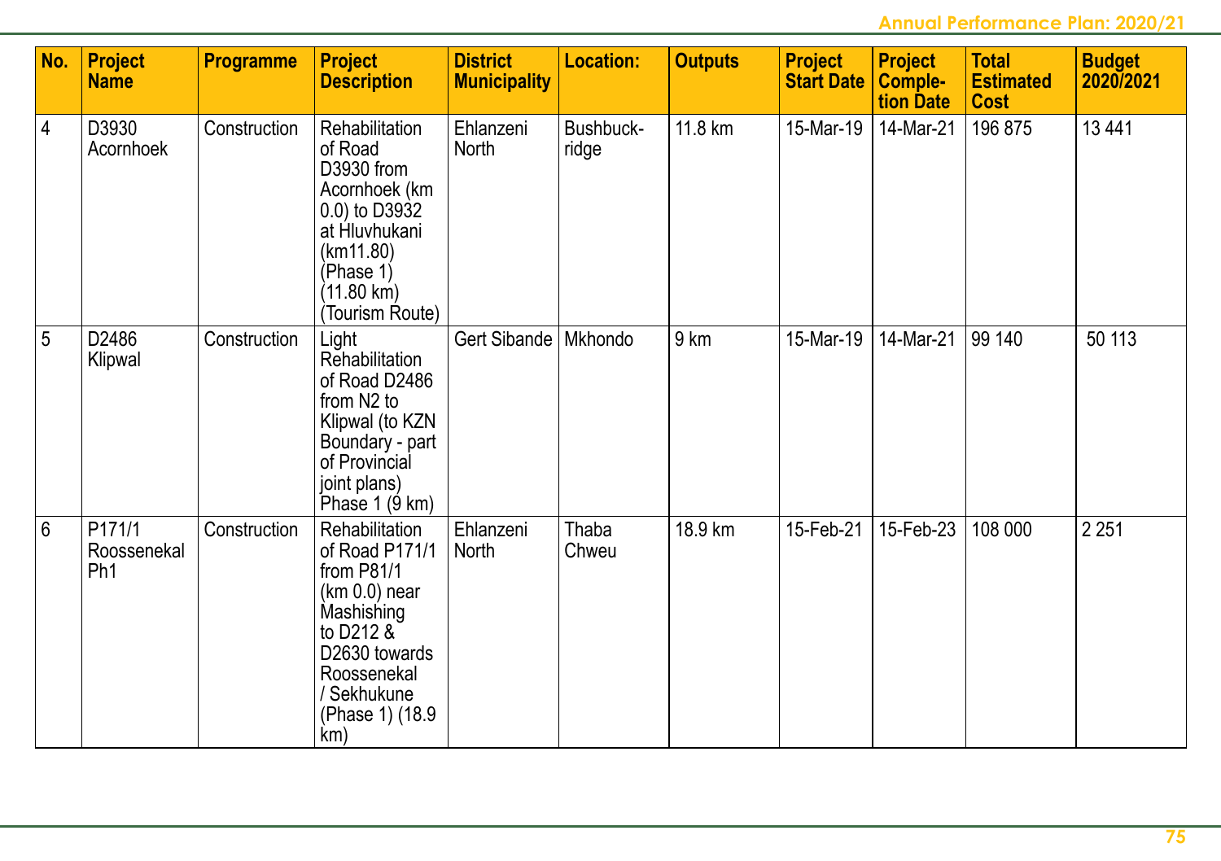| No. | Project Name | Programme | Project Description | District Municipality | Location: | Outputs | Project Start Date | Project Completion Date | Total Estimated Cost | Budget 2020/2021 |
|---|---|---|---|---|---|---|---|---|---|---|
| 4 | D3930 Acornhoek | Construction | Rehabilitation of Road D3930 from Acornhoek (km 0.0) to D3932 at Hluvhukani (km11.80) (Phase 1) (11.80 km) (Tourism Route) | Ehlanzeni North | Bushbuckridge | 11.8 km | 15-Mar-19 | 14-Mar-21 | 196 875 | 13 441 |
| 5 | D2486 Klipwal | Construction | Light Rehabilitation of Road D2486 from N2 to Klipwal (to KZN Boundary - part of Provincial joint plans) Phase 1 (9 km) | Gert Sibande | Mkhondo | 9 km | 15-Mar-19 | 14-Mar-21 | 99 140 | 50 113 |
| 6 | P171/1 Roossenekal Ph1 | Construction | Rehabilitation of Road P171/1 from P81/1 (km 0.0) near Mashishing to D212 & D2630 towards Roossenekal / Sekhukune (Phase 1) (18.9 km) | Ehlanzeni North | Thaba Chweu | 18.9 km | 15-Feb-21 | 15-Feb-23 | 108 000 | 2 251 |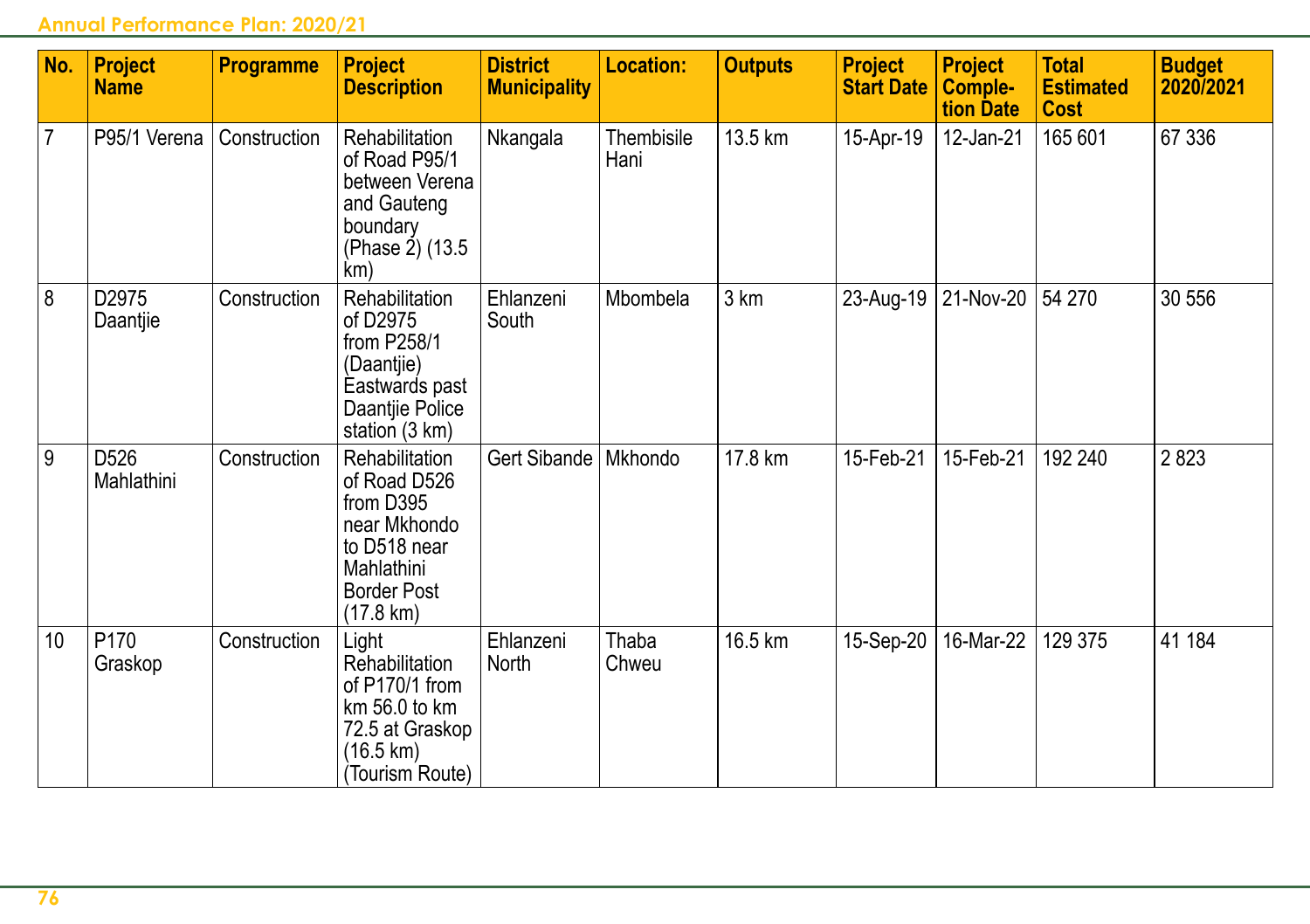| No. | Project Name | Programme | Project Description | District Municipality | Location: | Outputs | Project Start Date | Project Completion Date | Total Estimated Cost | Budget 2020/2021 |
|---|---|---|---|---|---|---|---|---|---|---|
| 7 | P95/1 Verena | Construction | Rehabilitation of Road P95/1 between Verena and Gauteng boundary (Phase 2) (13.5 km) | Nkangala | Thembisile Hani | 13.5 km | 15-Apr-19 | 12-Jan-21 | 165 601 | 67 336 |
| 8 | D2975 Daantjie | Construction | Rehabilitation of D2975 from P258/1 (Daantjie) Eastwards past Daantjie Police station (3 km) | Ehlanzeni South | Mbombela | 3 km | 23-Aug-19 | 21-Nov-20 | 54 270 | 30 556 |
| 9 | D526 Mahlathini | Construction | Rehabilitation of Road D526 from D395 near Mkhondo to D518 near Mahlathini Border Post (17.8 km) | Gert Sibande | Mkhondo | 17.8 km | 15-Feb-21 | 15-Feb-21 | 192 240 | 2 823 |
| 10 | P170 Graskop | Construction | Light Rehabilitation of P170/1 from km 56.0 to km 72.5 at Graskop (16.5 km) (Tourism Route) | Ehlanzeni North | Thaba Chweu | 16.5 km | 15-Sep-20 | 16-Mar-22 | 129 375 | 41 184 |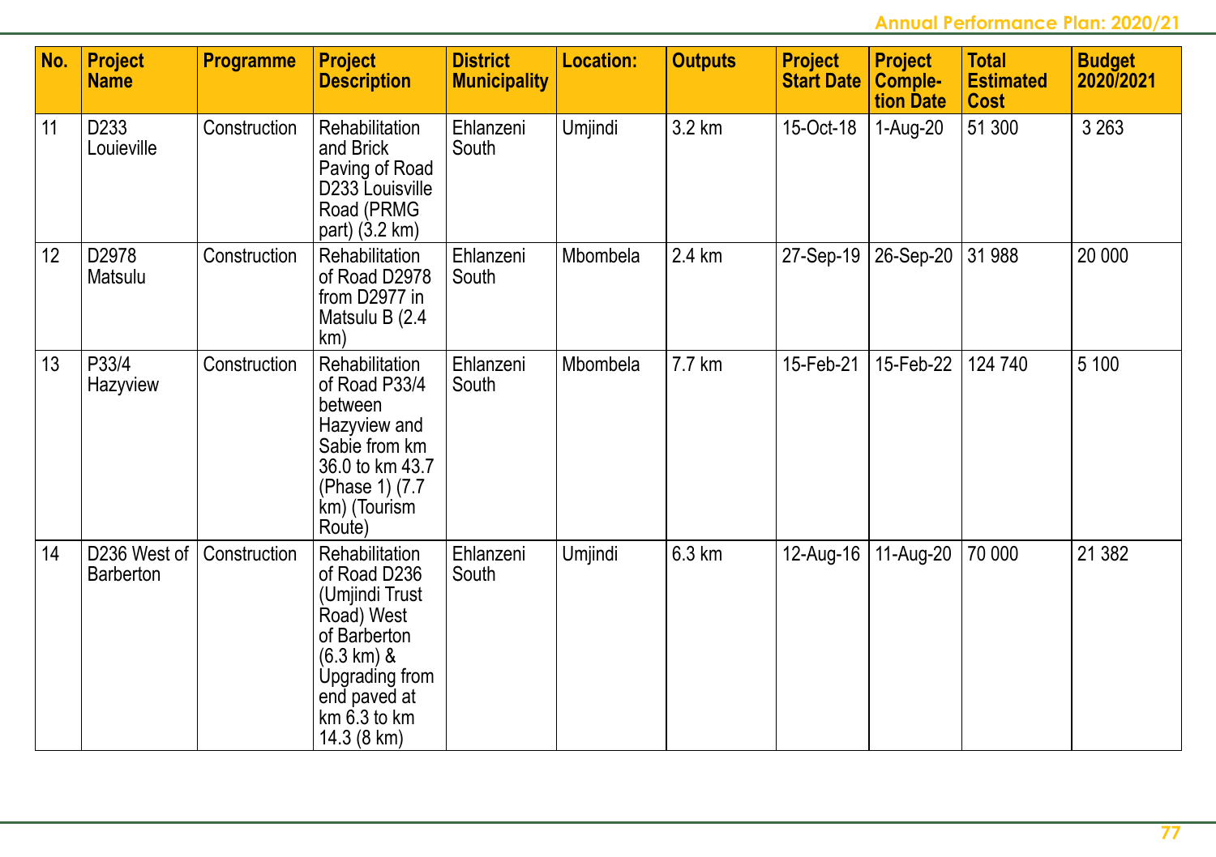| No. | Project Name | Programme | Project Description | District Municipality | Location: | Outputs | Project Start Date | Project Comple-tion Date | Total Estimated Cost | Budget 2020/2021 |
|---|---|---|---|---|---|---|---|---|---|---|
| 11 | D233 Louieville | Construction | Rehabilitation and Brick Paving of Road D233 Louisville Road (PRMG part) (3.2 km) | Ehlanzeni South | Umjindi | 3.2 km | 15-Oct-18 | 1-Aug-20 | 51 300 | 3 263 |
| 12 | D2978 Matsulu | Construction | Rehabilitation of Road D2978 from D2977 in Matsulu B (2.4 km) | Ehlanzeni South | Mbombela | 2.4 km | 27-Sep-19 | 26-Sep-20 | 31 988 | 20 000 |
| 13 | P33/4 Hazyview | Construction | Rehabilitation of Road P33/4 between Hazyview and Sabie from km 36.0 to km 43.7 (Phase 1) (7.7 km) (Tourism Route) | Ehlanzeni South | Mbombela | 7.7 km | 15-Feb-21 | 15-Feb-22 | 124 740 | 5 100 |
| 14 | D236 West of Barberton | Construction | Rehabilitation of Road D236 (Umjindi Trust Road) West of Barberton (6.3 km) & Upgrading from end paved at km 6.3 to km 14.3 (8 km) | Ehlanzeni South | Umjindi | 6.3 km | 12-Aug-16 | 11-Aug-20 | 70 000 | 21 382 |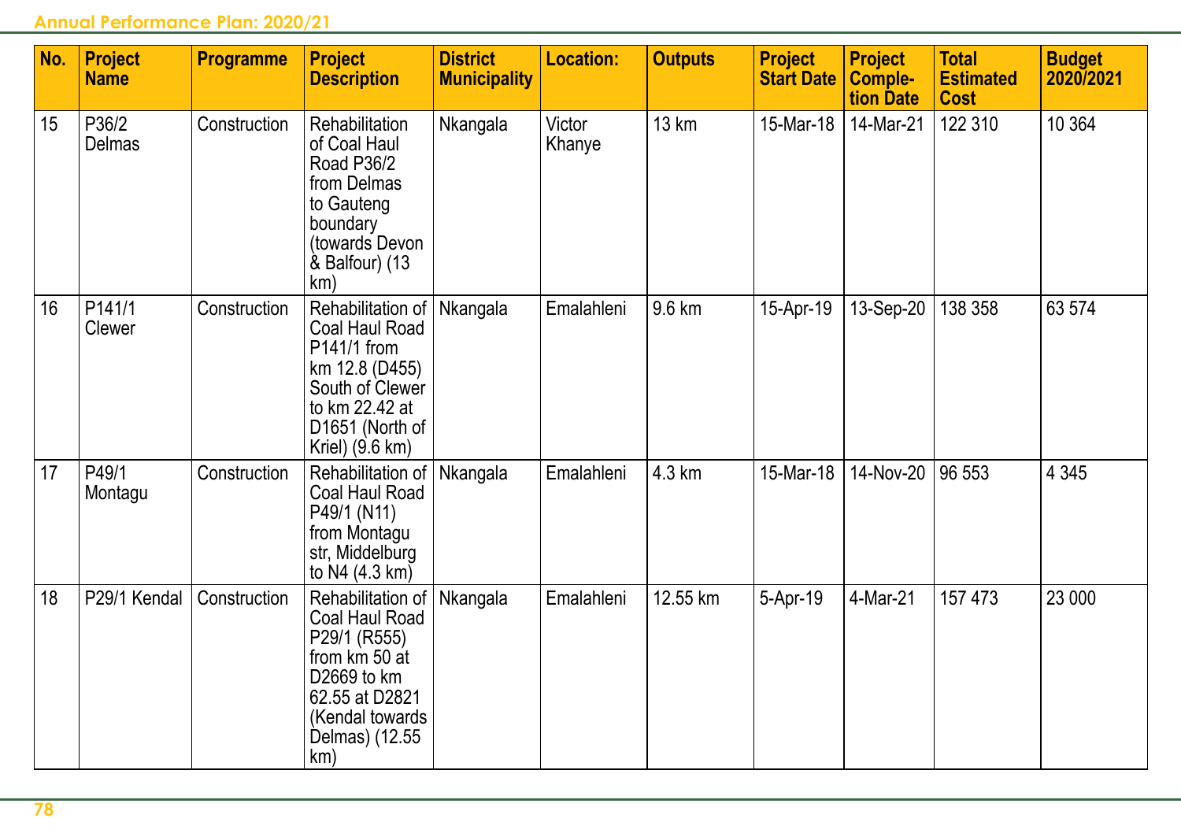| No. | Project Name | Programme | Project Description | District Municipality | Location: | Outputs | Project Start Date | Project Completion Date | Total Estimated Cost | Budget 2020/2021 |
|---|---|---|---|---|---|---|---|---|---|---|
| 15 | P36/2 Delmas | Construction | Rehabilitation of Coal Haul Road P36/2 from Delmas to Gauteng boundary (towards Devon & Balfour) (13 km) | Nkangala | Victor Khanye | 13 km | 15-Mar-18 | 14-Mar-21 | 122 310 | 10 364 |
| 16 | P141/1 Clewer | Construction | Rehabilitation of Coal Haul Road P141/1 from km 12.8 (D455) South of Clewer to km 22.42 at D1651 (North of Kriel) (9.6 km) | Nkangala | Emalahleni | 9.6 km | 15-Apr-19 | 13-Sep-20 | 138 358 | 63 574 |
| 17 | P49/1 Montagu | Construction | Rehabilitation of Coal Haul Road P49/1 (N11) from Montagu str, Middelburg to N4 (4.3 km) | Nkangala | Emalahleni | 4.3 km | 15-Mar-18 | 14-Nov-20 | 96 553 | 4 345 |
| 18 | P29/1 Kendal | Construction | Rehabilitation of Coal Haul Road P29/1 (R555) from km 50 at D2669 to km 62.55 at D2821 (Kendal towards Delmas) (12.55 km) | Nkangala | Emalahleni | 12.55 km | 5-Apr-19 | 4-Mar-21 | 157 473 | 23 000 |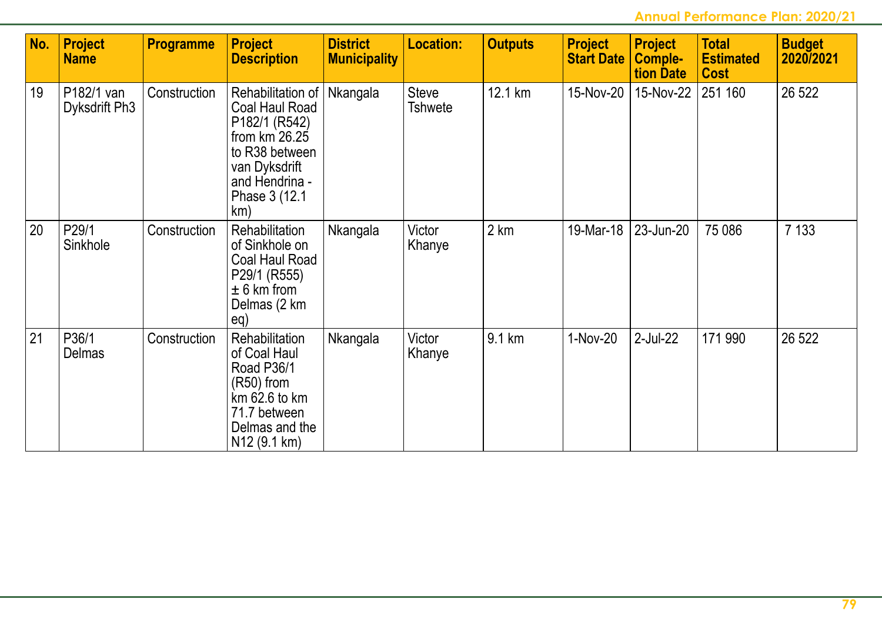| No. | Project Name | Programme | Project Description | District Municipality | Location: | Outputs | Project Start Date | Project Completion Date | Total Estimated Cost | Budget 2020/2021 |
|---|---|---|---|---|---|---|---|---|---|---|
| 19 | P182/1 van Dyksdrift Ph3 | Construction | Rehabilitation of Coal Haul Road P182/1 (R542) from km 26.25 to R38 between van Dyksdrift and Hendrina - Phase 3 (12.1 km) | Nkangala | Steve Tshwete | 12.1 km | 15-Nov-20 | 15-Nov-22 | 251 160 | 26 522 |
| 20 | P29/1 Sinkhole | Construction | Rehabilitation of Sinkhole on Coal Haul Road P29/1 (R555) ± 6 km from Delmas (2 km eq) | Nkangala | Victor Khanye | 2 km | 19-Mar-18 | 23-Jun-20 | 75 086 | 7 133 |
| 21 | P36/1 Delmas | Construction | Rehabilitation of Coal Haul Road P36/1 (R50) from km 62.6 to km 71.7 between Delmas and the N12 (9.1 km) | Nkangala | Victor Khanye | 9.1 km | 1-Nov-20 | 2-Jul-22 | 171 990 | 26 522 |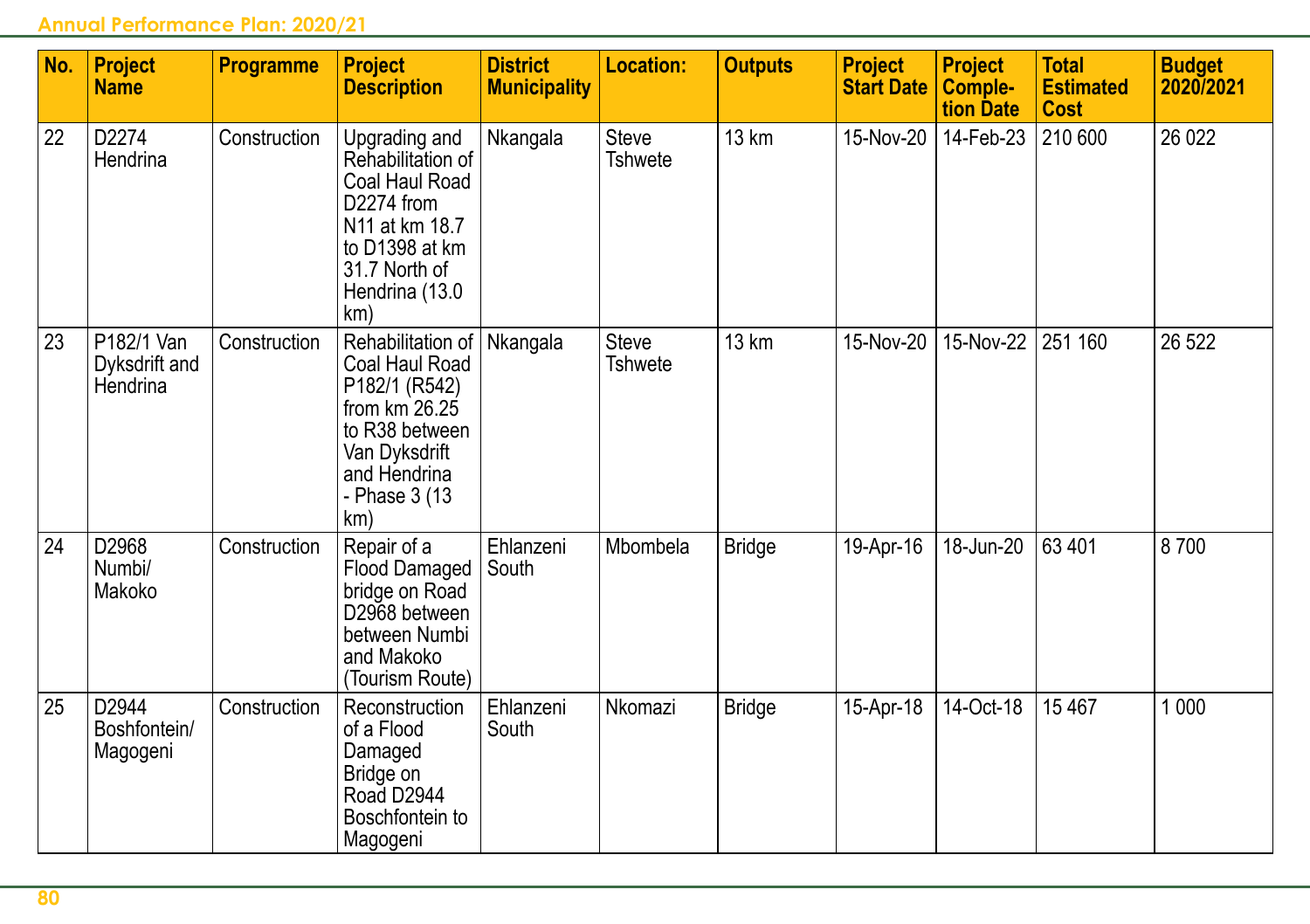| No. | Project Name | Programme | Project Description | District Municipality | Location: | Outputs | Project Start Date | Project Completion Date | Total Estimated Cost | Budget 2020/2021 |
|---|---|---|---|---|---|---|---|---|---|---|
| 22 | D2274 Hendrina | Construction | Upgrading and Rehabilitation of Coal Haul Road D2274 from N11 at km 18.7 to D1398 at km 31.7 North of Hendrina (13.0 km) | Nkangala | Steve Tshwete | 13 km | 15-Nov-20 | 14-Feb-23 | 210 600 | 26 022 |
| 23 | P182/1 Van Dyksdrift and Hendrina | Construction | Rehabilitation of Coal Haul Road P182/1 (R542) from km 26.25 to R38 between Van Dyksdrift and Hendrina - Phase 3 (13 km) | Nkangala | Steve Tshwete | 13 km | 15-Nov-20 | 15-Nov-22 | 251 160 | 26 522 |
| 24 | D2968 Numbi/ Makoko | Construction | Repair of a Flood Damaged bridge on Road D2968 between between Numbi and Makoko (Tourism Route) | Ehlanzeni South | Mbombela | Bridge | 19-Apr-16 | 18-Jun-20 | 63 401 | 8 700 |
| 25 | D2944 Boshfontein/ Magogeni | Construction | Reconstruction of a Flood Damaged Bridge on Road D2944 Boschfontein to Magogeni | Ehlanzeni South | Nkomazi | Bridge | 15-Apr-18 | 14-Oct-18 | 15 467 | 1 000 |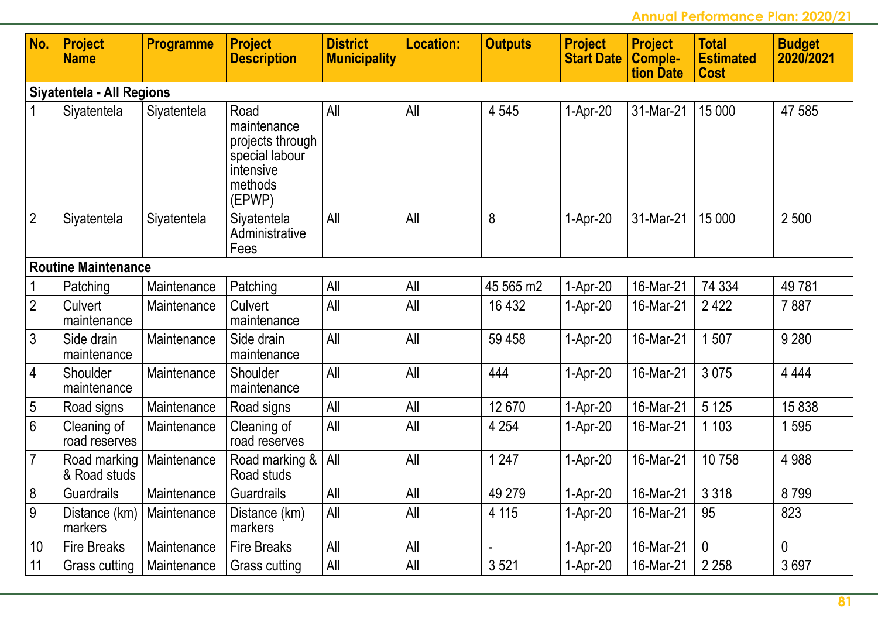| No. | Project Name | Programme | Project Description | District Municipality | Location: | Outputs | Project Start Date | Project Completion Date | Total Estimated Cost | Budget 2020/2021 |
|---|---|---|---|---|---|---|---|---|---|---|
| **Siyatentela - All Regions** | | | | | | | | | | |
| 1 | Siyatentela | Siyatentela | Road maintenance projects through special labour intensive methods (EPWP) | All | All | 4 545 | 1-Apr-20 | 31-Mar-21 | 15 000 | 47 585 |
| 2 | Siyatentela | Siyatentela | Siyatentela Administrative Fees | All | All | 8 | 1-Apr-20 | 31-Mar-21 | 15 000 | 2 500 |
| **Routine Maintenance** | | | | | | | | | | |
| 1 | Patching | Maintenance | Patching | All | All | 45 565 m2 | 1-Apr-20 | 16-Mar-21 | 74 334 | 49 781 |
| 2 | Culvert maintenance | Maintenance | Culvert maintenance | All | All | 16 432 | 1-Apr-20 | 16-Mar-21 | 2 422 | 7 887 |
| 3 | Side drain maintenance | Maintenance | Side drain maintenance | All | All | 59 458 | 1-Apr-20 | 16-Mar-21 | 1 507 | 9 280 |
| 4 | Shoulder maintenance | Maintenance | Shoulder maintenance | All | All | 444 | 1-Apr-20 | 16-Mar-21 | 3 075 | 4 444 |
| 5 | Road signs | Maintenance | Road signs | All | All | 12 670 | 1-Apr-20 | 16-Mar-21 | 5 125 | 15 838 |
| 6 | Cleaning of road reserves | Maintenance | Cleaning of road reserves | All | All | 4 254 | 1-Apr-20 | 16-Mar-21 | 1 103 | 1 595 |
| 7 | Road marking & Road studs | Maintenance | Road marking & Road studs | All | All | 1 247 | 1-Apr-20 | 16-Mar-21 | 10 758 | 4 988 |
| 8 | Guardrails | Maintenance | Guardrails | All | All | 49 279 | 1-Apr-20 | 16-Mar-21 | 3 318 | 8 799 |
| 9 | Distance (km) markers | Maintenance | Distance (km) markers | All | All | 4 115 | 1-Apr-20 | 16-Mar-21 | 95 | 823 |
| 10 | Fire Breaks | Maintenance | Fire Breaks | All | All | - | 1-Apr-20 | 16-Mar-21 | 0 | 0 |
| 11 | Grass cutting | Maintenance | Grass cutting | All | All | 3 521 | 1-Apr-20 | 16-Mar-21 | 2 258 | 3 697 |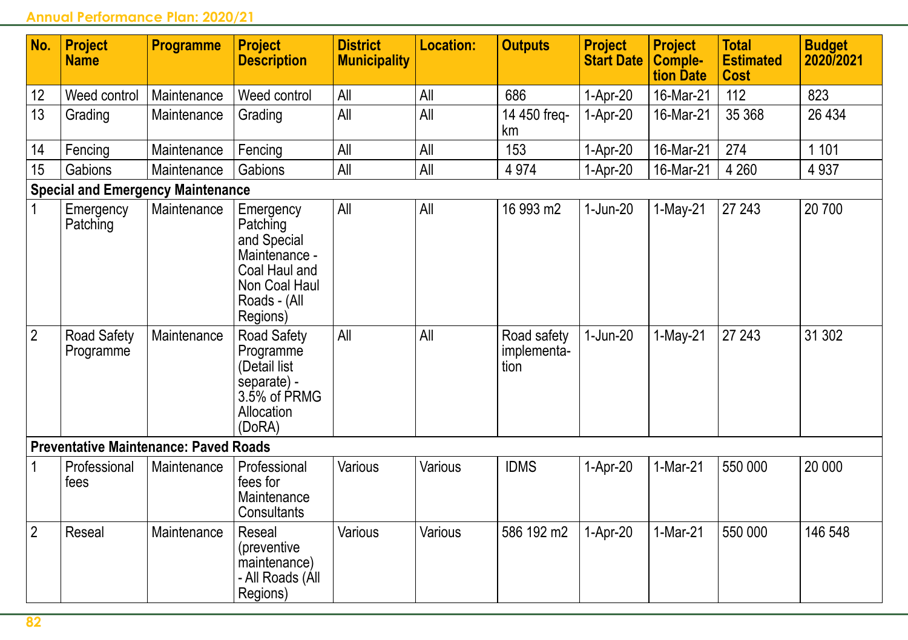| No. | Project Name | Programme | Project Description | District Municipality | Location: | Outputs | Project Start Date | Project Completion Date | Total Estimated Cost | Budget 2020/2021 |
|---|---|---|---|---|---|---|---|---|---|---|
| 12 | Weed control | Maintenance | Weed control | All | All | 686 | 1-Apr-20 | 16-Mar-21 | 112 | 823 |
| 13 | Grading | Maintenance | Grading | All | All | 14 450 freq-km | 1-Apr-20 | 16-Mar-21 | 35 368 | 26 434 |
| 14 | Fencing | Maintenance | Fencing | All | All | 153 | 1-Apr-20 | 16-Mar-21 | 274 | 1 101 |
| 15 | Gabions | Maintenance | Gabions | All | All | 4 974 | 1-Apr-20 | 16-Mar-21 | 4 260 | 4 937 |
| **Special and Emergency Maintenance** | | | | | | | | | | |
| 1 | Emergency Patching | Maintenance | Emergency Patching and Special Maintenance - Coal Haul and Non Coal Haul Roads - (All Regions) | All | All | 16 993 m2 | 1-Jun-20 | 1-May-21 | 27 243 | 20 700 |
| 2 | Road Safety Programme | Maintenance | Road Safety Programme (Detail list separate) - 3.5% of PRMG Allocation (DoRA) | All | All | Road safety implementation | 1-Jun-20 | 1-May-21 | 27 243 | 31 302 |
| **Preventative Maintenance: Paved Roads** | | | | | | | | | | |
| 1 | Professional fees | Maintenance | Professional fees for Maintenance Consultants | Various | Various | IDMS | 1-Apr-20 | 1-Mar-21 | 550 000 | 20 000 |
| 2 | Reseal | Maintenance | Reseal (preventive maintenance) - All Roads (All Regions) | Various | Various | 586 192 m2 | 1-Apr-20 | 1-Mar-21 | 550 000 | 146 548 |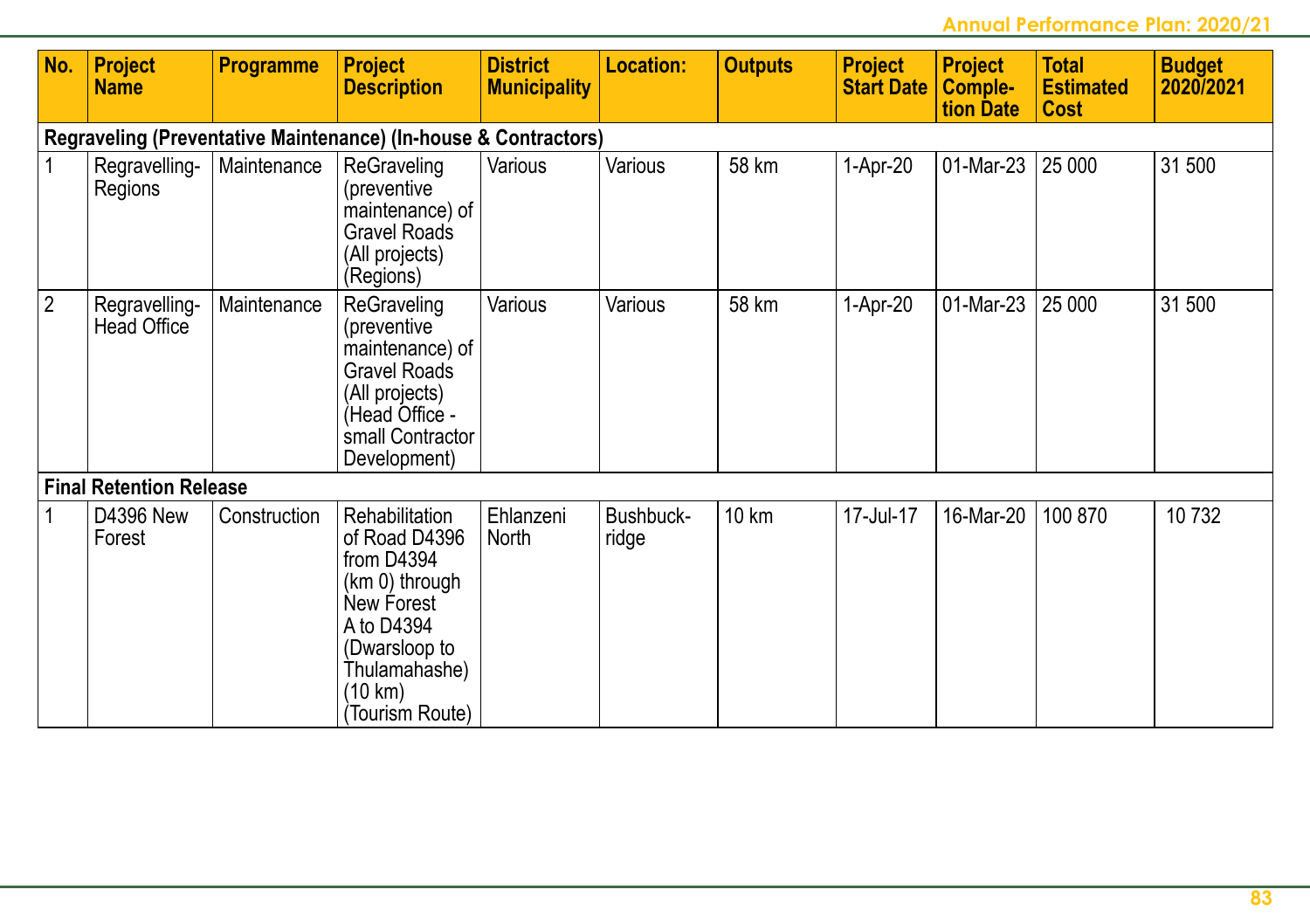| No. | Project Name | Programme | Project Description | District Municipality | Location: | Outputs | Project Start Date | Project Completion Date | Total Estimated Cost | Budget 2020/2021 |
|---|---|---|---|---|---|---|---|---|---|---|
| **Regraveling (Preventative Maintenance) (In-house & Contractors)** | | | | | | | | | | |
| 1 | Regravelling-Regions | Maintenance | ReGraveling (preventive maintenance) of Gravel Roads (All projects) (Regions) | Various | Various | 58 km | 1-Apr-20 | 01-Mar-23 | 25 000 | 31 500 |
| 2 | Regravelling-Head Office | Maintenance | ReGraveling (preventive maintenance) of Gravel Roads (All projects) (Head Office - small Contractor Development) | Various | Various | 58 km | 1-Apr-20 | 01-Mar-23 | 25 000 | 31 500 |
| **Final Retention Release** | | | | | | | | | | |
| 1 | D4396 New Forest | Construction | Rehabilitation of Road D4396 from D4394 (km 0) through New Forest A to D4394 (Dwarsloop to Thulamahashe) (10 km) (Tourism Route) | Ehlanzeni North | Bushbuckridge | 10 km | 17-Jul-17 | 16-Mar-20 | 100 870 | 10 732 |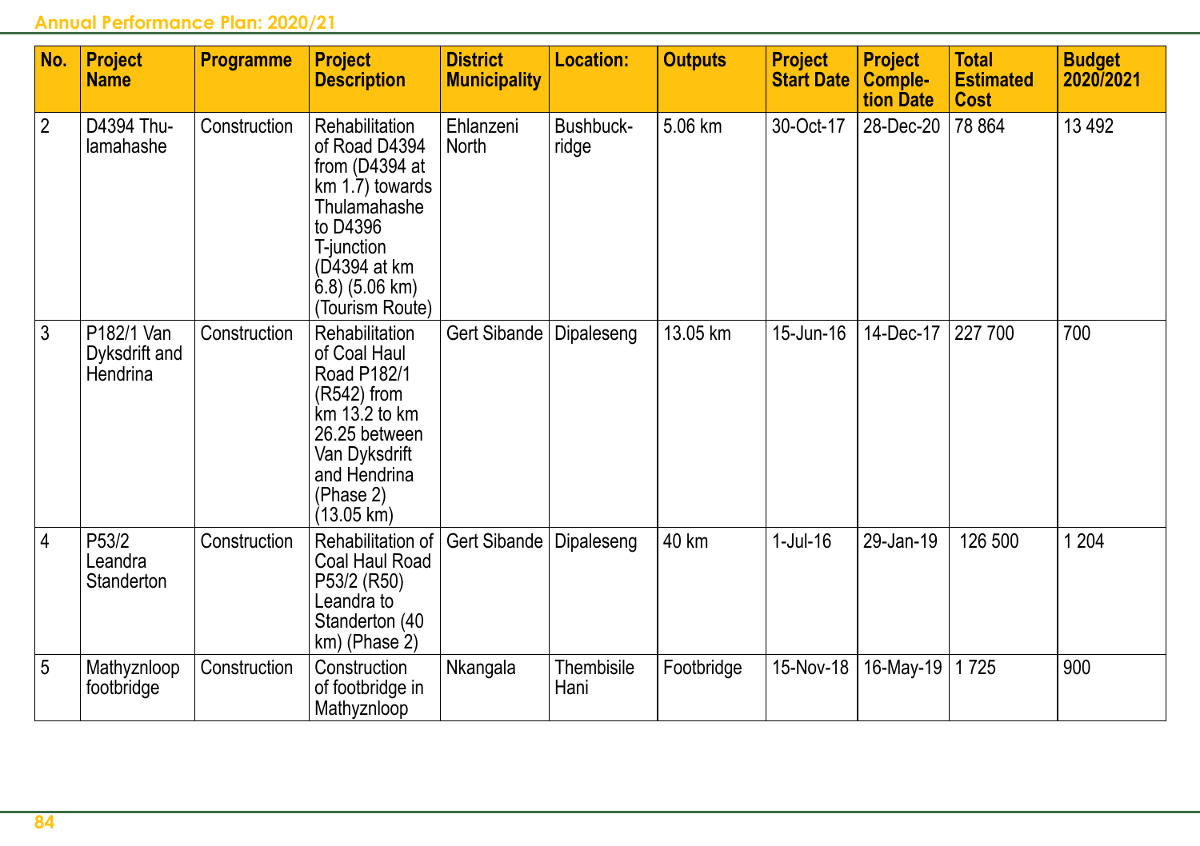| No. | Project Name | Programme | Project Description | District Municipality | Location: | Outputs | Project Start Date | Project Completion Date | Total Estimated Cost | Budget 2020/2021 |
|---|---|---|---|---|---|---|---|---|---|---|
| 2 | D4394 Thulamahashe | Construction | Rehabilitation of Road D4394 from (D4394 at km 1.7) towards Thulamahashe to D4396 T-junction (D4394 at km 6.8) (5.06 km) (Tourism Route) | Ehlanzeni North | Bushbuckridge | 5.06 km | 30-Oct-17 | 28-Dec-20 | 78 864 | 13 492 |
| 3 | P182/1 Van Dyksdrift and Hendrina | Construction | Rehabilitation of Coal Haul Road P182/1 (R542) from km 13.2 to km 26.25 between Van Dyksdrift and Hendrina (Phase 2) (13.05 km) | Gert Sibande | Dipaleseng | 13.05 km | 15-Jun-16 | 14-Dec-17 | 227 700 | 700 |
| 4 | P53/2 Leandra Standerton | Construction | Rehabilitation of Coal Haul Road P53/2 (R50) Leandra to Standerton (40 km) (Phase 2) | Gert Sibande | Dipaleseng | 40 km | 1-Jul-16 | 29-Jan-19 | 126 500 | 1 204 |
| 5 | Mathyznloop footbridge | Construction | Construction of footbridge in Mathyznloop | Nkangala | Thembisile Hani | Footbridge | 15-Nov-18 | 16-May-19 | 1 725 | 900 |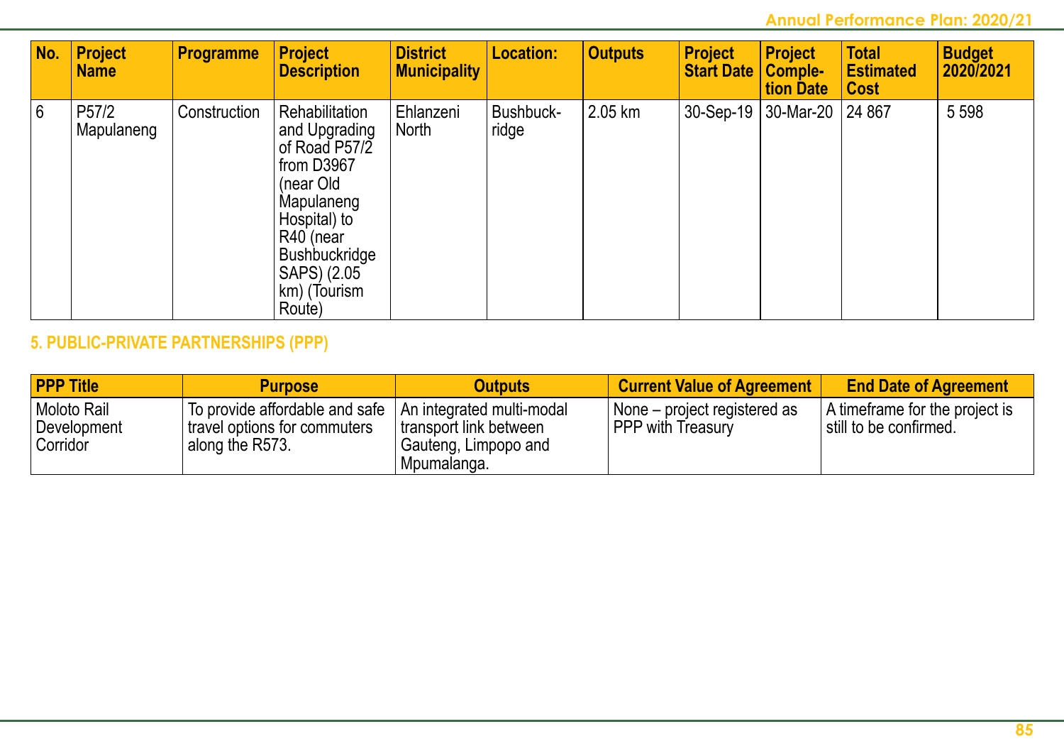| No. | Project Name | Programme | Project Description | District Municipality | Location: | Outputs | Project Start Date | Project Completion Date | Total Estimated Cost | Budget 2020/2021 |
|---|---|---|---|---|---|---|---|---|---|---|
| 6 | P57/2 Mapulaneng | Construction | Rehabilitation and Upgrading of Road P57/2 from D3967 (near Old Mapulaneng Hospital) to R40 (near Bushbuckridge SAPS) (2.05 km) (Tourism Route) | Ehlanzeni North | Bushbuckridge | 2.05 km | 30-Sep-19 | 30-Mar-20 | 24 867 | 5 598 |

## 5. PUBLIC-PRIVATE PARTNERSHIPS (PPP)

| PPP Title | Purpose | Outputs | Current Value of Agreement | End Date of Agreement |
|---|---|---|---|---|
| Moloto Rail Development Corridor | To provide affordable and safe travel options for commuters along the R573. | An integrated multi-modal transport link between Gauteng, Limpopo and Mpumalanga. | None – project registered as PPP with Treasury | A timeframe for the project is still to be confirmed. |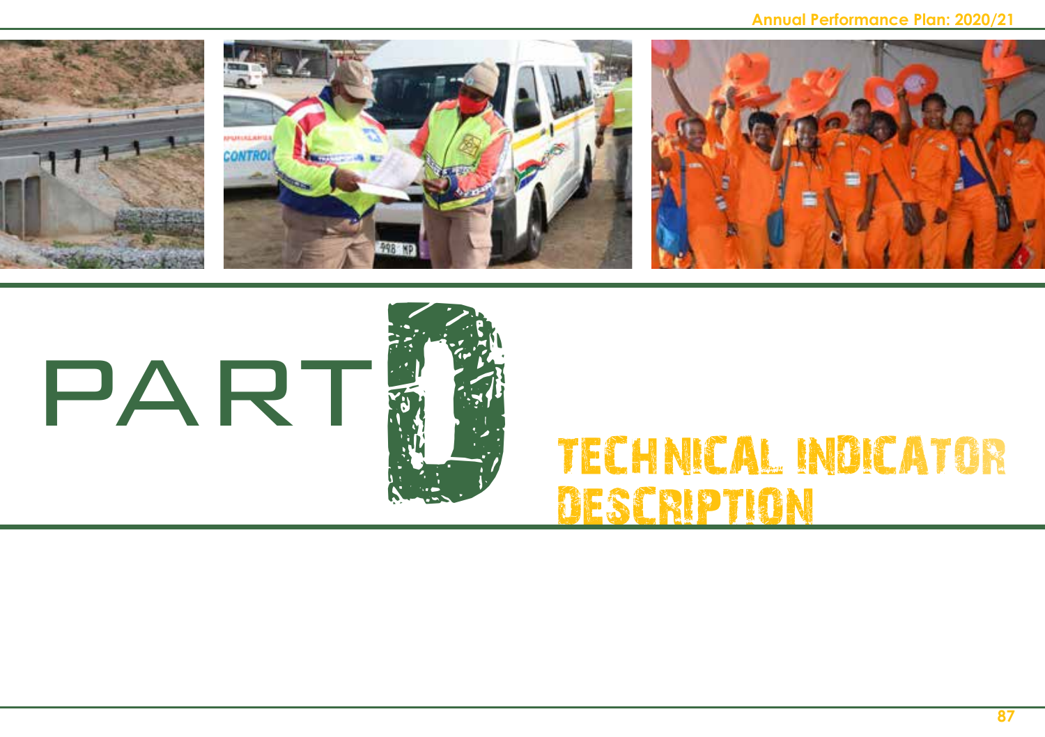# PART D

## TECHNICAL INDICATOR DESCRIPTION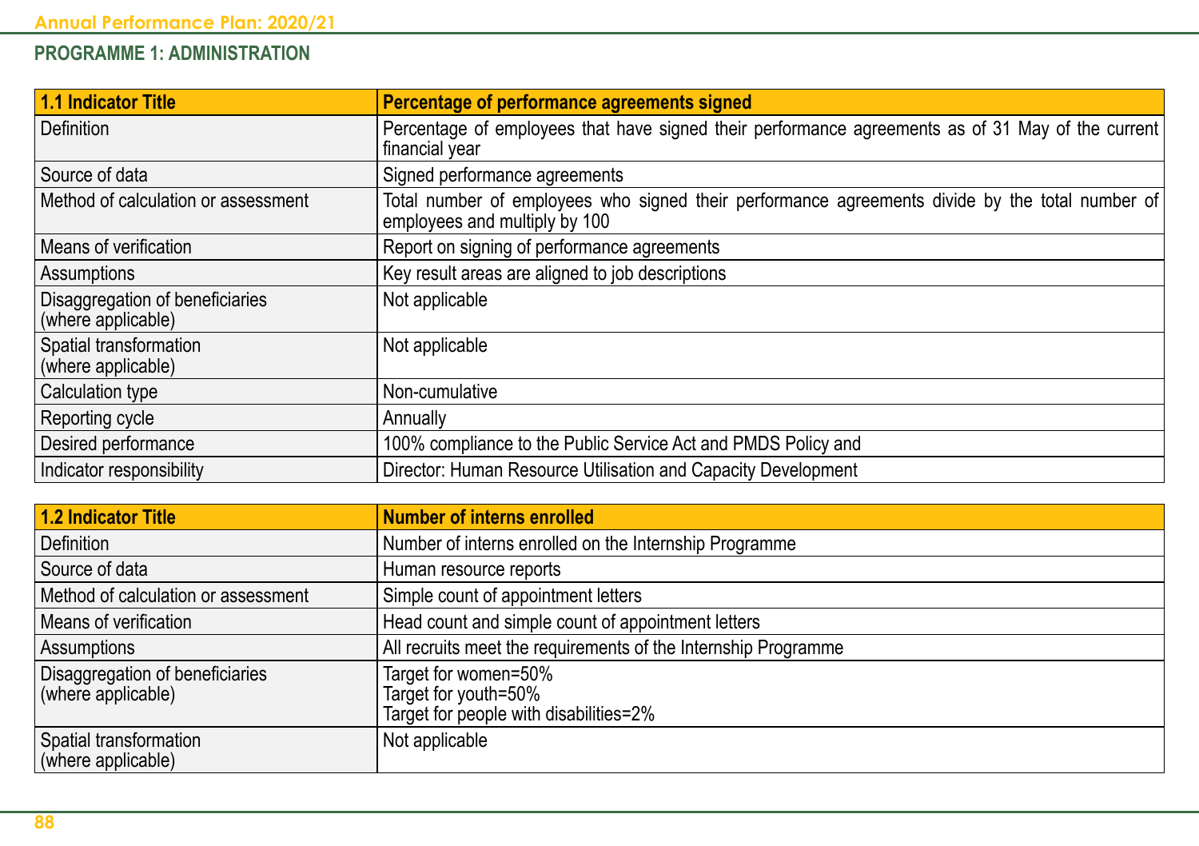## PROGRAMME 1: ADMINISTRATION

| 1.1 Indicator Title | Percentage of performance agreements signed |
|---|---|
| Definition | Percentage of employees that have signed their performance agreements as of 31 May of the current financial year |
| Source of data | Signed performance agreements |
| Method of calculation or assessment | Total number of employees who signed their performance agreements divide by the total number of employees and multiply by 100 |
| Means of verification | Report on signing of performance agreements |
| Assumptions | Key result areas are aligned to job descriptions |
| Disaggregation of beneficiaries (where applicable) | Not applicable |
| Spatial transformation (where applicable) | Not applicable |
| Calculation type | Non-cumulative |
| Reporting cycle | Annually |
| Desired performance | 100% compliance to the Public Service Act and PMDS Policy and |
| Indicator responsibility | Director: Human Resource Utilisation and Capacity Development |

| 1.2 Indicator Title | Number of interns enrolled |
|---|---|
| Definition | Number of interns enrolled on the Internship Programme |
| Source of data | Human resource reports |
| Method of calculation or assessment | Simple count of appointment letters |
| Means of verification | Head count and simple count of appointment letters |
| Assumptions | All recruits meet the requirements of the Internship Programme |
| Disaggregation of beneficiaries (where applicable) | Target for women=50%<br>Target for youth=50%<br>Target for people with disabilities=2% |
| Spatial transformation (where applicable) | Not applicable |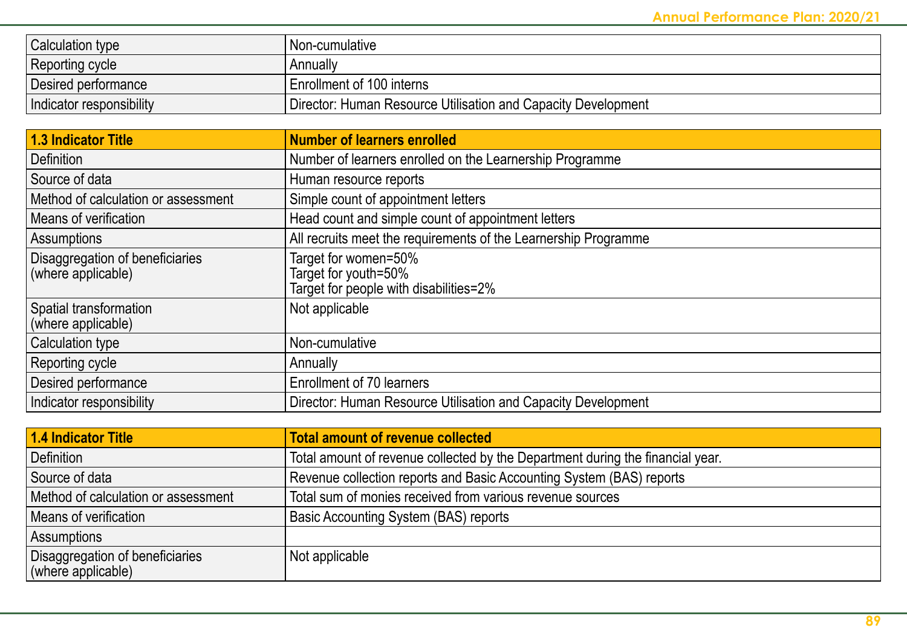| | |
|---|---|
| Calculation type | Non-cumulative |
| Reporting cycle | Annually |
| Desired performance | Enrollment of 100 interns |
| Indicator responsibility | Director: Human Resource Utilisation and Capacity Development |

| **1.3 Indicator Title** | **Number of learners enrolled** |
|---|---|
| Definition | Number of learners enrolled on the Learnership Programme |
| Source of data | Human resource reports |
| Method of calculation or assessment | Simple count of appointment letters |
| Means of verification | Head count and simple count of appointment letters |
| Assumptions | All recruits meet the requirements of the Learnership Programme |
| Disaggregation of beneficiaries (where applicable) | Target for women=50%<br>Target for youth=50%<br>Target for people with disabilities=2% |
| Spatial transformation (where applicable) | Not applicable |
| Calculation type | Non-cumulative |
| Reporting cycle | Annually |
| Desired performance | Enrollment of 70 learners |
| Indicator responsibility | Director: Human Resource Utilisation and Capacity Development |

| **1.4 Indicator Title** | **Total amount of revenue collected** |
|---|---|
| Definition | Total amount of revenue collected by the Department during the financial year. |
| Source of data | Revenue collection reports and Basic Accounting System (BAS) reports |
| Method of calculation or assessment | Total sum of monies received from various revenue sources |
| Means of verification | Basic Accounting System (BAS) reports |
| Assumptions | |
| Disaggregation of beneficiaries (where applicable) | Not applicable |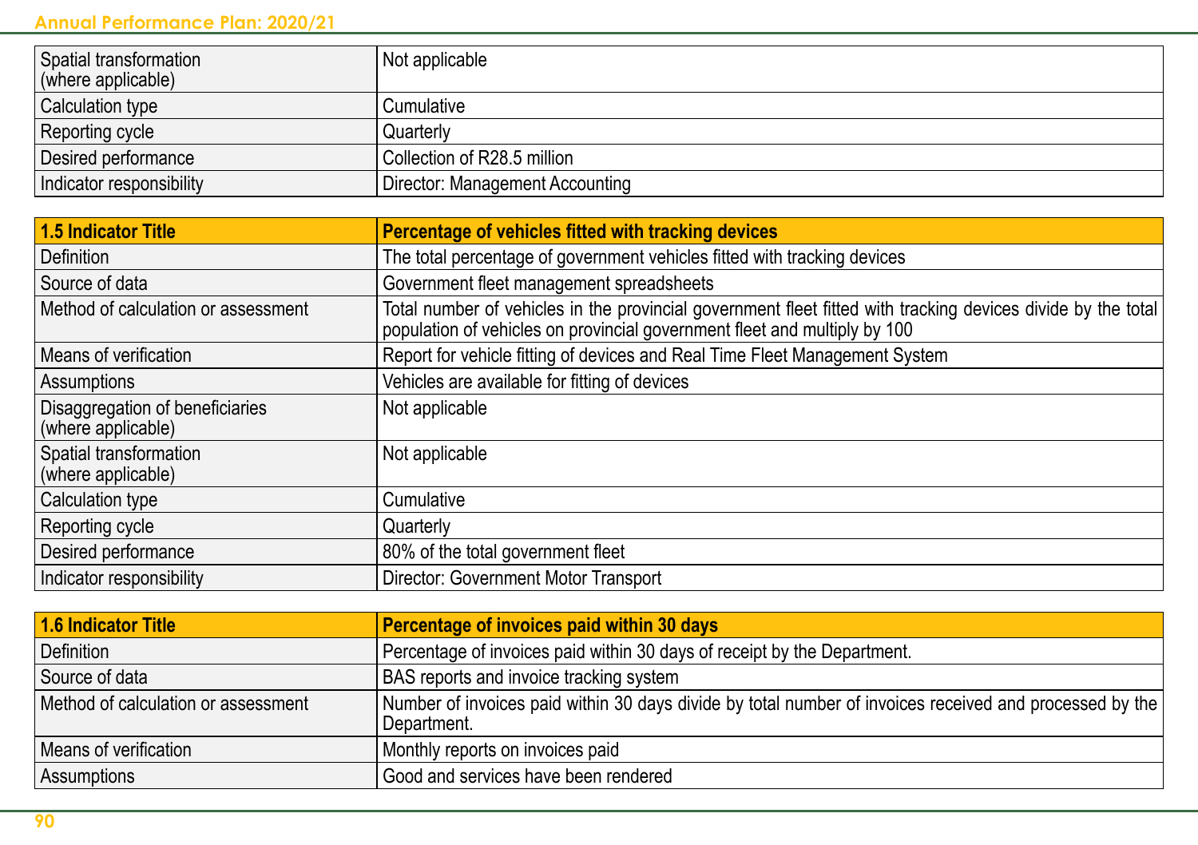| | |
|---|---|
| Spatial transformation (where applicable) | Not applicable |
| Calculation type | Cumulative |
| Reporting cycle | Quarterly |
| Desired performance | Collection of R28.5 million |
| Indicator responsibility | Director: Management Accounting |

| **1.5 Indicator Title** | **Percentage of vehicles fitted with tracking devices** |
|---|---|
| Definition | The total percentage of government vehicles fitted with tracking devices |
| Source of data | Government fleet management spreadsheets |
| Method of calculation or assessment | Total number of vehicles in the provincial government fleet fitted with tracking devices divide by the total population of vehicles on provincial government fleet and multiply by 100 |
| Means of verification | Report for vehicle fitting of devices and Real Time Fleet Management System |
| Assumptions | Vehicles are available for fitting of devices |
| Disaggregation of beneficiaries (where applicable) | Not applicable |
| Spatial transformation (where applicable) | Not applicable |
| Calculation type | Cumulative |
| Reporting cycle | Quarterly |
| Desired performance | 80% of the total government fleet |
| Indicator responsibility | Director: Government Motor Transport |

| **1.6 Indicator Title** | **Percentage of invoices paid within 30 days** |
|---|---|
| Definition | Percentage of invoices paid within 30 days of receipt by the Department. |
| Source of data | BAS reports and invoice tracking system |
| Method of calculation or assessment | Number of invoices paid within 30 days divide by total number of invoices received and processed by the Department. |
| Means of verification | Monthly reports on invoices paid |
| Assumptions | Good and services have been rendered |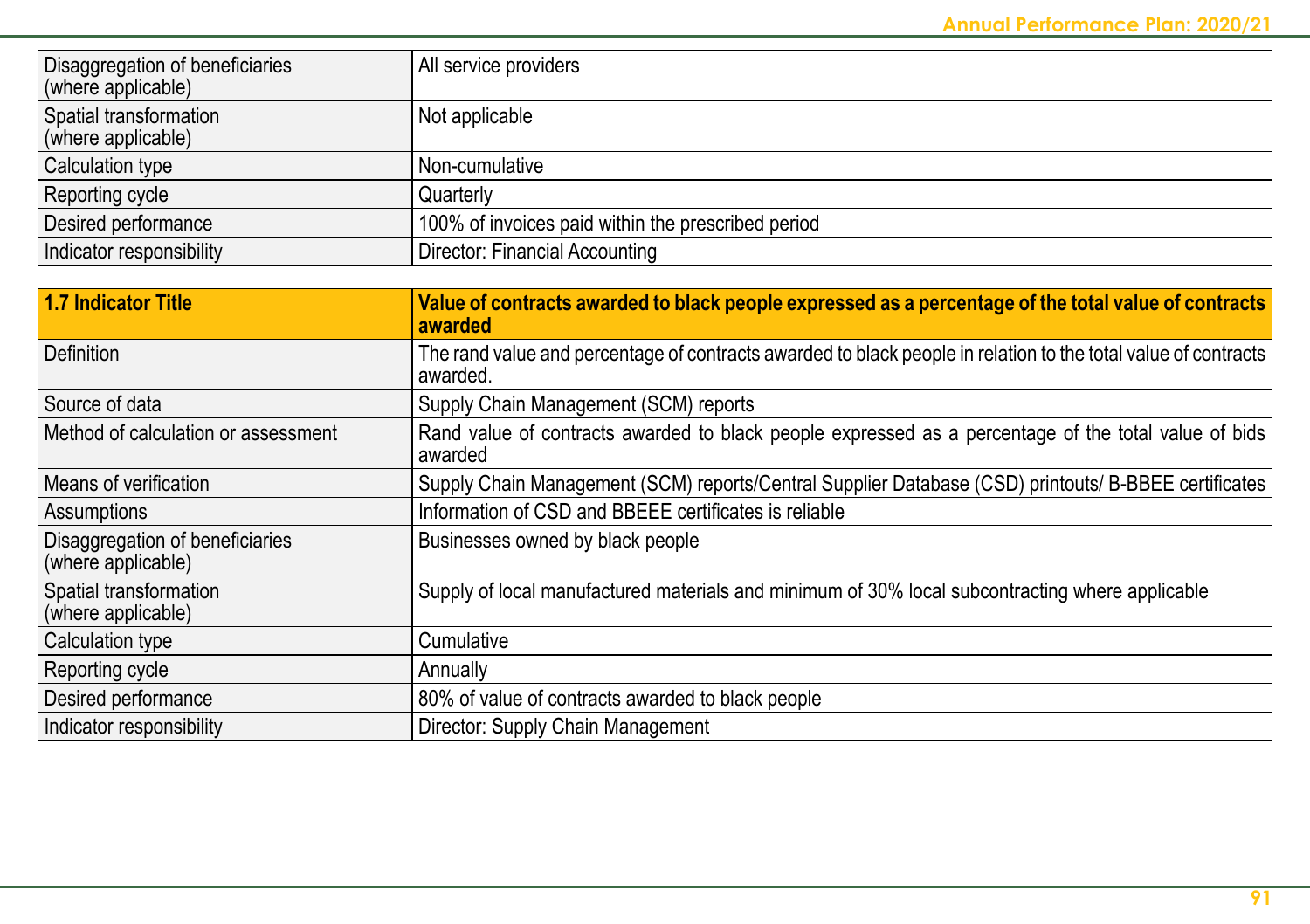| | |
|---|---|
| Disaggregation of beneficiaries (where applicable) | All service providers |
| Spatial transformation (where applicable) | Not applicable |
| Calculation type | Non-cumulative |
| Reporting cycle | Quarterly |
| Desired performance | 100% of invoices paid within the prescribed period |
| Indicator responsibility | Director: Financial Accounting |

| **1.7 Indicator Title** | **Value of contracts awarded to black people expressed as a percentage of the total value of contracts awarded** |
|---|---|
| Definition | The rand value and percentage of contracts awarded to black people in relation to the total value of contracts awarded. |
| Source of data | Supply Chain Management (SCM) reports |
| Method of calculation or assessment | Rand value of contracts awarded to black people expressed as a percentage of the total value of bids awarded |
| Means of verification | Supply Chain Management (SCM) reports/Central Supplier Database (CSD) printouts/ B-BBEE certificates |
| Assumptions | Information of CSD and BBEEE certificates is reliable |
| Disaggregation of beneficiaries (where applicable) | Businesses owned by black people |
| Spatial transformation (where applicable) | Supply of local manufactured materials and minimum of 30% local subcontracting where applicable |
| Calculation type | Cumulative |
| Reporting cycle | Annually |
| Desired performance | 80% of value of contracts awarded to black people |
| Indicator responsibility | Director: Supply Chain Management |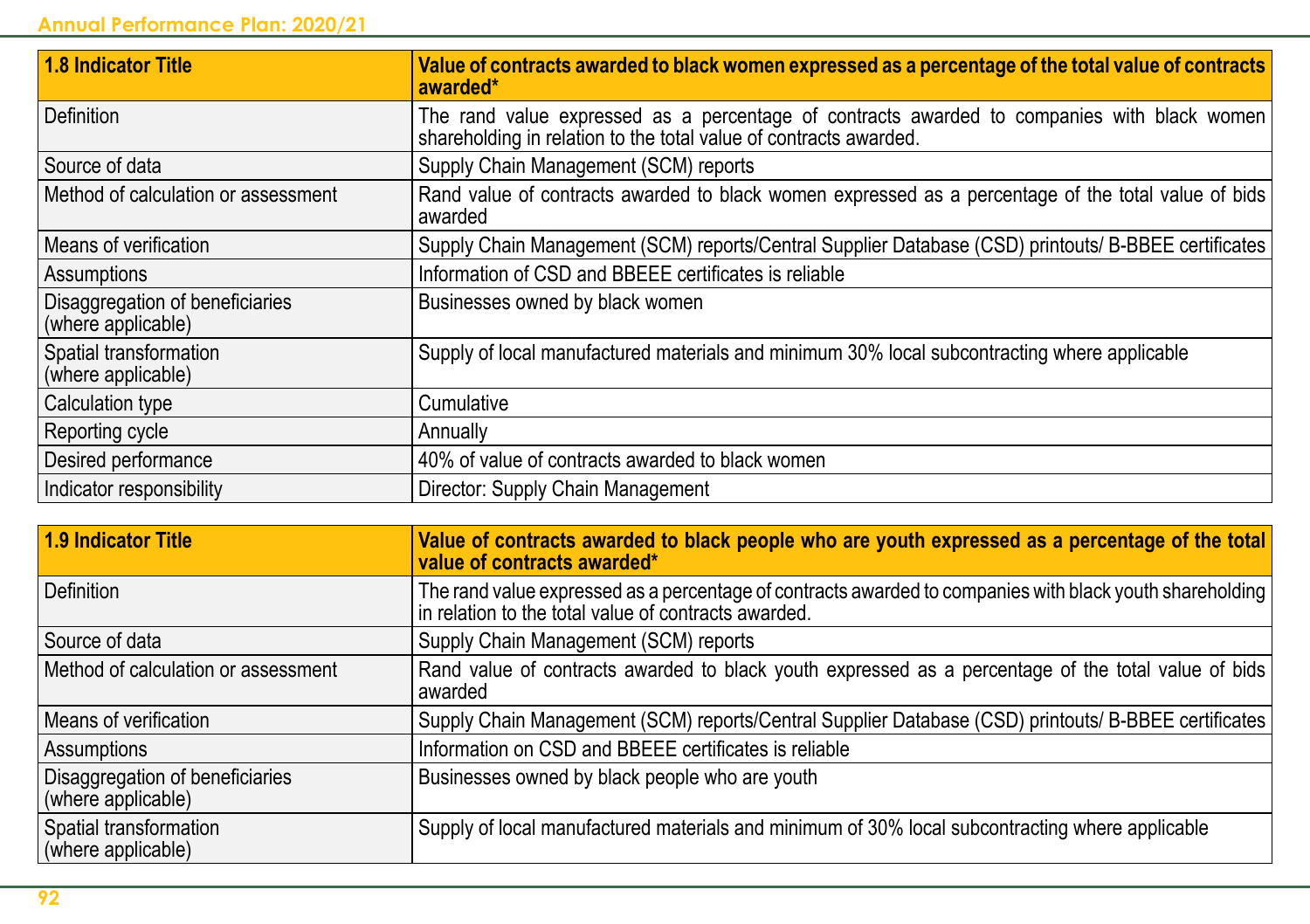| 1.8 Indicator Title | Value of contracts awarded to black women expressed as a percentage of the total value of contracts awarded* |
|---|---|
| Definition | The rand value expressed as a percentage of contracts awarded to companies with black women shareholding in relation to the total value of contracts awarded. |
| Source of data | Supply Chain Management (SCM) reports |
| Method of calculation or assessment | Rand value of contracts awarded to black women expressed as a percentage of the total value of bids awarded |
| Means of verification | Supply Chain Management (SCM) reports/Central Supplier Database (CSD) printouts/ B-BBEE certificates |
| Assumptions | Information of CSD and BBEEE certificates is reliable |
| Disaggregation of beneficiaries (where applicable) | Businesses owned by black women |
| Spatial transformation (where applicable) | Supply of local manufactured materials and minimum 30% local subcontracting where applicable |
| Calculation type | Cumulative |
| Reporting cycle | Annually |
| Desired performance | 40% of value of contracts awarded to black women |
| Indicator responsibility | Director: Supply Chain Management |

| 1.9 Indicator Title | Value of contracts awarded to black people who are youth expressed as a percentage of the total value of contracts awarded* |
|---|---|
| Definition | The rand value expressed as a percentage of contracts awarded to companies with black youth shareholding in relation to the total value of contracts awarded. |
| Source of data | Supply Chain Management (SCM) reports |
| Method of calculation or assessment | Rand value of contracts awarded to black youth expressed as a percentage of the total value of bids awarded |
| Means of verification | Supply Chain Management (SCM) reports/Central Supplier Database (CSD) printouts/ B-BBEE certificates |
| Assumptions | Information on CSD and BBEEE certificates is reliable |
| Disaggregation of beneficiaries (where applicable) | Businesses owned by black people who are youth |
| Spatial transformation (where applicable) | Supply of local manufactured materials and minimum of 30% local subcontracting where applicable |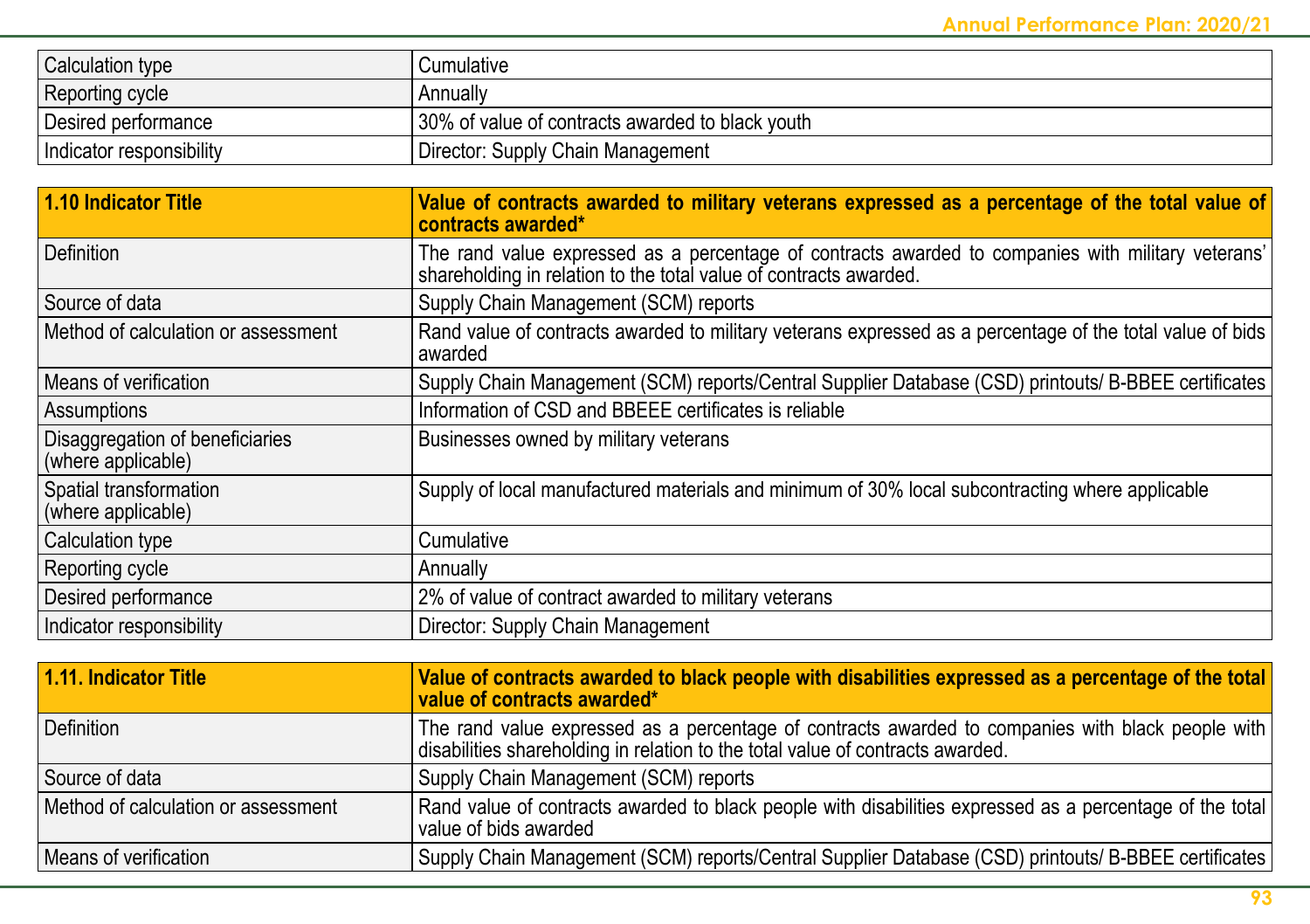| Calculation type | Cumulative |
|---|---|
| Reporting cycle | Annually |
| Desired performance | 30% of value of contracts awarded to black youth |
| Indicator responsibility | Director: Supply Chain Management |

| **1.10 Indicator Title** | **Value of contracts awarded to military veterans expressed as a percentage of the total value of contracts awarded*** |
|---|---|
| Definition | The rand value expressed as a percentage of contracts awarded to companies with military veterans' shareholding in relation to the total value of contracts awarded. |
| Source of data | Supply Chain Management (SCM) reports |
| Method of calculation or assessment | Rand value of contracts awarded to military veterans expressed as a percentage of the total value of bids awarded |
| Means of verification | Supply Chain Management (SCM) reports/Central Supplier Database (CSD) printouts/ B-BBEE certificates |
| Assumptions | Information of CSD and BBEEE certificates is reliable |
| Disaggregation of beneficiaries (where applicable) | Businesses owned by military veterans |
| Spatial transformation (where applicable) | Supply of local manufactured materials and minimum of 30% local subcontracting where applicable |
| Calculation type | Cumulative |
| Reporting cycle | Annually |
| Desired performance | 2% of value of contract awarded to military veterans |
| Indicator responsibility | Director: Supply Chain Management |

| **1.11. Indicator Title** | **Value of contracts awarded to black people with disabilities expressed as a percentage of the total value of contracts awarded*** |
|---|---|
| Definition | The rand value expressed as a percentage of contracts awarded to companies with black people with disabilities shareholding in relation to the total value of contracts awarded. |
| Source of data | Supply Chain Management (SCM) reports |
| Method of calculation or assessment | Rand value of contracts awarded to black people with disabilities expressed as a percentage of the total value of bids awarded |
| Means of verification | Supply Chain Management (SCM) reports/Central Supplier Database (CSD) printouts/ B-BBEE certificates |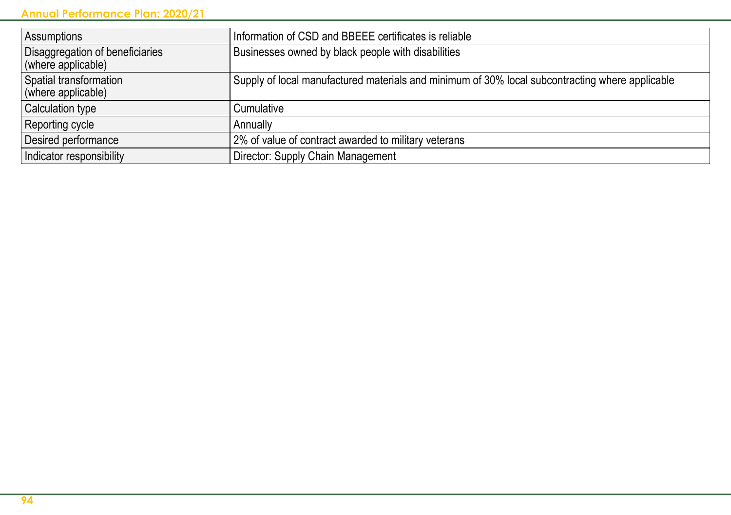| | |
|---|---|
| Assumptions | Information of CSD and BBEEE certificates is reliable |
| Disaggregation of beneficiaries (where applicable) | Businesses owned by black people with disabilities |
| Spatial transformation (where applicable) | Supply of local manufactured materials and minimum of 30% local subcontracting where applicable |
| Calculation type | Cumulative |
| Reporting cycle | Annually |
| Desired performance | 2% of value of contract awarded to military veterans |
| Indicator responsibility | Director: Supply Chain Management |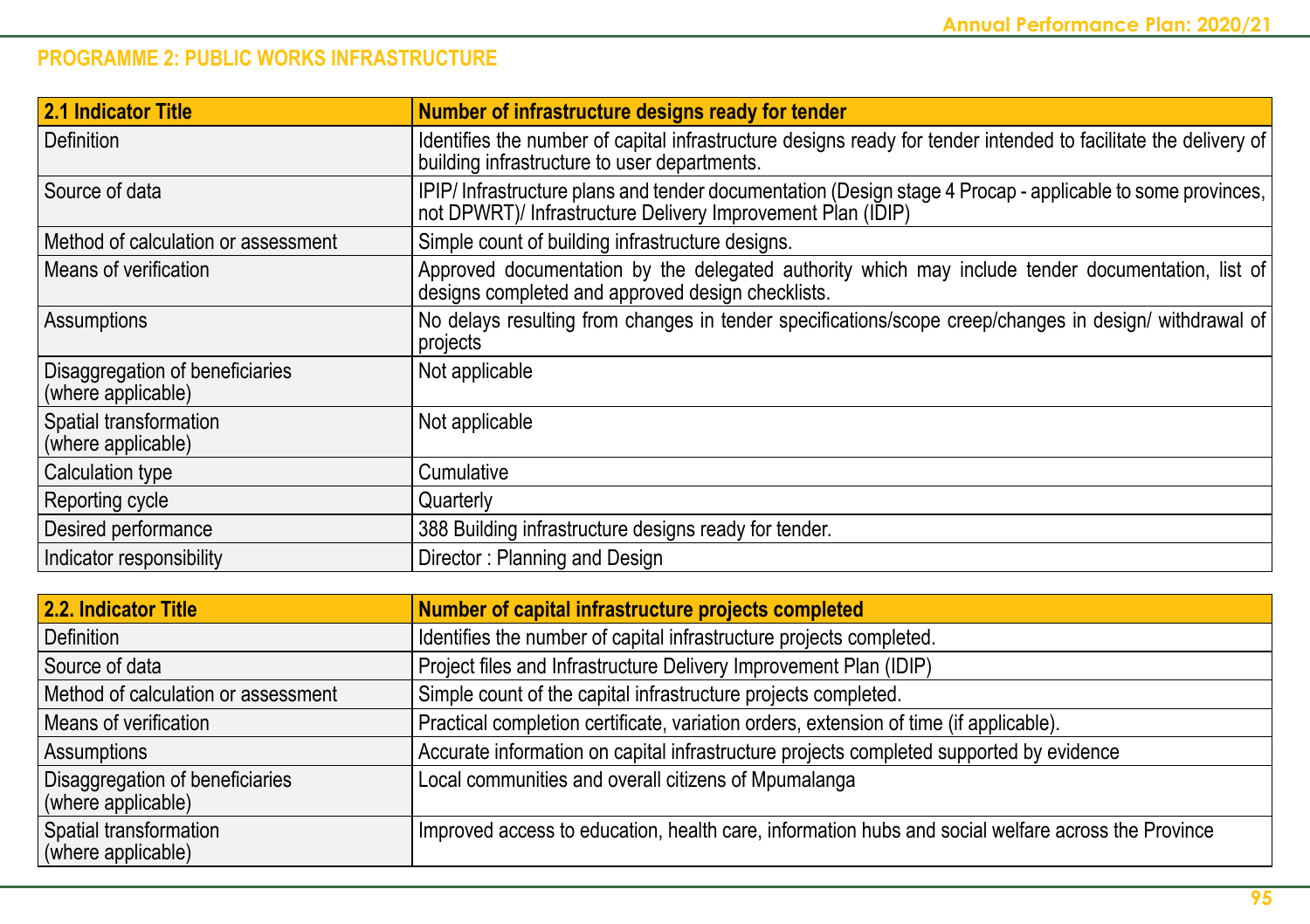## PROGRAMME 2: PUBLIC WORKS INFRASTRUCTURE

| 2.1 Indicator Title | Number of infrastructure designs ready for tender |
|---|---|
| Definition | Identifies the number of capital infrastructure designs ready for tender intended to facilitate the delivery of building infrastructure to user departments. |
| Source of data | IPIP/ Infrastructure plans and tender documentation (Design stage 4 Procap - applicable to some provinces, not DPWRT)/ Infrastructure Delivery Improvement Plan (IDIP) |
| Method of calculation or assessment | Simple count of building infrastructure designs. |
| Means of verification | Approved documentation by the delegated authority which may include tender documentation, list of designs completed and approved design checklists. |
| Assumptions | No delays resulting from changes in tender specifications/scope creep/changes in design/ withdrawal of projects |
| Disaggregation of beneficiaries (where applicable) | Not applicable |
| Spatial transformation (where applicable) | Not applicable |
| Calculation type | Cumulative |
| Reporting cycle | Quarterly |
| Desired performance | 388 Building infrastructure designs ready for tender. |
| Indicator responsibility | Director : Planning and Design |

| 2.2. Indicator Title | Number of capital infrastructure projects completed |
|---|---|
| Definition | Identifies the number of capital infrastructure projects completed. |
| Source of data | Project files and Infrastructure Delivery Improvement Plan (IDIP) |
| Method of calculation or assessment | Simple count of the capital infrastructure projects completed. |
| Means of verification | Practical completion certificate, variation orders, extension of time (if applicable). |
| Assumptions | Accurate information on capital infrastructure projects completed supported by evidence |
| Disaggregation of beneficiaries (where applicable) | Local communities and overall citizens of Mpumalanga |
| Spatial transformation (where applicable) | Improved access to education, health care, information hubs and social welfare across the Province |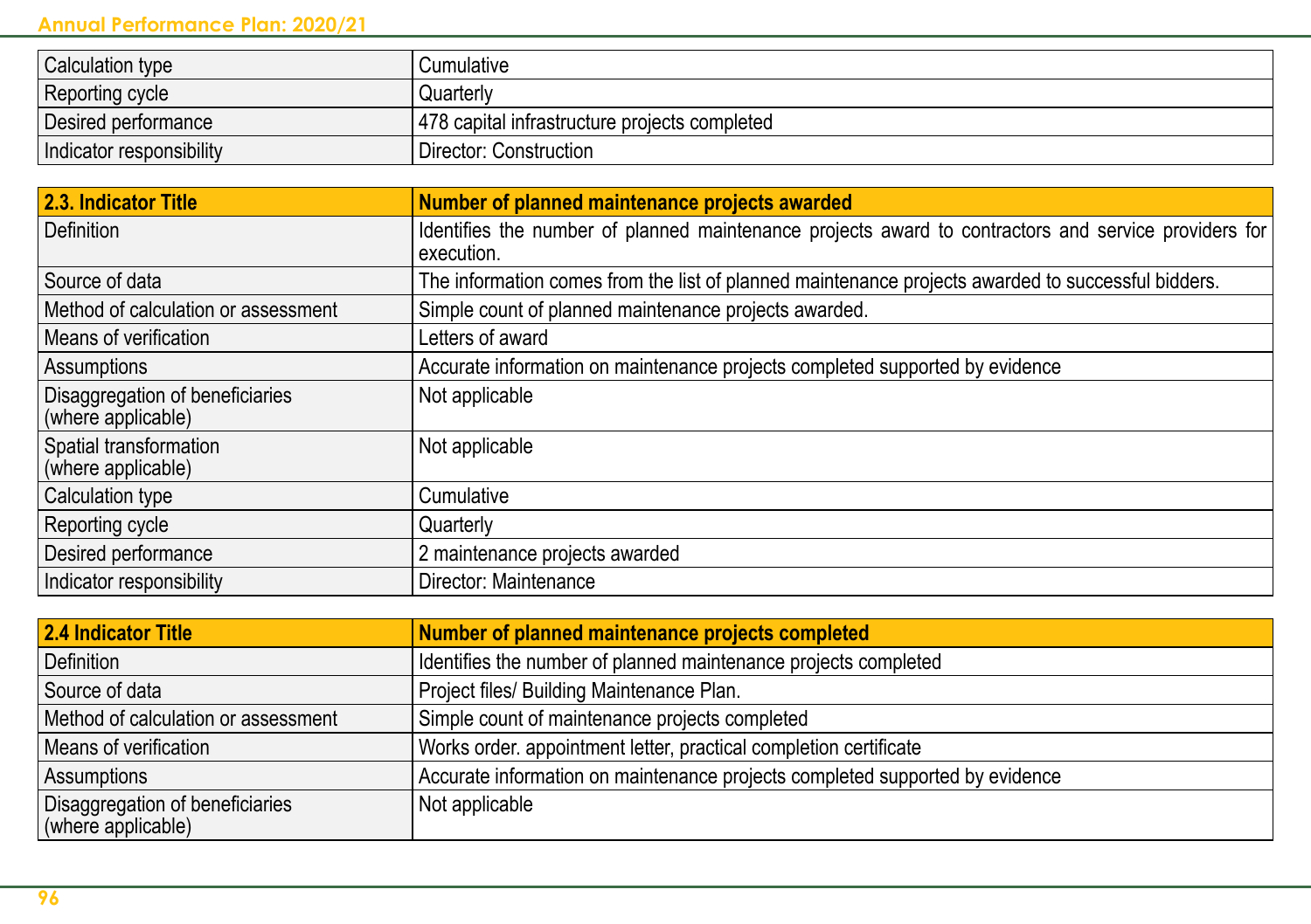| | |
|---|---|
| Calculation type | Cumulative |
| Reporting cycle | Quarterly |
| Desired performance | 478 capital infrastructure projects completed |
| Indicator responsibility | Director: Construction |

| **2.3. Indicator Title** | **Number of planned maintenance projects awarded** |
|---|---|
| Definition | Identifies the number of planned maintenance projects award to contractors and service providers for execution. |
| Source of data | The information comes from the list of planned maintenance projects awarded to successful bidders. |
| Method of calculation or assessment | Simple count of planned maintenance projects awarded. |
| Means of verification | Letters of award |
| Assumptions | Accurate information on maintenance projects completed supported by evidence |
| Disaggregation of beneficiaries (where applicable) | Not applicable |
| Spatial transformation (where applicable) | Not applicable |
| Calculation type | Cumulative |
| Reporting cycle | Quarterly |
| Desired performance | 2 maintenance projects awarded |
| Indicator responsibility | Director: Maintenance |

| **2.4 Indicator Title** | **Number of planned maintenance projects completed** |
|---|---|
| Definition | Identifies the number of planned maintenance projects completed |
| Source of data | Project files/ Building Maintenance Plan. |
| Method of calculation or assessment | Simple count of maintenance projects completed |
| Means of verification | Works order. appointment letter, practical completion certificate |
| Assumptions | Accurate information on maintenance projects completed supported by evidence |
| Disaggregation of beneficiaries (where applicable) | Not applicable |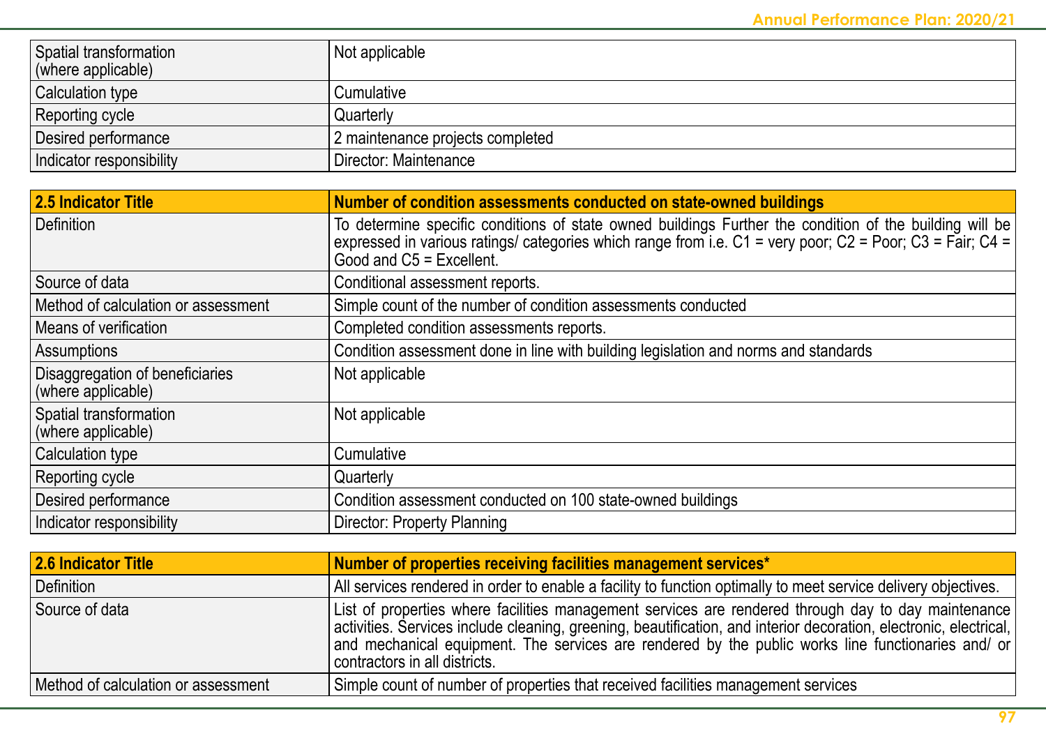| | |
|---|---|
| Spatial transformation (where applicable) | Not applicable |
| Calculation type | Cumulative |
| Reporting cycle | Quarterly |
| Desired performance | 2 maintenance projects completed |
| Indicator responsibility | Director: Maintenance |

| **2.5 Indicator Title** | **Number of condition assessments conducted on state-owned buildings** |
|---|---|
| Definition | To determine specific conditions of state owned buildings Further the condition of the building will be expressed in various ratings/ categories which range from i.e. C1 = very poor; C2 = Poor; C3 = Fair; C4 = Good and C5 = Excellent. |
| Source of data | Conditional assessment reports. |
| Method of calculation or assessment | Simple count of the number of condition assessments conducted |
| Means of verification | Completed condition assessments reports. |
| Assumptions | Condition assessment done in line with building legislation and norms and standards |
| Disaggregation of beneficiaries (where applicable) | Not applicable |
| Spatial transformation (where applicable) | Not applicable |
| Calculation type | Cumulative |
| Reporting cycle | Quarterly |
| Desired performance | Condition assessment conducted on 100 state-owned buildings |
| Indicator responsibility | Director: Property Planning |

| **2.6 Indicator Title** | **Number of properties receiving facilities management services*** |
|---|---|
| Definition | All services rendered in order to enable a facility to function optimally to meet service delivery objectives. |
| Source of data | List of properties where facilities management services are rendered through day to day maintenance activities. Services include cleaning, greening, beautification, and interior decoration, electronic, electrical, and mechanical equipment. The services are rendered by the public works line functionaries and/ or contractors in all districts. |
| Method of calculation or assessment | Simple count of number of properties that received facilities management services |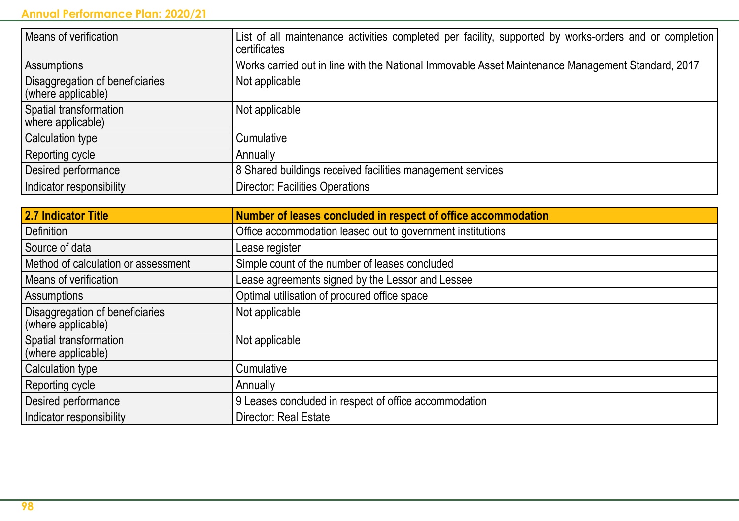| | |
|---|---|
| Means of verification | List of all maintenance activities completed per facility, supported by works-orders and or completion certificates |
| Assumptions | Works carried out in line with the National Immovable Asset Maintenance Management Standard, 2017 |
| Disaggregation of beneficiaries (where applicable) | Not applicable |
| Spatial transformation where applicable) | Not applicable |
| Calculation type | Cumulative |
| Reporting cycle | Annually |
| Desired performance | 8 Shared buildings received facilities management services |
| Indicator responsibility | Director: Facilities Operations |

| **2.7 Indicator Title** | **Number of leases concluded in respect of office accommodation** |
|---|---|
| Definition | Office accommodation leased out to government institutions |
| Source of data | Lease register |
| Method of calculation or assessment | Simple count of the number of leases concluded |
| Means of verification | Lease agreements signed by the Lessor and Lessee |
| Assumptions | Optimal utilisation of procured office space |
| Disaggregation of beneficiaries (where applicable) | Not applicable |
| Spatial transformation (where applicable) | Not applicable |
| Calculation type | Cumulative |
| Reporting cycle | Annually |
| Desired performance | 9 Leases concluded in respect of office accommodation |
| Indicator responsibility | Director: Real Estate |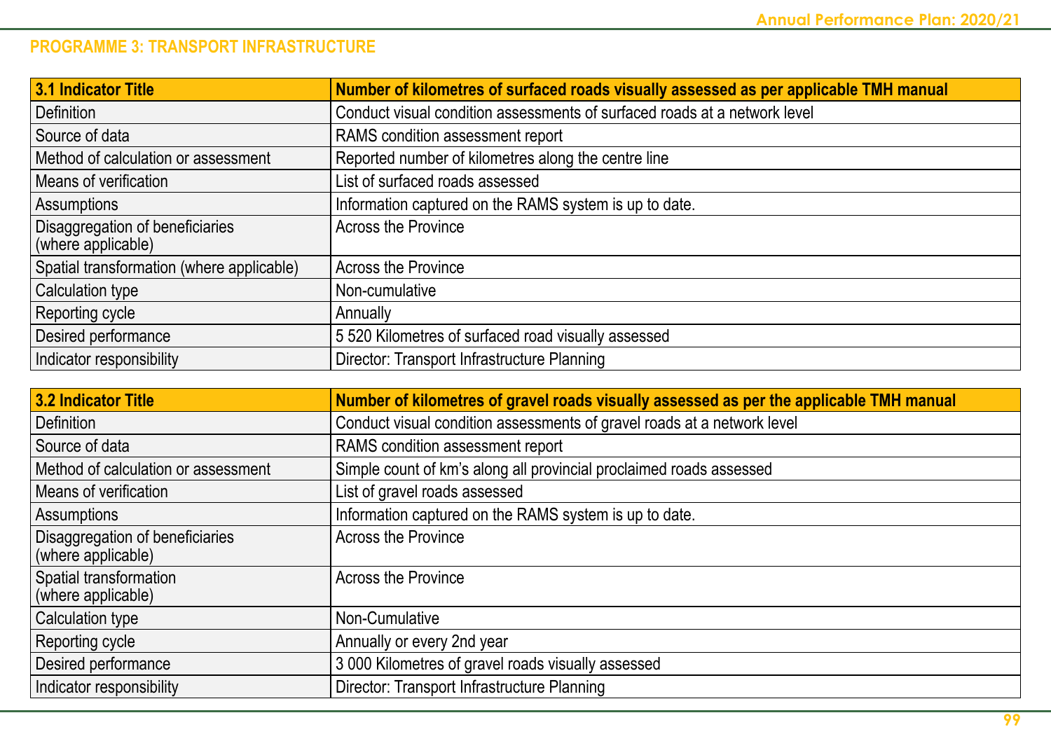## PROGRAMME 3: TRANSPORT INFRASTRUCTURE

| 3.1 Indicator Title | Number of kilometres of surfaced roads visually assessed as per applicable TMH manual |
|---|---|
| Definition | Conduct visual condition assessments of surfaced roads at a network level |
| Source of data | RAMS condition assessment report |
| Method of calculation or assessment | Reported number of kilometres along the centre line |
| Means of verification | List of surfaced roads assessed |
| Assumptions | Information captured on the RAMS system is up to date. |
| Disaggregation of beneficiaries (where applicable) | Across the Province |
| Spatial transformation (where applicable) | Across the Province |
| Calculation type | Non-cumulative |
| Reporting cycle | Annually |
| Desired performance | 5 520 Kilometres of surfaced road visually assessed |
| Indicator responsibility | Director: Transport Infrastructure Planning |

| 3.2 Indicator Title | Number of kilometres of gravel roads visually assessed as per the applicable TMH manual |
|---|---|
| Definition | Conduct visual condition assessments of gravel roads at a network level |
| Source of data | RAMS condition assessment report |
| Method of calculation or assessment | Simple count of km's along all provincial proclaimed roads assessed |
| Means of verification | List of gravel roads assessed |
| Assumptions | Information captured on the RAMS system is up to date. |
| Disaggregation of beneficiaries (where applicable) | Across the Province |
| Spatial transformation (where applicable) | Across the Province |
| Calculation type | Non-Cumulative |
| Reporting cycle | Annually or every 2nd year |
| Desired performance | 3 000 Kilometres of gravel roads visually assessed |
| Indicator responsibility | Director: Transport Infrastructure Planning |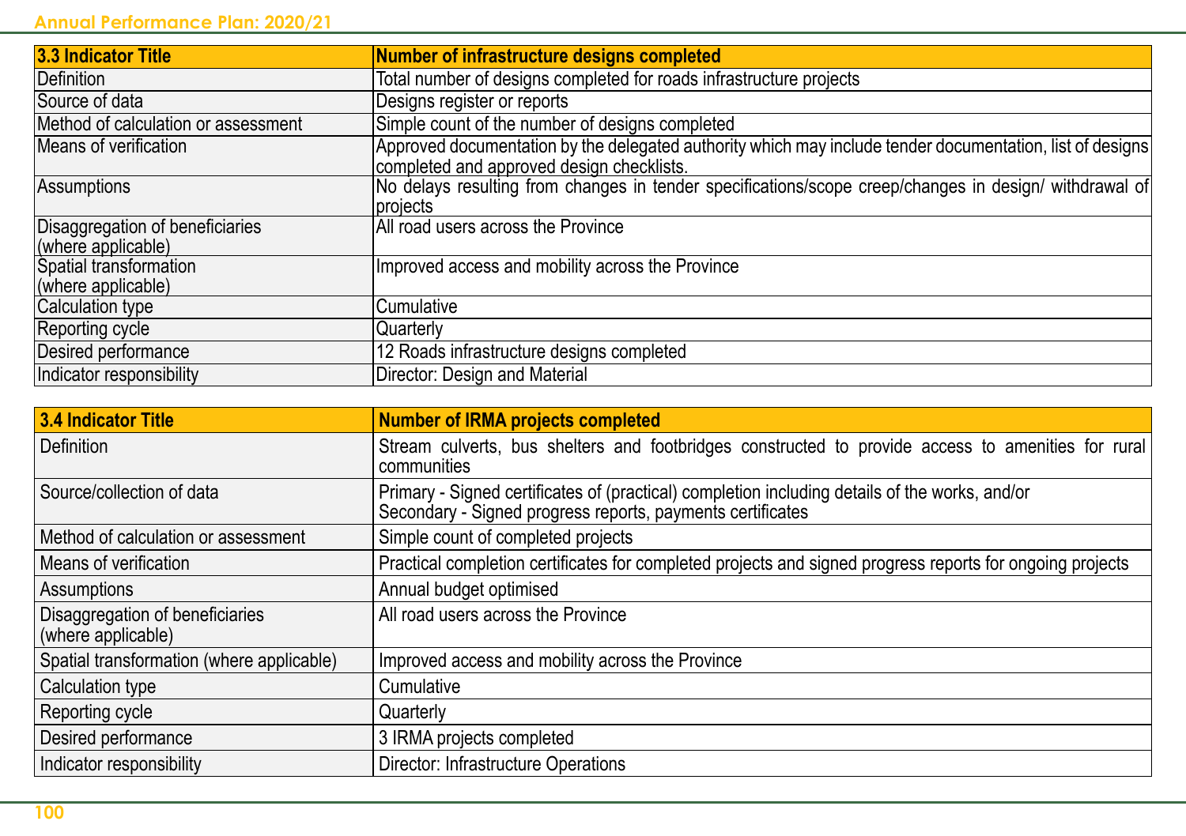| 3.3 Indicator Title | Number of infrastructure designs completed |
|---|---|
| Definition | Total number of designs completed for roads infrastructure projects |
| Source of data | Designs register or reports |
| Method of calculation or assessment | Simple count of the number of designs completed |
| Means of verification | Approved documentation by the delegated authority which may include tender documentation, list of designs completed and approved design checklists. |
| Assumptions | No delays resulting from changes in tender specifications/scope creep/changes in design/ withdrawal of projects |
| Disaggregation of beneficiaries (where applicable) | All road users across the Province |
| Spatial transformation (where applicable) | Improved access and mobility across the Province |
| Calculation type | Cumulative |
| Reporting cycle | Quarterly |
| Desired performance | 12 Roads infrastructure designs completed |
| Indicator responsibility | Director: Design and Material |

| 3.4 Indicator Title | Number of IRMA projects completed |
|---|---|
| Definition | Stream culverts, bus shelters and footbridges constructed to provide access to amenities for rural communities |
| Source/collection of data | Primary - Signed certificates of (practical) completion including details of the works, and/or<br>Secondary - Signed progress reports, payments certificates |
| Method of calculation or assessment | Simple count of completed projects |
| Means of verification | Practical completion certificates for completed projects and signed progress reports for ongoing projects |
| Assumptions | Annual budget optimised |
| Disaggregation of beneficiaries (where applicable) | All road users across the Province |
| Spatial transformation (where applicable) | Improved access and mobility across the Province |
| Calculation type | Cumulative |
| Reporting cycle | Quarterly |
| Desired performance | 3 IRMA projects completed |
| Indicator responsibility | Director: Infrastructure Operations |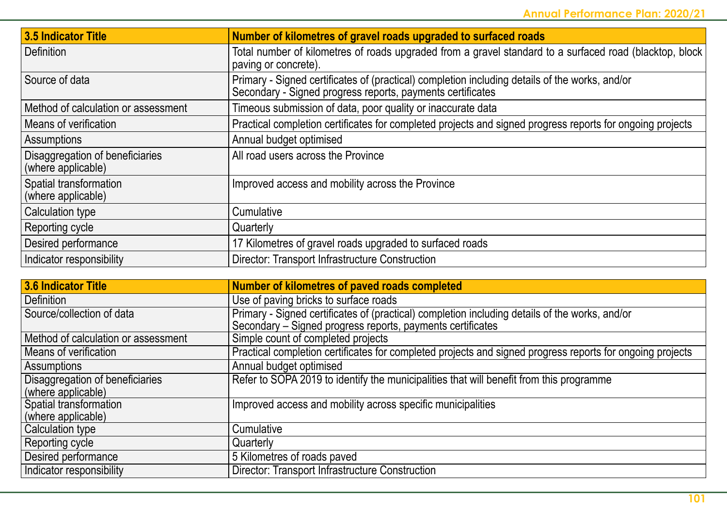| 3.5 Indicator Title | Number of kilometres of gravel roads upgraded to surfaced roads |
|---|---|
| Definition | Total number of kilometres of roads upgraded from a gravel standard to a surfaced road (blacktop, block paving or concrete). |
| Source of data | Primary - Signed certificates of (practical) completion including details of the works, and/or<br>Secondary - Signed progress reports, payments certificates |
| Method of calculation or assessment | Timeous submission of data, poor quality or inaccurate data |
| Means of verification | Practical completion certificates for completed projects and signed progress reports for ongoing projects |
| Assumptions | Annual budget optimised |
| Disaggregation of beneficiaries (where applicable) | All road users across the Province |
| Spatial transformation (where applicable) | Improved access and mobility across the Province |
| Calculation type | Cumulative |
| Reporting cycle | Quarterly |
| Desired performance | 17 Kilometres of gravel roads upgraded to surfaced roads |
| Indicator responsibility | Director: Transport Infrastructure Construction |

| 3.6 Indicator Title | Number of kilometres of paved roads completed |
|---|---|
| Definition | Use of paving bricks to surface roads |
| Source/collection of data | Primary - Signed certificates of (practical) completion including details of the works, and/or<br>Secondary – Signed progress reports, payments certificates |
| Method of calculation or assessment | Simple count of completed projects |
| Means of verification | Practical completion certificates for completed projects and signed progress reports for ongoing projects |
| Assumptions | Annual budget optimised |
| Disaggregation of beneficiaries (where applicable) | Refer to SOPA 2019 to identify the municipalities that will benefit from this programme |
| Spatial transformation (where applicable) | Improved access and mobility across specific municipalities |
| Calculation type | Cumulative |
| Reporting cycle | Quarterly |
| Desired performance | 5 Kilometres of roads paved |
| Indicator responsibility | Director: Transport Infrastructure Construction |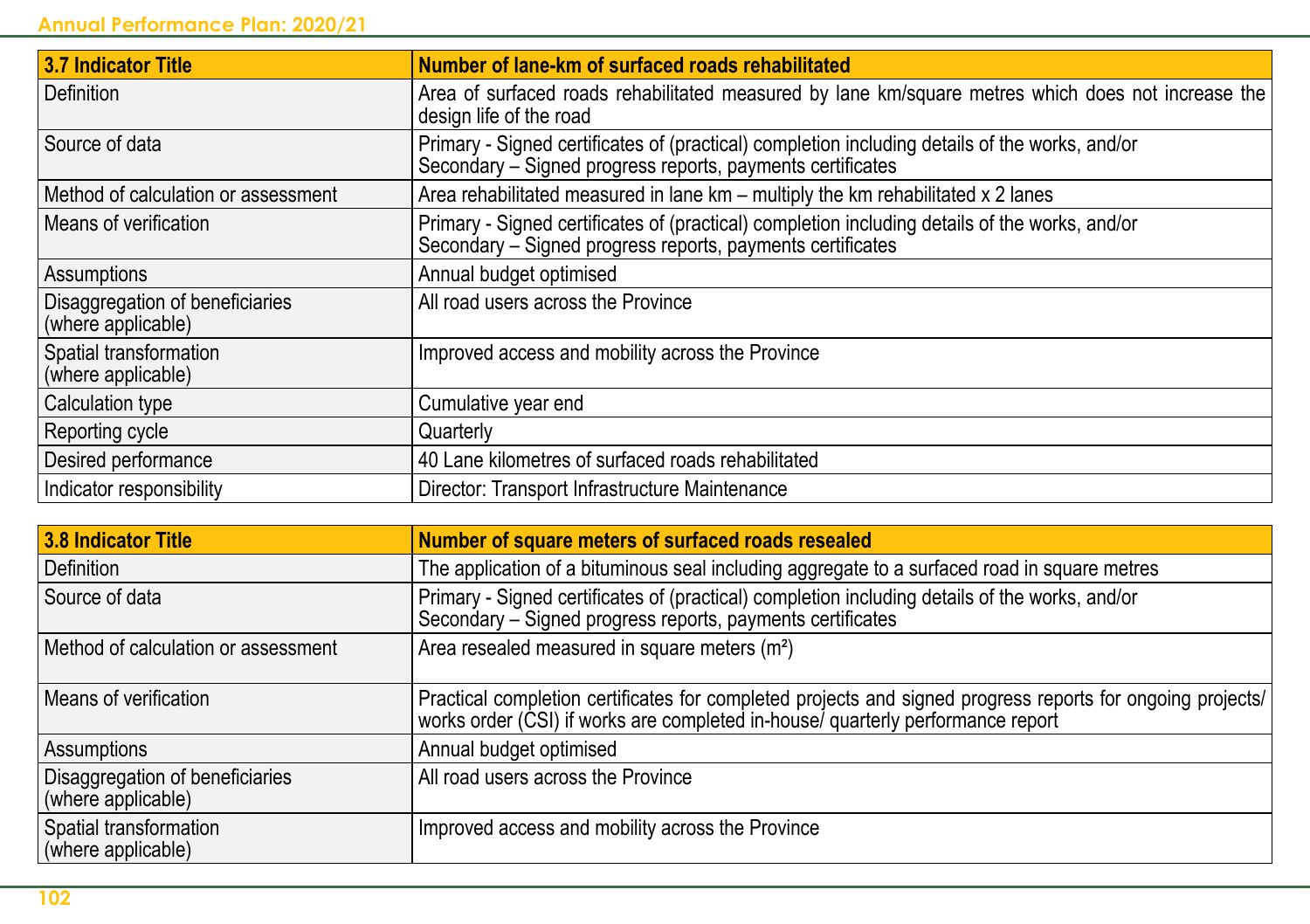| 3.7 Indicator Title | Number of lane-km of surfaced roads rehabilitated |
|---|---|
| Definition | Area of surfaced roads rehabilitated measured by lane km/square metres which does not increase the design life of the road |
| Source of data | Primary - Signed certificates of (practical) completion including details of the works, and/or<br>Secondary – Signed progress reports, payments certificates |
| Method of calculation or assessment | Area rehabilitated measured in lane km – multiply the km rehabilitated x 2 lanes |
| Means of verification | Primary - Signed certificates of (practical) completion including details of the works, and/or<br>Secondary – Signed progress reports, payments certificates |
| Assumptions | Annual budget optimised |
| Disaggregation of beneficiaries (where applicable) | All road users across the Province |
| Spatial transformation (where applicable) | Improved access and mobility across the Province |
| Calculation type | Cumulative year end |
| Reporting cycle | Quarterly |
| Desired performance | 40 Lane kilometres of surfaced roads rehabilitated |
| Indicator responsibility | Director: Transport Infrastructure Maintenance |

| 3.8 Indicator Title | Number of square meters of surfaced roads resealed |
|---|---|
| Definition | The application of a bituminous seal including aggregate to a surfaced road in square metres |
| Source of data | Primary - Signed certificates of (practical) completion including details of the works, and/or<br>Secondary – Signed progress reports, payments certificates |
| Method of calculation or assessment | Area resealed measured in square meters ($m^2$) |
| Means of verification | Practical completion certificates for completed projects and signed progress reports for ongoing projects/ works order (CSI) if works are completed in-house/ quarterly performance report |
| Assumptions | Annual budget optimised |
| Disaggregation of beneficiaries (where applicable) | All road users across the Province |
| Spatial transformation (where applicable) | Improved access and mobility across the Province |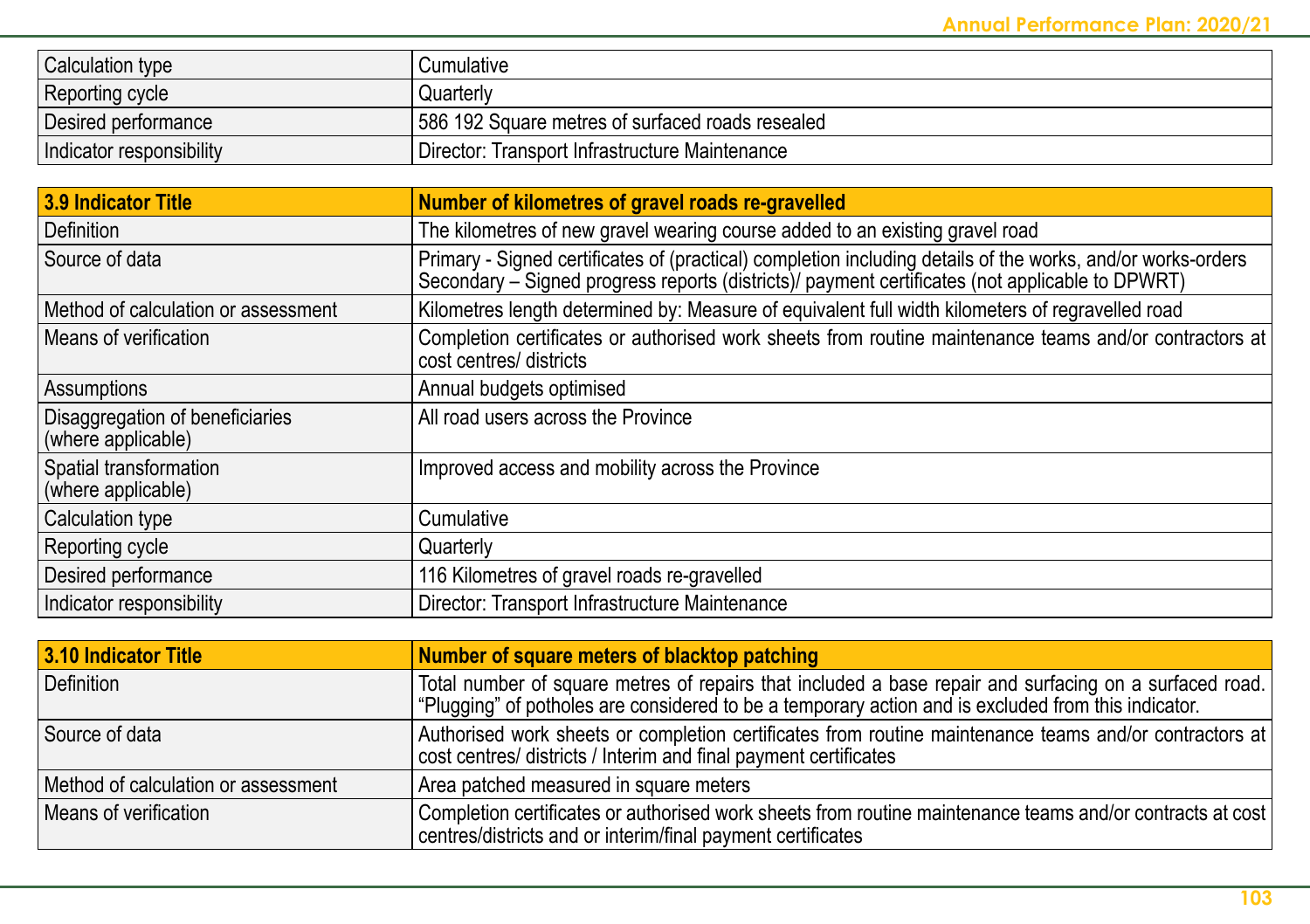| | |
|---|---|
| Calculation type | Cumulative |
| Reporting cycle | Quarterly |
| Desired performance | 586 192 Square metres of surfaced roads resealed |
| Indicator responsibility | Director: Transport Infrastructure Maintenance |

| **3.9 Indicator Title** | **Number of kilometres of gravel roads re-gravelled** |
|---|---|
| Definition | The kilometres of new gravel wearing course added to an existing gravel road |
| Source of data | Primary - Signed certificates of (practical) completion including details of the works, and/or works-orders<br>Secondary – Signed progress reports (districts)/ payment certificates (not applicable to DPWRT) |
| Method of calculation or assessment | Kilometres length determined by: Measure of equivalent full width kilometers of regravelled road |
| Means of verification | Completion certificates or authorised work sheets from routine maintenance teams and/or contractors at cost centres/ districts |
| Assumptions | Annual budgets optimised |
| Disaggregation of beneficiaries (where applicable) | All road users across the Province |
| Spatial transformation (where applicable) | Improved access and mobility across the Province |
| Calculation type | Cumulative |
| Reporting cycle | Quarterly |
| Desired performance | 116 Kilometres of gravel roads re-gravelled |
| Indicator responsibility | Director: Transport Infrastructure Maintenance |

| **3.10 Indicator Title** | **Number of square meters of blacktop patching** |
|---|---|
| Definition | Total number of square metres of repairs that included a base repair and surfacing on a surfaced road. "Plugging" of potholes are considered to be a temporary action and is excluded from this indicator. |
| Source of data | Authorised work sheets or completion certificates from routine maintenance teams and/or contractors at cost centres/ districts / Interim and final payment certificates |
| Method of calculation or assessment | Area patched measured in square meters |
| Means of verification | Completion certificates or authorised work sheets from routine maintenance teams and/or contracts at cost centres/districts and or interim/final payment certificates |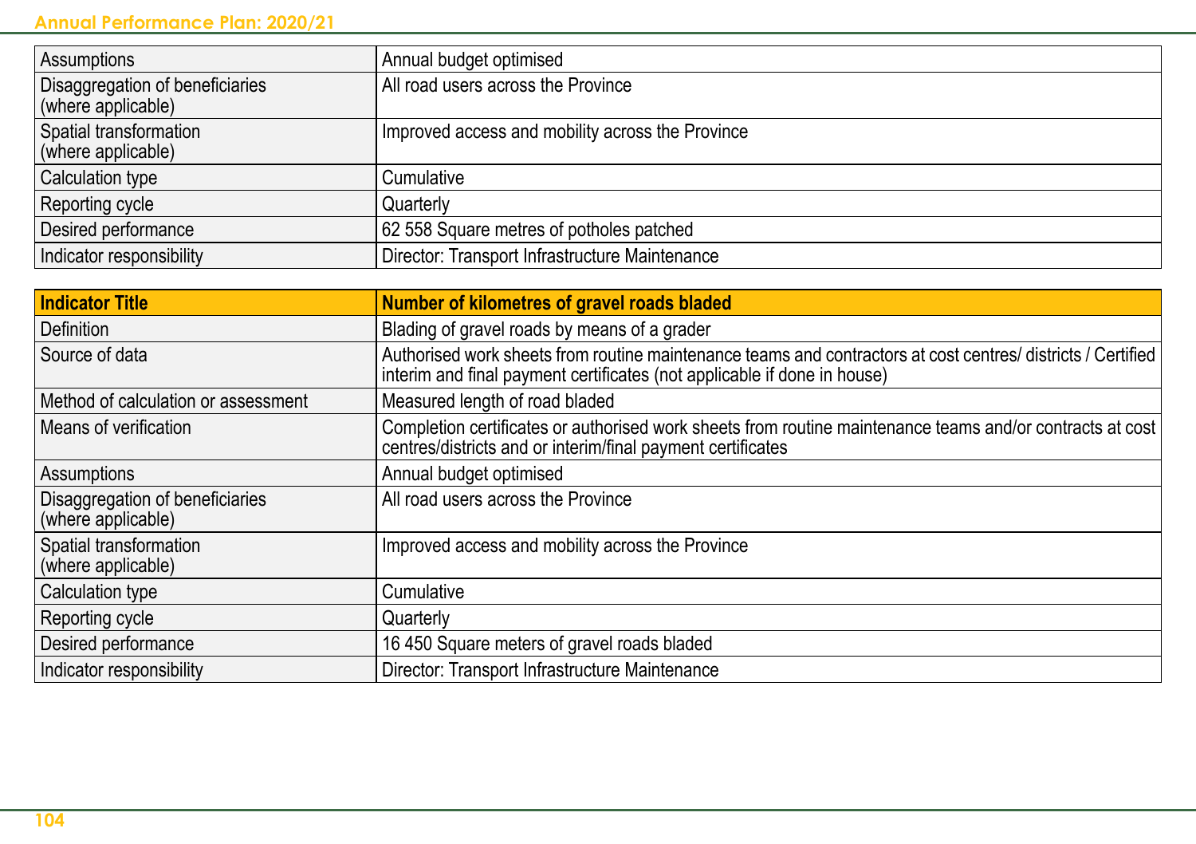| Assumptions | Annual budget optimised |
| --- | --- |
| Disaggregation of beneficiaries (where applicable) | All road users across the Province |
| Spatial transformation (where applicable) | Improved access and mobility across the Province |
| Calculation type | Cumulative |
| Reporting cycle | Quarterly |
| Desired performance | 62 558 Square metres of potholes patched |
| Indicator responsibility | Director: Transport Infrastructure Maintenance |

| **Indicator Title** | **Number of kilometres of gravel roads bladed** |
| --- | --- |
| Definition | Blading of gravel roads by means of a grader |
| Source of data | Authorised work sheets from routine maintenance teams and contractors at cost centres/ districts / Certified interim and final payment certificates (not applicable if done in house) |
| Method of calculation or assessment | Measured length of road bladed |
| Means of verification | Completion certificates or authorised work sheets from routine maintenance teams and/or contracts at cost centres/districts and or interim/final payment certificates |
| Assumptions | Annual budget optimised |
| Disaggregation of beneficiaries (where applicable) | All road users across the Province |
| Spatial transformation (where applicable) | Improved access and mobility across the Province |
| Calculation type | Cumulative |
| Reporting cycle | Quarterly |
| Desired performance | 16 450 Square meters of gravel roads bladed |
| Indicator responsibility | Director: Transport Infrastructure Maintenance |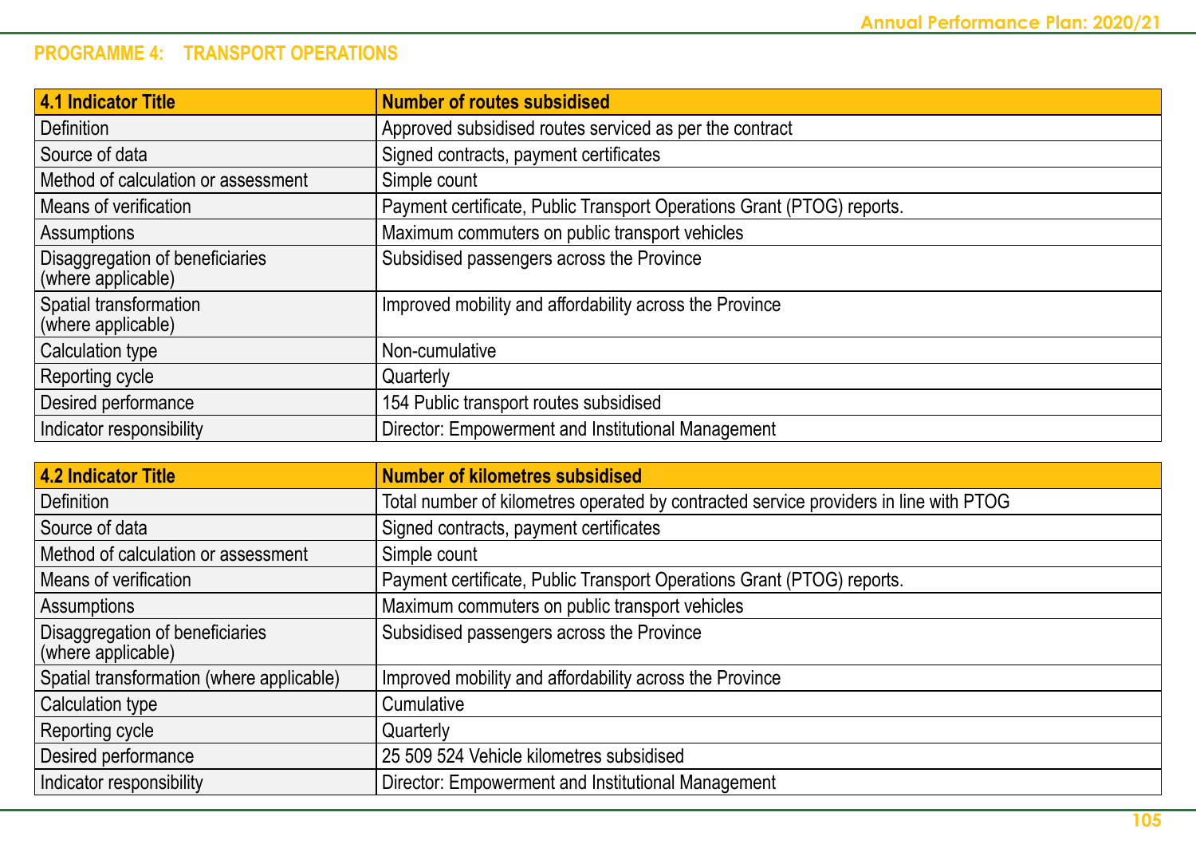## PROGRAMME 4: TRANSPORT OPERATIONS

| 4.1 Indicator Title | Number of routes subsidised |
|---|---|
| Definition | Approved subsidised routes serviced as per the contract |
| Source of data | Signed contracts, payment certificates |
| Method of calculation or assessment | Simple count |
| Means of verification | Payment certificate, Public Transport Operations Grant (PTOG) reports. |
| Assumptions | Maximum commuters on public transport vehicles |
| Disaggregation of beneficiaries (where applicable) | Subsidised passengers across the Province |
| Spatial transformation (where applicable) | Improved mobility and affordability across the Province |
| Calculation type | Non-cumulative |
| Reporting cycle | Quarterly |
| Desired performance | 154 Public transport routes subsidised |
| Indicator responsibility | Director: Empowerment and Institutional Management |

| 4.2 Indicator Title | Number of kilometres subsidised |
|---|---|
| Definition | Total number of kilometres operated by contracted service providers in line with PTOG |
| Source of data | Signed contracts, payment certificates |
| Method of calculation or assessment | Simple count |
| Means of verification | Payment certificate, Public Transport Operations Grant (PTOG) reports. |
| Assumptions | Maximum commuters on public transport vehicles |
| Disaggregation of beneficiaries (where applicable) | Subsidised passengers across the Province |
| Spatial transformation (where applicable) | Improved mobility and affordability across the Province |
| Calculation type | Cumulative |
| Reporting cycle | Quarterly |
| Desired performance | 25 509 524 Vehicle kilometres subsidised |
| Indicator responsibility | Director: Empowerment and Institutional Management |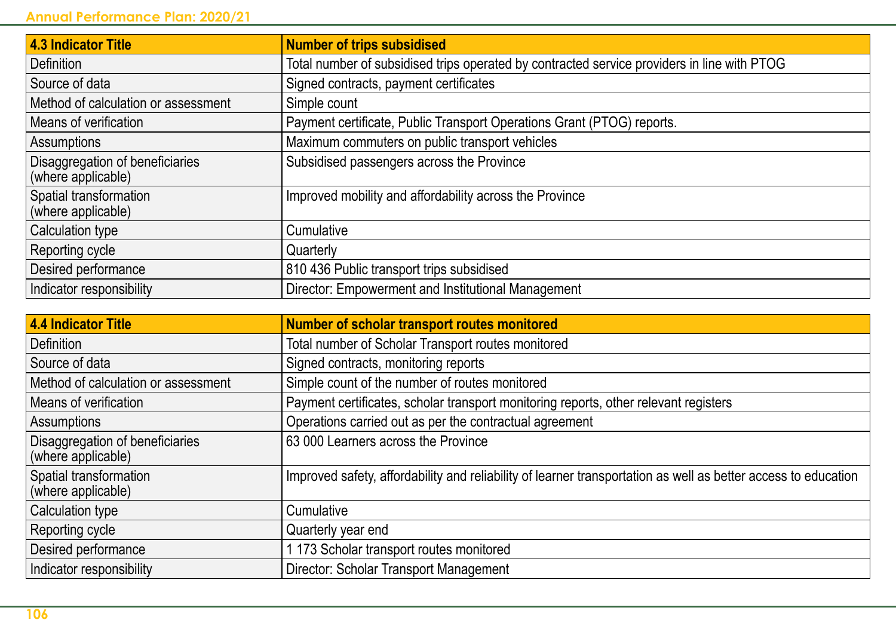| 4.3 Indicator Title | Number of trips subsidised |
|---|---|
| Definition | Total number of subsidised trips operated by contracted service providers in line with PTOG |
| Source of data | Signed contracts, payment certificates |
| Method of calculation or assessment | Simple count |
| Means of verification | Payment certificate, Public Transport Operations Grant (PTOG) reports. |
| Assumptions | Maximum commuters on public transport vehicles |
| Disaggregation of beneficiaries (where applicable) | Subsidised passengers across the Province |
| Spatial transformation (where applicable) | Improved mobility and affordability across the Province |
| Calculation type | Cumulative |
| Reporting cycle | Quarterly |
| Desired performance | 810 436 Public transport trips subsidised |
| Indicator responsibility | Director: Empowerment and Institutional Management |

| 4.4 Indicator Title | Number of scholar transport routes monitored |
|---|---|
| Definition | Total number of Scholar Transport routes monitored |
| Source of data | Signed contracts, monitoring reports |
| Method of calculation or assessment | Simple count of the number of routes monitored |
| Means of verification | Payment certificates, scholar transport monitoring reports, other relevant registers |
| Assumptions | Operations carried out as per the contractual agreement |
| Disaggregation of beneficiaries (where applicable) | 63 000 Learners across the Province |
| Spatial transformation (where applicable) | Improved safety, affordability and reliability of learner transportation as well as better access to education |
| Calculation type | Cumulative |
| Reporting cycle | Quarterly year end |
| Desired performance | 1 173 Scholar transport routes monitored |
| Indicator responsibility | Director: Scholar Transport Management |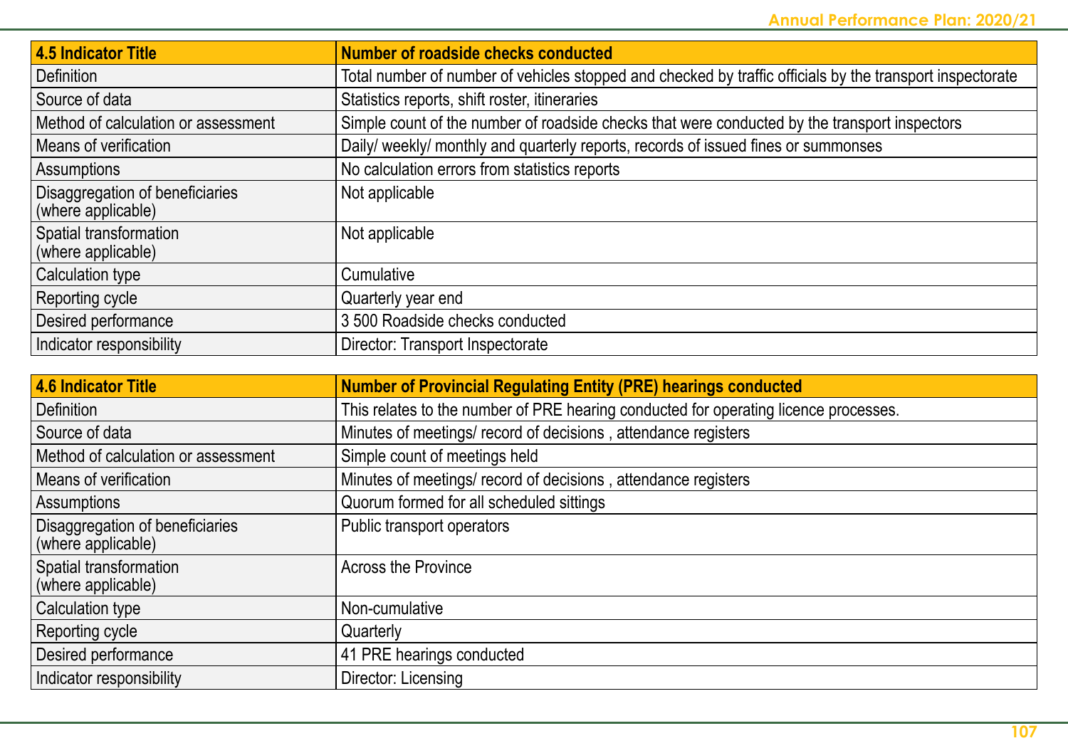| 4.5 Indicator Title | Number of roadside checks conducted |
|---|---|
| Definition | Total number of number of vehicles stopped and checked by traffic officials by the transport inspectorate |
| Source of data | Statistics reports, shift roster, itineraries |
| Method of calculation or assessment | Simple count of the number of roadside checks that were conducted by the transport inspectors |
| Means of verification | Daily/ weekly/ monthly and quarterly reports, records of issued fines or summonses |
| Assumptions | No calculation errors from statistics reports |
| Disaggregation of beneficiaries (where applicable) | Not applicable |
| Spatial transformation (where applicable) | Not applicable |
| Calculation type | Cumulative |
| Reporting cycle | Quarterly year end |
| Desired performance | 3 500 Roadside checks conducted |
| Indicator responsibility | Director: Transport Inspectorate |

| 4.6 Indicator Title | Number of Provincial Regulating Entity (PRE) hearings conducted |
|---|---|
| Definition | This relates to the number of PRE hearing conducted for operating licence processes. |
| Source of data | Minutes of meetings/ record of decisions , attendance registers |
| Method of calculation or assessment | Simple count of meetings held |
| Means of verification | Minutes of meetings/ record of decisions , attendance registers |
| Assumptions | Quorum formed for all scheduled sittings |
| Disaggregation of beneficiaries (where applicable) | Public transport operators |
| Spatial transformation (where applicable) | Across the Province |
| Calculation type | Non-cumulative |
| Reporting cycle | Quarterly |
| Desired performance | 41 PRE hearings conducted |
| Indicator responsibility | Director: Licensing |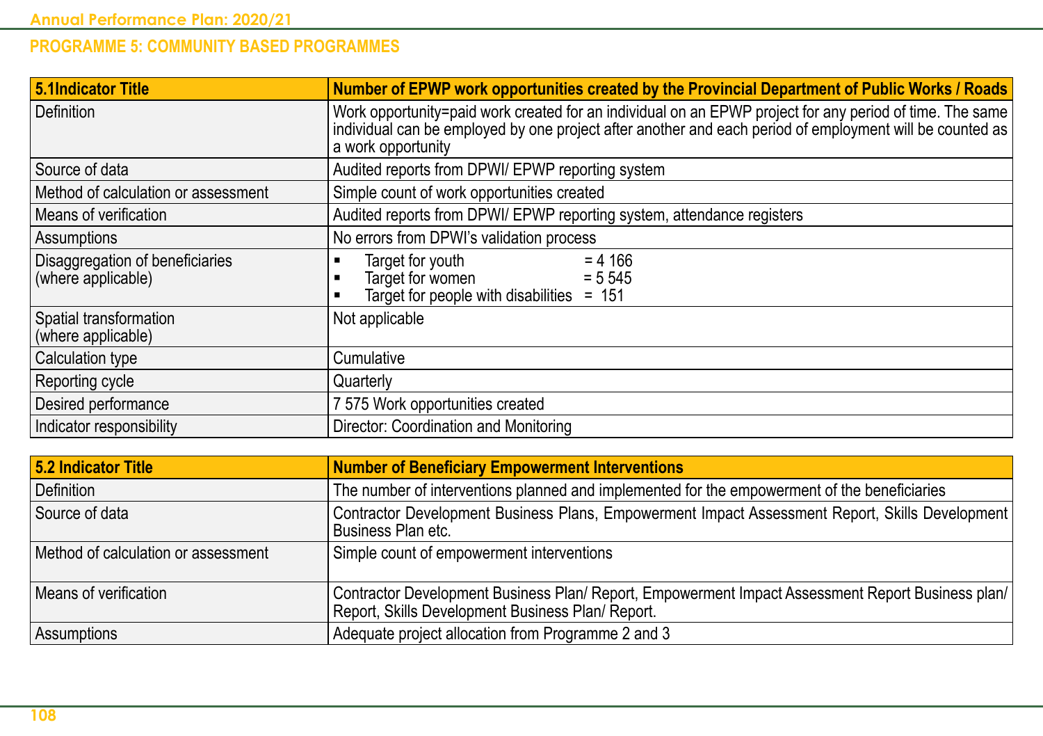## PROGRAMME 5: COMMUNITY BASED PROGRAMMES

| 5.1Indicator Title | Number of EPWP work opportunities created by the Provincial Department of Public Works / Roads |
|---|---|
| Definition | Work opportunity=paid work created for an individual on an EPWP project for any period of time. The same individual can be employed by one project after another and each period of employment will be counted as a work opportunity |
| Source of data | Audited reports from DPWI/ EPWP reporting system |
| Method of calculation or assessment | Simple count of work opportunities created |
| Means of verification | Audited reports from DPWI/ EPWP reporting system, attendance registers |
| Assumptions | No errors from DPWI's validation process |
| Disaggregation of beneficiaries (where applicable) | ▪ Target for youth = 4 166<br>▪ Target for women = 5 545<br>▪ Target for people with disabilities = 151 |
| Spatial transformation (where applicable) | Not applicable |
| Calculation type | Cumulative |
| Reporting cycle | Quarterly |
| Desired performance | 7 575 Work opportunities created |
| Indicator responsibility | Director: Coordination and Monitoring |

| 5.2 Indicator Title | Number of Beneficiary Empowerment Interventions |
|---|---|
| Definition | The number of interventions planned and implemented for the empowerment of the beneficiaries |
| Source of data | Contractor Development Business Plans, Empowerment Impact Assessment Report, Skills Development Business Plan etc. |
| Method of calculation or assessment | Simple count of empowerment interventions |
| Means of verification | Contractor Development Business Plan/ Report, Empowerment Impact Assessment Report Business plan/ Report, Skills Development Business Plan/ Report. |
| Assumptions | Adequate project allocation from Programme 2 and 3 |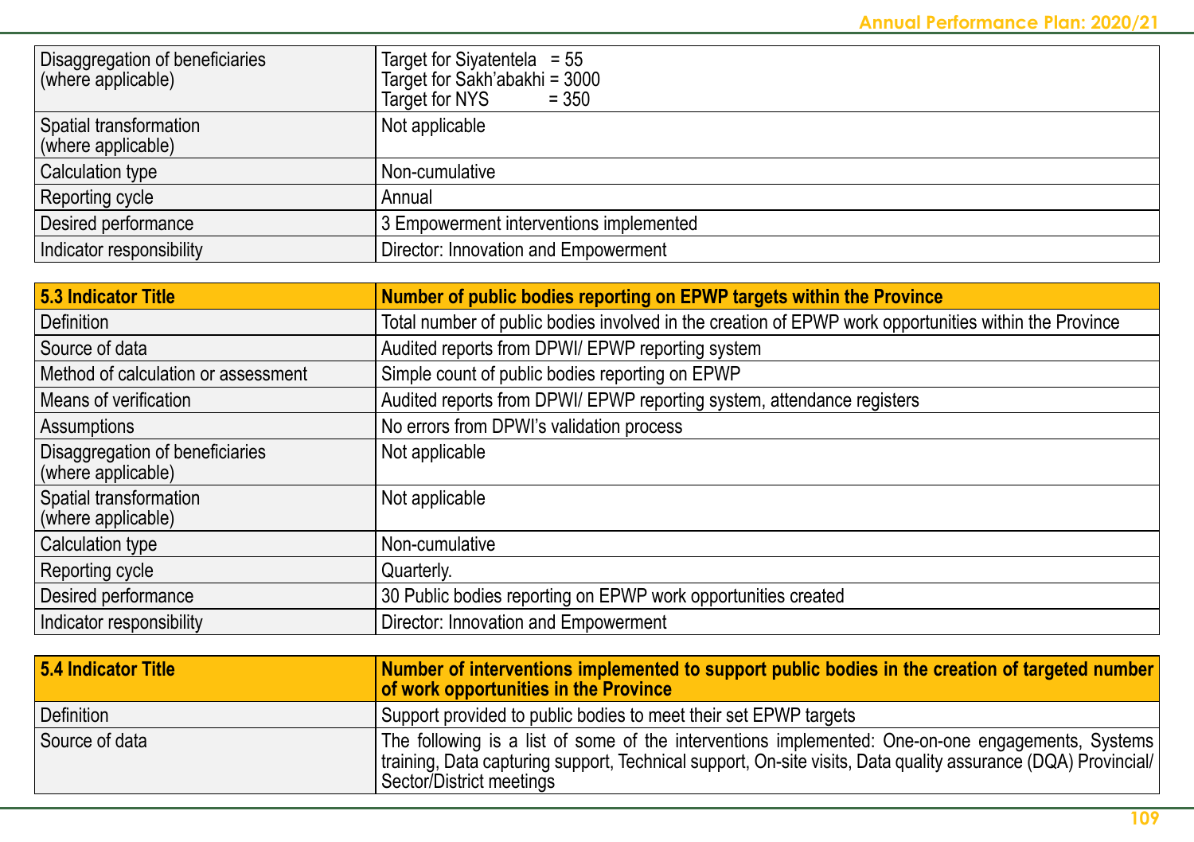| | |
|---|---|
| Disaggregation of beneficiaries (where applicable) | Target for Siyatentela = 55<br>Target for Sakh'abakhi = 3000<br>Target for NYS = 350 |
| Spatial transformation (where applicable) | Not applicable |
| Calculation type | Non-cumulative |
| Reporting cycle | Annual |
| Desired performance | 3 Empowerment interventions implemented |
| Indicator responsibility | Director: Innovation and Empowerment |

| **5.3 Indicator Title** | **Number of public bodies reporting on EPWP targets within the Province** |
|---|---|
| Definition | Total number of public bodies involved in the creation of EPWP work opportunities within the Province |
| Source of data | Audited reports from DPWI/ EPWP reporting system |
| Method of calculation or assessment | Simple count of public bodies reporting on EPWP |
| Means of verification | Audited reports from DPWI/ EPWP reporting system, attendance registers |
| Assumptions | No errors from DPWI's validation process |
| Disaggregation of beneficiaries (where applicable) | Not applicable |
| Spatial transformation (where applicable) | Not applicable |
| Calculation type | Non-cumulative |
| Reporting cycle | Quarterly. |
| Desired performance | 30 Public bodies reporting on EPWP work opportunities created |
| Indicator responsibility | Director: Innovation and Empowerment |

| **5.4 Indicator Title** | **Number of interventions implemented to support public bodies in the creation of targeted number of work opportunities in the Province** |
|---|---|
| Definition | Support provided to public bodies to meet their set EPWP targets |
| Source of data | The following is a list of some of the interventions implemented: One-on-one engagements, Systems training, Data capturing support, Technical support, On-site visits, Data quality assurance (DQA) Provincial/ Sector/District meetings |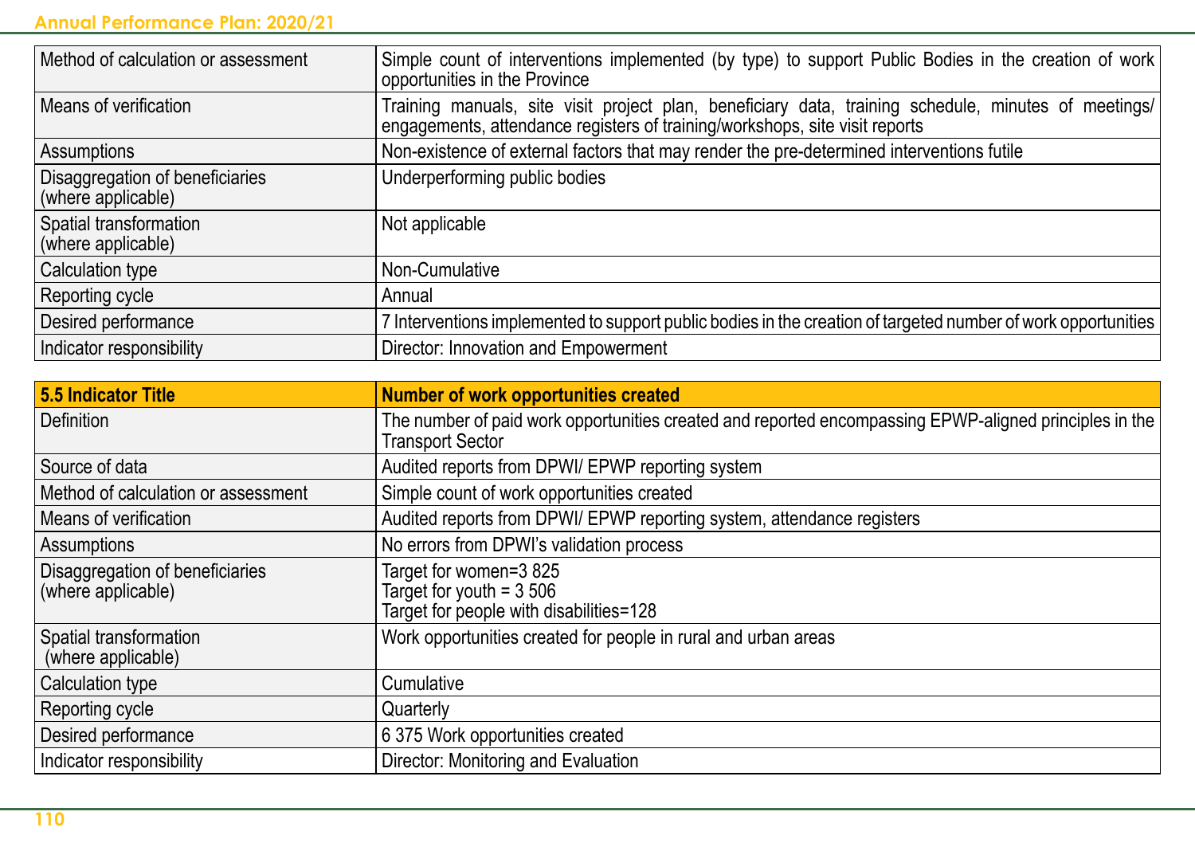| | |
|---|---|
| Method of calculation or assessment | Simple count of interventions implemented (by type) to support Public Bodies in the creation of work opportunities in the Province |
| Means of verification | Training manuals, site visit project plan, beneficiary data, training schedule, minutes of meetings/ engagements, attendance registers of training/workshops, site visit reports |
| Assumptions | Non-existence of external factors that may render the pre-determined interventions futile |
| Disaggregation of beneficiaries (where applicable) | Underperforming public bodies |
| Spatial transformation (where applicable) | Not applicable |
| Calculation type | Non-Cumulative |
| Reporting cycle | Annual |
| Desired performance | 7 Interventions implemented to support public bodies in the creation of targeted number of work opportunities |
| Indicator responsibility | Director: Innovation and Empowerment |

| **5.5 Indicator Title** | **Number of work opportunities created** |
|---|---|
| Definition | The number of paid work opportunities created and reported encompassing EPWP-aligned principles in the Transport Sector |
| Source of data | Audited reports from DPWI/ EPWP reporting system |
| Method of calculation or assessment | Simple count of work opportunities created |
| Means of verification | Audited reports from DPWI/ EPWP reporting system, attendance registers |
| Assumptions | No errors from DPWI's validation process |
| Disaggregation of beneficiaries (where applicable) | Target for women=3 825<br>Target for youth = 3 506<br>Target for people with disabilities=128 |
| Spatial transformation (where applicable) | Work opportunities created for people in rural and urban areas |
| Calculation type | Cumulative |
| Reporting cycle | Quarterly |
| Desired performance | 6 375 Work opportunities created |
| Indicator responsibility | Director: Monitoring and Evaluation |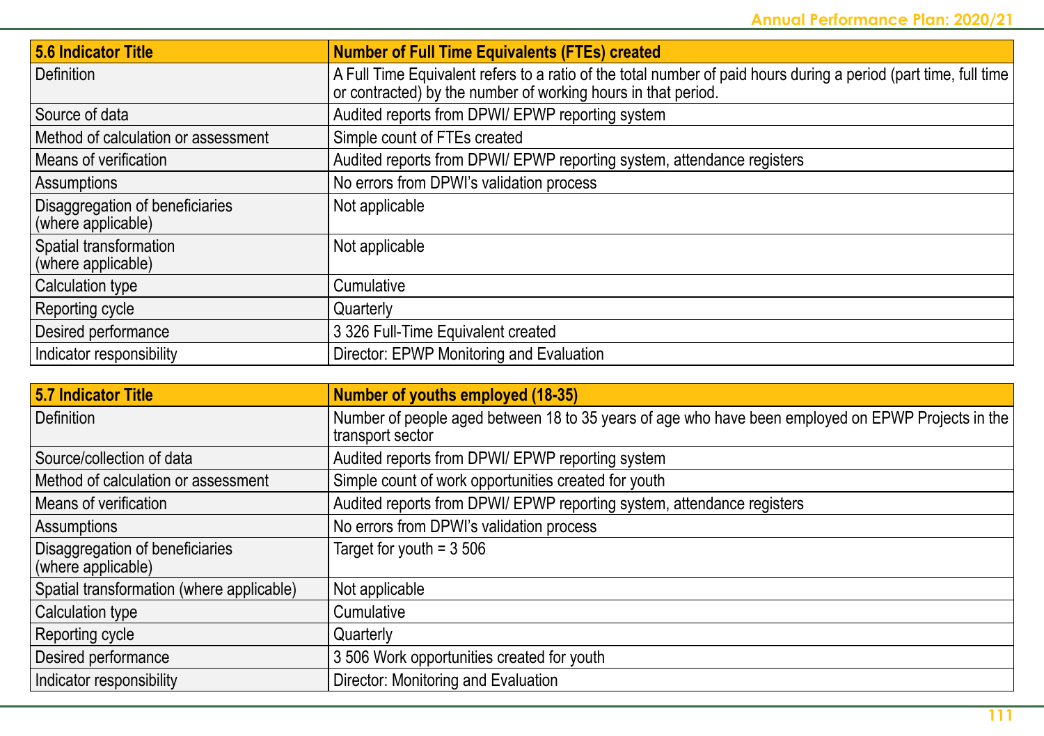| 5.6 Indicator Title | Number of Full Time Equivalents (FTEs) created |
|---|---|
| Definition | A Full Time Equivalent refers to a ratio of the total number of paid hours during a period (part time, full time or contracted) by the number of working hours in that period. |
| Source of data | Audited reports from DPWI/ EPWP reporting system |
| Method of calculation or assessment | Simple count of FTEs created |
| Means of verification | Audited reports from DPWI/ EPWP reporting system, attendance registers |
| Assumptions | No errors from DPWI's validation process |
| Disaggregation of beneficiaries (where applicable) | Not applicable |
| Spatial transformation (where applicable) | Not applicable |
| Calculation type | Cumulative |
| Reporting cycle | Quarterly |
| Desired performance | 3 326 Full-Time Equivalent created |
| Indicator responsibility | Director: EPWP Monitoring and Evaluation |

| 5.7 Indicator Title | Number of youths employed (18-35) |
|---|---|
| Definition | Number of people aged between 18 to 35 years of age who have been employed on EPWP Projects in the transport sector |
| Source/collection of data | Audited reports from DPWI/ EPWP reporting system |
| Method of calculation or assessment | Simple count of work opportunities created for youth |
| Means of verification | Audited reports from DPWI/ EPWP reporting system, attendance registers |
| Assumptions | No errors from DPWI's validation process |
| Disaggregation of beneficiaries (where applicable) | Target for youth = 3 506 |
| Spatial transformation (where applicable) | Not applicable |
| Calculation type | Cumulative |
| Reporting cycle | Quarterly |
| Desired performance | 3 506 Work opportunities created for youth |
| Indicator responsibility | Director: Monitoring and Evaluation |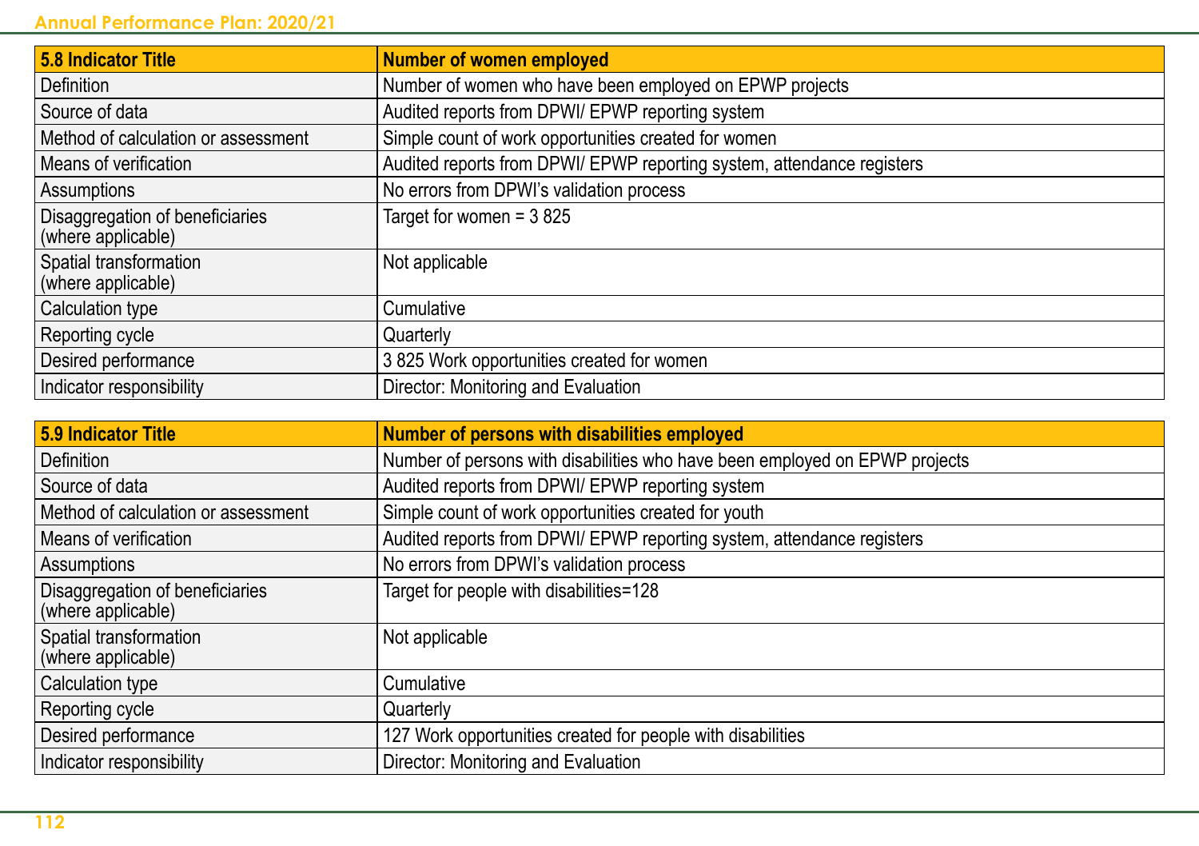| 5.8 Indicator Title | Number of women employed |
|---|---|
| Definition | Number of women who have been employed on EPWP projects |
| Source of data | Audited reports from DPWI/ EPWP reporting system |
| Method of calculation or assessment | Simple count of work opportunities created for women |
| Means of verification | Audited reports from DPWI/ EPWP reporting system, attendance registers |
| Assumptions | No errors from DPWI's validation process |
| Disaggregation of beneficiaries (where applicable) | Target for women = 3 825 |
| Spatial transformation (where applicable) | Not applicable |
| Calculation type | Cumulative |
| Reporting cycle | Quarterly |
| Desired performance | 3 825 Work opportunities created for women |
| Indicator responsibility | Director: Monitoring and Evaluation |

| 5.9 Indicator Title | Number of persons with disabilities employed |
|---|---|
| Definition | Number of persons with disabilities who have been employed on EPWP projects |
| Source of data | Audited reports from DPWI/ EPWP reporting system |
| Method of calculation or assessment | Simple count of work opportunities created for youth |
| Means of verification | Audited reports from DPWI/ EPWP reporting system, attendance registers |
| Assumptions | No errors from DPWI's validation process |
| Disaggregation of beneficiaries (where applicable) | Target for people with disabilities=128 |
| Spatial transformation (where applicable) | Not applicable |
| Calculation type | Cumulative |
| Reporting cycle | Quarterly |
| Desired performance | 127 Work opportunities created for people with disabilities |
| Indicator responsibility | Director: Monitoring and Evaluation |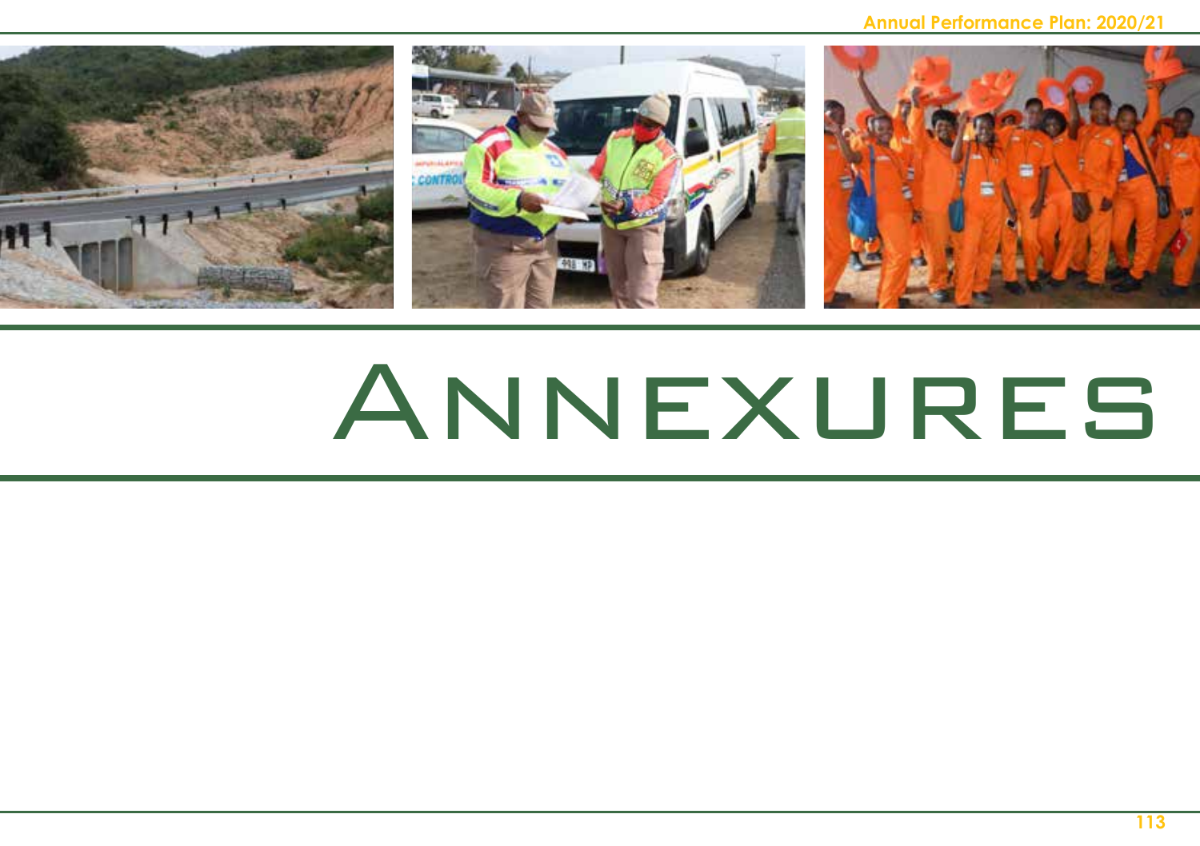# ANNEXURES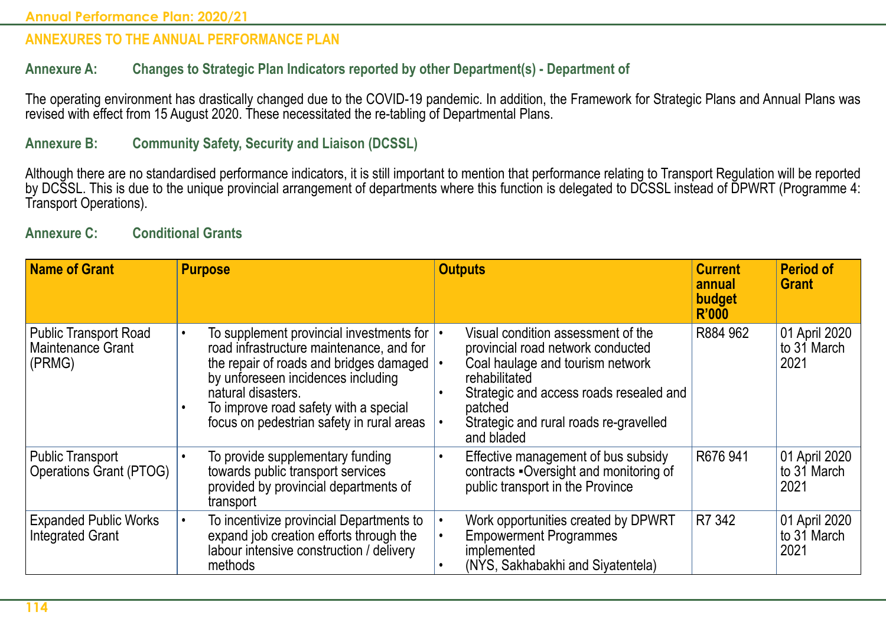## ANNEXURES TO THE ANNUAL PERFORMANCE PLAN

### Annexure A: Changes to Strategic Plan Indicators reported by other Department(s) - Department of

The operating environment has drastically changed due to the COVID-19 pandemic. In addition, the Framework for Strategic Plans and Annual Plans was revised with effect from 15 August 2020. These necessitated the re-tabling of Departmental Plans.

### Annexure B: Community Safety, Security and Liaison (DCSSL)

Although there are no standardised performance indicators, it is still important to mention that performance relating to Transport Regulation will be reported by DCSSL. This is due to the unique provincial arrangement of departments where this function is delegated to DCSSL instead of DPWRT (Programme 4: Transport Operations).

### Annexure C: Conditional Grants

| Name of Grant | Purpose | Outputs | Current annual budget R'000 | Period of Grant |
|---|---|---|---|---|
| Public Transport Road Maintenance Grant (PRMG) | • To supplement provincial investments for road infrastructure maintenance, and for the repair of roads and bridges damaged by unforeseen incidences including natural disasters.<br>• To improve road safety with a special focus on pedestrian safety in rural areas | • Visual condition assessment of the provincial road network conducted<br>• Coal haulage and tourism network rehabilitated<br>• Strategic and access roads resealed and patched<br>• Strategic and rural roads re-gravelled and bladed | R884 962 | 01 April 2020 to 31 March 2021 |
| Public Transport Operations Grant (PTOG) | • To provide supplementary funding towards public transport services provided by provincial departments of transport | • Effective management of bus subsidy contracts ▪Oversight and monitoring of public transport in the Province | R676 941 | 01 April 2020 to 31 March 2021 |
| Expanded Public Works Integrated Grant | • To incentivize provincial Departments to expand job creation efforts through the labour intensive construction / delivery methods | • Work opportunities created by DPWRT<br>• Empowerment Programmes implemented<br>• (NYS, Sakhabakhi and Siyatentela) | R7 342 | 01 April 2020 to 31 March 2021 |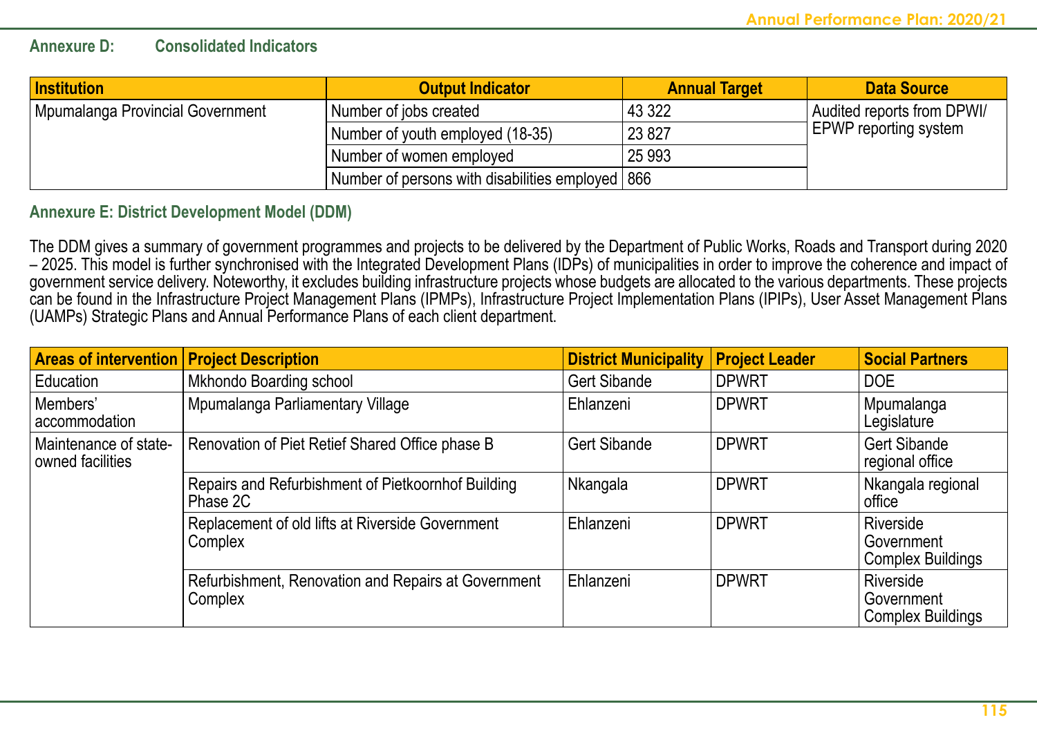## Annexure D: Consolidated Indicators

| Institution | Output Indicator | Annual Target | Data Source |
|---|---|---|---|
| Mpumalanga Provincial Government | Number of jobs created | 43 322 | Audited reports from DPWI/ EPWP reporting system |
| | Number of youth employed (18-35) | 23 827 | |
| | Number of women employed | 25 993 | |
| | Number of persons with disabilities employed | 866 | |

## Annexure E: District Development Model (DDM)

The DDM gives a summary of government programmes and projects to be delivered by the Department of Public Works, Roads and Transport during 2020 – 2025. This model is further synchronised with the Integrated Development Plans (IDPs) of municipalities in order to improve the coherence and impact of government service delivery. Noteworthy, it excludes building infrastructure projects whose budgets are allocated to the various departments. These projects can be found in the Infrastructure Project Management Plans (IPMPs), Infrastructure Project Implementation Plans (IPIPs), User Asset Management Plans (UAMPs) Strategic Plans and Annual Performance Plans of each client department.

| Areas of intervention | Project Description | District Municipality | Project Leader | Social Partners |
|---|---|---|---|---|
| Education | Mkhondo Boarding school | Gert Sibande | DPWRT | DOE |
| Members' accommodation | Mpumalanga Parliamentary Village | Ehlanzeni | DPWRT | Mpumalanga Legislature |
| Maintenance of state-owned facilities | Renovation of Piet Retief Shared Office phase B | Gert Sibande | DPWRT | Gert Sibande regional office |
| | Repairs and Refurbishment of Pietkoornhof Building Phase 2C | Nkangala | DPWRT | Nkangala regional office |
| | Replacement of old lifts at Riverside Government Complex | Ehlanzeni | DPWRT | Riverside Government Complex Buildings |
| | Refurbishment, Renovation and Repairs at Government Complex | Ehlanzeni | DPWRT | Riverside Government Complex Buildings |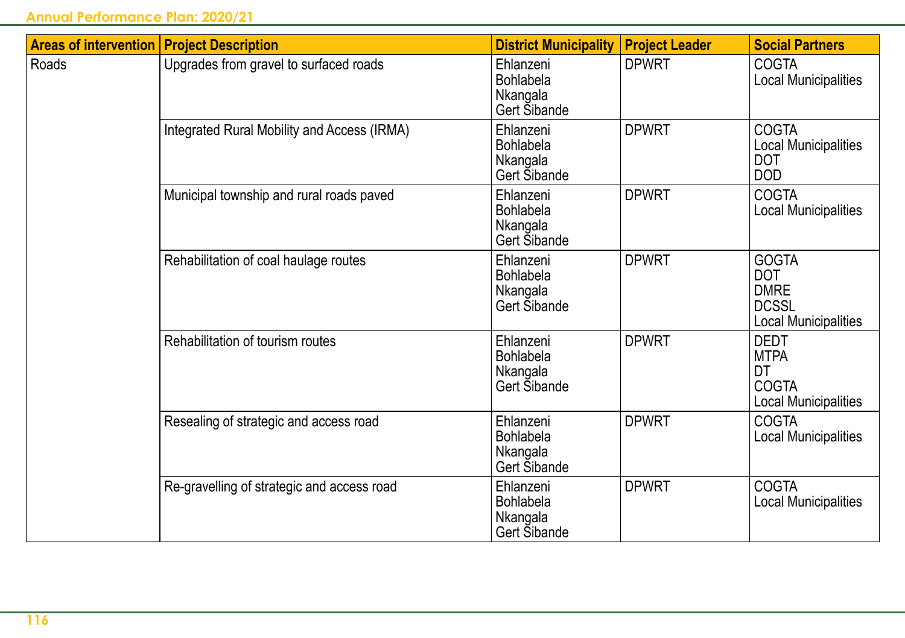| Areas of intervention | Project Description | District Municipality | Project Leader | Social Partners |
|---|---|---|---|---|
| Roads | Upgrades from gravel to surfaced roads | Ehlanzeni<br>Bohlabela<br>Nkangala<br>Gert Sibande | DPWRT | COGTA<br>Local Municipalities |
| | Integrated Rural Mobility and Access (IRMA) | Ehlanzeni<br>Bohlabela<br>Nkangala<br>Gert Sibande | DPWRT | COGTA<br>Local Municipalities<br>DOT<br>DOD |
| | Municipal township and rural roads paved | Ehlanzeni<br>Bohlabela<br>Nkangala<br>Gert Sibande | DPWRT | COGTA<br>Local Municipalities |
| | Rehabilitation of coal haulage routes | Ehlanzeni<br>Bohlabela<br>Nkangala<br>Gert Sibande | DPWRT | GOGTA<br>DOT<br>DMRE<br>DCSSL<br>Local Municipalities |
| | Rehabilitation of tourism routes | Ehlanzeni<br>Bohlabela<br>Nkangala<br>Gert Sibande | DPWRT | DEDT<br>MTPA<br>DT<br>COGTA<br>Local Municipalities |
| | Resealing of strategic and access road | Ehlanzeni<br>Bohlabela<br>Nkangala<br>Gert Sibande | DPWRT | COGTA<br>Local Municipalities |
| | Re-gravelling of strategic and access road | Ehlanzeni<br>Bohlabela<br>Nkangala<br>Gert Sibande | DPWRT | COGTA<br>Local Municipalities |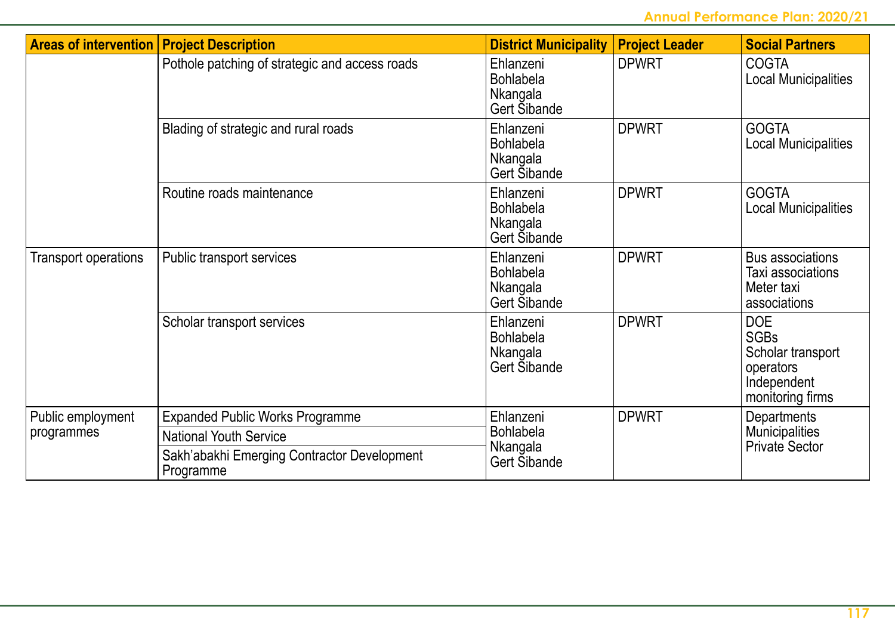| Areas of intervention | Project Description | District Municipality | Project Leader | Social Partners |
|---|---|---|---|---|
| | Pothole patching of strategic and access roads | Ehlanzeni<br>Bohlabela<br>Nkangala<br>Gert Sibande | DPWRT | COGTA<br>Local Municipalities |
| | Blading of strategic and rural roads | Ehlanzeni<br>Bohlabela<br>Nkangala<br>Gert Sibande | DPWRT | GOGTA<br>Local Municipalities |
| | Routine roads maintenance | Ehlanzeni<br>Bohlabela<br>Nkangala<br>Gert Sibande | DPWRT | GOGTA<br>Local Municipalities |
| Transport operations | Public transport services | Ehlanzeni<br>Bohlabela<br>Nkangala<br>Gert Sibande | DPWRT | Bus associations<br>Taxi associations<br>Meter taxi associations |
| | Scholar transport services | Ehlanzeni<br>Bohlabela<br>Nkangala<br>Gert Sibande | DPWRT | DOE<br>SGBs<br>Scholar transport operators<br>Independent monitoring firms |
| Public employment programmes | Expanded Public Works Programme<br>National Youth Service<br>Sakh'abakhi Emerging Contractor Development Programme | Ehlanzeni<br>Bohlabela<br>Nkangala<br>Gert Sibande | DPWRT | Departments<br>Municipalities<br>Private Sector |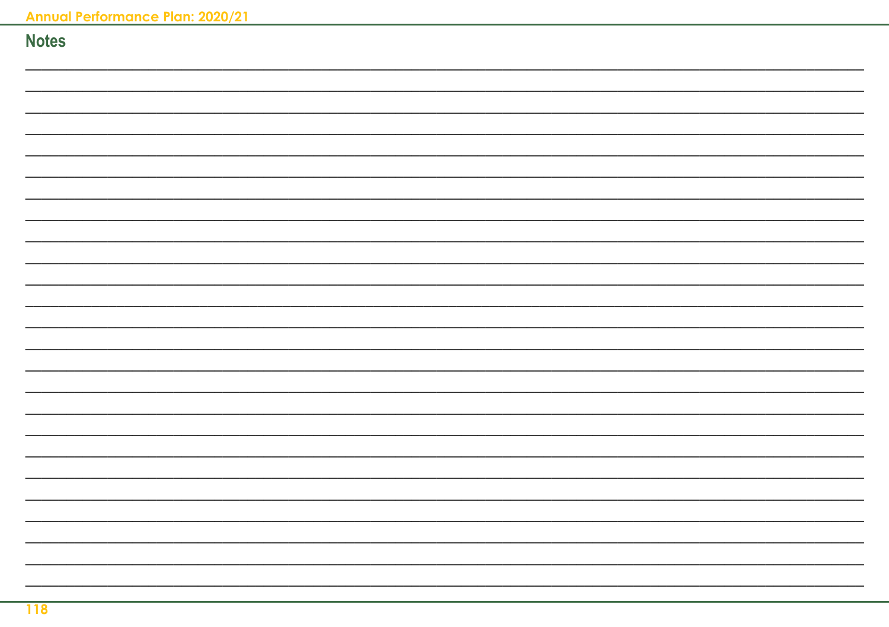## Notes